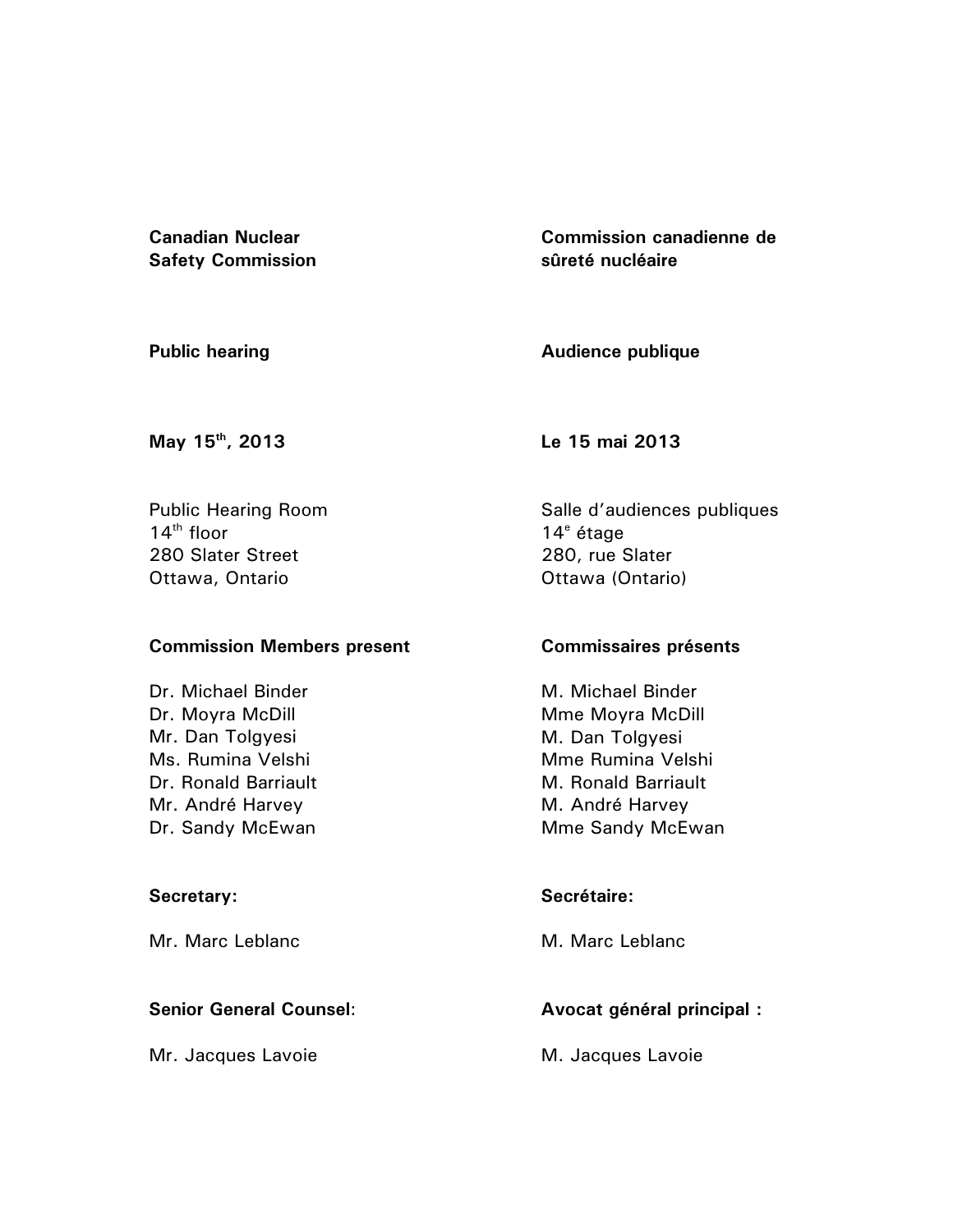**Canadian Nuclear Safety Commission**

**Commission canadienne de sûreté nucléaire**

**Public hearing**

**Audience publique**

**May 15th, 2013**

**Le 15 mai 2013**

Public Hearing Room
14th floor
280 Slater Street
Ottawa, Ontario

Salle d'audiences publiques
14e étage
280, rue Slater
Ottawa (Ontario)

**Commission Members present**

Dr. Michael Binder
Dr. Moyra McDill
Mr. Dan Tolgyesi
Ms. Rumina Velshi
Dr. Ronald Barriault
Mr. André Harvey
Dr. Sandy McEwan

**Commissaires présents**

M. Michael Binder
Mme Moyra McDill
M. Dan Tolgyesi
Mme Rumina Velshi
M. Ronald Barriault
M. André Harvey
Mme Sandy McEwan

**Secretary:**

Mr. Marc Leblanc

**Secrétaire:**

M. Marc Leblanc

**Senior General Counsel**:

Mr. Jacques Lavoie

**Avocat général principal :**

M. Jacques Lavoie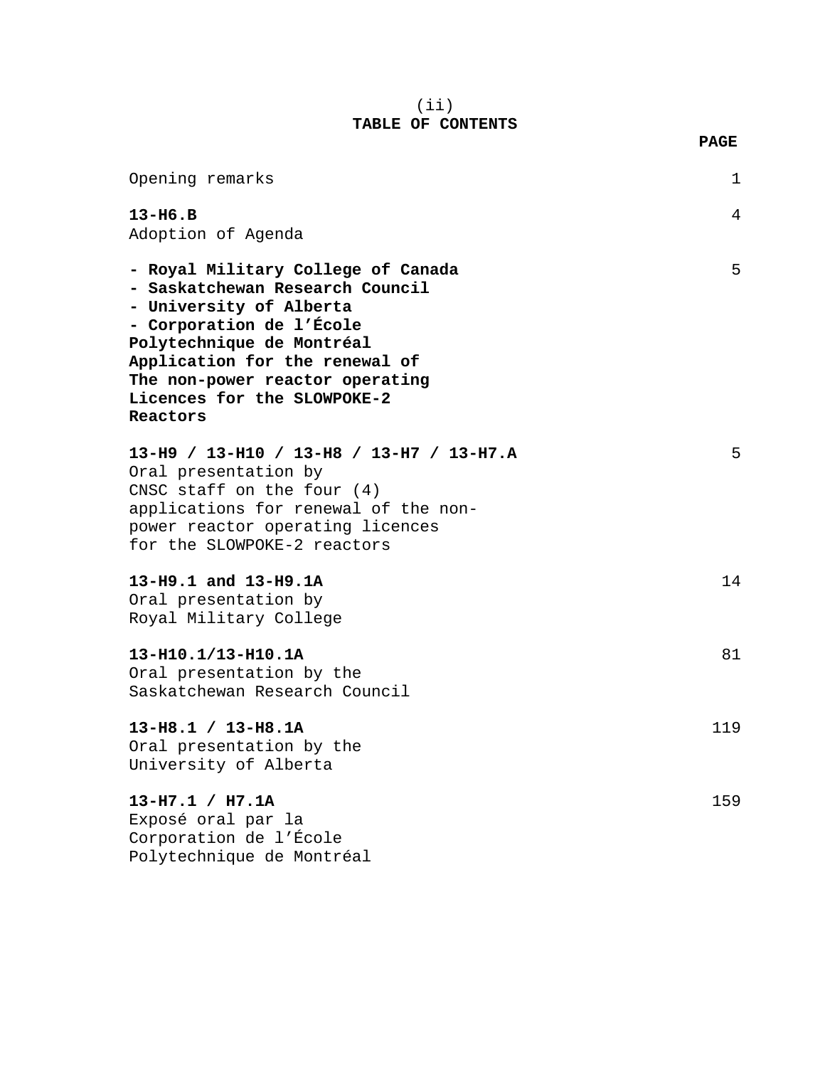(ii)

# TABLE OF CONTENTS

| | PAGE |
|---|---|
| Opening remarks | 1 |
| **13-H6.B**<br>Adoption of Agenda | 4 |
| **- Royal Military College of Canada**<br>**- Saskatchewan Research Council**<br>**- University of Alberta**<br>**- Corporation de l'École Polytechnique de Montréal**<br>**Application for the renewal of The non-power reactor operating Licences for the SLOWPOKE-2 Reactors** | 5 |
| **13-H9 / 13-H10 / 13-H8 / 13-H7 / 13-H7.A**<br>Oral presentation by CNSC staff on the four (4) applications for renewal of the non-power reactor operating licences for the SLOWPOKE-2 reactors | 5 |
| **13-H9.1 and 13-H9.1A**<br>Oral presentation by Royal Military College | 14 |
| **13-H10.1/13-H10.1A**<br>Oral presentation by the Saskatchewan Research Council | 81 |
| **13-H8.1 / 13-H8.1A**<br>Oral presentation by the University of Alberta | 119 |
| **13-H7.1 / H7.1A**<br>Exposé oral par la Corporation de l'École Polytechnique de Montréal | 159 |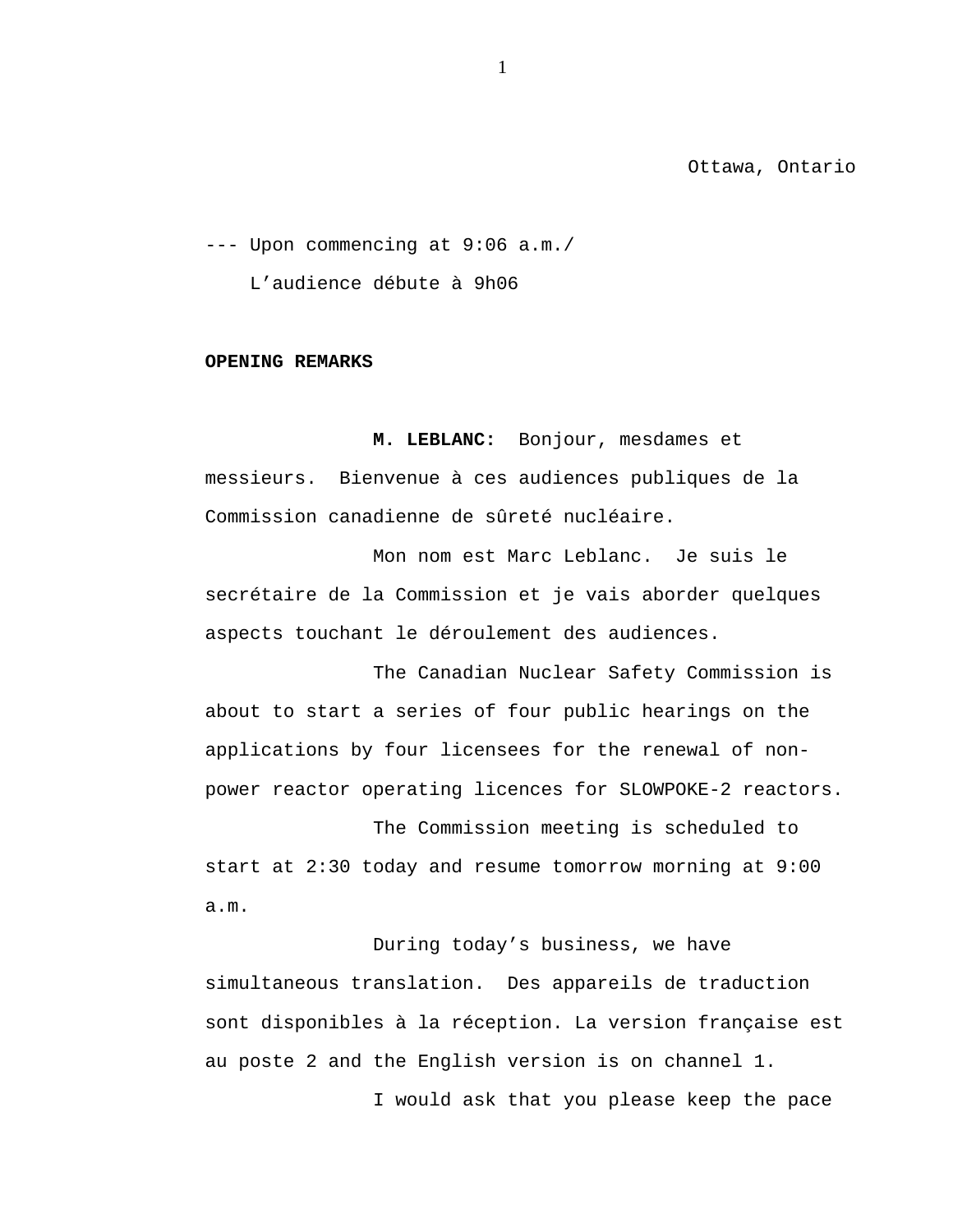Ottawa, Ontario

--- Upon commencing at 9:06 a.m./
L'audience débute à 9h06

**OPENING REMARKS**

**M. LEBLANC:** Bonjour, mesdames et messieurs. Bienvenue à ces audiences publiques de la Commission canadienne de sûreté nucléaire.

Mon nom est Marc Leblanc. Je suis le secrétaire de la Commission et je vais aborder quelques aspects touchant le déroulement des audiences.

The Canadian Nuclear Safety Commission is about to start a series of four public hearings on the applications by four licensees for the renewal of non-power reactor operating licences for SLOWPOKE-2 reactors.

The Commission meeting is scheduled to start at 2:30 today and resume tomorrow morning at 9:00 a.m.

During today's business, we have simultaneous translation. Des appareils de traduction sont disponibles à la réception. La version française est au poste 2 and the English version is on channel 1.

I would ask that you please keep the pace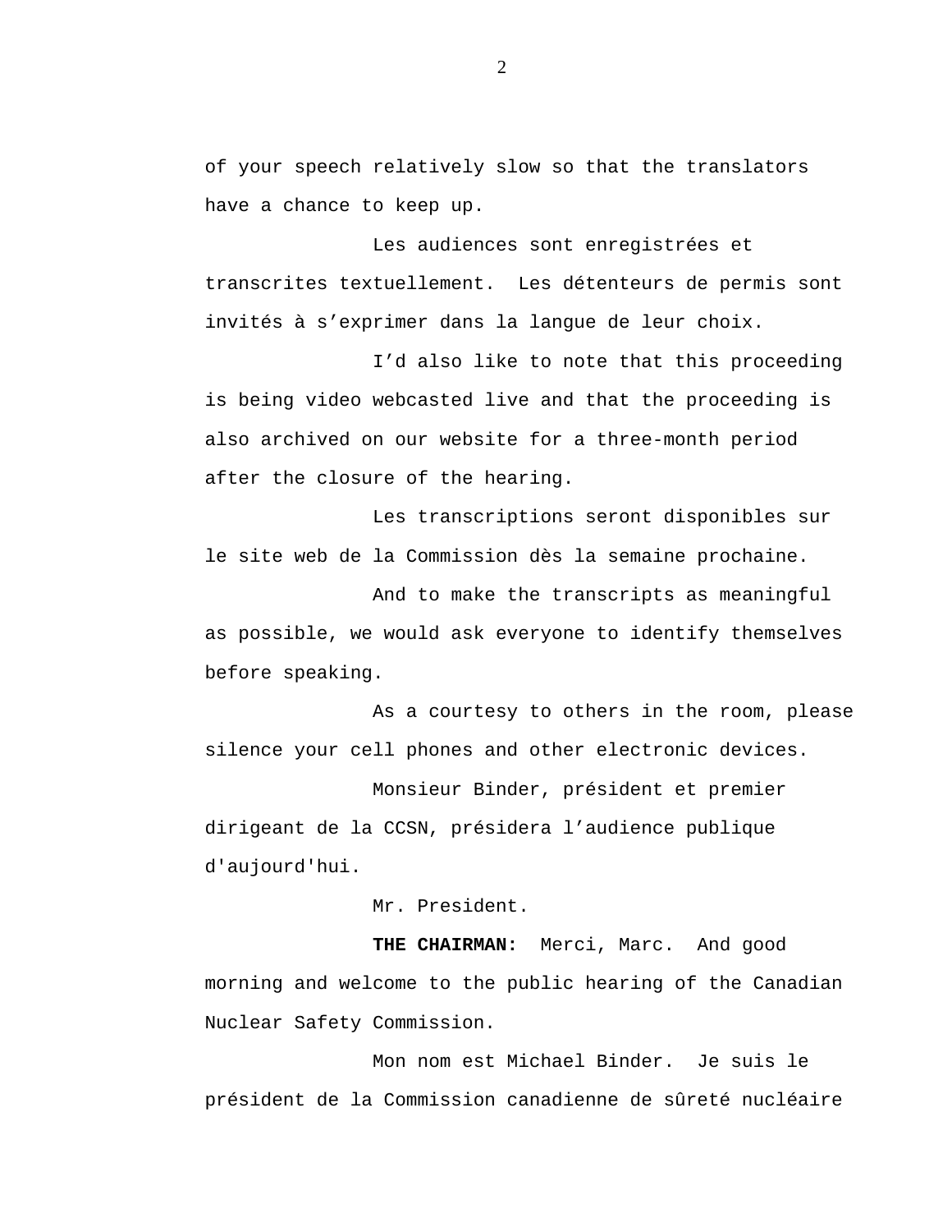of your speech relatively slow so that the translators have a chance to keep up.

Les audiences sont enregistrées et transcrites textuellement. Les détenteurs de permis sont invités à s’exprimer dans la langue de leur choix.

I’d also like to note that this proceeding is being video webcasted live and that the proceeding is also archived on our website for a three-month period after the closure of the hearing.

Les transcriptions seront disponibles sur le site web de la Commission dès la semaine prochaine.

And to make the transcripts as meaningful as possible, we would ask everyone to identify themselves before speaking.

As a courtesy to others in the room, please silence your cell phones and other electronic devices.

Monsieur Binder, président et premier dirigeant de la CCSN, présidera l’audience publique d'aujourd'hui.

Mr. President.

**THE CHAIRMAN:** Merci, Marc. And good morning and welcome to the public hearing of the Canadian Nuclear Safety Commission.

Mon nom est Michael Binder. Je suis le président de la Commission canadienne de sûreté nucléaire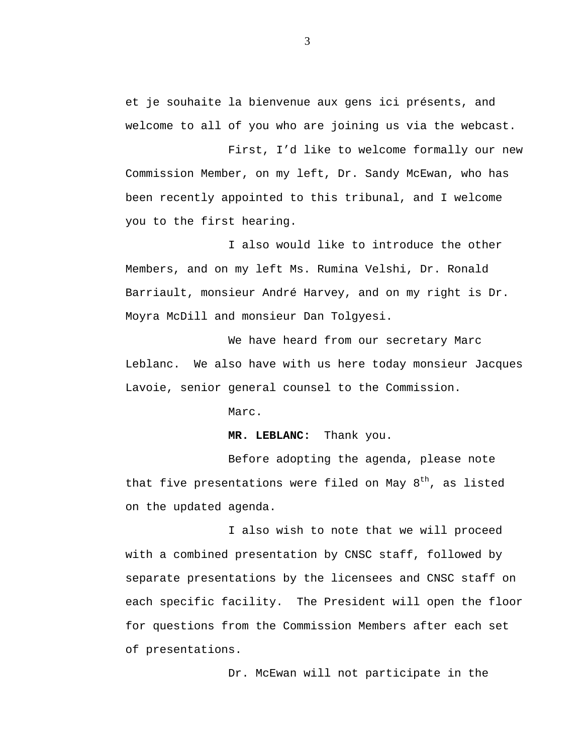et je souhaite la bienvenue aux gens ici présents, and welcome to all of you who are joining us via the webcast.

First, I'd like to welcome formally our new Commission Member, on my left, Dr. Sandy McEwan, who has been recently appointed to this tribunal, and I welcome you to the first hearing.

I also would like to introduce the other Members, and on my left Ms. Rumina Velshi, Dr. Ronald Barriault, monsieur André Harvey, and on my right is Dr. Moyra McDill and monsieur Dan Tolgyesi.

We have heard from our secretary Marc Leblanc. We also have with us here today monsieur Jacques Lavoie, senior general counsel to the Commission.

Marc.

**MR. LEBLANC:** Thank you.

Before adopting the agenda, please note that five presentations were filed on May 8th, as listed on the updated agenda.

I also wish to note that we will proceed with a combined presentation by CNSC staff, followed by separate presentations by the licensees and CNSC staff on each specific facility. The President will open the floor for questions from the Commission Members after each set of presentations.

Dr. McEwan will not participate in the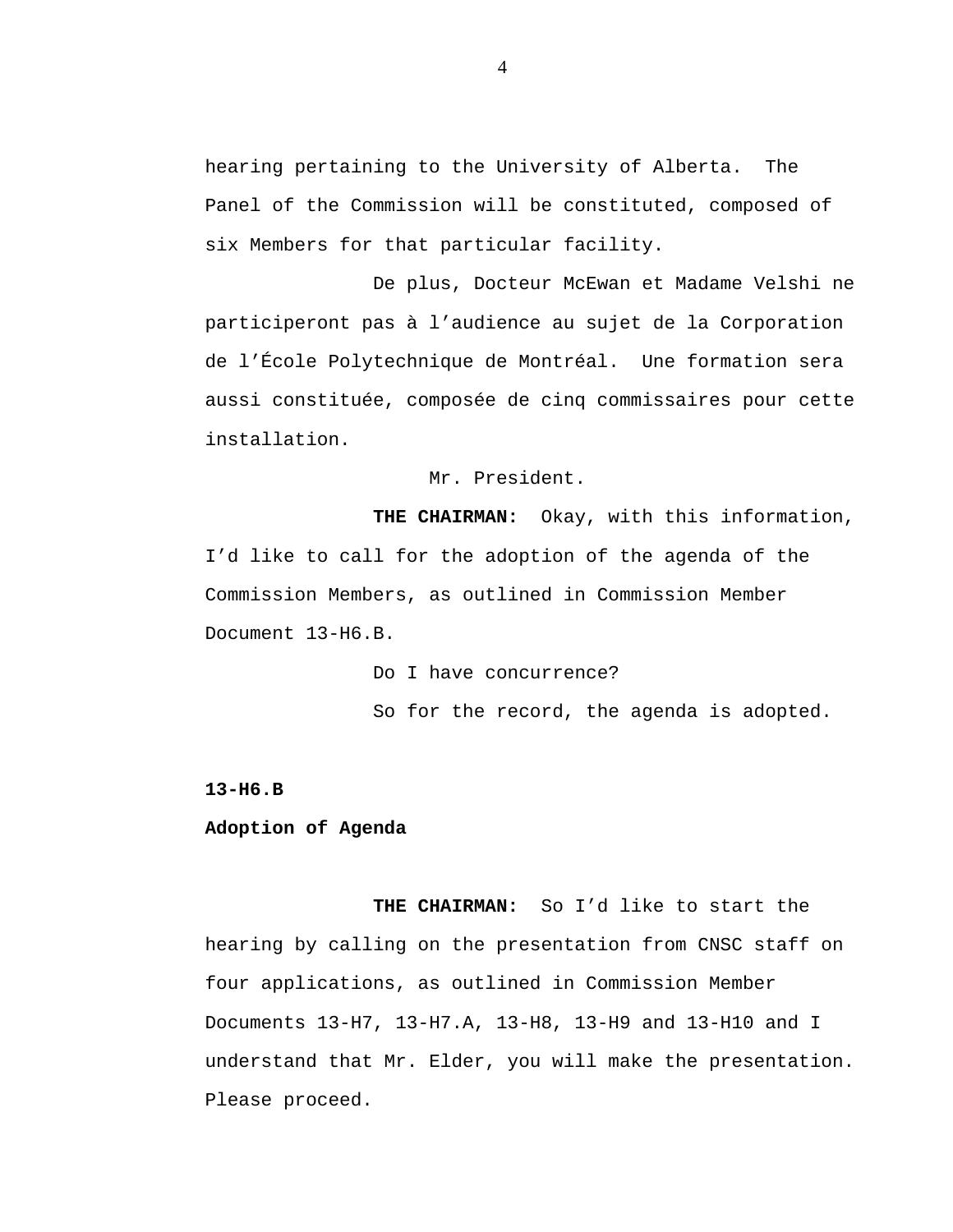hearing pertaining to the University of Alberta. The Panel of the Commission will be constituted, composed of six Members for that particular facility.

De plus, Docteur McEwan et Madame Velshi ne participeront pas à l'audience au sujet de la Corporation de l'École Polytechnique de Montréal. Une formation sera aussi constituée, composée de cinq commissaires pour cette installation.

Mr. President.

**THE CHAIRMAN:** Okay, with this information, I'd like to call for the adoption of the agenda of the Commission Members, as outlined in Commission Member Document 13-H6.B.

Do I have concurrence?

So for the record, the agenda is adopted.

**13-H6.B**

**Adoption of Agenda**

**THE CHAIRMAN:** So I'd like to start the hearing by calling on the presentation from CNSC staff on four applications, as outlined in Commission Member Documents 13-H7, 13-H7.A, 13-H8, 13-H9 and 13-H10 and I understand that Mr. Elder, you will make the presentation. Please proceed.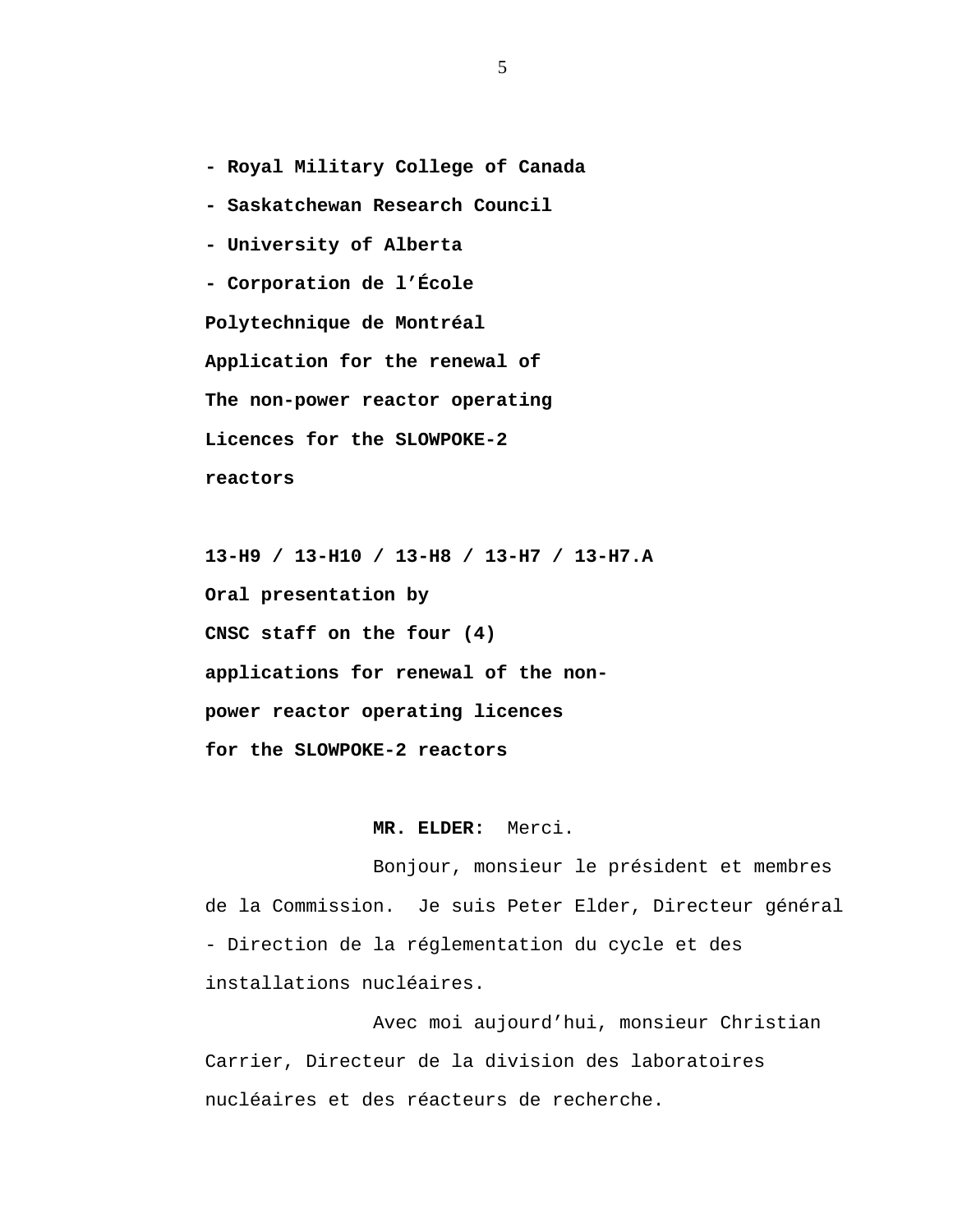**- Royal Military College of Canada**

**- Saskatchewan Research Council**

**- University of Alberta**

**- Corporation de l'École Polytechnique de Montréal**

**Application for the renewal of The non-power reactor operating Licences for the SLOWPOKE-2 reactors**

**13-H9 / 13-H10 / 13-H8 / 13-H7 / 13-H7.A**

**Oral presentation by CNSC staff on the four (4) applications for renewal of the non-power reactor operating licences for the SLOWPOKE-2 reactors**

**MR. ELDER:** Merci.

Bonjour, monsieur le président et membres de la Commission. Je suis Peter Elder, Directeur général - Direction de la réglementation du cycle et des installations nucléaires.

Avec moi aujourd'hui, monsieur Christian Carrier, Directeur de la division des laboratoires nucléaires et des réacteurs de recherche.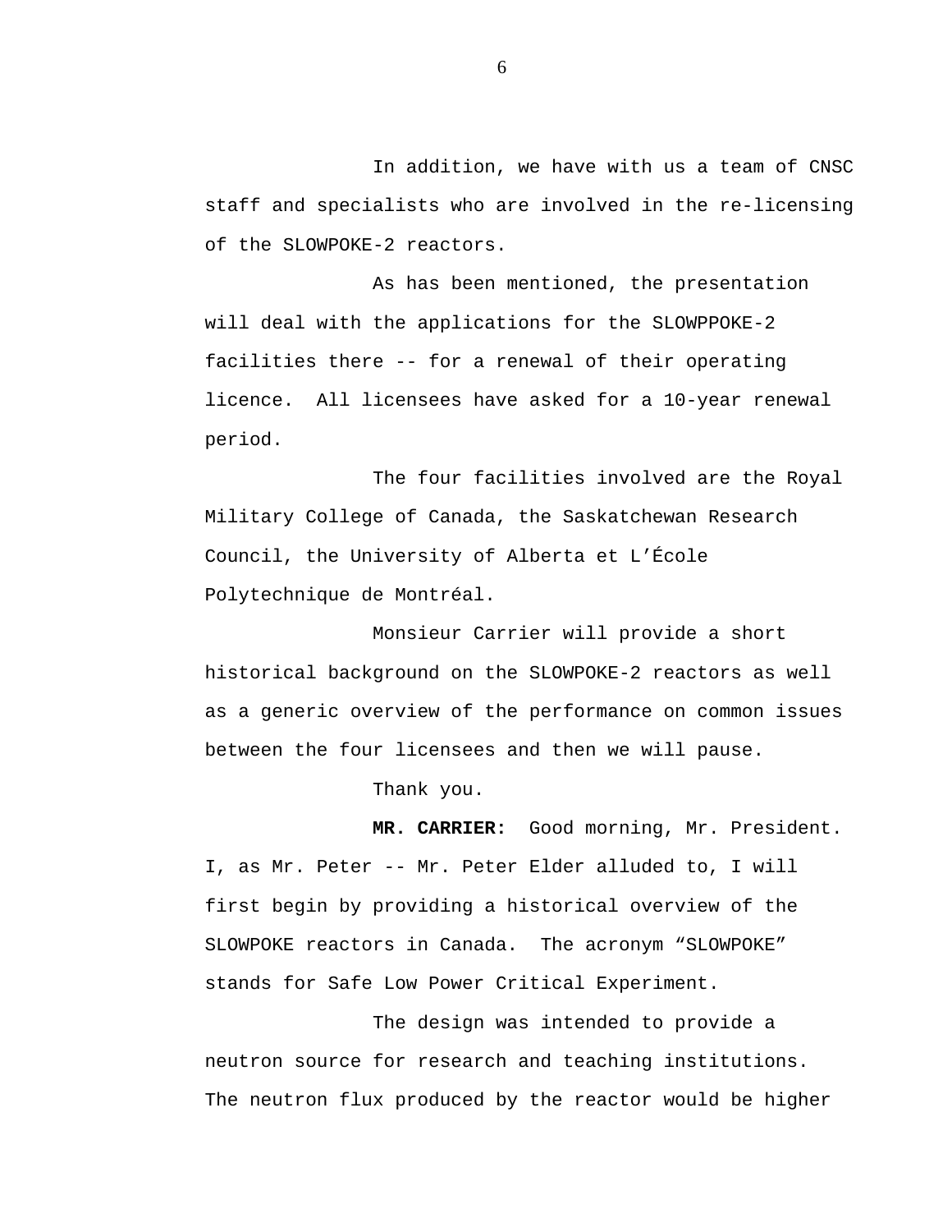In addition, we have with us a team of CNSC staff and specialists who are involved in the re-licensing of the SLOWPOKE-2 reactors.

As has been mentioned, the presentation will deal with the applications for the SLOWPPOKE-2 facilities there -- for a renewal of their operating licence. All licensees have asked for a 10-year renewal period.

The four facilities involved are the Royal Military College of Canada, the Saskatchewan Research Council, the University of Alberta et L'École Polytechnique de Montréal.

Monsieur Carrier will provide a short historical background on the SLOWPOKE-2 reactors as well as a generic overview of the performance on common issues between the four licensees and then we will pause.

Thank you.

**MR. CARRIER:** Good morning, Mr. President. I, as Mr. Peter -- Mr. Peter Elder alluded to, I will first begin by providing a historical overview of the SLOWPOKE reactors in Canada. The acronym "SLOWPOKE" stands for Safe Low Power Critical Experiment.

The design was intended to provide a neutron source for research and teaching institutions. The neutron flux produced by the reactor would be higher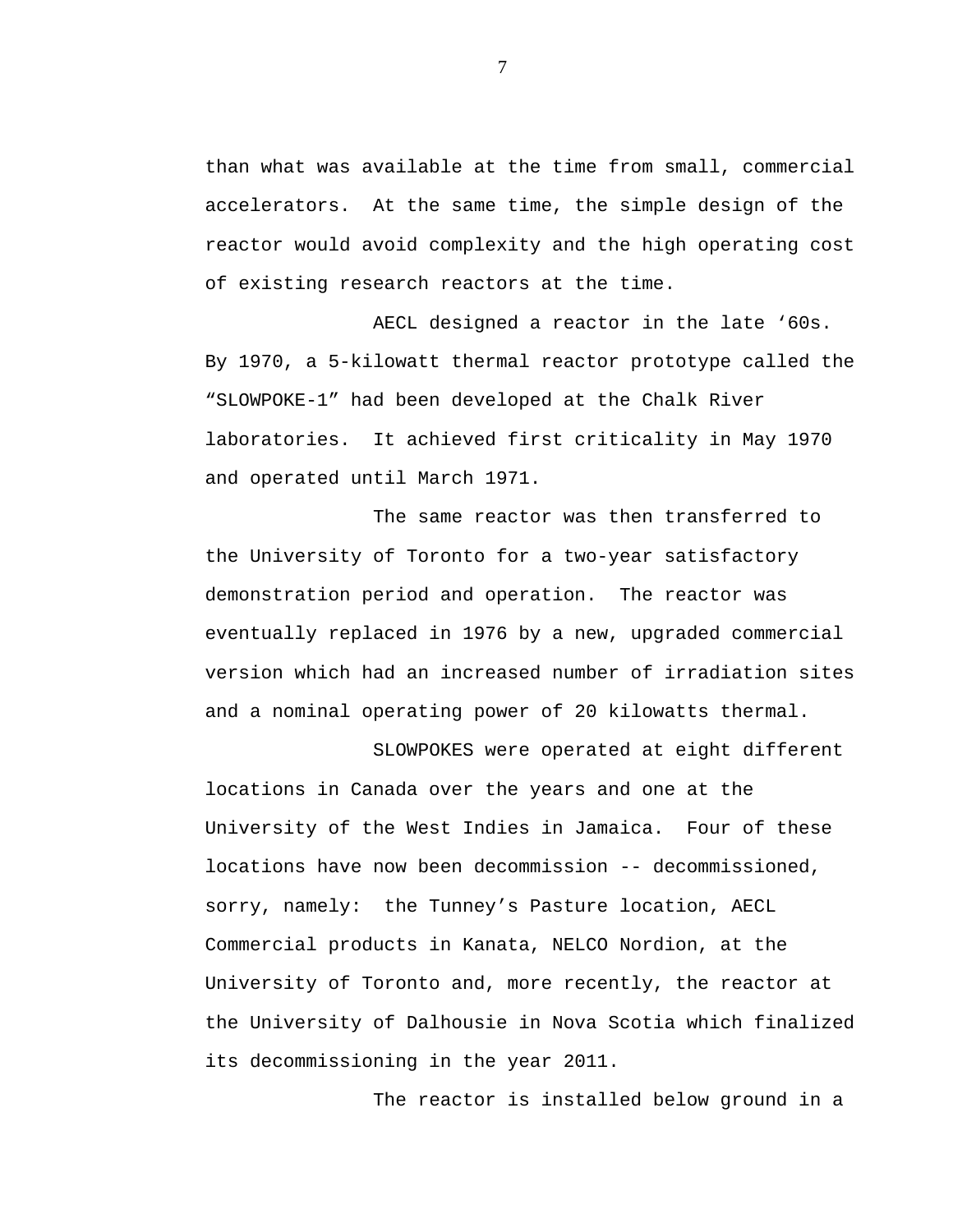than what was available at the time from small, commercial accelerators.  At the same time, the simple design of the reactor would avoid complexity and the high operating cost of existing research reactors at the time.

AECL designed a reactor in the late ‘60s. By 1970, a 5-kilowatt thermal reactor prototype called the “SLOWPOKE-1” had been developed at the Chalk River laboratories.  It achieved first criticality in May 1970 and operated until March 1971.

The same reactor was then transferred to the University of Toronto for a two-year satisfactory demonstration period and operation.  The reactor was eventually replaced in 1976 by a new, upgraded commercial version which had an increased number of irradiation sites and a nominal operating power of 20 kilowatts thermal.

SLOWPOKES were operated at eight different locations in Canada over the years and one at the University of the West Indies in Jamaica.  Four of these locations have now been decommission -- decommissioned, sorry, namely:  the Tunney’s Pasture location, AECL Commercial products in Kanata, NELCO Nordion, at the University of Toronto and, more recently, the reactor at the University of Dalhousie in Nova Scotia which finalized its decommissioning in the year 2011.

The reactor is installed below ground in a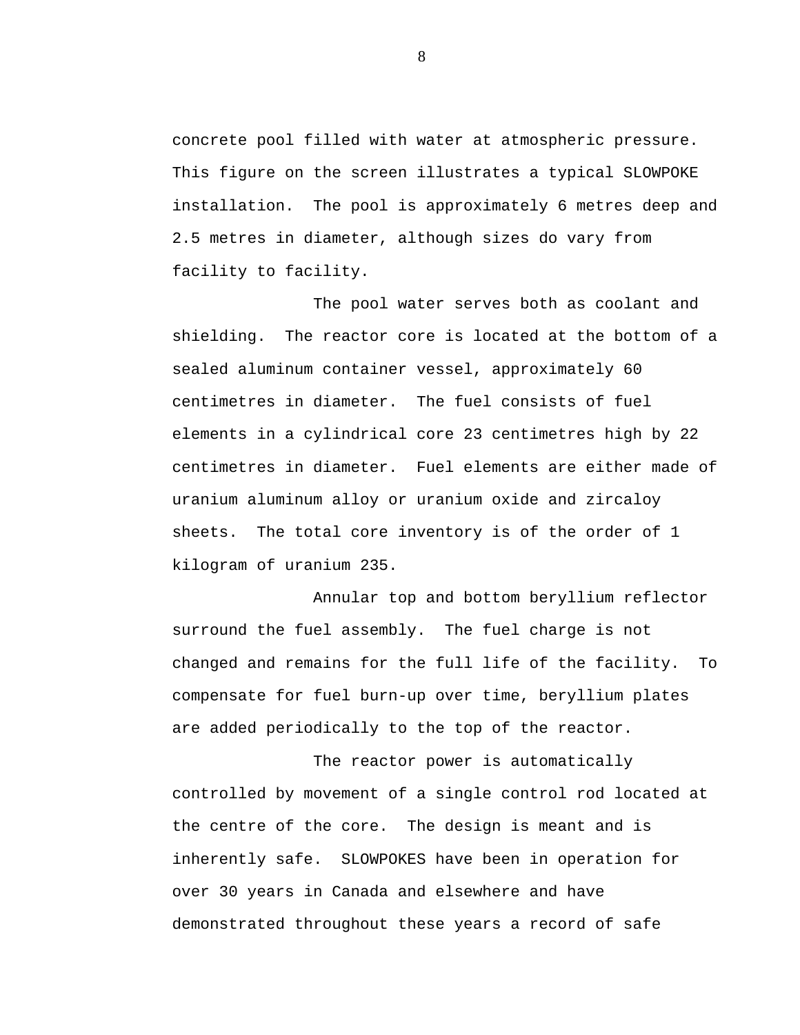concrete pool filled with water at atmospheric pressure. This figure on the screen illustrates a typical SLOWPOKE installation. The pool is approximately 6 metres deep and 2.5 metres in diameter, although sizes do vary from facility to facility.

The pool water serves both as coolant and shielding. The reactor core is located at the bottom of a sealed aluminum container vessel, approximately 60 centimetres in diameter. The fuel consists of fuel elements in a cylindrical core 23 centimetres high by 22 centimetres in diameter. Fuel elements are either made of uranium aluminum alloy or uranium oxide and zircaloy sheets. The total core inventory is of the order of 1 kilogram of uranium 235.

Annular top and bottom beryllium reflector surround the fuel assembly. The fuel charge is not changed and remains for the full life of the facility. To compensate for fuel burn-up over time, beryllium plates are added periodically to the top of the reactor.

The reactor power is automatically controlled by movement of a single control rod located at the centre of the core. The design is meant and is inherently safe. SLOWPOKES have been in operation for over 30 years in Canada and elsewhere and have demonstrated throughout these years a record of safe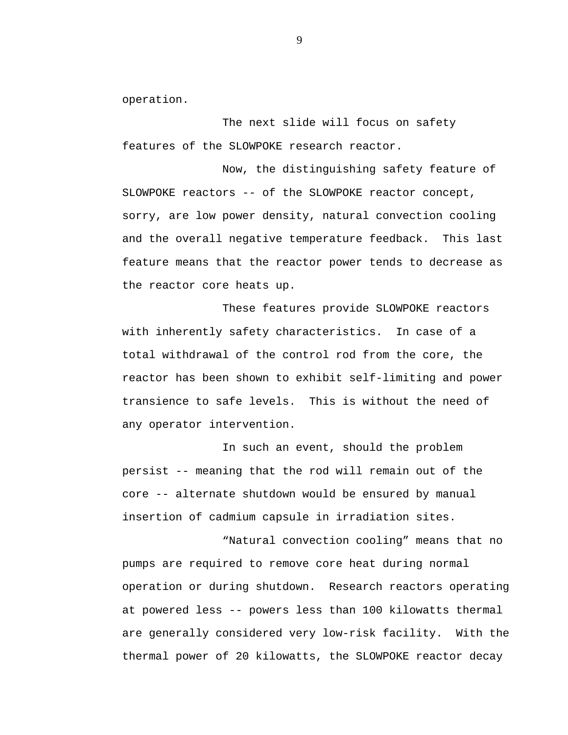operation.

The next slide will focus on safety features of the SLOWPOKE research reactor.

Now, the distinguishing safety feature of SLOWPOKE reactors -- of the SLOWPOKE reactor concept, sorry, are low power density, natural convection cooling and the overall negative temperature feedback. This last feature means that the reactor power tends to decrease as the reactor core heats up.

These features provide SLOWPOKE reactors with inherently safety characteristics. In case of a total withdrawal of the control rod from the core, the reactor has been shown to exhibit self-limiting and power transience to safe levels. This is without the need of any operator intervention.

In such an event, should the problem persist -- meaning that the rod will remain out of the core -- alternate shutdown would be ensured by manual insertion of cadmium capsule in irradiation sites.

"Natural convection cooling" means that no pumps are required to remove core heat during normal operation or during shutdown. Research reactors operating at powered less -- powers less than 100 kilowatts thermal are generally considered very low-risk facility. With the thermal power of 20 kilowatts, the SLOWPOKE reactor decay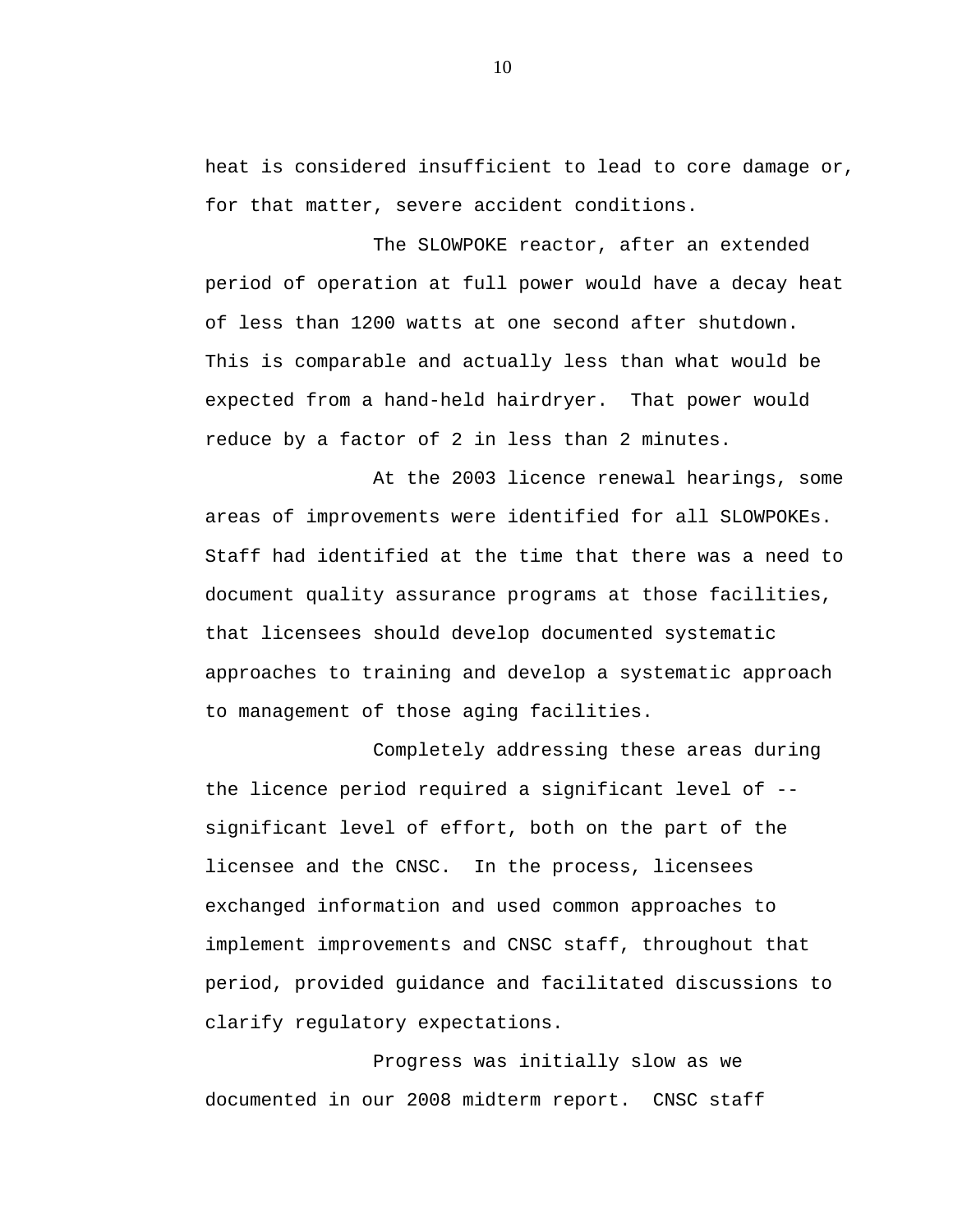heat is considered insufficient to lead to core damage or, for that matter, severe accident conditions.

The SLOWPOKE reactor, after an extended period of operation at full power would have a decay heat of less than 1200 watts at one second after shutdown. This is comparable and actually less than what would be expected from a hand-held hairdryer. That power would reduce by a factor of 2 in less than 2 minutes.

At the 2003 licence renewal hearings, some areas of improvements were identified for all SLOWPOKEs. Staff had identified at the time that there was a need to document quality assurance programs at those facilities, that licensees should develop documented systematic approaches to training and develop a systematic approach to management of those aging facilities.

Completely addressing these areas during the licence period required a significant level of -- significant level of effort, both on the part of the licensee and the CNSC. In the process, licensees exchanged information and used common approaches to implement improvements and CNSC staff, throughout that period, provided guidance and facilitated discussions to clarify regulatory expectations.

Progress was initially slow as we documented in our 2008 midterm report. CNSC staff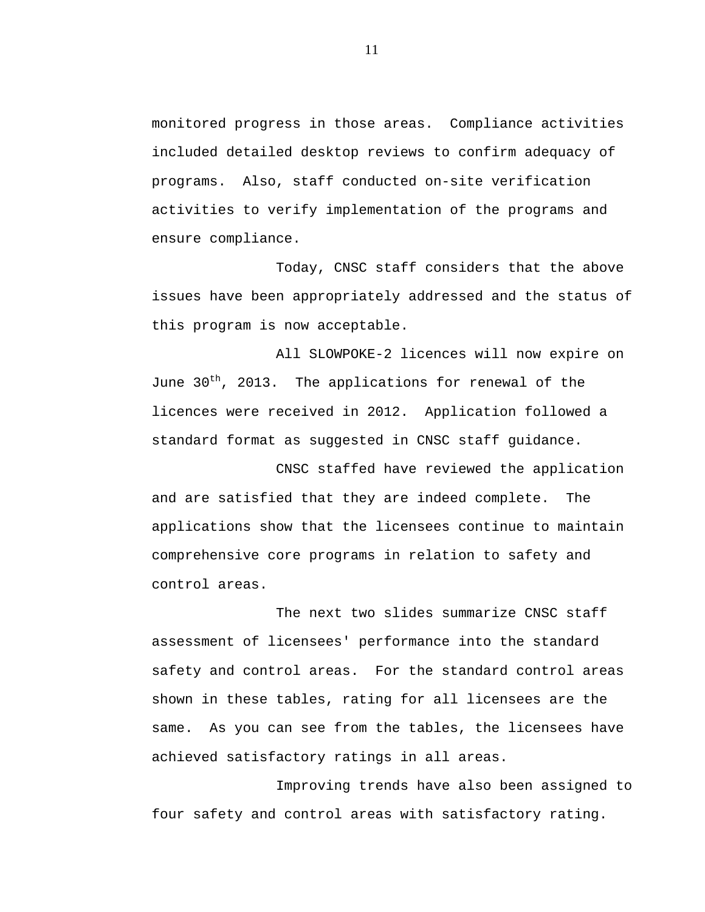monitored progress in those areas. Compliance activities included detailed desktop reviews to confirm adequacy of programs. Also, staff conducted on-site verification activities to verify implementation of the programs and ensure compliance.

Today, CNSC staff considers that the above issues have been appropriately addressed and the status of this program is now acceptable.

All SLOWPOKE-2 licences will now expire on June 30th, 2013. The applications for renewal of the licences were received in 2012. Application followed a standard format as suggested in CNSC staff guidance.

CNSC staffed have reviewed the application and are satisfied that they are indeed complete. The applications show that the licensees continue to maintain comprehensive core programs in relation to safety and control areas.

The next two slides summarize CNSC staff assessment of licensees' performance into the standard safety and control areas. For the standard control areas shown in these tables, rating for all licensees are the same. As you can see from the tables, the licensees have achieved satisfactory ratings in all areas.

Improving trends have also been assigned to four safety and control areas with satisfactory rating.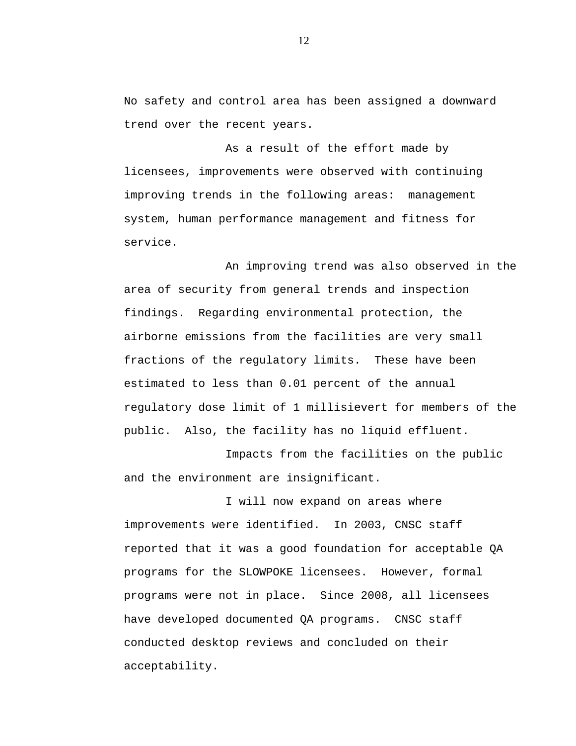No safety and control area has been assigned a downward trend over the recent years.

As a result of the effort made by licensees, improvements were observed with continuing improving trends in the following areas: management system, human performance management and fitness for service.

An improving trend was also observed in the area of security from general trends and inspection findings. Regarding environmental protection, the airborne emissions from the facilities are very small fractions of the regulatory limits. These have been estimated to less than 0.01 percent of the annual regulatory dose limit of 1 millisievert for members of the public. Also, the facility has no liquid effluent.

Impacts from the facilities on the public and the environment are insignificant.

I will now expand on areas where improvements were identified. In 2003, CNSC staff reported that it was a good foundation for acceptable QA programs for the SLOWPOKE licensees. However, formal programs were not in place. Since 2008, all licensees have developed documented QA programs. CNSC staff conducted desktop reviews and concluded on their acceptability.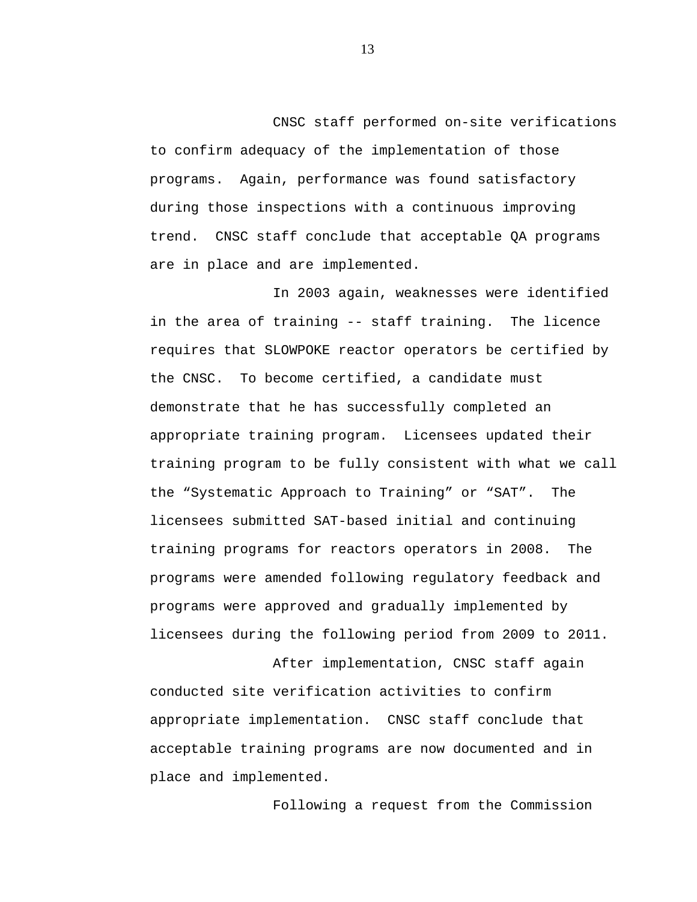CNSC staff performed on-site verifications to confirm adequacy of the implementation of those programs.  Again, performance was found satisfactory during those inspections with a continuous improving trend.  CNSC staff conclude that acceptable QA programs are in place and are implemented.

In 2003 again, weaknesses were identified in the area of training -- staff training.  The licence requires that SLOWPOKE reactor operators be certified by the CNSC.  To become certified, a candidate must demonstrate that he has successfully completed an appropriate training program.  Licensees updated their training program to be fully consistent with what we call the “Systematic Approach to Training” or “SAT”.  The licensees submitted SAT-based initial and continuing training programs for reactors operators in 2008.  The programs were amended following regulatory feedback and programs were approved and gradually implemented by licensees during the following period from 2009 to 2011.

After implementation, CNSC staff again conducted site verification activities to confirm appropriate implementation.  CNSC staff conclude that acceptable training programs are now documented and in place and implemented.

Following a request from the Commission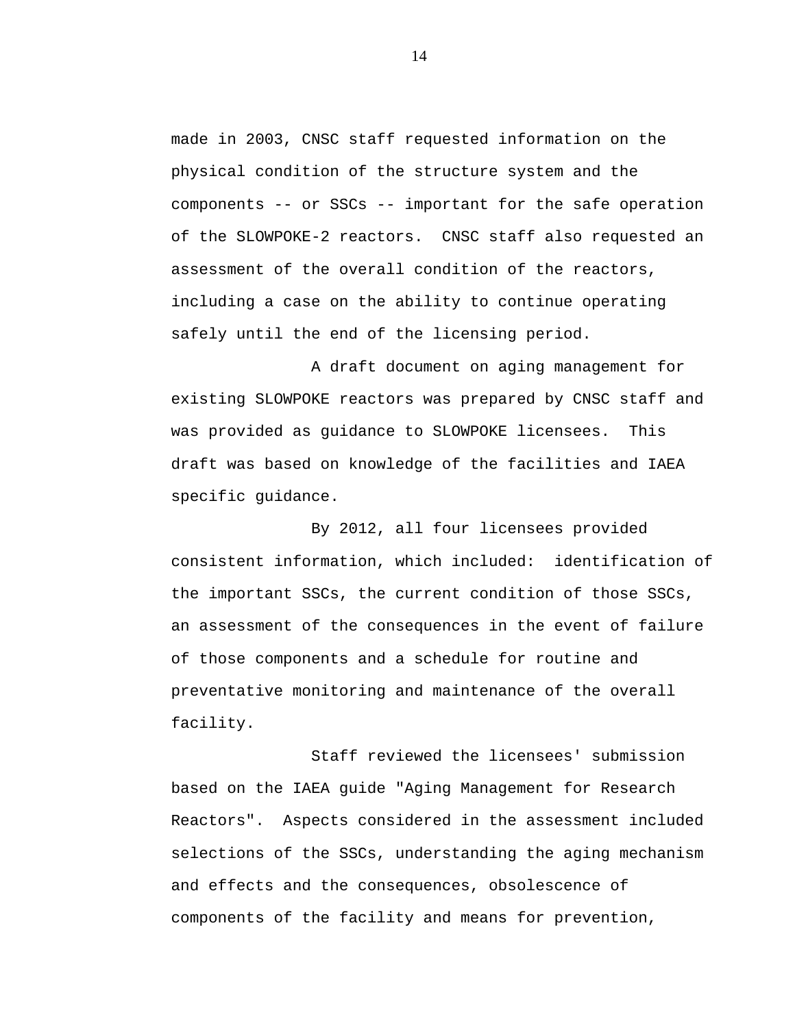made in 2003, CNSC staff requested information on the physical condition of the structure system and the components -- or SSCs -- important for the safe operation of the SLOWPOKE-2 reactors. CNSC staff also requested an assessment of the overall condition of the reactors, including a case on the ability to continue operating safely until the end of the licensing period.

A draft document on aging management for existing SLOWPOKE reactors was prepared by CNSC staff and was provided as guidance to SLOWPOKE licensees. This draft was based on knowledge of the facilities and IAEA specific guidance.

By 2012, all four licensees provided consistent information, which included: identification of the important SSCs, the current condition of those SSCs, an assessment of the consequences in the event of failure of those components and a schedule for routine and preventative monitoring and maintenance of the overall facility.

Staff reviewed the licensees' submission based on the IAEA guide "Aging Management for Research Reactors". Aspects considered in the assessment included selections of the SSCs, understanding the aging mechanism and effects and the consequences, obsolescence of components of the facility and means for prevention,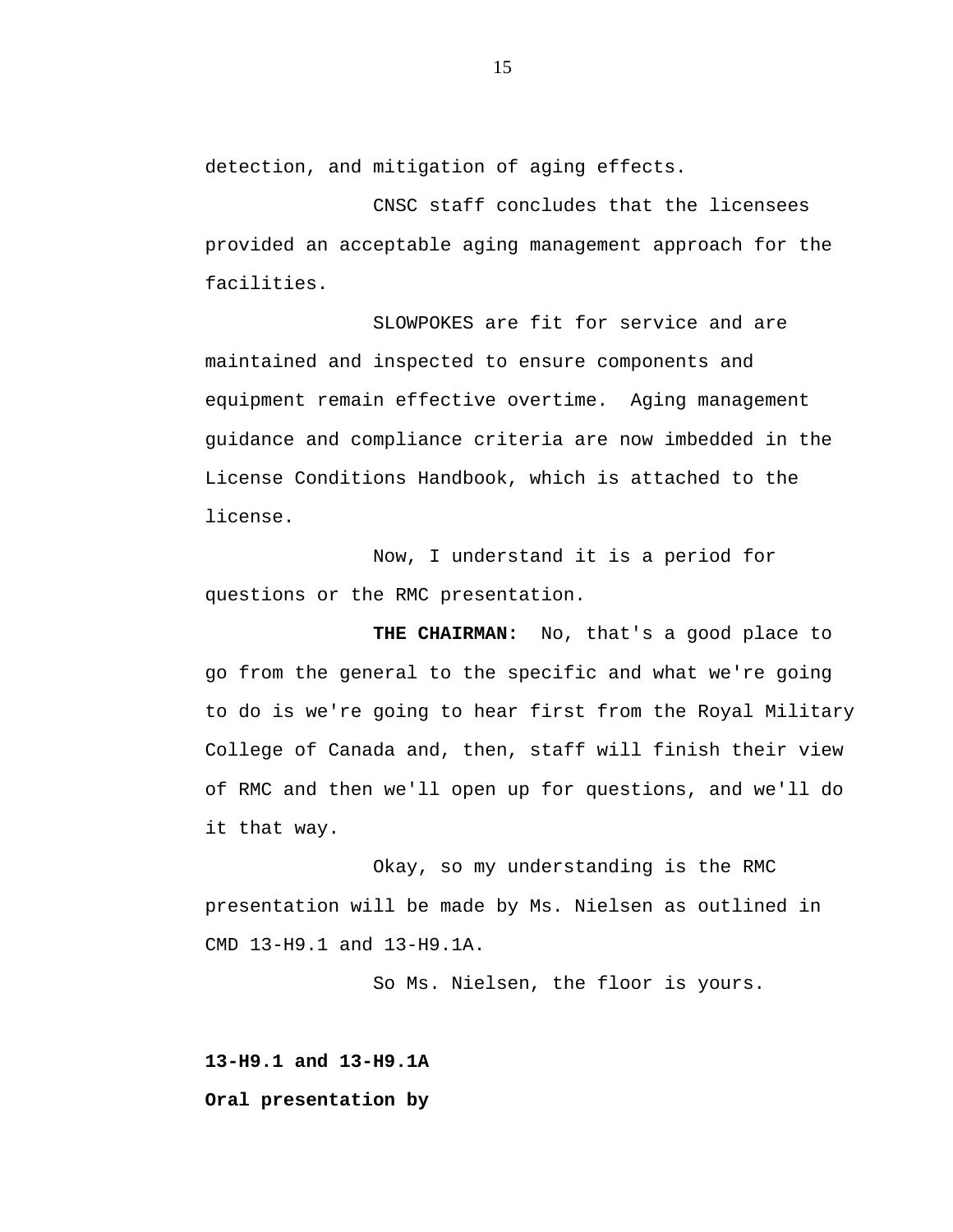detection, and mitigation of aging effects.

CNSC staff concludes that the licensees provided an acceptable aging management approach for the facilities.

SLOWPOKES are fit for service and are maintained and inspected to ensure components and equipment remain effective overtime. Aging management guidance and compliance criteria are now imbedded in the License Conditions Handbook, which is attached to the license.

Now, I understand it is a period for questions or the RMC presentation.

**THE CHAIRMAN:** No, that's a good place to go from the general to the specific and what we're going to do is we're going to hear first from the Royal Military College of Canada and, then, staff will finish their view of RMC and then we'll open up for questions, and we'll do it that way.

Okay, so my understanding is the RMC presentation will be made by Ms. Nielsen as outlined in CMD 13-H9.1 and 13-H9.1A.

So Ms. Nielsen, the floor is yours.

**13-H9.1 and 13-H9.1A**

**Oral presentation by**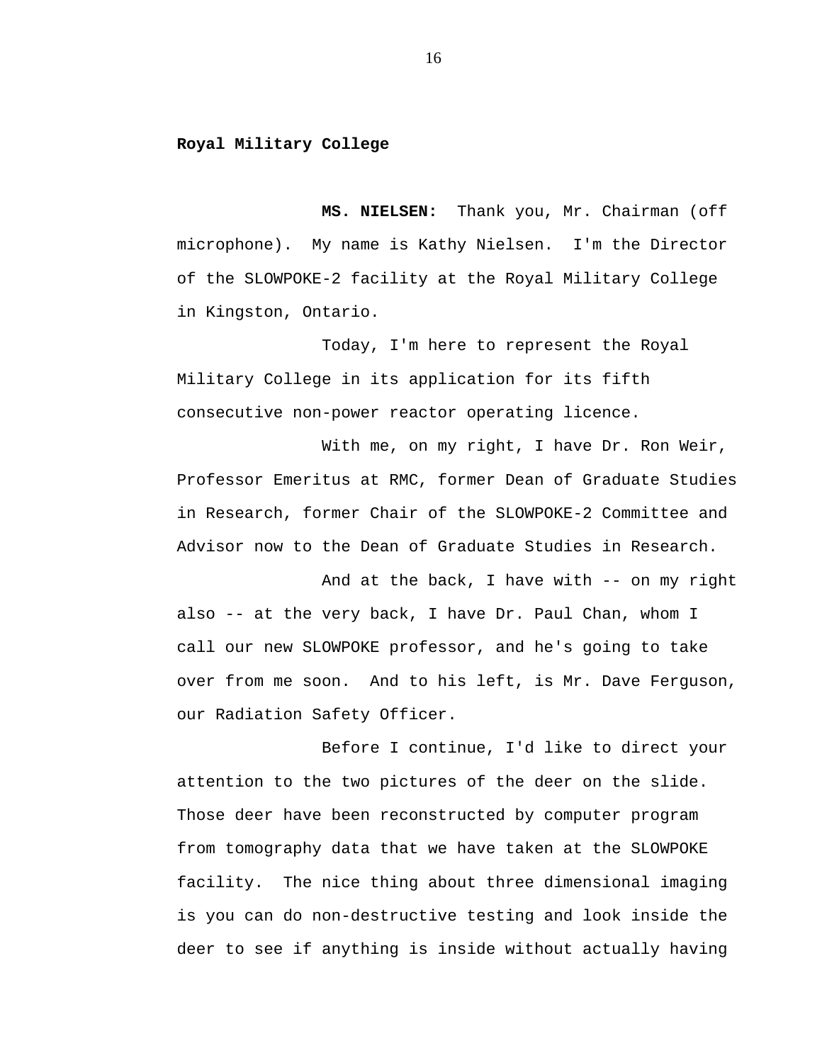**Royal Military College**

**MS. NIELSEN:** Thank you, Mr. Chairman (off microphone). My name is Kathy Nielsen. I'm the Director of the SLOWPOKE-2 facility at the Royal Military College in Kingston, Ontario.

Today, I'm here to represent the Royal Military College in its application for its fifth consecutive non-power reactor operating licence.

With me, on my right, I have Dr. Ron Weir, Professor Emeritus at RMC, former Dean of Graduate Studies in Research, former Chair of the SLOWPOKE-2 Committee and Advisor now to the Dean of Graduate Studies in Research.

And at the back, I have with -- on my right also -- at the very back, I have Dr. Paul Chan, whom I call our new SLOWPOKE professor, and he's going to take over from me soon. And to his left, is Mr. Dave Ferguson, our Radiation Safety Officer.

Before I continue, I'd like to direct your attention to the two pictures of the deer on the slide. Those deer have been reconstructed by computer program from tomography data that we have taken at the SLOWPOKE facility. The nice thing about three dimensional imaging is you can do non-destructive testing and look inside the deer to see if anything is inside without actually having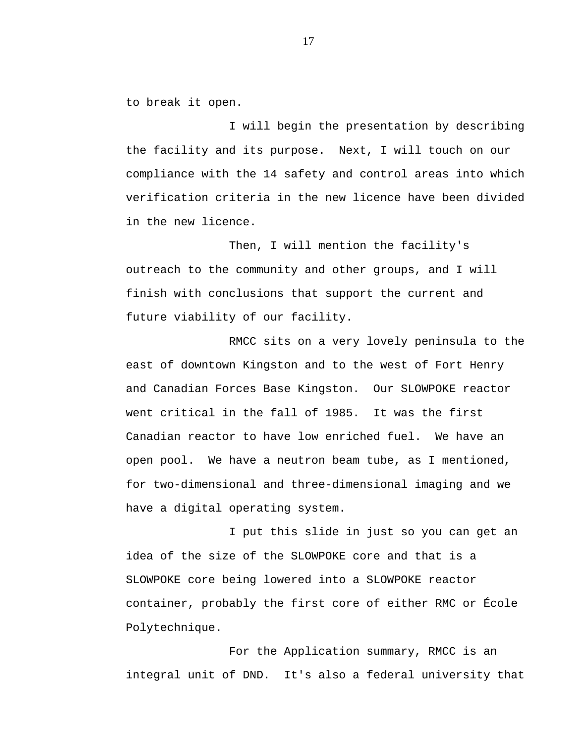to break it open.

I will begin the presentation by describing the facility and its purpose. Next, I will touch on our compliance with the 14 safety and control areas into which verification criteria in the new licence have been divided in the new licence.

Then, I will mention the facility's outreach to the community and other groups, and I will finish with conclusions that support the current and future viability of our facility.

RMCC sits on a very lovely peninsula to the east of downtown Kingston and to the west of Fort Henry and Canadian Forces Base Kingston. Our SLOWPOKE reactor went critical in the fall of 1985. It was the first Canadian reactor to have low enriched fuel. We have an open pool. We have a neutron beam tube, as I mentioned, for two-dimensional and three-dimensional imaging and we have a digital operating system.

I put this slide in just so you can get an idea of the size of the SLOWPOKE core and that is a SLOWPOKE core being lowered into a SLOWPOKE reactor container, probably the first core of either RMC or École Polytechnique.

For the Application summary, RMCC is an integral unit of DND. It's also a federal university that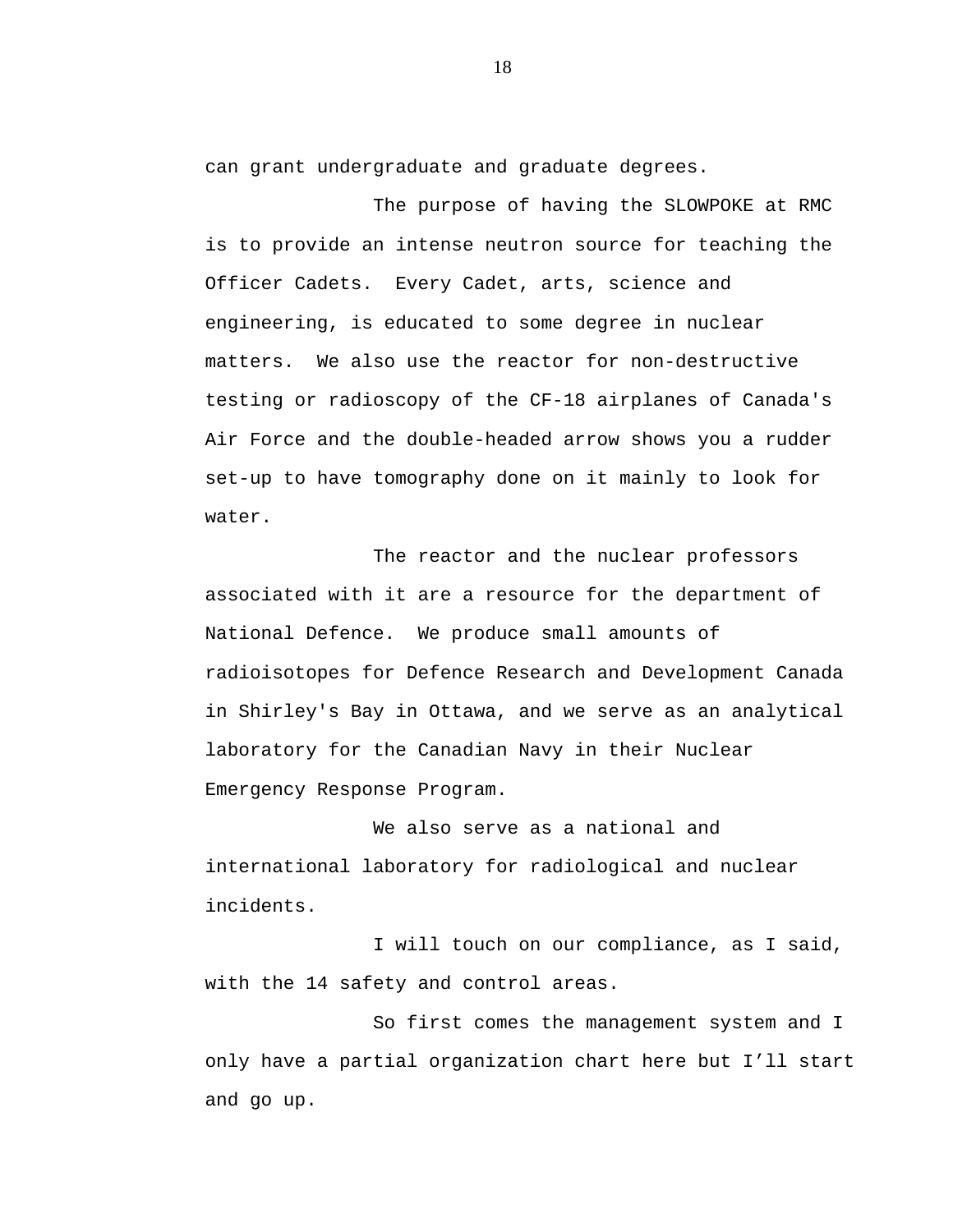can grant undergraduate and graduate degrees.

The purpose of having the SLOWPOKE at RMC is to provide an intense neutron source for teaching the Officer Cadets. Every Cadet, arts, science and engineering, is educated to some degree in nuclear matters. We also use the reactor for non-destructive testing or radioscopy of the CF-18 airplanes of Canada's Air Force and the double-headed arrow shows you a rudder set-up to have tomography done on it mainly to look for water.

The reactor and the nuclear professors associated with it are a resource for the department of National Defence. We produce small amounts of radioisotopes for Defence Research and Development Canada in Shirley's Bay in Ottawa, and we serve as an analytical laboratory for the Canadian Navy in their Nuclear Emergency Response Program.

We also serve as a national and international laboratory for radiological and nuclear incidents.

I will touch on our compliance, as I said, with the 14 safety and control areas.

So first comes the management system and I only have a partial organization chart here but I’ll start and go up.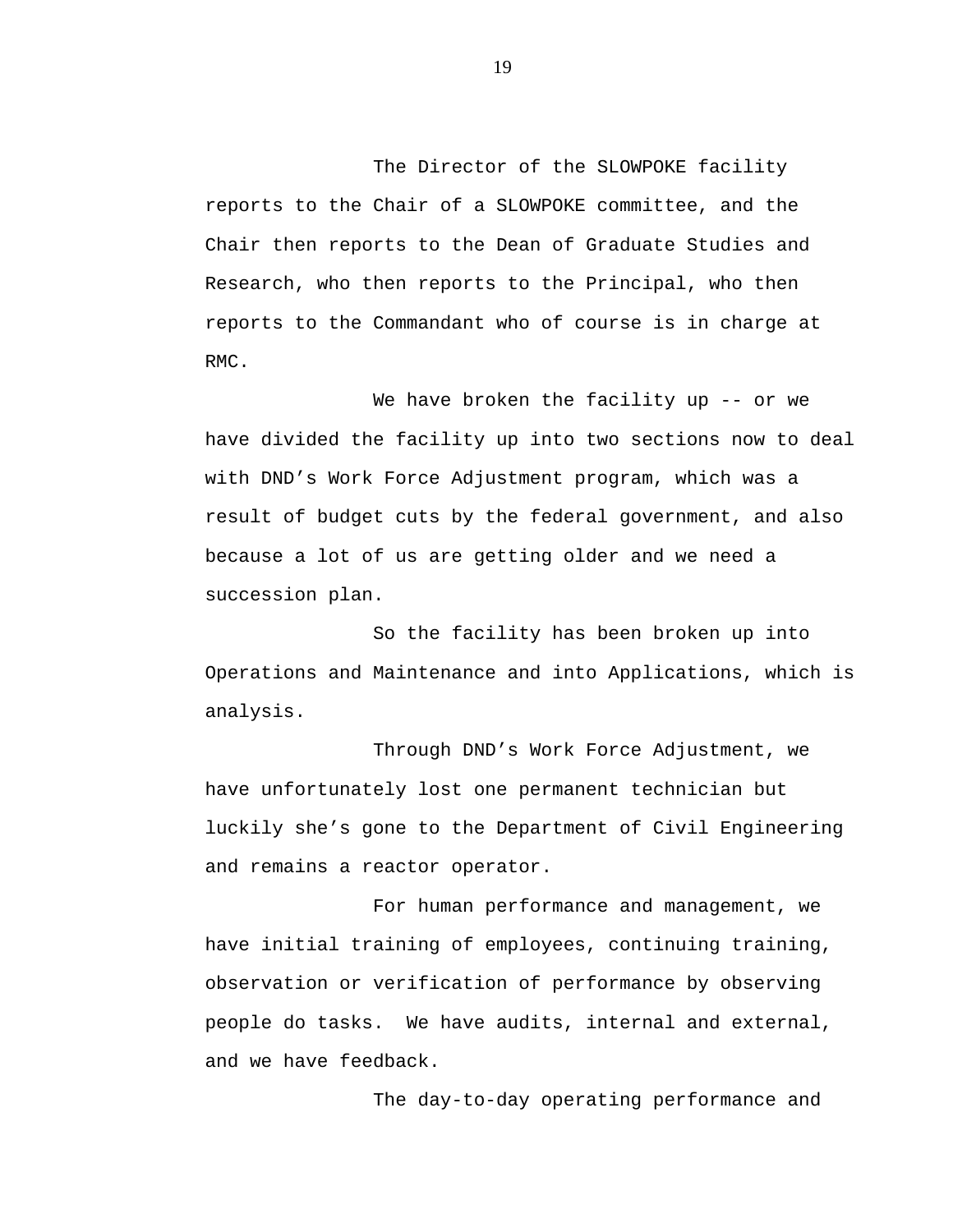The Director of the SLOWPOKE facility reports to the Chair of a SLOWPOKE committee, and the Chair then reports to the Dean of Graduate Studies and Research, who then reports to the Principal, who then reports to the Commandant who of course is in charge at RMC.

We have broken the facility up -- or we have divided the facility up into two sections now to deal with DND's Work Force Adjustment program, which was a result of budget cuts by the federal government, and also because a lot of us are getting older and we need a succession plan.

So the facility has been broken up into Operations and Maintenance and into Applications, which is analysis.

Through DND's Work Force Adjustment, we have unfortunately lost one permanent technician but luckily she's gone to the Department of Civil Engineering and remains a reactor operator.

For human performance and management, we have initial training of employees, continuing training, observation or verification of performance by observing people do tasks. We have audits, internal and external, and we have feedback.

The day-to-day operating performance and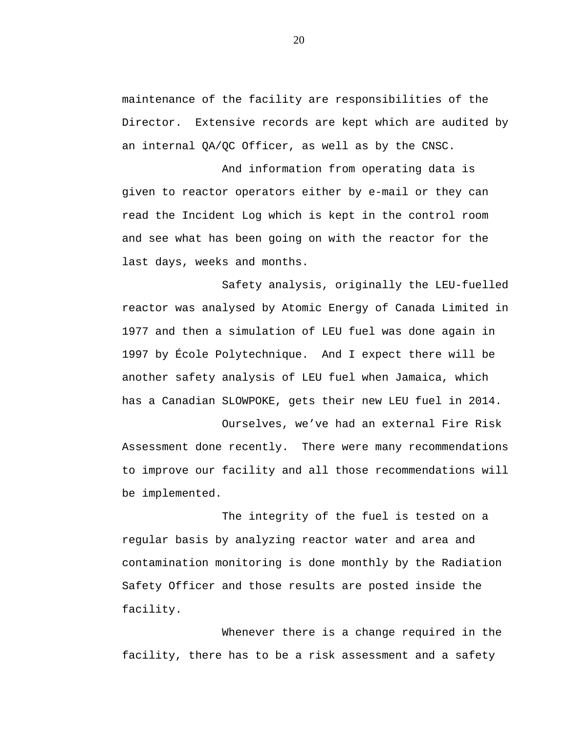maintenance of the facility are responsibilities of the Director. Extensive records are kept which are audited by an internal QA/QC Officer, as well as by the CNSC.

And information from operating data is given to reactor operators either by e-mail or they can read the Incident Log which is kept in the control room and see what has been going on with the reactor for the last days, weeks and months.

Safety analysis, originally the LEU-fuelled reactor was analysed by Atomic Energy of Canada Limited in 1977 and then a simulation of LEU fuel was done again in 1997 by École Polytechnique. And I expect there will be another safety analysis of LEU fuel when Jamaica, which has a Canadian SLOWPOKE, gets their new LEU fuel in 2014.

Ourselves, we've had an external Fire Risk Assessment done recently. There were many recommendations to improve our facility and all those recommendations will be implemented.

The integrity of the fuel is tested on a regular basis by analyzing reactor water and area and contamination monitoring is done monthly by the Radiation Safety Officer and those results are posted inside the facility.

Whenever there is a change required in the facility, there has to be a risk assessment and a safety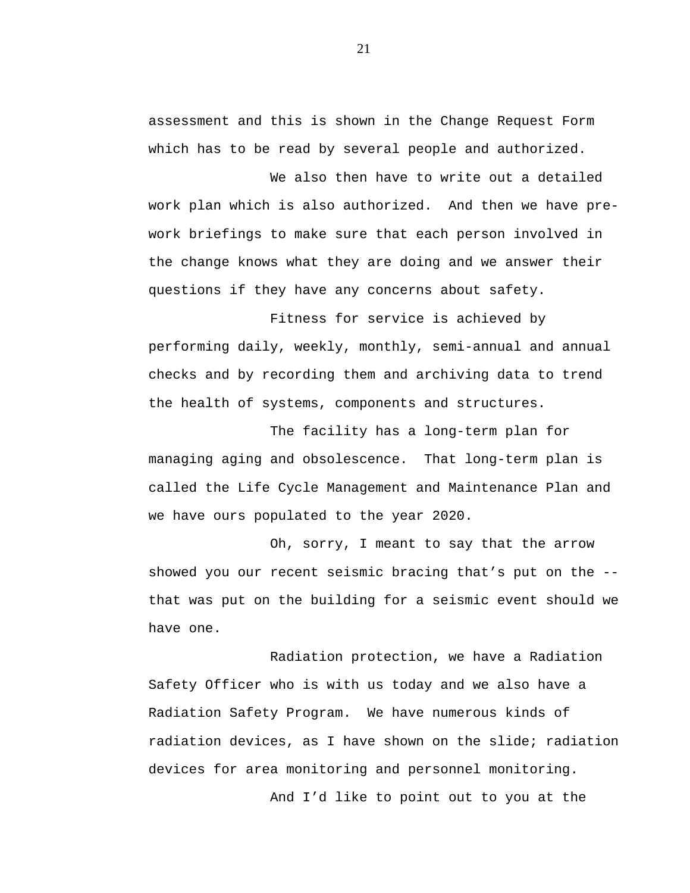assessment and this is shown in the Change Request Form which has to be read by several people and authorized.

We also then have to write out a detailed work plan which is also authorized. And then we have pre-work briefings to make sure that each person involved in the change knows what they are doing and we answer their questions if they have any concerns about safety.

Fitness for service is achieved by performing daily, weekly, monthly, semi-annual and annual checks and by recording them and archiving data to trend the health of systems, components and structures.

The facility has a long-term plan for managing aging and obsolescence. That long-term plan is called the Life Cycle Management and Maintenance Plan and we have ours populated to the year 2020.

Oh, sorry, I meant to say that the arrow showed you our recent seismic bracing that's put on the -- that was put on the building for a seismic event should we have one.

Radiation protection, we have a Radiation Safety Officer who is with us today and we also have a Radiation Safety Program. We have numerous kinds of radiation devices, as I have shown on the slide; radiation devices for area monitoring and personnel monitoring.

And I'd like to point out to you at the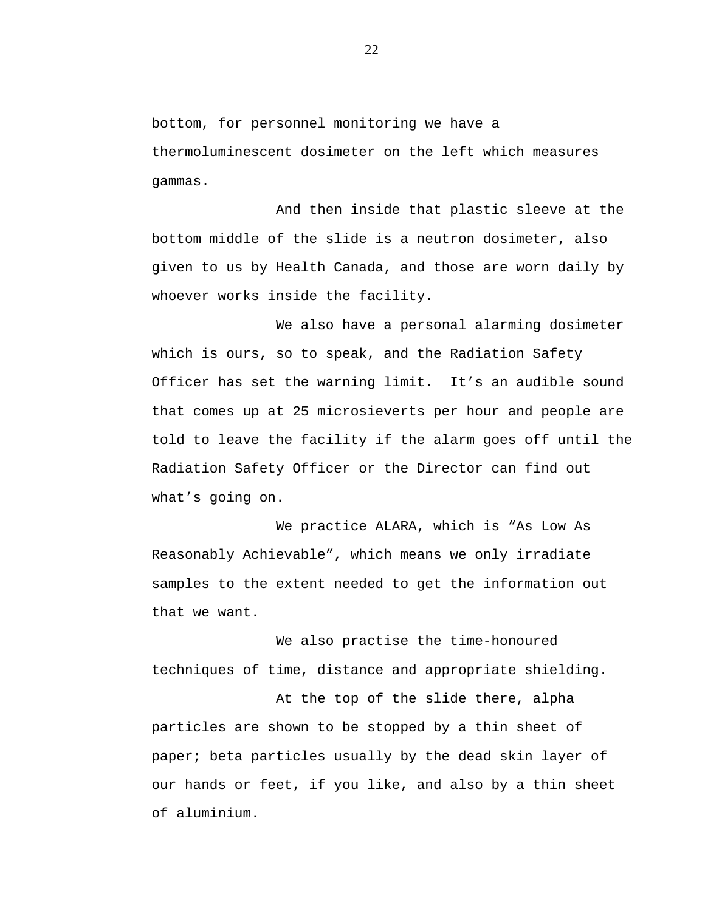bottom, for personnel monitoring we have a thermoluminescent dosimeter on the left which measures gammas.

And then inside that plastic sleeve at the bottom middle of the slide is a neutron dosimeter, also given to us by Health Canada, and those are worn daily by whoever works inside the facility.

We also have a personal alarming dosimeter which is ours, so to speak, and the Radiation Safety Officer has set the warning limit. It's an audible sound that comes up at 25 microsieverts per hour and people are told to leave the facility if the alarm goes off until the Radiation Safety Officer or the Director can find out what's going on.

We practice ALARA, which is "As Low As Reasonably Achievable", which means we only irradiate samples to the extent needed to get the information out that we want.

We also practise the time-honoured techniques of time, distance and appropriate shielding.

At the top of the slide there, alpha particles are shown to be stopped by a thin sheet of paper; beta particles usually by the dead skin layer of our hands or feet, if you like, and also by a thin sheet of aluminium.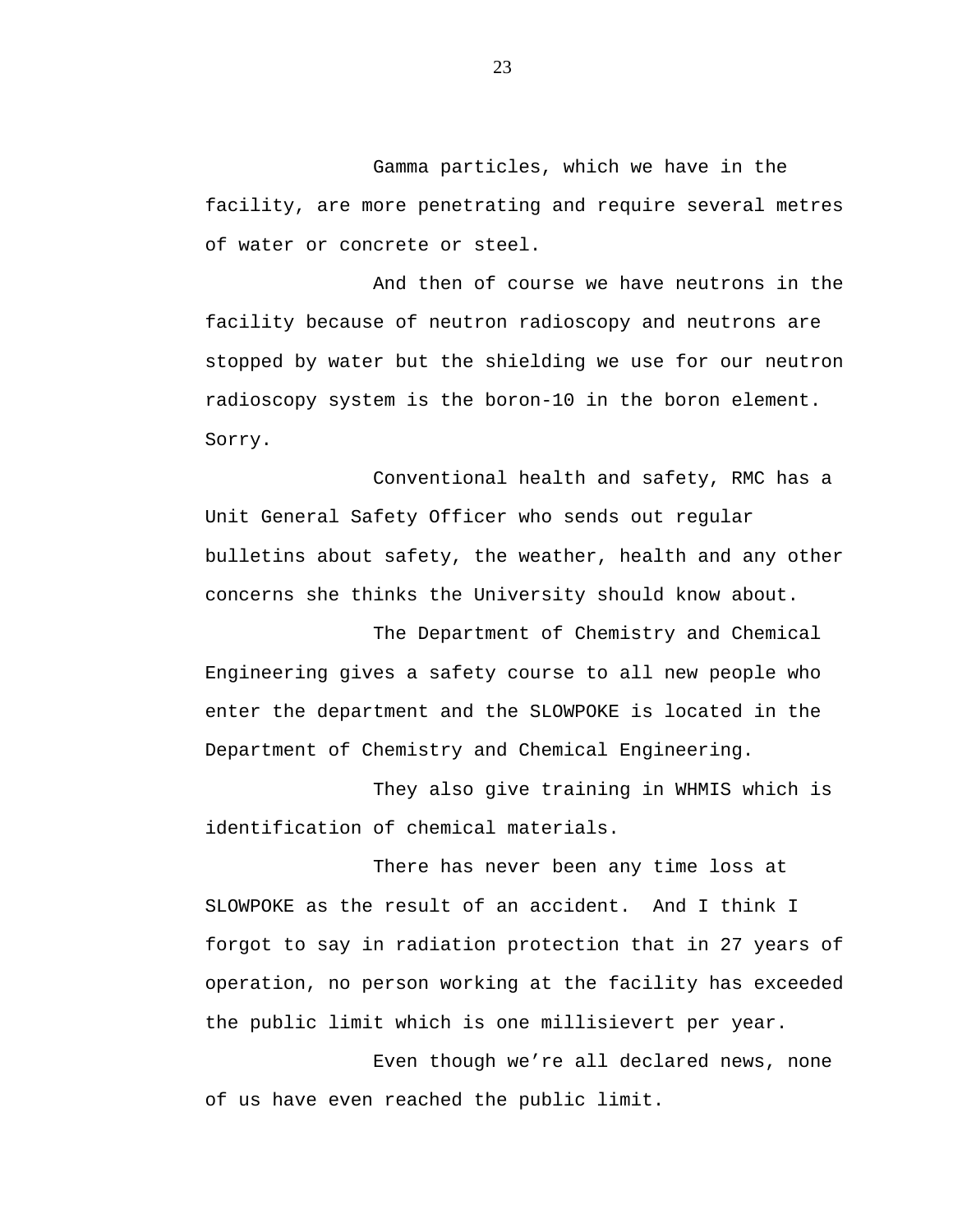Gamma particles, which we have in the facility, are more penetrating and require several metres of water or concrete or steel.

And then of course we have neutrons in the facility because of neutron radioscopy and neutrons are stopped by water but the shielding we use for our neutron radioscopy system is the boron-10 in the boron element. Sorry.

Conventional health and safety, RMC has a Unit General Safety Officer who sends out regular bulletins about safety, the weather, health and any other concerns she thinks the University should know about.

The Department of Chemistry and Chemical Engineering gives a safety course to all new people who enter the department and the SLOWPOKE is located in the Department of Chemistry and Chemical Engineering.

They also give training in WHMIS which is identification of chemical materials.

There has never been any time loss at SLOWPOKE as the result of an accident. And I think I forgot to say in radiation protection that in 27 years of operation, no person working at the facility has exceeded the public limit which is one millisievert per year.

Even though we're all declared news, none of us have even reached the public limit.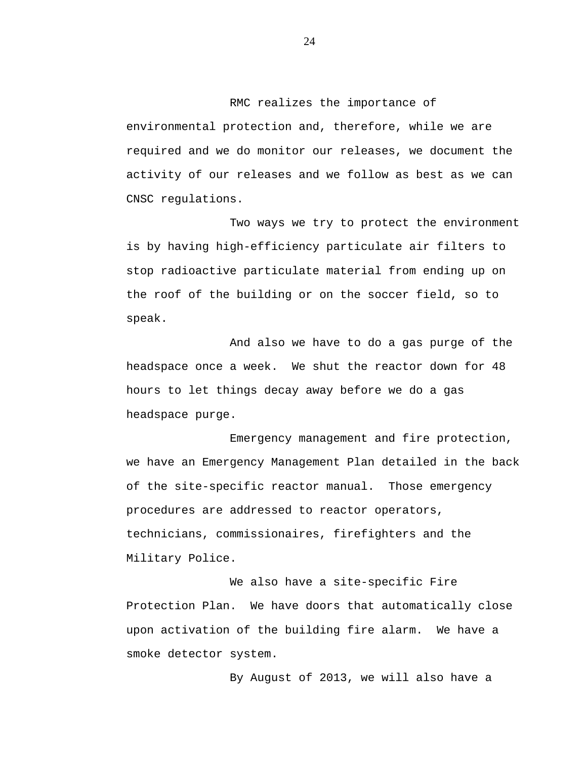RMC realizes the importance of environmental protection and, therefore, while we are required and we do monitor our releases, we document the activity of our releases and we follow as best as we can CNSC regulations.

Two ways we try to protect the environment is by having high-efficiency particulate air filters to stop radioactive particulate material from ending up on the roof of the building or on the soccer field, so to speak.

And also we have to do a gas purge of the headspace once a week. We shut the reactor down for 48 hours to let things decay away before we do a gas headspace purge.

Emergency management and fire protection, we have an Emergency Management Plan detailed in the back of the site-specific reactor manual. Those emergency procedures are addressed to reactor operators, technicians, commissionaires, firefighters and the Military Police.

We also have a site-specific Fire Protection Plan. We have doors that automatically close upon activation of the building fire alarm. We have a smoke detector system.

By August of 2013, we will also have a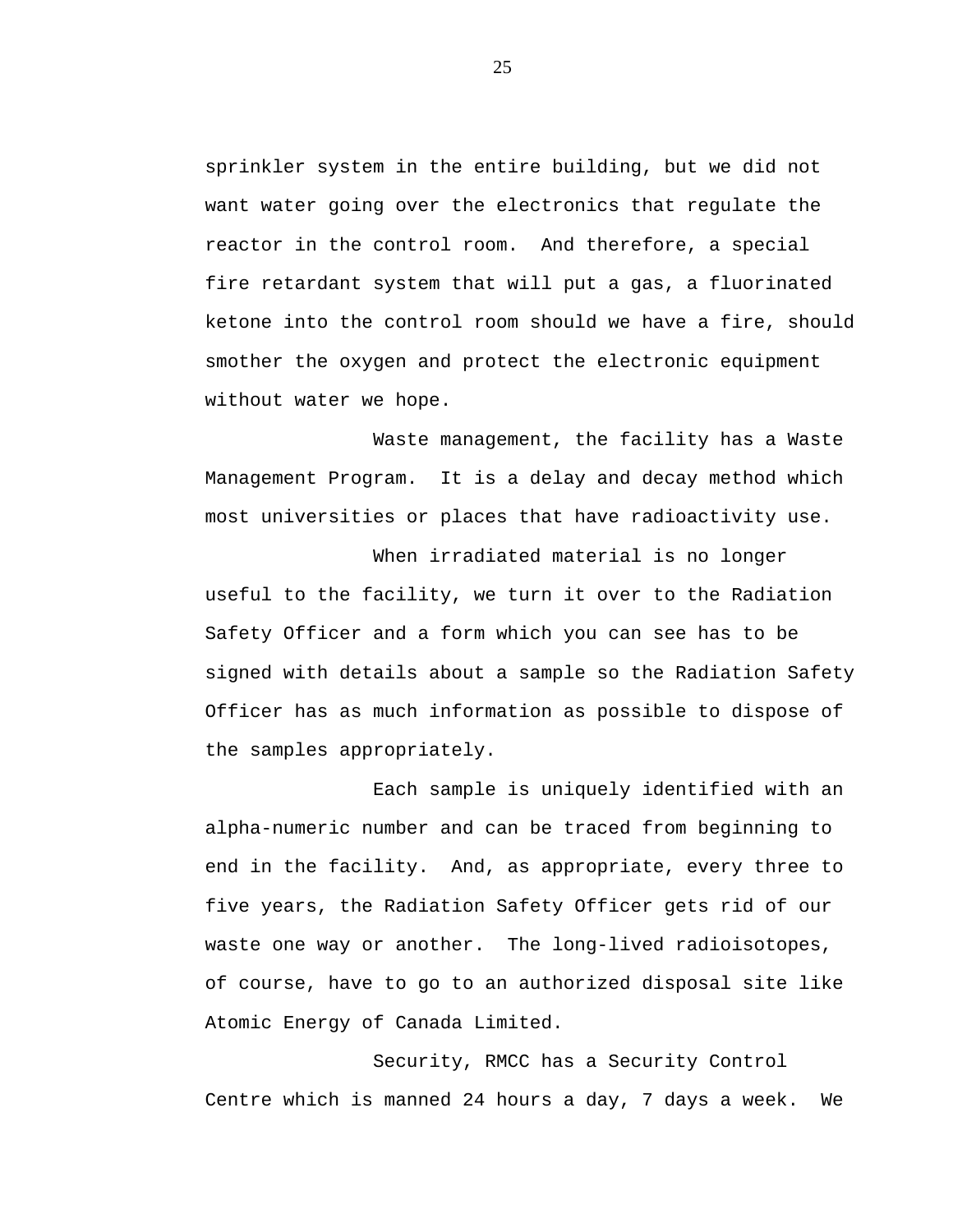sprinkler system in the entire building, but we did not want water going over the electronics that regulate the reactor in the control room. And therefore, a special fire retardant system that will put a gas, a fluorinated ketone into the control room should we have a fire, should smother the oxygen and protect the electronic equipment without water we hope.

Waste management, the facility has a Waste Management Program. It is a delay and decay method which most universities or places that have radioactivity use.

When irradiated material is no longer useful to the facility, we turn it over to the Radiation Safety Officer and a form which you can see has to be signed with details about a sample so the Radiation Safety Officer has as much information as possible to dispose of the samples appropriately.

Each sample is uniquely identified with an alpha-numeric number and can be traced from beginning to end in the facility. And, as appropriate, every three to five years, the Radiation Safety Officer gets rid of our waste one way or another. The long-lived radioisotopes, of course, have to go to an authorized disposal site like Atomic Energy of Canada Limited.

Security, RMCC has a Security Control Centre which is manned 24 hours a day, 7 days a week. We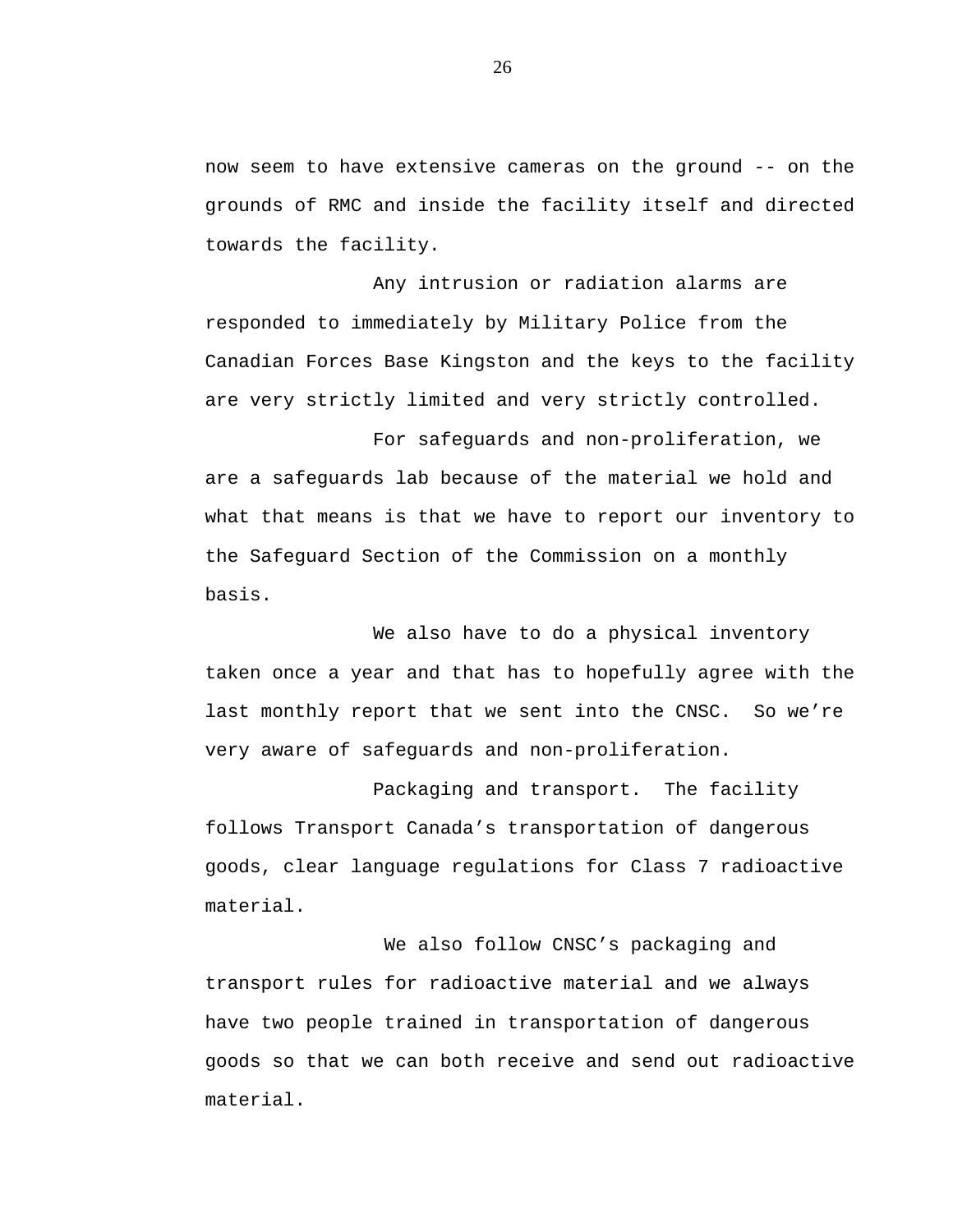now seem to have extensive cameras on the ground -- on the grounds of RMC and inside the facility itself and directed towards the facility.

Any intrusion or radiation alarms are responded to immediately by Military Police from the Canadian Forces Base Kingston and the keys to the facility are very strictly limited and very strictly controlled.

For safeguards and non-proliferation, we are a safeguards lab because of the material we hold and what that means is that we have to report our inventory to the Safeguard Section of the Commission on a monthly basis.

We also have to do a physical inventory taken once a year and that has to hopefully agree with the last monthly report that we sent into the CNSC. So we're very aware of safeguards and non-proliferation.

Packaging and transport. The facility follows Transport Canada's transportation of dangerous goods, clear language regulations for Class 7 radioactive material.

We also follow CNSC's packaging and transport rules for radioactive material and we always have two people trained in transportation of dangerous goods so that we can both receive and send out radioactive material.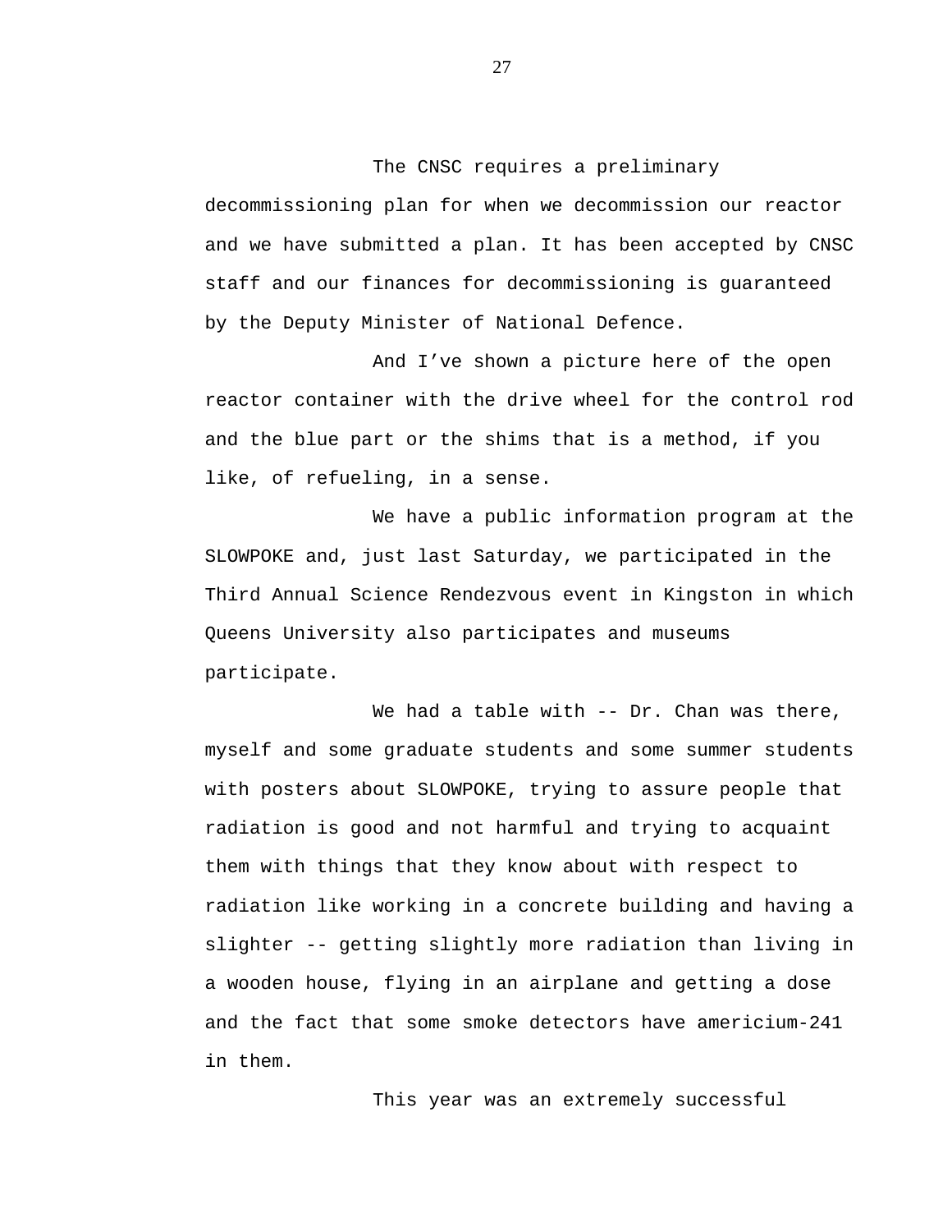The CNSC requires a preliminary decommissioning plan for when we decommission our reactor and we have submitted a plan. It has been accepted by CNSC staff and our finances for decommissioning is guaranteed by the Deputy Minister of National Defence.

And I've shown a picture here of the open reactor container with the drive wheel for the control rod and the blue part or the shims that is a method, if you like, of refueling, in a sense.

We have a public information program at the SLOWPOKE and, just last Saturday, we participated in the Third Annual Science Rendezvous event in Kingston in which Queens University also participates and museums participate.

We had a table with -- Dr. Chan was there, myself and some graduate students and some summer students with posters about SLOWPOKE, trying to assure people that radiation is good and not harmful and trying to acquaint them with things that they know about with respect to radiation like working in a concrete building and having a slighter -- getting slightly more radiation than living in a wooden house, flying in an airplane and getting a dose and the fact that some smoke detectors have americium-241 in them.

This year was an extremely successful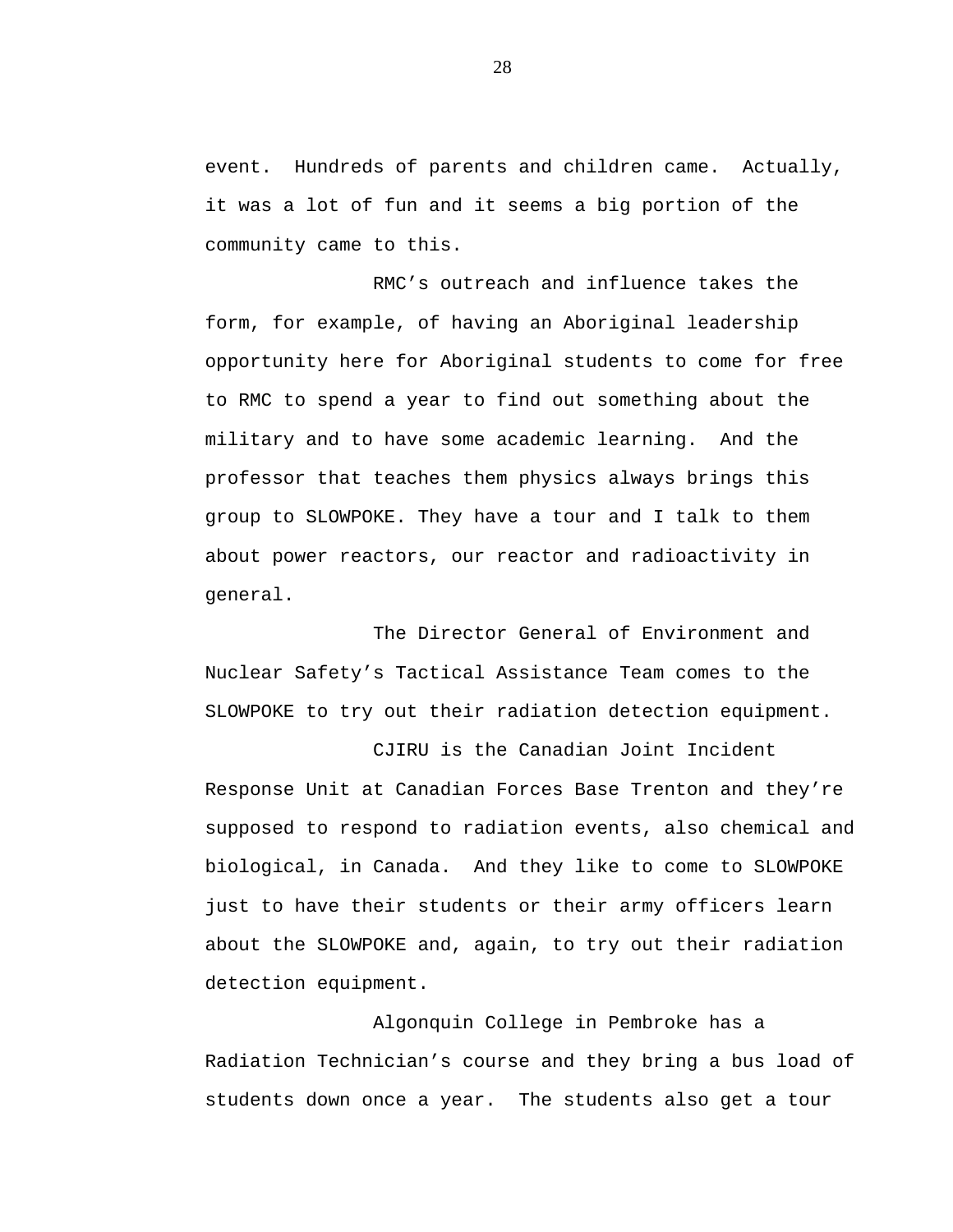event. Hundreds of parents and children came. Actually, it was a lot of fun and it seems a big portion of the community came to this.

RMC's outreach and influence takes the form, for example, of having an Aboriginal leadership opportunity here for Aboriginal students to come for free to RMC to spend a year to find out something about the military and to have some academic learning. And the professor that teaches them physics always brings this group to SLOWPOKE. They have a tour and I talk to them about power reactors, our reactor and radioactivity in general.

The Director General of Environment and Nuclear Safety's Tactical Assistance Team comes to the SLOWPOKE to try out their radiation detection equipment.

CJIRU is the Canadian Joint Incident Response Unit at Canadian Forces Base Trenton and they're supposed to respond to radiation events, also chemical and biological, in Canada. And they like to come to SLOWPOKE just to have their students or their army officers learn about the SLOWPOKE and, again, to try out their radiation detection equipment.

Algonquin College in Pembroke has a Radiation Technician's course and they bring a bus load of students down once a year. The students also get a tour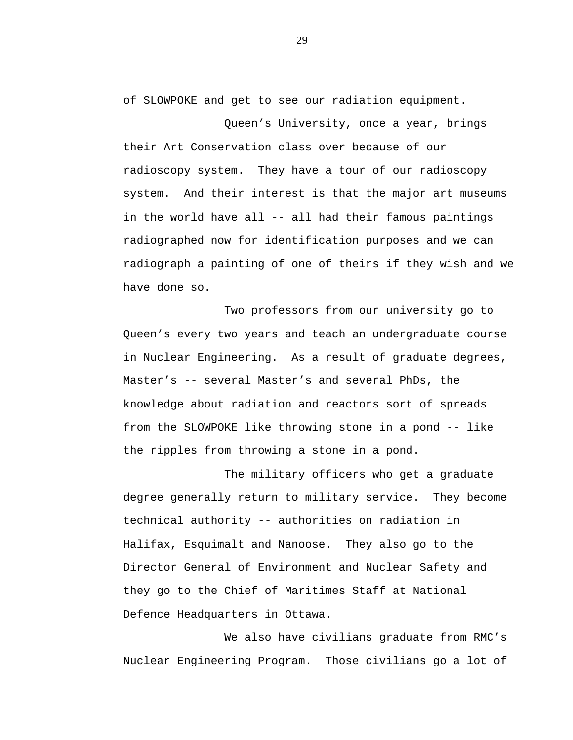of SLOWPOKE and get to see our radiation equipment.

Queen's University, once a year, brings their Art Conservation class over because of our radioscopy system. They have a tour of our radioscopy system. And their interest is that the major art museums in the world have all -- all had their famous paintings radiographed now for identification purposes and we can radiograph a painting of one of theirs if they wish and we have done so.

Two professors from our university go to Queen's every two years and teach an undergraduate course in Nuclear Engineering. As a result of graduate degrees, Master's -- several Master's and several PhDs, the knowledge about radiation and reactors sort of spreads from the SLOWPOKE like throwing stone in a pond -- like the ripples from throwing a stone in a pond.

The military officers who get a graduate degree generally return to military service. They become technical authority -- authorities on radiation in Halifax, Esquimalt and Nanoose. They also go to the Director General of Environment and Nuclear Safety and they go to the Chief of Maritimes Staff at National Defence Headquarters in Ottawa.

We also have civilians graduate from RMC's Nuclear Engineering Program. Those civilians go a lot of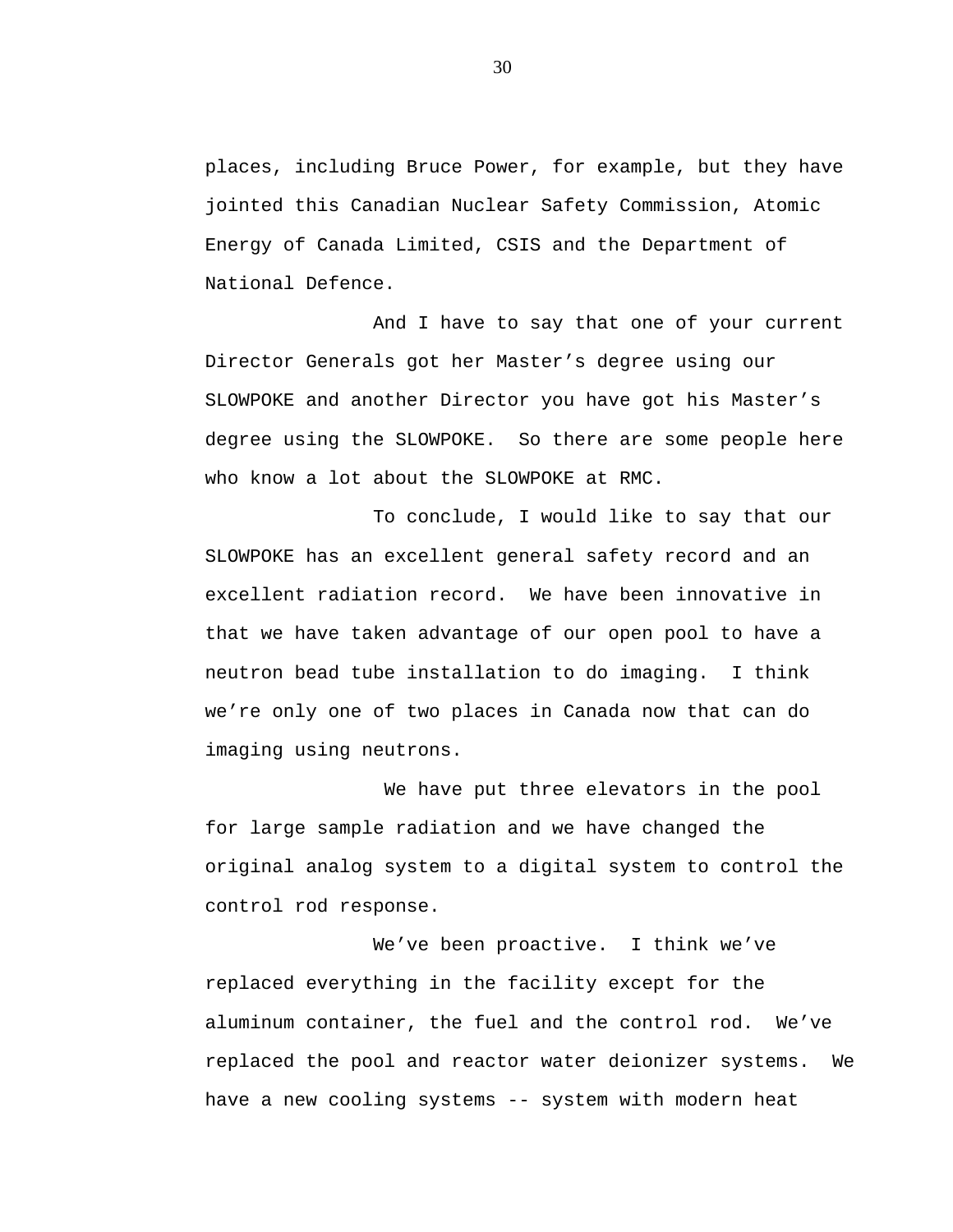places, including Bruce Power, for example, but they have jointed this Canadian Nuclear Safety Commission, Atomic Energy of Canada Limited, CSIS and the Department of National Defence.

And I have to say that one of your current Director Generals got her Master's degree using our SLOWPOKE and another Director you have got his Master's degree using the SLOWPOKE. So there are some people here who know a lot about the SLOWPOKE at RMC.

To conclude, I would like to say that our SLOWPOKE has an excellent general safety record and an excellent radiation record. We have been innovative in that we have taken advantage of our open pool to have a neutron bead tube installation to do imaging. I think we're only one of two places in Canada now that can do imaging using neutrons.

We have put three elevators in the pool for large sample radiation and we have changed the original analog system to a digital system to control the control rod response.

We've been proactive. I think we've replaced everything in the facility except for the aluminum container, the fuel and the control rod. We've replaced the pool and reactor water deionizer systems. We have a new cooling systems -- system with modern heat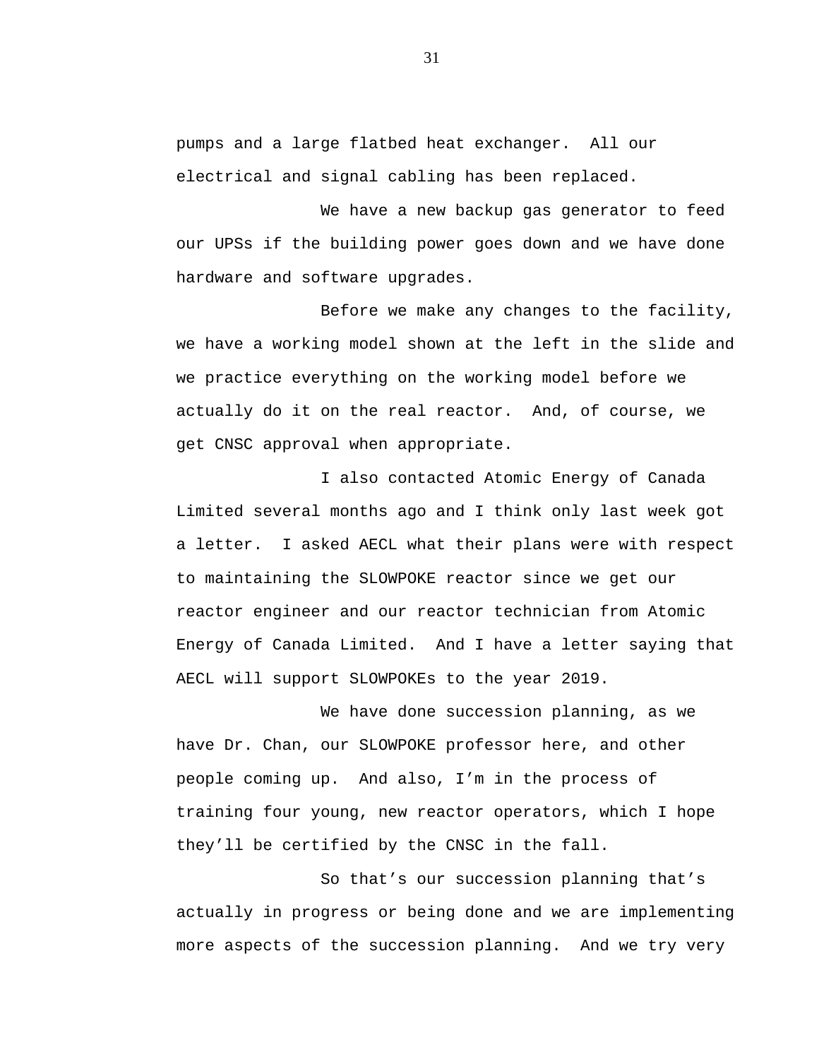pumps and a large flatbed heat exchanger. All our electrical and signal cabling has been replaced.

We have a new backup gas generator to feed our UPSs if the building power goes down and we have done hardware and software upgrades.

Before we make any changes to the facility, we have a working model shown at the left in the slide and we practice everything on the working model before we actually do it on the real reactor. And, of course, we get CNSC approval when appropriate.

I also contacted Atomic Energy of Canada Limited several months ago and I think only last week got a letter. I asked AECL what their plans were with respect to maintaining the SLOWPOKE reactor since we get our reactor engineer and our reactor technician from Atomic Energy of Canada Limited. And I have a letter saying that AECL will support SLOWPOKEs to the year 2019.

We have done succession planning, as we have Dr. Chan, our SLOWPOKE professor here, and other people coming up. And also, I'm in the process of training four young, new reactor operators, which I hope they'll be certified by the CNSC in the fall.

So that's our succession planning that's actually in progress or being done and we are implementing more aspects of the succession planning. And we try very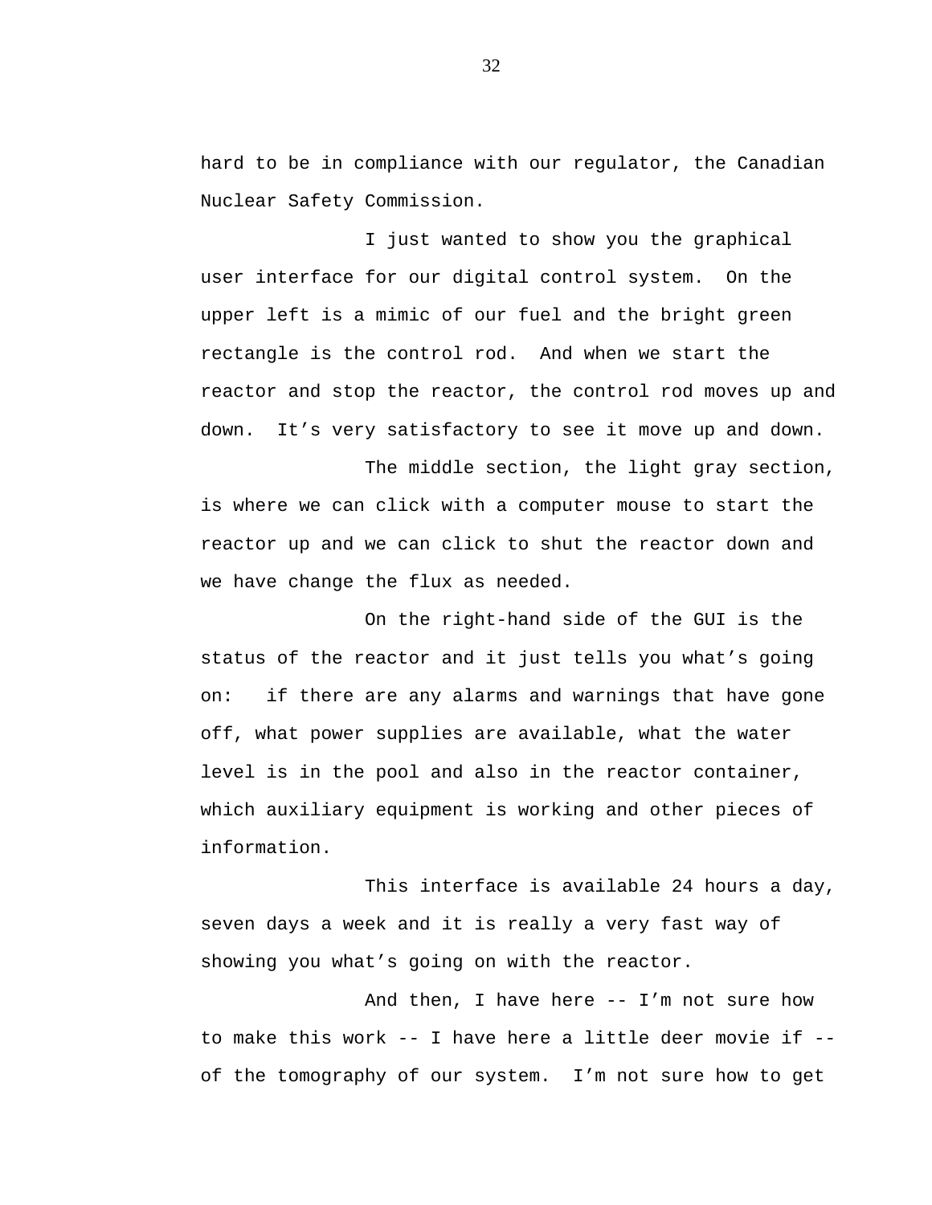hard to be in compliance with our regulator, the Canadian Nuclear Safety Commission.

I just wanted to show you the graphical user interface for our digital control system. On the upper left is a mimic of our fuel and the bright green rectangle is the control rod. And when we start the reactor and stop the reactor, the control rod moves up and down. It’s very satisfactory to see it move up and down.

The middle section, the light gray section, is where we can click with a computer mouse to start the reactor up and we can click to shut the reactor down and we have change the flux as needed.

On the right-hand side of the GUI is the status of the reactor and it just tells you what’s going on: if there are any alarms and warnings that have gone off, what power supplies are available, what the water level is in the pool and also in the reactor container, which auxiliary equipment is working and other pieces of information.

This interface is available 24 hours a day, seven days a week and it is really a very fast way of showing you what’s going on with the reactor.

And then, I have here -- I’m not sure how to make this work -- I have here a little deer movie if -- of the tomography of our system. I’m not sure how to get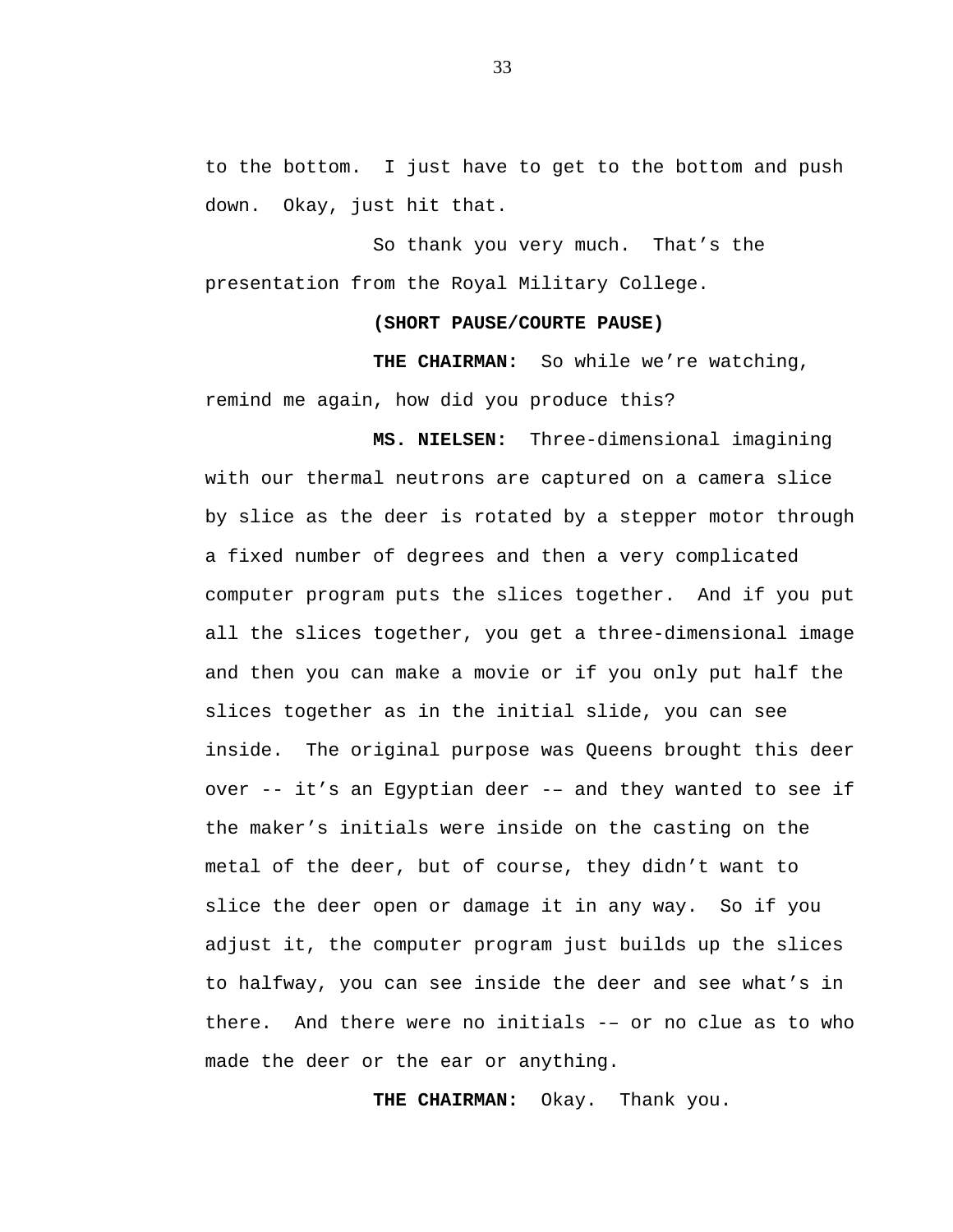to the bottom.  I just have to get to the bottom and push down.  Okay, just hit that.

So thank you very much.  That's the presentation from the Royal Military College.

**(SHORT PAUSE/COURTE PAUSE)**

**THE CHAIRMAN:** So while we're watching, remind me again, how did you produce this?

**MS. NIELSEN:** Three-dimensional imagining with our thermal neutrons are captured on a camera slice by slice as the deer is rotated by a stepper motor through a fixed number of degrees and then a very complicated computer program puts the slices together.  And if you put all the slices together, you get a three-dimensional image and then you can make a movie or if you only put half the slices together as in the initial slide, you can see inside.  The original purpose was Queens brought this deer over -- it's an Egyptian deer -– and they wanted to see if the maker's initials were inside on the casting on the metal of the deer, but of course, they didn't want to slice the deer open or damage it in any way.  So if you adjust it, the computer program just builds up the slices to halfway, you can see inside the deer and see what's in there.  And there were no initials -– or no clue as to who made the deer or the ear or anything.

**THE CHAIRMAN:** Okay.  Thank you.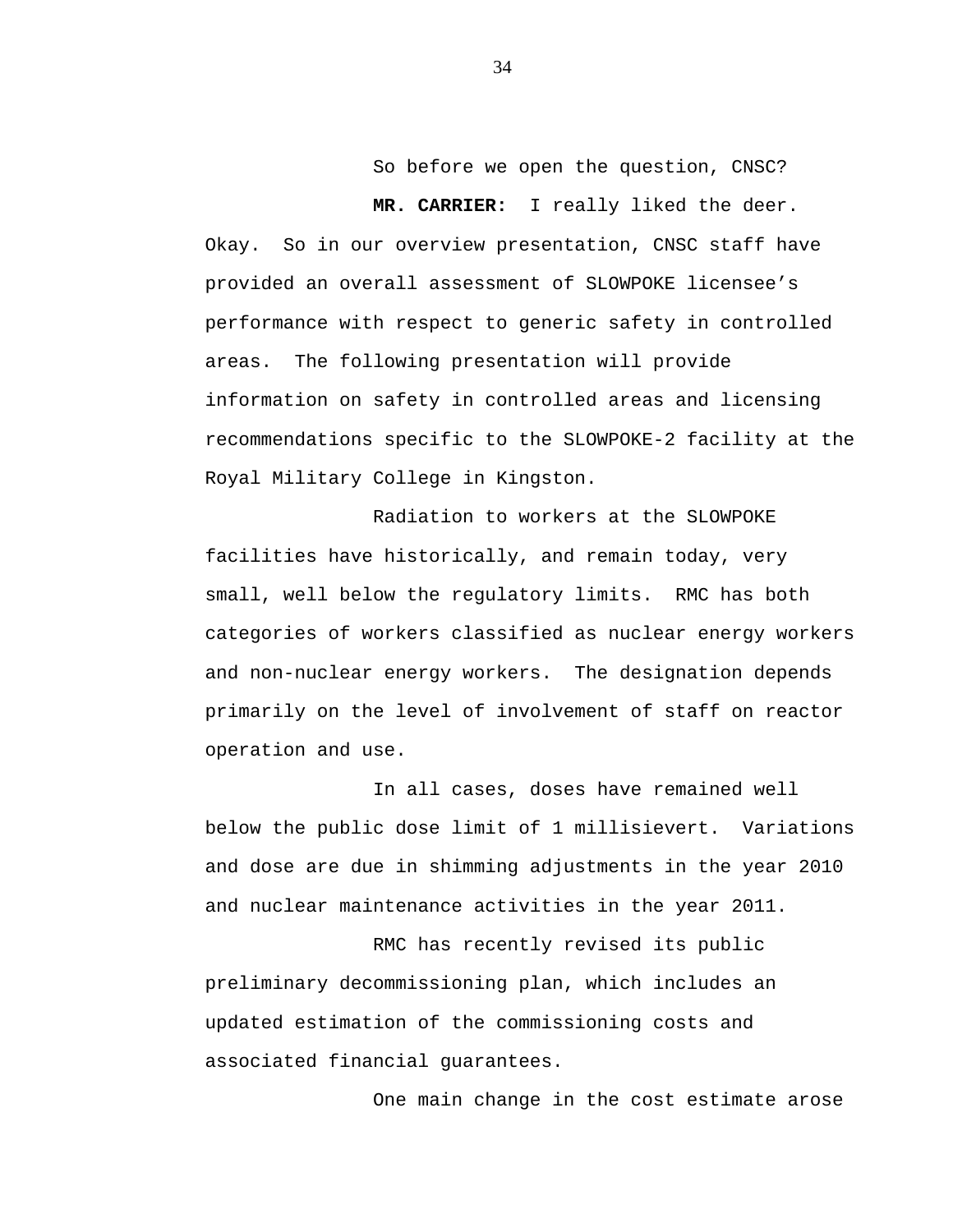So before we open the question, CNSC?

**MR. CARRIER:** I really liked the deer. Okay. So in our overview presentation, CNSC staff have provided an overall assessment of SLOWPOKE licensee's performance with respect to generic safety in controlled areas. The following presentation will provide information on safety in controlled areas and licensing recommendations specific to the SLOWPOKE-2 facility at the Royal Military College in Kingston.

Radiation to workers at the SLOWPOKE facilities have historically, and remain today, very small, well below the regulatory limits. RMC has both categories of workers classified as nuclear energy workers and non-nuclear energy workers. The designation depends primarily on the level of involvement of staff on reactor operation and use.

In all cases, doses have remained well below the public dose limit of 1 millisievert. Variations and dose are due in shimming adjustments in the year 2010 and nuclear maintenance activities in the year 2011.

RMC has recently revised its public preliminary decommissioning plan, which includes an updated estimation of the commissioning costs and associated financial guarantees.

One main change in the cost estimate arose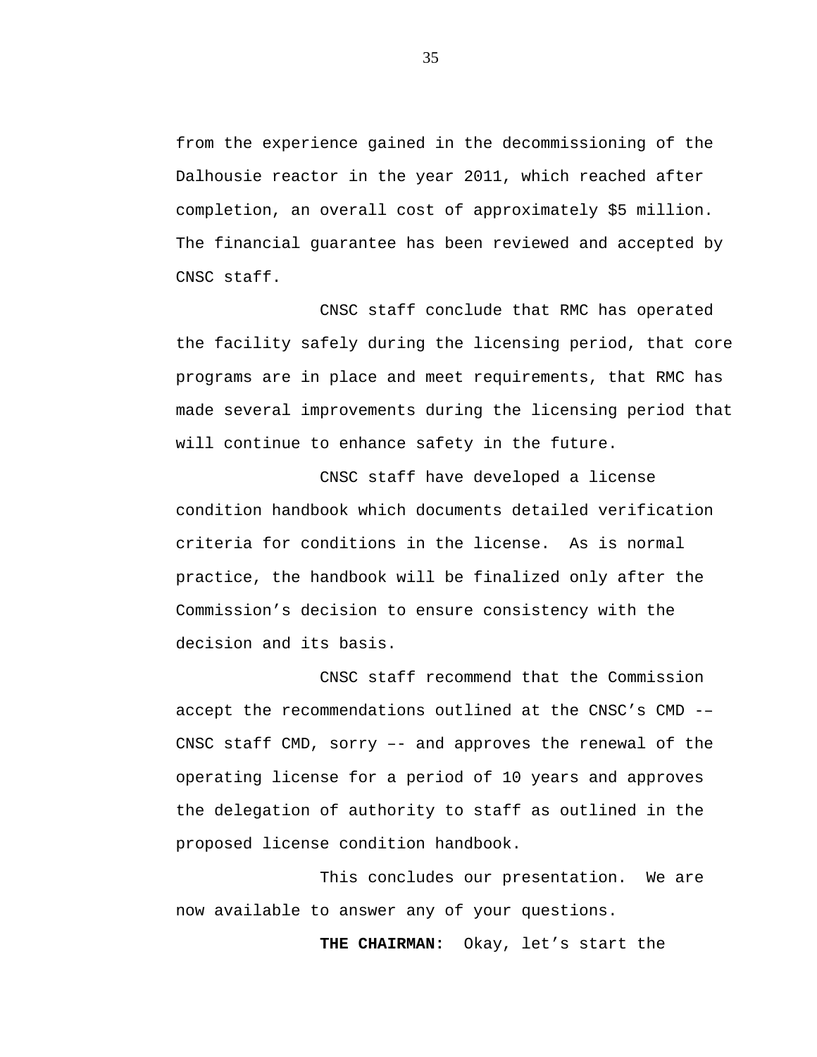from the experience gained in the decommissioning of the Dalhousie reactor in the year 2011, which reached after completion, an overall cost of approximately $5 million. The financial guarantee has been reviewed and accepted by CNSC staff.

CNSC staff conclude that RMC has operated the facility safely during the licensing period, that core programs are in place and meet requirements, that RMC has made several improvements during the licensing period that will continue to enhance safety in the future.

CNSC staff have developed a license condition handbook which documents detailed verification criteria for conditions in the license. As is normal practice, the handbook will be finalized only after the Commission's decision to ensure consistency with the decision and its basis.

CNSC staff recommend that the Commission accept the recommendations outlined at the CNSC's CMD -– CNSC staff CMD, sorry –- and approves the renewal of the operating license for a period of 10 years and approves the delegation of authority to staff as outlined in the proposed license condition handbook.

This concludes our presentation. We are now available to answer any of your questions.

**THE CHAIRMAN:** Okay, let's start the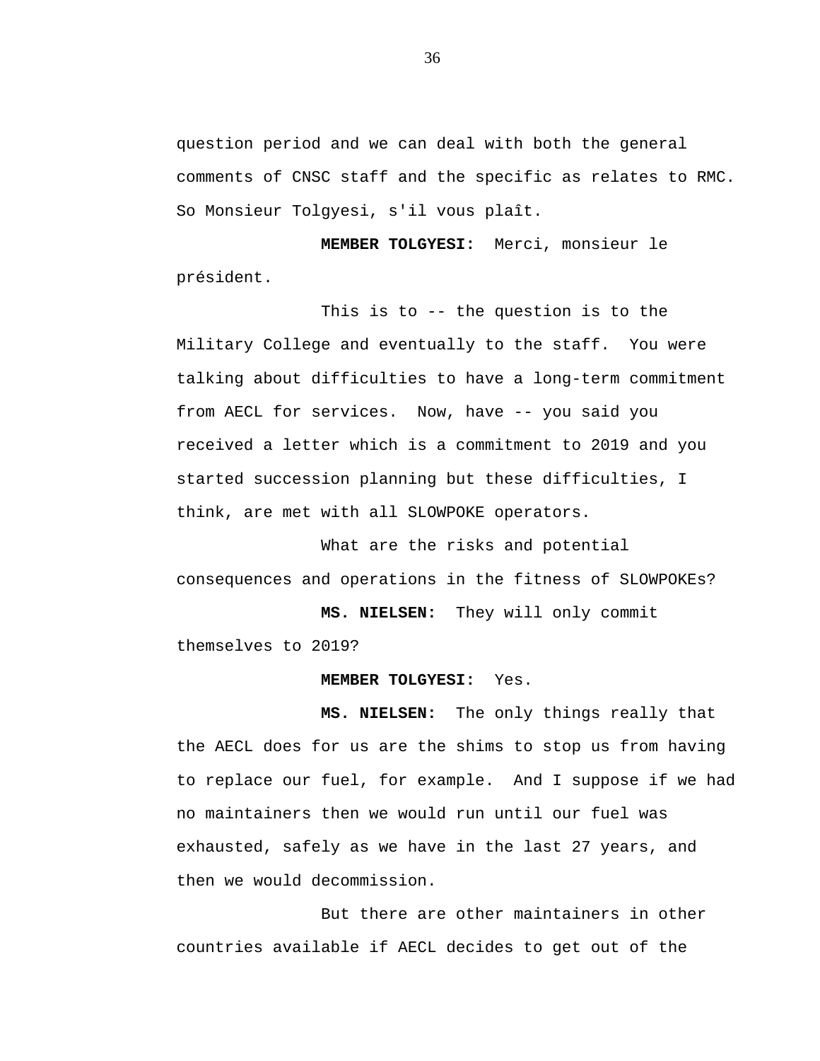question period and we can deal with both the general comments of CNSC staff and the specific as relates to RMC. So Monsieur Tolgyesi, s'il vous plaît.

**MEMBER TOLGYESI:** Merci, monsieur le président.

This is to -- the question is to the Military College and eventually to the staff. You were talking about difficulties to have a long-term commitment from AECL for services. Now, have -- you said you received a letter which is a commitment to 2019 and you started succession planning but these difficulties, I think, are met with all SLOWPOKE operators.

What are the risks and potential consequences and operations in the fitness of SLOWPOKEs?

**MS. NIELSEN:** They will only commit themselves to 2019?

**MEMBER TOLGYESI:** Yes.

**MS. NIELSEN:** The only things really that the AECL does for us are the shims to stop us from having to replace our fuel, for example. And I suppose if we had no maintainers then we would run until our fuel was exhausted, safely as we have in the last 27 years, and then we would decommission.

But there are other maintainers in other countries available if AECL decides to get out of the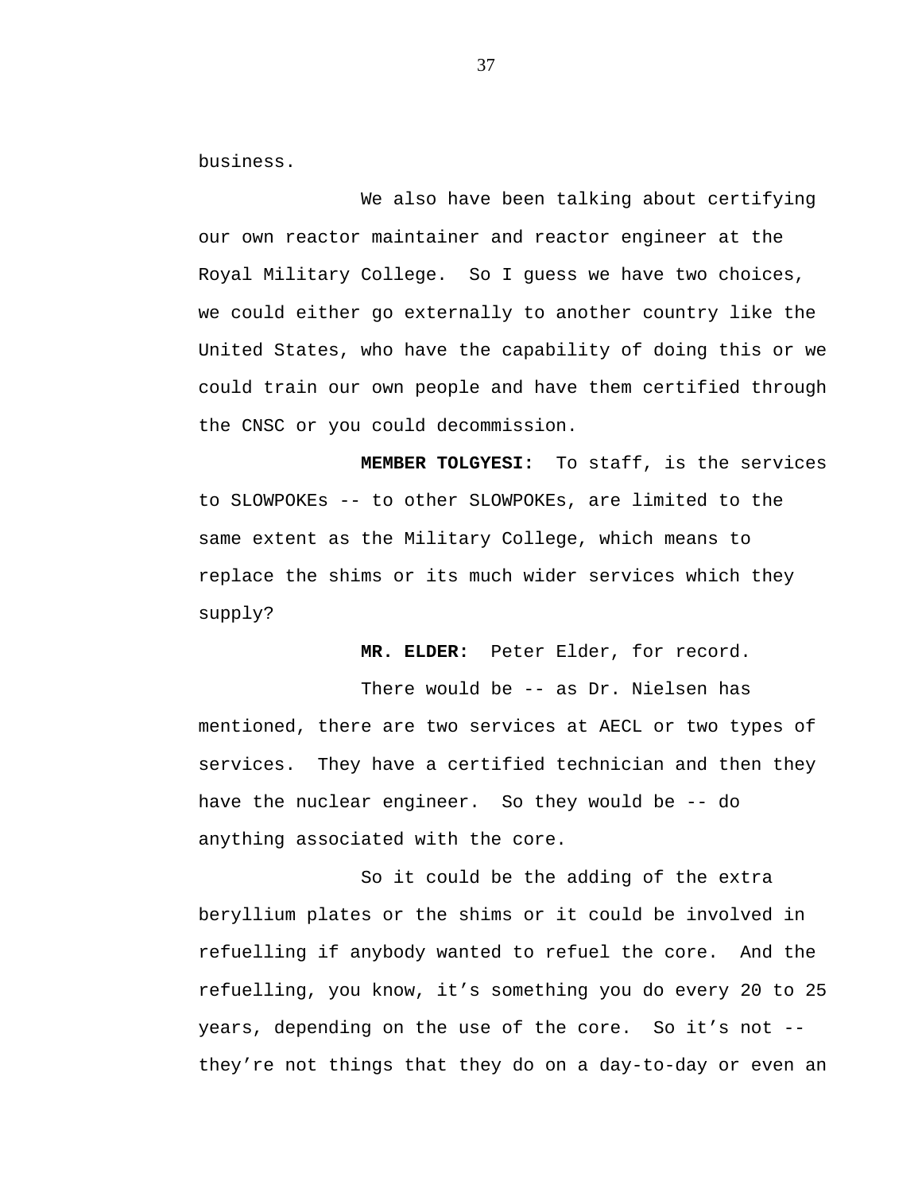business.

We also have been talking about certifying our own reactor maintainer and reactor engineer at the Royal Military College. So I guess we have two choices, we could either go externally to another country like the United States, who have the capability of doing this or we could train our own people and have them certified through the CNSC or you could decommission.

**MEMBER TOLGYESI:** To staff, is the services to SLOWPOKEs -- to other SLOWPOKEs, are limited to the same extent as the Military College, which means to replace the shims or its much wider services which they supply?

**MR. ELDER:** Peter Elder, for record.

There would be -- as Dr. Nielsen has mentioned, there are two services at AECL or two types of services. They have a certified technician and then they have the nuclear engineer. So they would be -- do anything associated with the core.

So it could be the adding of the extra beryllium plates or the shims or it could be involved in refuelling if anybody wanted to refuel the core. And the refuelling, you know, it’s something you do every 20 to 25 years, depending on the use of the core. So it’s not -- they’re not things that they do on a day-to-day or even an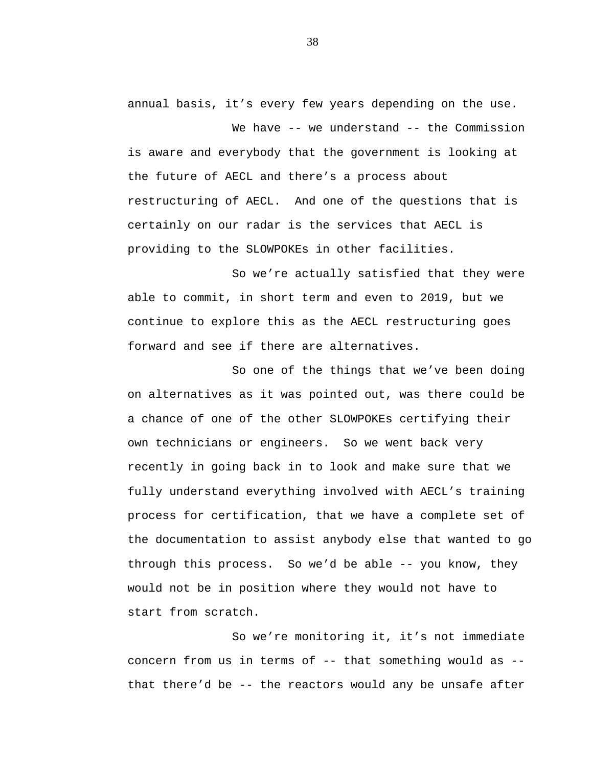annual basis, it’s every few years depending on the use.

We have -- we understand -- the Commission is aware and everybody that the government is looking at the future of AECL and there’s a process about restructuring of AECL. And one of the questions that is certainly on our radar is the services that AECL is providing to the SLOWPOKEs in other facilities.

So we’re actually satisfied that they were able to commit, in short term and even to 2019, but we continue to explore this as the AECL restructuring goes forward and see if there are alternatives.

So one of the things that we’ve been doing on alternatives as it was pointed out, was there could be a chance of one of the other SLOWPOKEs certifying their own technicians or engineers. So we went back very recently in going back in to look and make sure that we fully understand everything involved with AECL’s training process for certification, that we have a complete set of the documentation to assist anybody else that wanted to go through this process. So we’d be able -- you know, they would not be in position where they would not have to start from scratch.

So we’re monitoring it, it’s not immediate concern from us in terms of -- that something would as -- that there’d be -- the reactors would any be unsafe after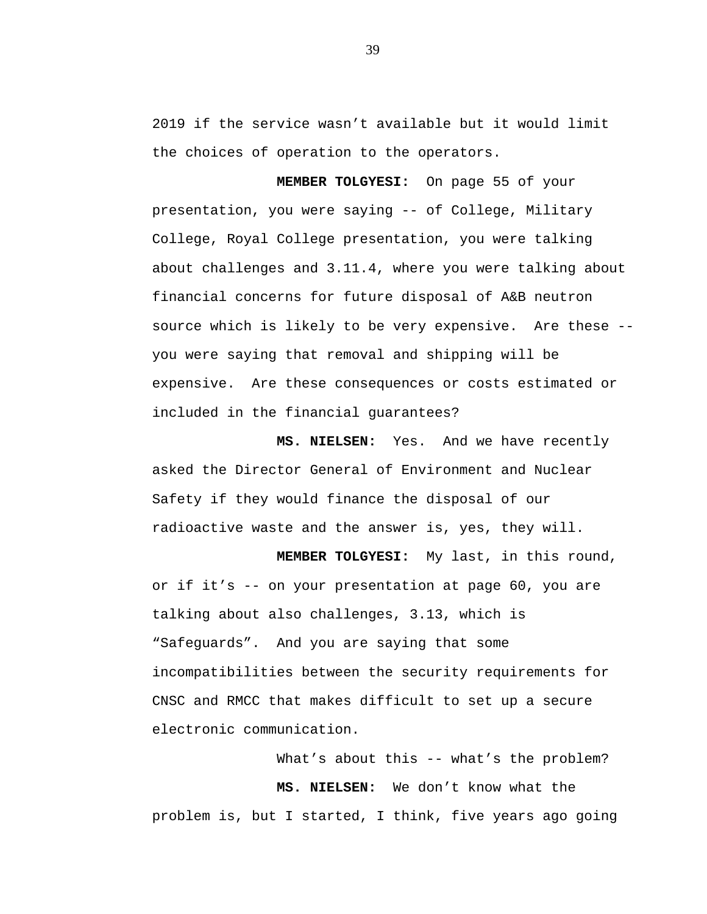2019 if the service wasn’t available but it would limit the choices of operation to the operators.

**MEMBER TOLGYESI:** On page 55 of your presentation, you were saying -- of College, Military College, Royal College presentation, you were talking about challenges and 3.11.4, where you were talking about financial concerns for future disposal of A&B neutron source which is likely to be very expensive. Are these -- you were saying that removal and shipping will be expensive. Are these consequences or costs estimated or included in the financial guarantees?

**MS. NIELSEN:** Yes. And we have recently asked the Director General of Environment and Nuclear Safety if they would finance the disposal of our radioactive waste and the answer is, yes, they will.

**MEMBER TOLGYESI:** My last, in this round, or if it’s -- on your presentation at page 60, you are talking about also challenges, 3.13, which is “Safeguards”. And you are saying that some incompatibilities between the security requirements for CNSC and RMCC that makes difficult to set up a secure electronic communication.

What’s about this -- what’s the problem?

**MS. NIELSEN:** We don’t know what the problem is, but I started, I think, five years ago going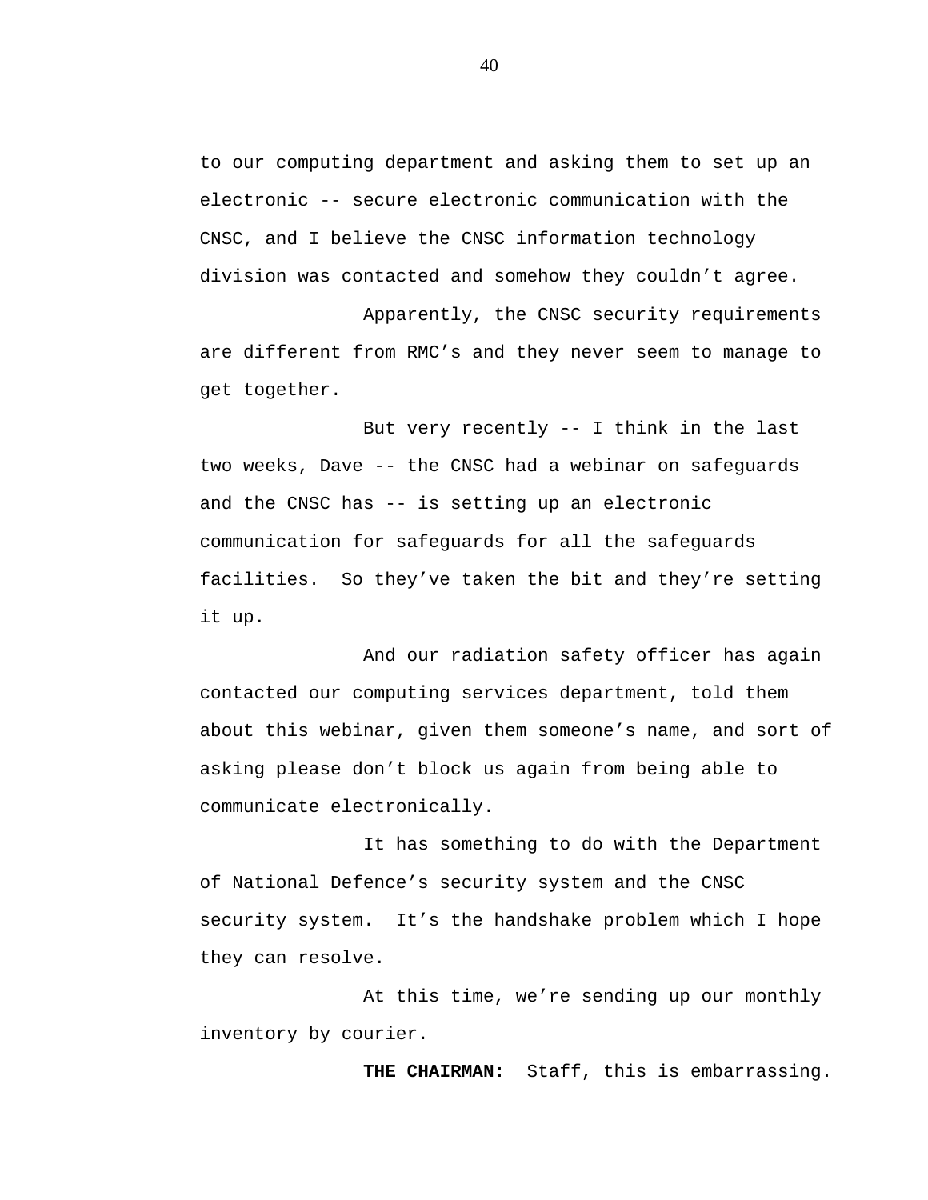to our computing department and asking them to set up an electronic -- secure electronic communication with the CNSC, and I believe the CNSC information technology division was contacted and somehow they couldn't agree.

Apparently, the CNSC security requirements are different from RMC's and they never seem to manage to get together.

But very recently -- I think in the last two weeks, Dave -- the CNSC had a webinar on safeguards and the CNSC has -- is setting up an electronic communication for safeguards for all the safeguards facilities. So they've taken the bit and they're setting it up.

And our radiation safety officer has again contacted our computing services department, told them about this webinar, given them someone's name, and sort of asking please don't block us again from being able to communicate electronically.

It has something to do with the Department of National Defence's security system and the CNSC security system. It's the handshake problem which I hope they can resolve.

At this time, we're sending up our monthly inventory by courier.

**THE CHAIRMAN:** Staff, this is embarrassing.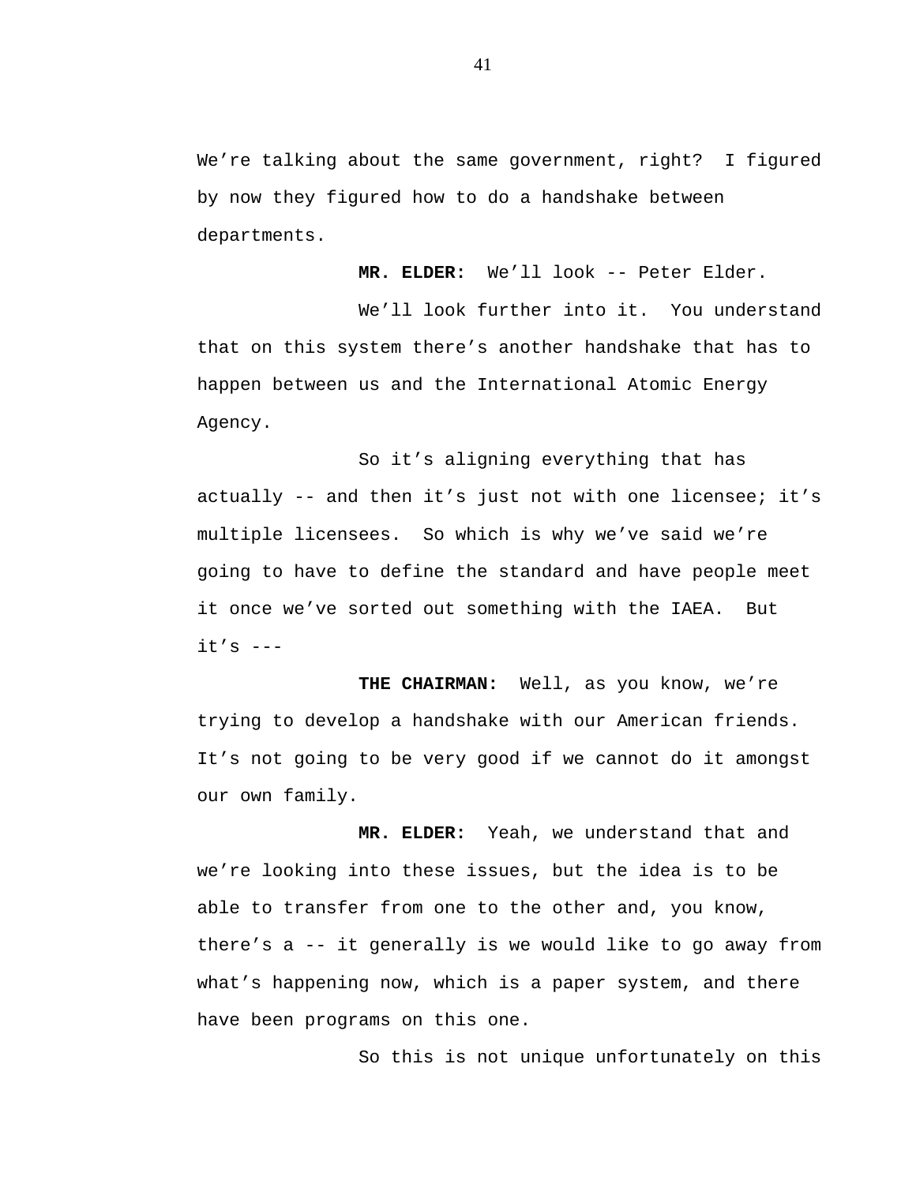We’re talking about the same government, right? I figured by now they figured how to do a handshake between departments.

**MR. ELDER:** We’ll look -- Peter Elder.

We’ll look further into it. You understand that on this system there’s another handshake that has to happen between us and the International Atomic Energy Agency.

So it’s aligning everything that has actually -- and then it’s just not with one licensee; it’s multiple licensees. So which is why we’ve said we’re going to have to define the standard and have people meet it once we’ve sorted out something with the IAEA. But it’s ---

**THE CHAIRMAN:** Well, as you know, we’re trying to develop a handshake with our American friends. It’s not going to be very good if we cannot do it amongst our own family.

**MR. ELDER:** Yeah, we understand that and we’re looking into these issues, but the idea is to be able to transfer from one to the other and, you know, there’s a -- it generally is we would like to go away from what’s happening now, which is a paper system, and there have been programs on this one.

So this is not unique unfortunately on this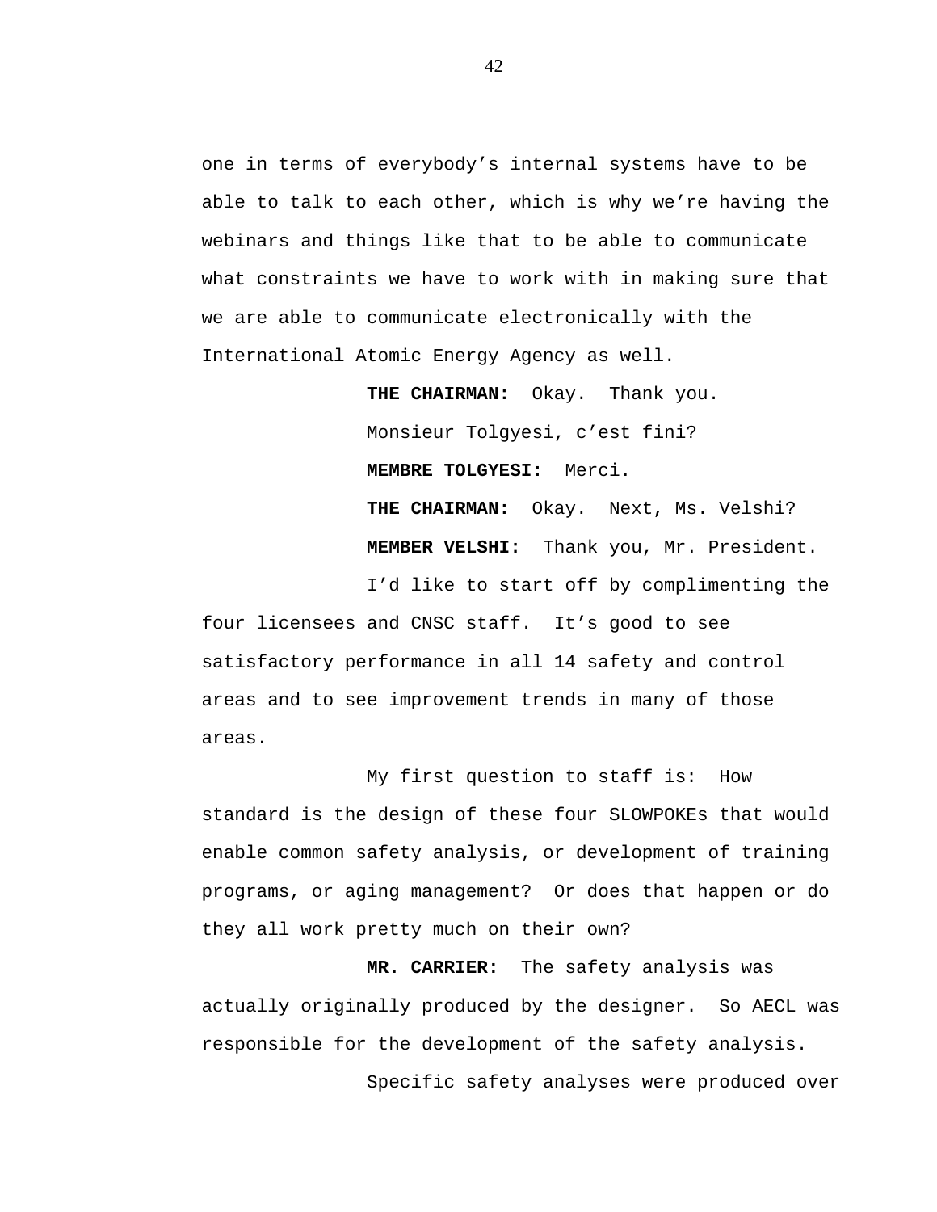one in terms of everybody’s internal systems have to be able to talk to each other, which is why we’re having the webinars and things like that to be able to communicate what constraints we have to work with in making sure that we are able to communicate electronically with the International Atomic Energy Agency as well.

**THE CHAIRMAN:** Okay. Thank you.

Monsieur Tolgyesi, c’est fini?

**MEMBRE TOLGYESI:** Merci.

**THE CHAIRMAN:** Okay. Next, Ms. Velshi?

**MEMBER VELSHI:** Thank you, Mr. President.

I’d like to start off by complimenting the four licensees and CNSC staff. It’s good to see satisfactory performance in all 14 safety and control areas and to see improvement trends in many of those areas.

My first question to staff is: How standard is the design of these four SLOWPOKEs that would enable common safety analysis, or development of training programs, or aging management? Or does that happen or do they all work pretty much on their own?

**MR. CARRIER:** The safety analysis was actually originally produced by the designer. So AECL was responsible for the development of the safety analysis.

Specific safety analyses were produced over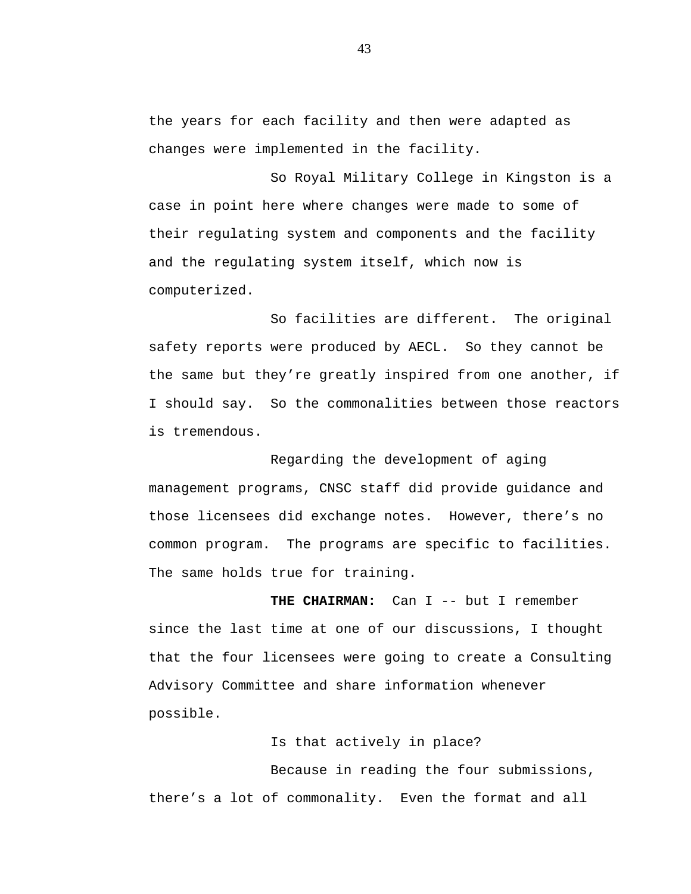the years for each facility and then were adapted as changes were implemented in the facility.

So Royal Military College in Kingston is a case in point here where changes were made to some of their regulating system and components and the facility and the regulating system itself, which now is computerized.

So facilities are different. The original safety reports were produced by AECL. So they cannot be the same but they're greatly inspired from one another, if I should say. So the commonalities between those reactors is tremendous.

Regarding the development of aging management programs, CNSC staff did provide guidance and those licensees did exchange notes. However, there's no common program. The programs are specific to facilities. The same holds true for training.

**THE CHAIRMAN:** Can I -- but I remember since the last time at one of our discussions, I thought that the four licensees were going to create a Consulting Advisory Committee and share information whenever possible.

Is that actively in place?

Because in reading the four submissions, there's a lot of commonality. Even the format and all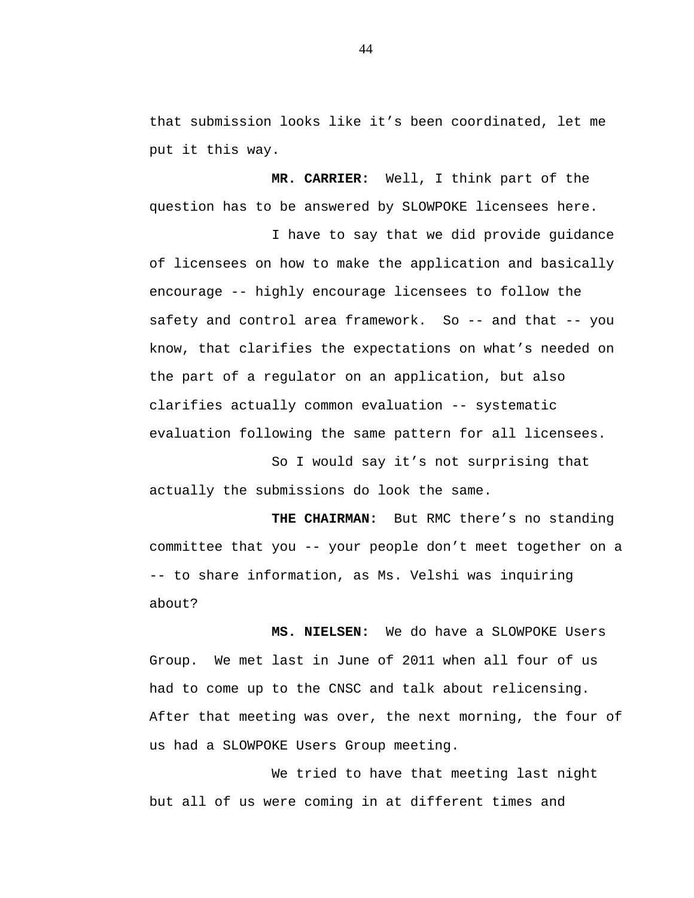that submission looks like it’s been coordinated, let me put it this way.

**MR. CARRIER:** Well, I think part of the question has to be answered by SLOWPOKE licensees here.

I have to say that we did provide guidance of licensees on how to make the application and basically encourage -- highly encourage licensees to follow the safety and control area framework. So -- and that -- you know, that clarifies the expectations on what’s needed on the part of a regulator on an application, but also clarifies actually common evaluation -- systematic evaluation following the same pattern for all licensees.

So I would say it’s not surprising that actually the submissions do look the same.

**THE CHAIRMAN:** But RMC there’s no standing committee that you -- your people don’t meet together on a -- to share information, as Ms. Velshi was inquiring about?

**MS. NIELSEN:** We do have a SLOWPOKE Users Group. We met last in June of 2011 when all four of us had to come up to the CNSC and talk about relicensing. After that meeting was over, the next morning, the four of us had a SLOWPOKE Users Group meeting.

We tried to have that meeting last night but all of us were coming in at different times and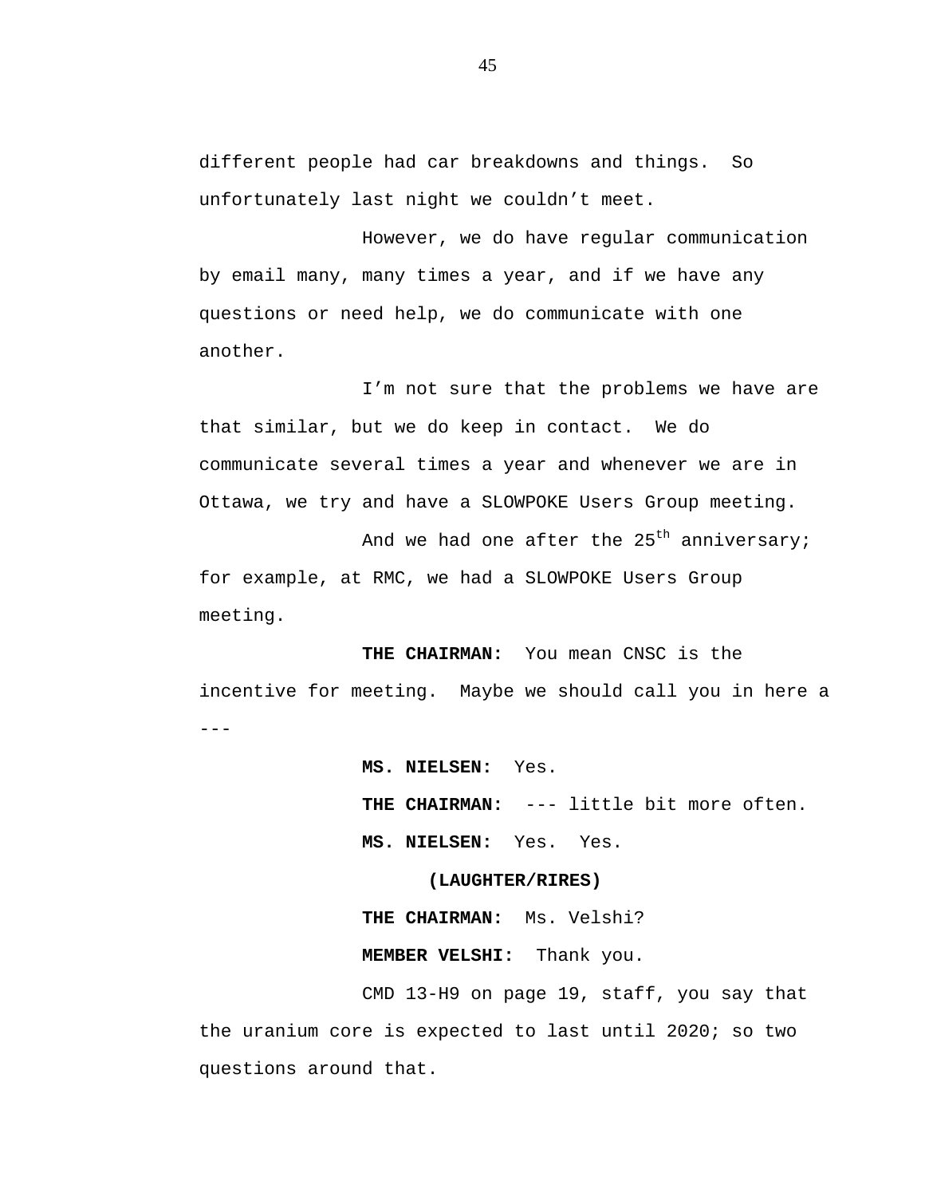different people had car breakdowns and things. So unfortunately last night we couldn't meet.

However, we do have regular communication by email many, many times a year, and if we have any questions or need help, we do communicate with one another.

I'm not sure that the problems we have are that similar, but we do keep in contact. We do communicate several times a year and whenever we are in Ottawa, we try and have a SLOWPOKE Users Group meeting.

And we had one after the 25th anniversary; for example, at RMC, we had a SLOWPOKE Users Group meeting.

**THE CHAIRMAN:** You mean CNSC is the incentive for meeting. Maybe we should call you in here a ---

**MS. NIELSEN:** Yes.

**THE CHAIRMAN:** --- little bit more often.

**MS. NIELSEN:** Yes. Yes.

**(LAUGHTER/RIRES)**

**THE CHAIRMAN:** Ms. Velshi?

**MEMBER VELSHI:** Thank you.

CMD 13-H9 on page 19, staff, you say that the uranium core is expected to last until 2020; so two questions around that.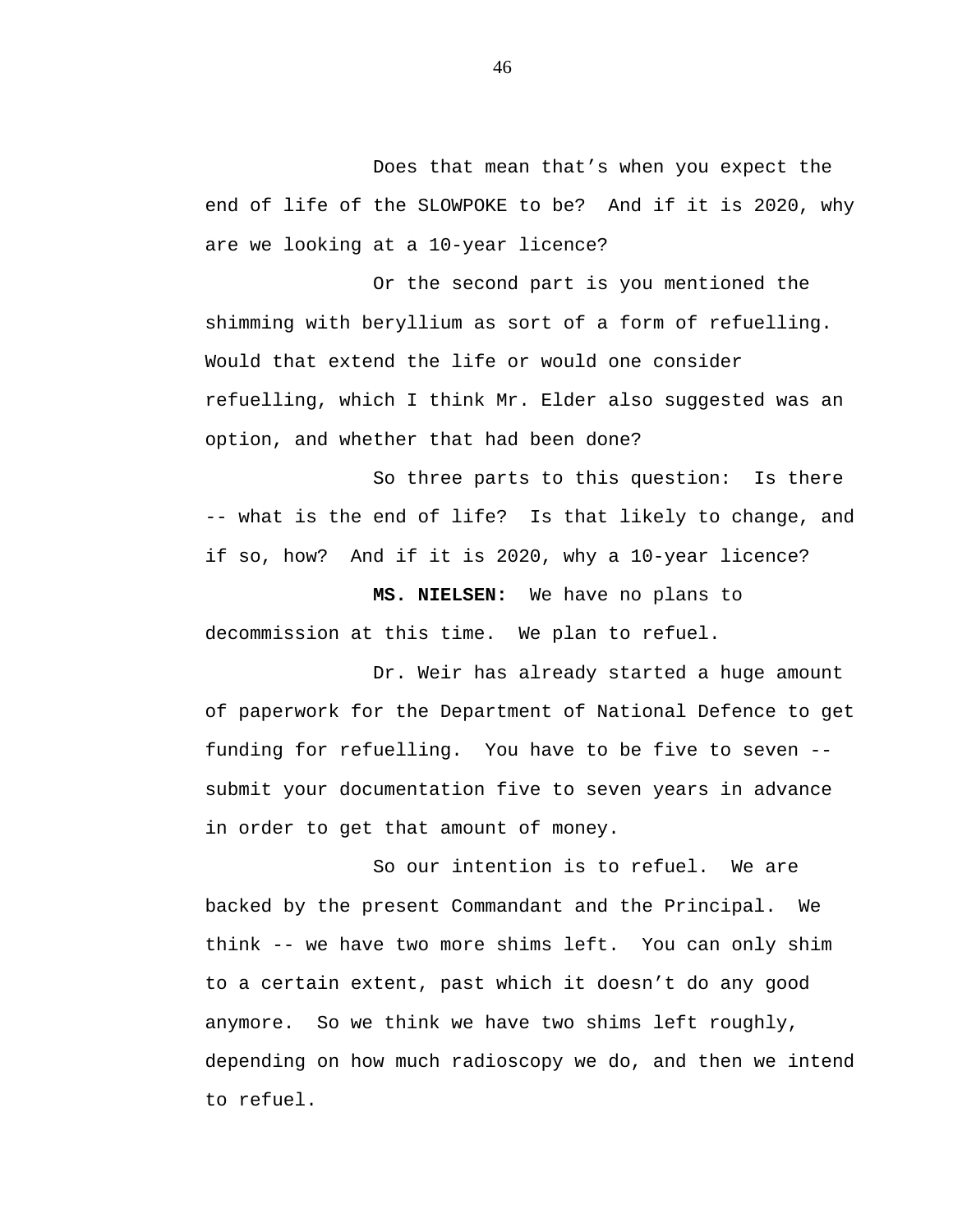Does that mean that's when you expect the end of life of the SLOWPOKE to be? And if it is 2020, why are we looking at a 10-year licence?

Or the second part is you mentioned the shimming with beryllium as sort of a form of refuelling. Would that extend the life or would one consider refuelling, which I think Mr. Elder also suggested was an option, and whether that had been done?

So three parts to this question: Is there -- what is the end of life? Is that likely to change, and if so, how? And if it is 2020, why a 10-year licence?

**MS. NIELSEN:** We have no plans to decommission at this time. We plan to refuel.

Dr. Weir has already started a huge amount of paperwork for the Department of National Defence to get funding for refuelling. You have to be five to seven -- submit your documentation five to seven years in advance in order to get that amount of money.

So our intention is to refuel. We are backed by the present Commandant and the Principal. We think -- we have two more shims left. You can only shim to a certain extent, past which it doesn't do any good anymore. So we think we have two shims left roughly, depending on how much radioscopy we do, and then we intend to refuel.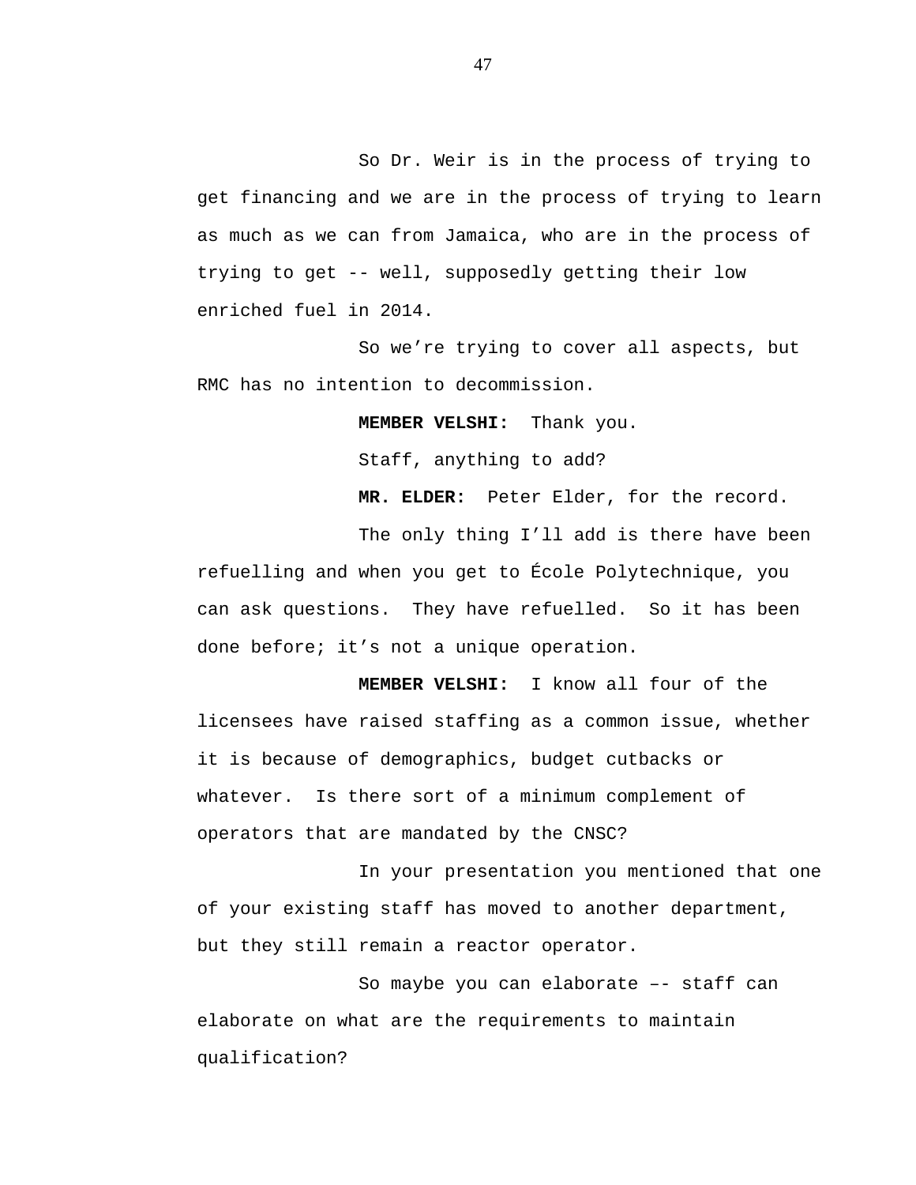So Dr. Weir is in the process of trying to get financing and we are in the process of trying to learn as much as we can from Jamaica, who are in the process of trying to get -- well, supposedly getting their low enriched fuel in 2014.

So we’re trying to cover all aspects, but RMC has no intention to decommission.

**MEMBER VELSHI:** Thank you.

Staff, anything to add?

**MR. ELDER:** Peter Elder, for the record.

The only thing I’ll add is there have been refuelling and when you get to École Polytechnique, you can ask questions. They have refuelled. So it has been done before; it’s not a unique operation.

**MEMBER VELSHI:** I know all four of the licensees have raised staffing as a common issue, whether it is because of demographics, budget cutbacks or whatever. Is there sort of a minimum complement of operators that are mandated by the CNSC?

In your presentation you mentioned that one of your existing staff has moved to another department, but they still remain a reactor operator.

So maybe you can elaborate –- staff can elaborate on what are the requirements to maintain qualification?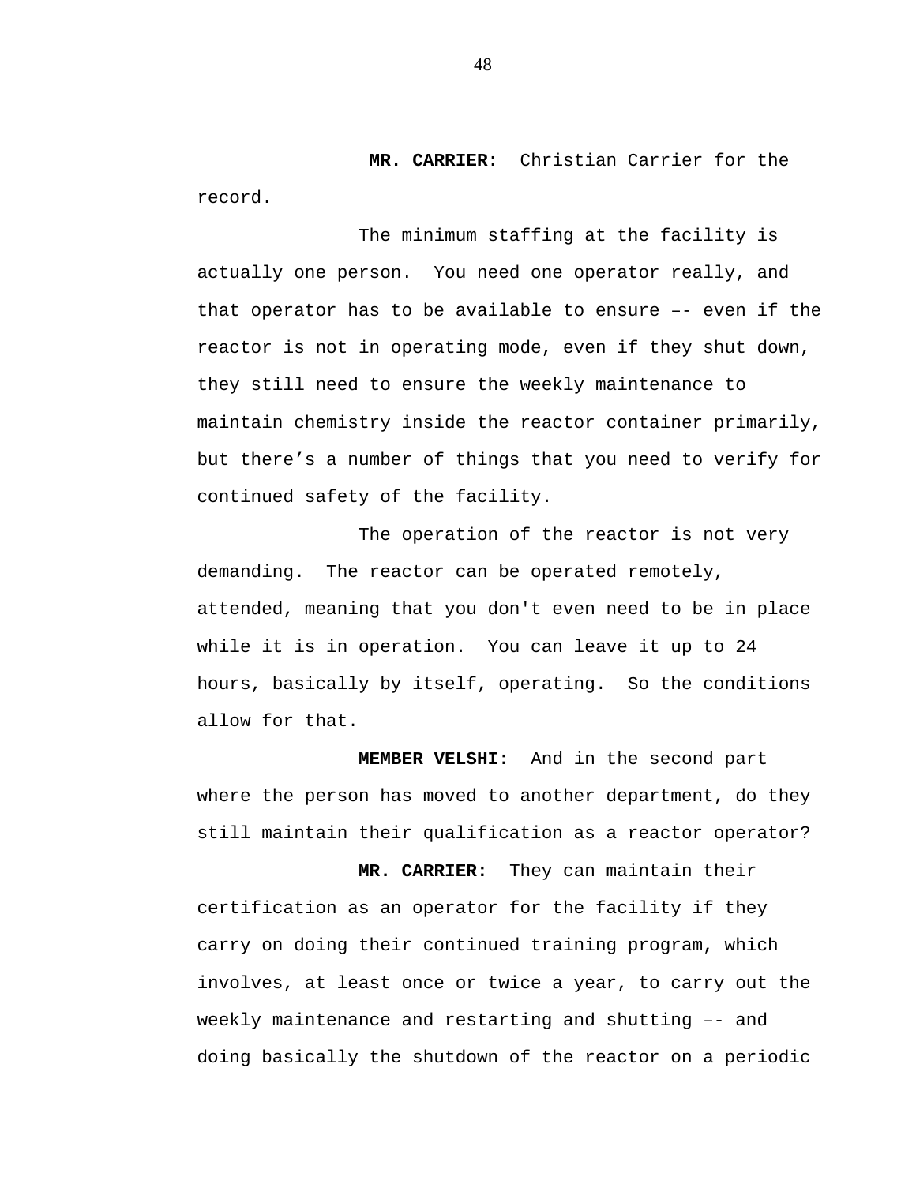**MR. CARRIER:** Christian Carrier for the record.

The minimum staffing at the facility is actually one person. You need one operator really, and that operator has to be available to ensure –- even if the reactor is not in operating mode, even if they shut down, they still need to ensure the weekly maintenance to maintain chemistry inside the reactor container primarily, but there’s a number of things that you need to verify for continued safety of the facility.

The operation of the reactor is not very demanding. The reactor can be operated remotely, attended, meaning that you don't even need to be in place while it is in operation. You can leave it up to 24 hours, basically by itself, operating. So the conditions allow for that.

**MEMBER VELSHI:** And in the second part where the person has moved to another department, do they still maintain their qualification as a reactor operator?

**MR. CARRIER:** They can maintain their certification as an operator for the facility if they carry on doing their continued training program, which involves, at least once or twice a year, to carry out the weekly maintenance and restarting and shutting –- and doing basically the shutdown of the reactor on a periodic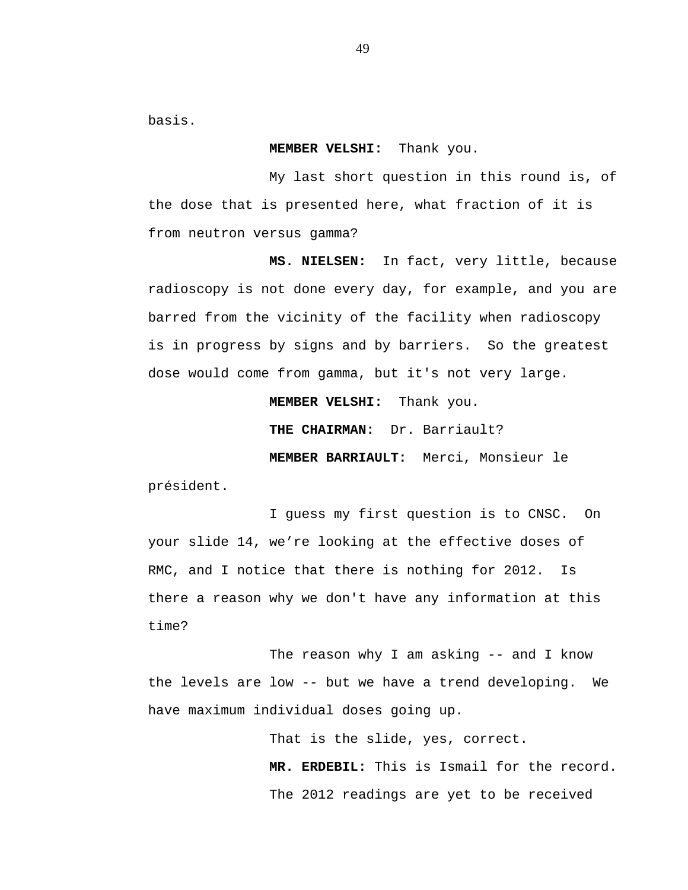basis.

**MEMBER VELSHI:** Thank you.

My last short question in this round is, of the dose that is presented here, what fraction of it is from neutron versus gamma?

**MS. NIELSEN:** In fact, very little, because radioscopy is not done every day, for example, and you are barred from the vicinity of the facility when radioscopy is in progress by signs and by barriers. So the greatest dose would come from gamma, but it's not very large.

**MEMBER VELSHI:** Thank you.

**THE CHAIRMAN:** Dr. Barriault?

**MEMBER BARRIAULT:** Merci, Monsieur le président.

I guess my first question is to CNSC. On your slide 14, we're looking at the effective doses of RMC, and I notice that there is nothing for 2012. Is there a reason why we don't have any information at this time?

The reason why I am asking -- and I know the levels are low -- but we have a trend developing. We have maximum individual doses going up.

That is the slide, yes, correct.

**MR. ERDEBIL:** This is Ismail for the record.

The 2012 readings are yet to be received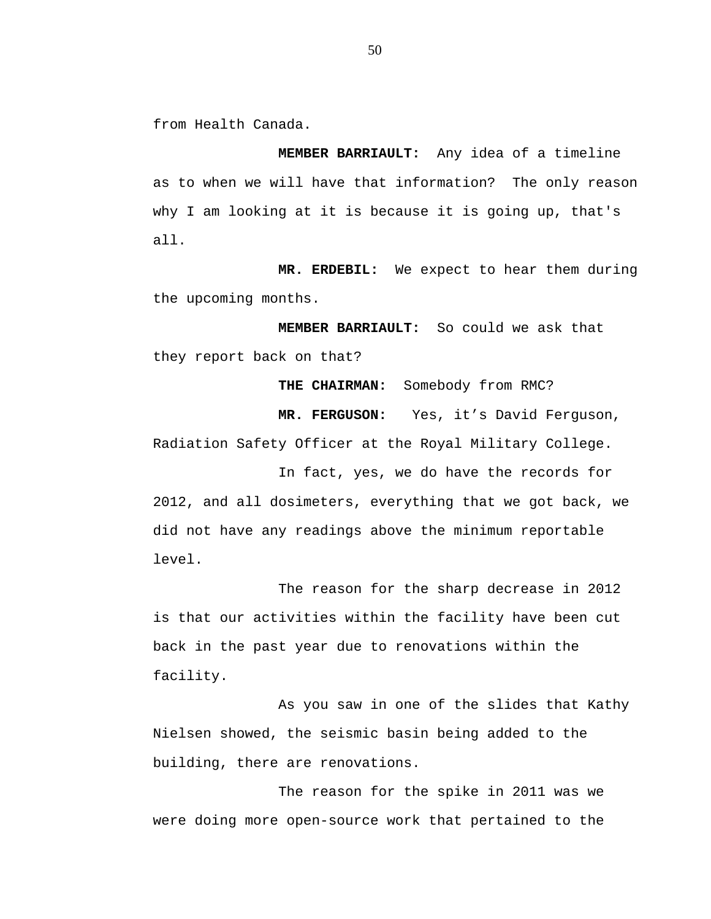from Health Canada.

**MEMBER BARRIAULT:** Any idea of a timeline as to when we will have that information? The only reason why I am looking at it is because it is going up, that's all.

**MR. ERDEBIL:** We expect to hear them during the upcoming months.

**MEMBER BARRIAULT:** So could we ask that they report back on that?

**THE CHAIRMAN:** Somebody from RMC?

**MR. FERGUSON:** Yes, it’s David Ferguson, Radiation Safety Officer at the Royal Military College.

In fact, yes, we do have the records for 2012, and all dosimeters, everything that we got back, we did not have any readings above the minimum reportable level.

The reason for the sharp decrease in 2012 is that our activities within the facility have been cut back in the past year due to renovations within the facility.

As you saw in one of the slides that Kathy Nielsen showed, the seismic basin being added to the building, there are renovations.

The reason for the spike in 2011 was we were doing more open-source work that pertained to the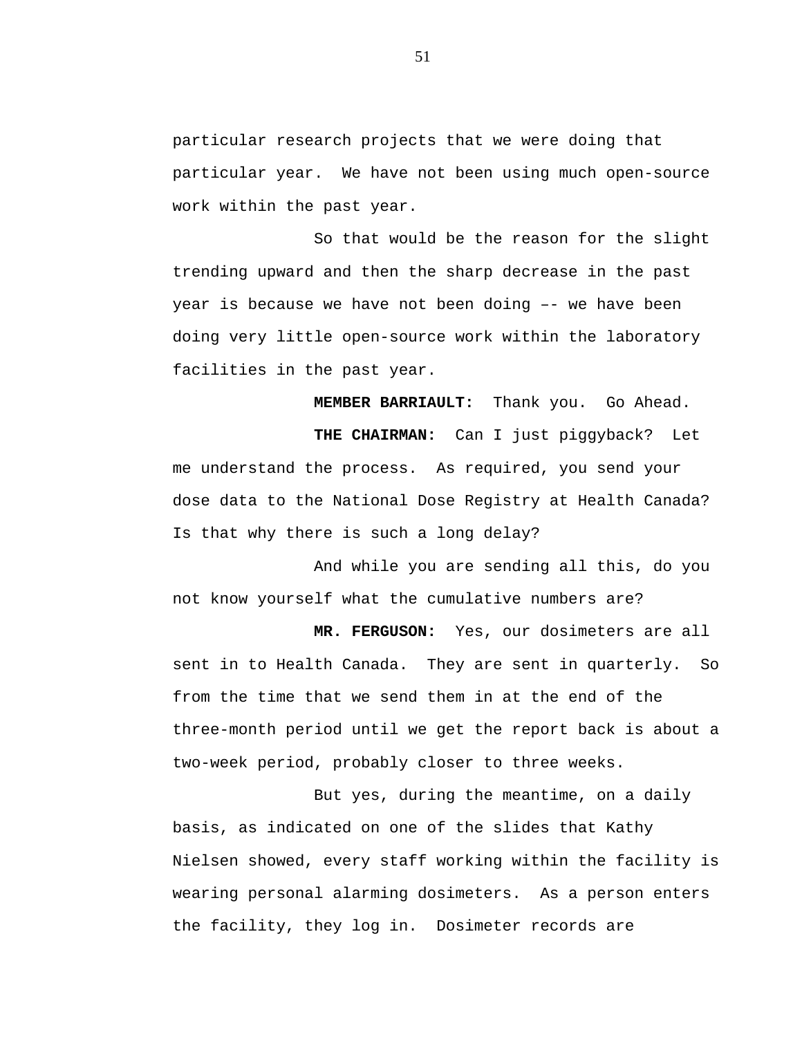particular research projects that we were doing that particular year. We have not been using much open-source work within the past year.

So that would be the reason for the slight trending upward and then the sharp decrease in the past year is because we have not been doing –- we have been doing very little open-source work within the laboratory facilities in the past year.

**MEMBER BARRIAULT:** Thank you. Go Ahead.

**THE CHAIRMAN:** Can I just piggyback? Let me understand the process. As required, you send your dose data to the National Dose Registry at Health Canada? Is that why there is such a long delay?

And while you are sending all this, do you not know yourself what the cumulative numbers are?

**MR. FERGUSON:** Yes, our dosimeters are all sent in to Health Canada. They are sent in quarterly. So from the time that we send them in at the end of the three-month period until we get the report back is about a two-week period, probably closer to three weeks.

But yes, during the meantime, on a daily basis, as indicated on one of the slides that Kathy Nielsen showed, every staff working within the facility is wearing personal alarming dosimeters. As a person enters the facility, they log in. Dosimeter records are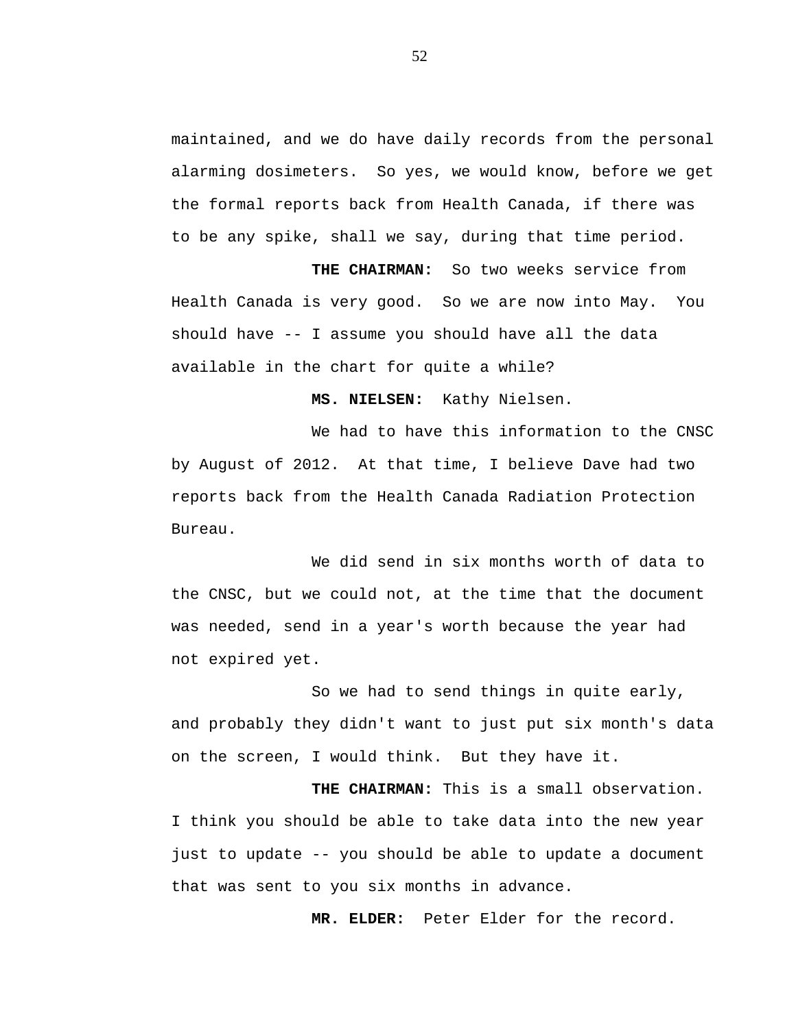maintained, and we do have daily records from the personal alarming dosimeters. So yes, we would know, before we get the formal reports back from Health Canada, if there was to be any spike, shall we say, during that time period.

**THE CHAIRMAN:** So two weeks service from Health Canada is very good. So we are now into May. You should have -- I assume you should have all the data available in the chart for quite a while?

**MS. NIELSEN:** Kathy Nielsen.

We had to have this information to the CNSC by August of 2012. At that time, I believe Dave had two reports back from the Health Canada Radiation Protection Bureau.

We did send in six months worth of data to the CNSC, but we could not, at the time that the document was needed, send in a year's worth because the year had not expired yet.

So we had to send things in quite early, and probably they didn't want to just put six month's data on the screen, I would think. But they have it.

**THE CHAIRMAN:** This is a small observation. I think you should be able to take data into the new year just to update -- you should be able to update a document that was sent to you six months in advance.

**MR. ELDER:** Peter Elder for the record.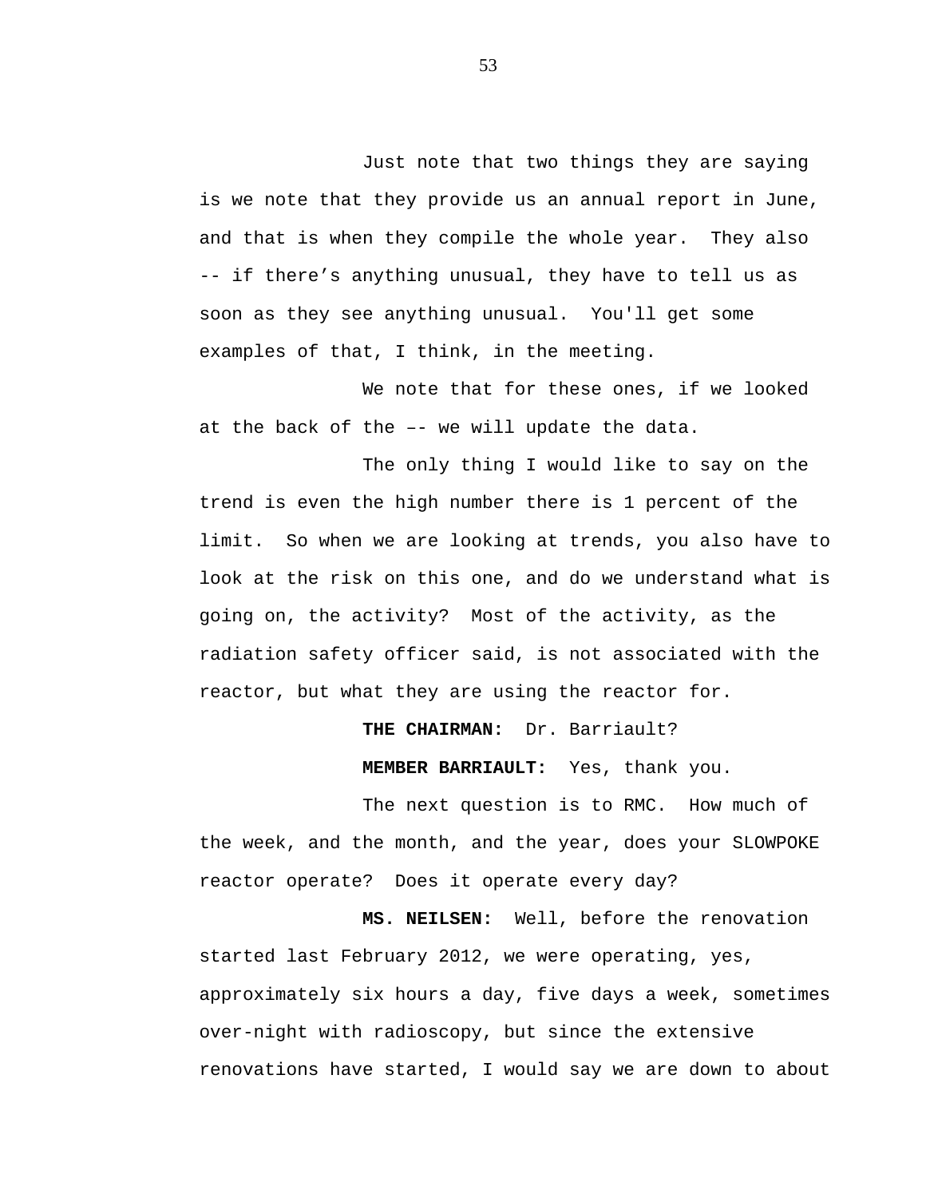Just note that two things they are saying is we note that they provide us an annual report in June, and that is when they compile the whole year. They also -- if there's anything unusual, they have to tell us as soon as they see anything unusual. You'll get some examples of that, I think, in the meeting.

We note that for these ones, if we looked at the back of the –- we will update the data.

The only thing I would like to say on the trend is even the high number there is 1 percent of the limit. So when we are looking at trends, you also have to look at the risk on this one, and do we understand what is going on, the activity? Most of the activity, as the radiation safety officer said, is not associated with the reactor, but what they are using the reactor for.

**THE CHAIRMAN:** Dr. Barriault?

**MEMBER BARRIAULT:** Yes, thank you.

The next question is to RMC. How much of the week, and the month, and the year, does your SLOWPOKE reactor operate? Does it operate every day?

**MS. NEILSEN:** Well, before the renovation started last February 2012, we were operating, yes, approximately six hours a day, five days a week, sometimes over-night with radioscopy, but since the extensive renovations have started, I would say we are down to about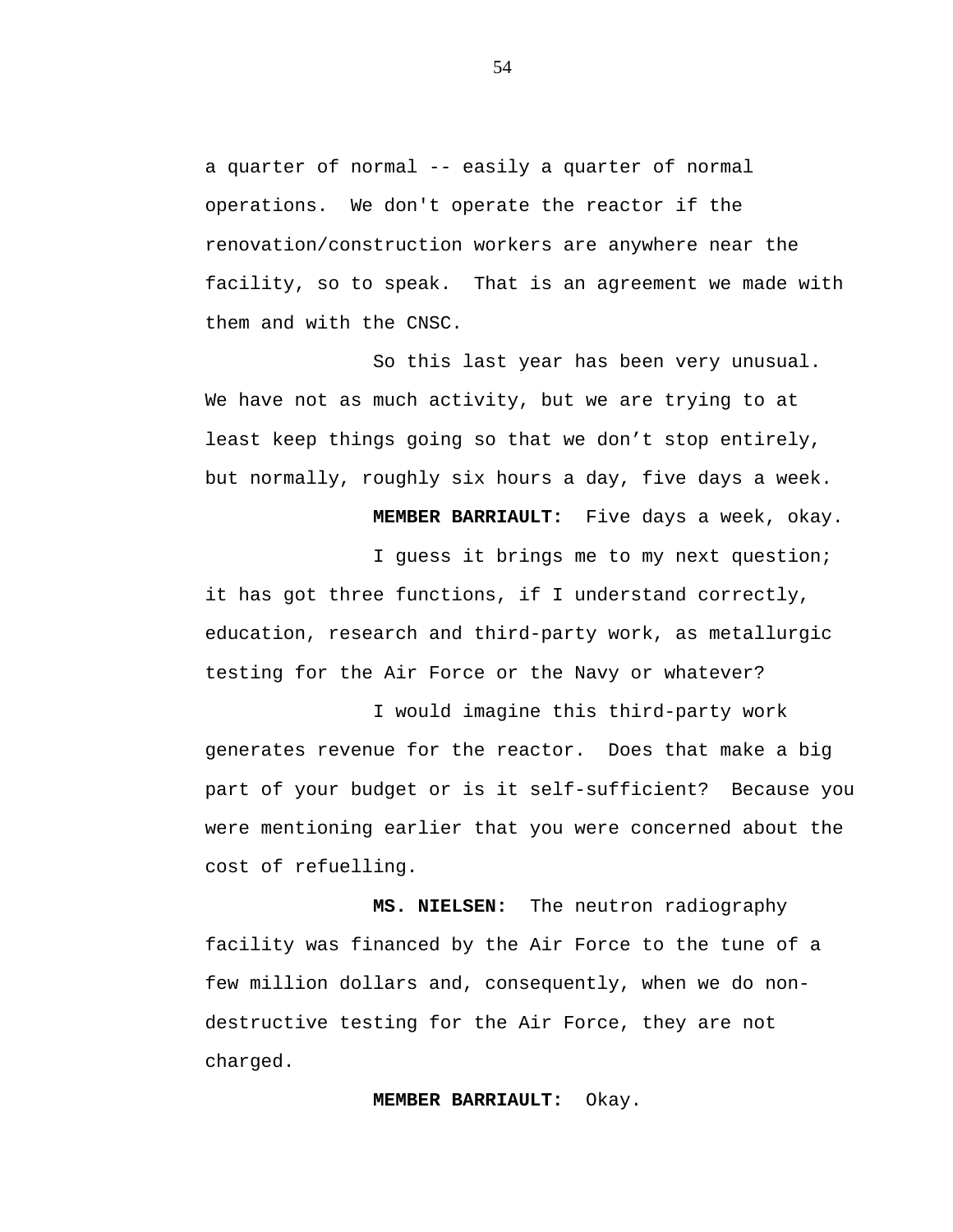a quarter of normal -- easily a quarter of normal operations. We don't operate the reactor if the renovation/construction workers are anywhere near the facility, so to speak. That is an agreement we made with them and with the CNSC.

So this last year has been very unusual. We have not as much activity, but we are trying to at least keep things going so that we don’t stop entirely, but normally, roughly six hours a day, five days a week.

**MEMBER BARRIAULT:** Five days a week, okay.

I guess it brings me to my next question; it has got three functions, if I understand correctly, education, research and third-party work, as metallurgic testing for the Air Force or the Navy or whatever?

I would imagine this third-party work generates revenue for the reactor. Does that make a big part of your budget or is it self-sufficient? Because you were mentioning earlier that you were concerned about the cost of refuelling.

**MS. NIELSEN:** The neutron radiography facility was financed by the Air Force to the tune of a few million dollars and, consequently, when we do non-destructive testing for the Air Force, they are not charged.

**MEMBER BARRIAULT:** Okay.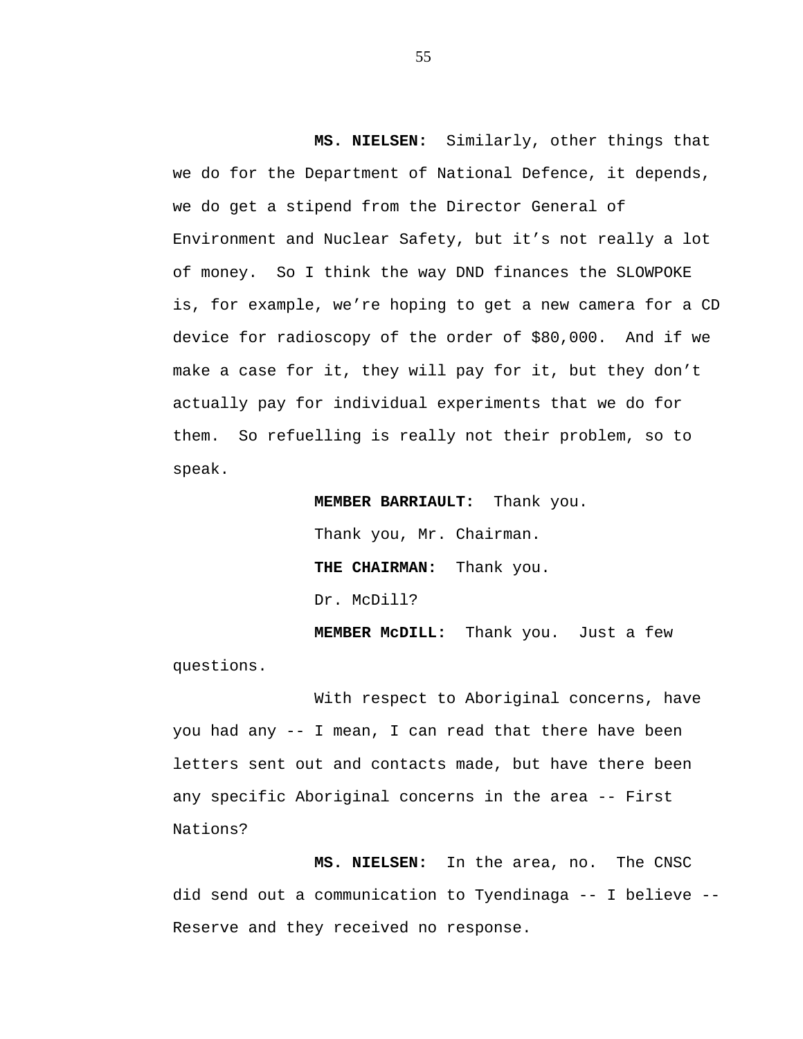**MS. NIELSEN:** Similarly, other things that we do for the Department of National Defence, it depends, we do get a stipend from the Director General of Environment and Nuclear Safety, but it's not really a lot of money. So I think the way DND finances the SLOWPOKE is, for example, we're hoping to get a new camera for a CD device for radioscopy of the order of $80,000. And if we make a case for it, they will pay for it, but they don't actually pay for individual experiments that we do for them. So refuelling is really not their problem, so to speak.

**MEMBER BARRIAULT:** Thank you.

Thank you, Mr. Chairman.

**THE CHAIRMAN:** Thank you.

Dr. McDill?

**MEMBER McDILL:** Thank you. Just a few questions.

With respect to Aboriginal concerns, have you had any -- I mean, I can read that there have been letters sent out and contacts made, but have there been any specific Aboriginal concerns in the area -- First Nations?

**MS. NIELSEN:** In the area, no. The CNSC did send out a communication to Tyendinaga -- I believe -- Reserve and they received no response.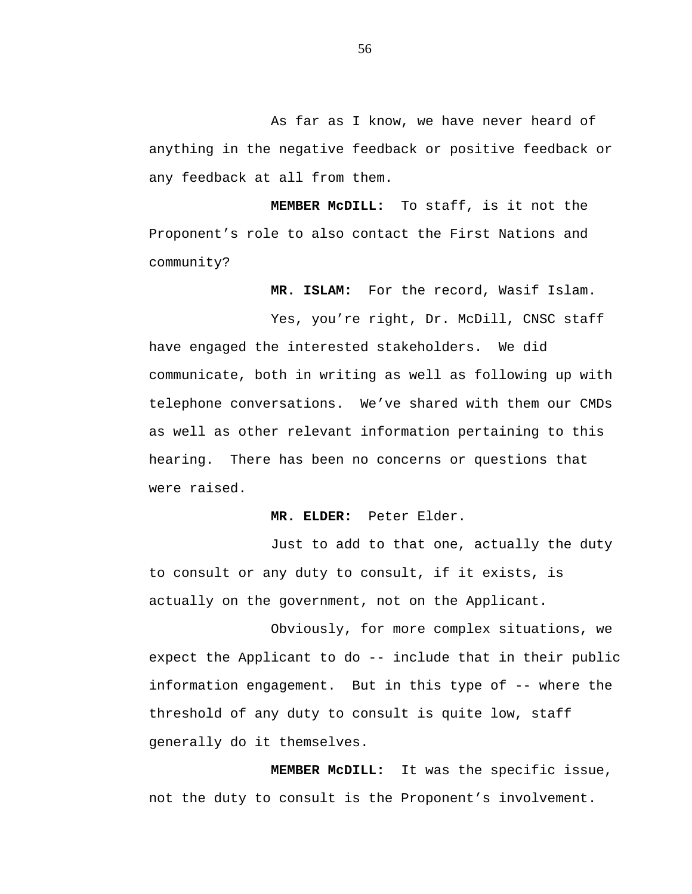As far as I know, we have never heard of anything in the negative feedback or positive feedback or any feedback at all from them.

**MEMBER McDILL:** To staff, is it not the Proponent’s role to also contact the First Nations and community?

**MR. ISLAM:** For the record, Wasif Islam.

Yes, you’re right, Dr. McDill, CNSC staff have engaged the interested stakeholders. We did communicate, both in writing as well as following up with telephone conversations. We’ve shared with them our CMDs as well as other relevant information pertaining to this hearing. There has been no concerns or questions that were raised.

**MR. ELDER:** Peter Elder.

Just to add to that one, actually the duty to consult or any duty to consult, if it exists, is actually on the government, not on the Applicant.

Obviously, for more complex situations, we expect the Applicant to do -- include that in their public information engagement. But in this type of -- where the threshold of any duty to consult is quite low, staff generally do it themselves.

**MEMBER McDILL:** It was the specific issue, not the duty to consult is the Proponent’s involvement.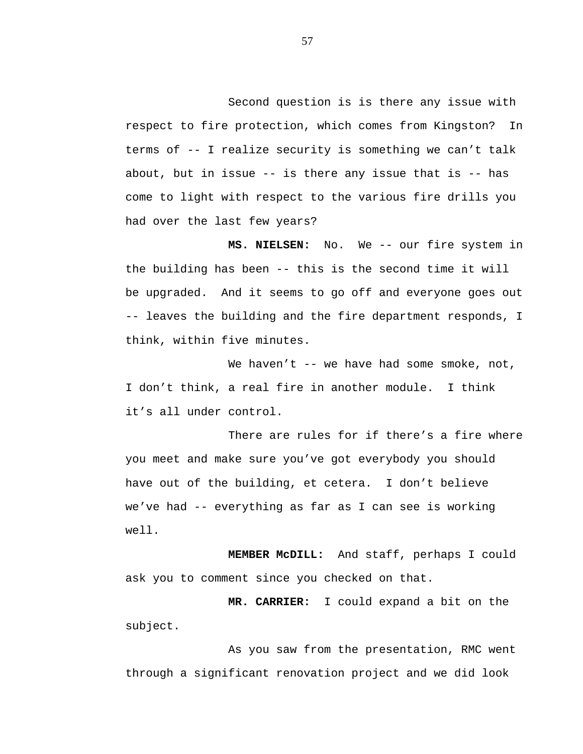Second question is is there any issue with respect to fire protection, which comes from Kingston? In terms of -- I realize security is something we can’t talk about, but in issue -- is there any issue that is -- has come to light with respect to the various fire drills you had over the last few years?

**MS. NIELSEN:** No. We -- our fire system in the building has been -- this is the second time it will be upgraded. And it seems to go off and everyone goes out -- leaves the building and the fire department responds, I think, within five minutes.

We haven’t -- we have had some smoke, not, I don’t think, a real fire in another module. I think it’s all under control.

There are rules for if there’s a fire where you meet and make sure you’ve got everybody you should have out of the building, et cetera. I don’t believe we’ve had -- everything as far as I can see is working well.

**MEMBER McDILL:** And staff, perhaps I could ask you to comment since you checked on that.

**MR. CARRIER:** I could expand a bit on the subject.

As you saw from the presentation, RMC went through a significant renovation project and we did look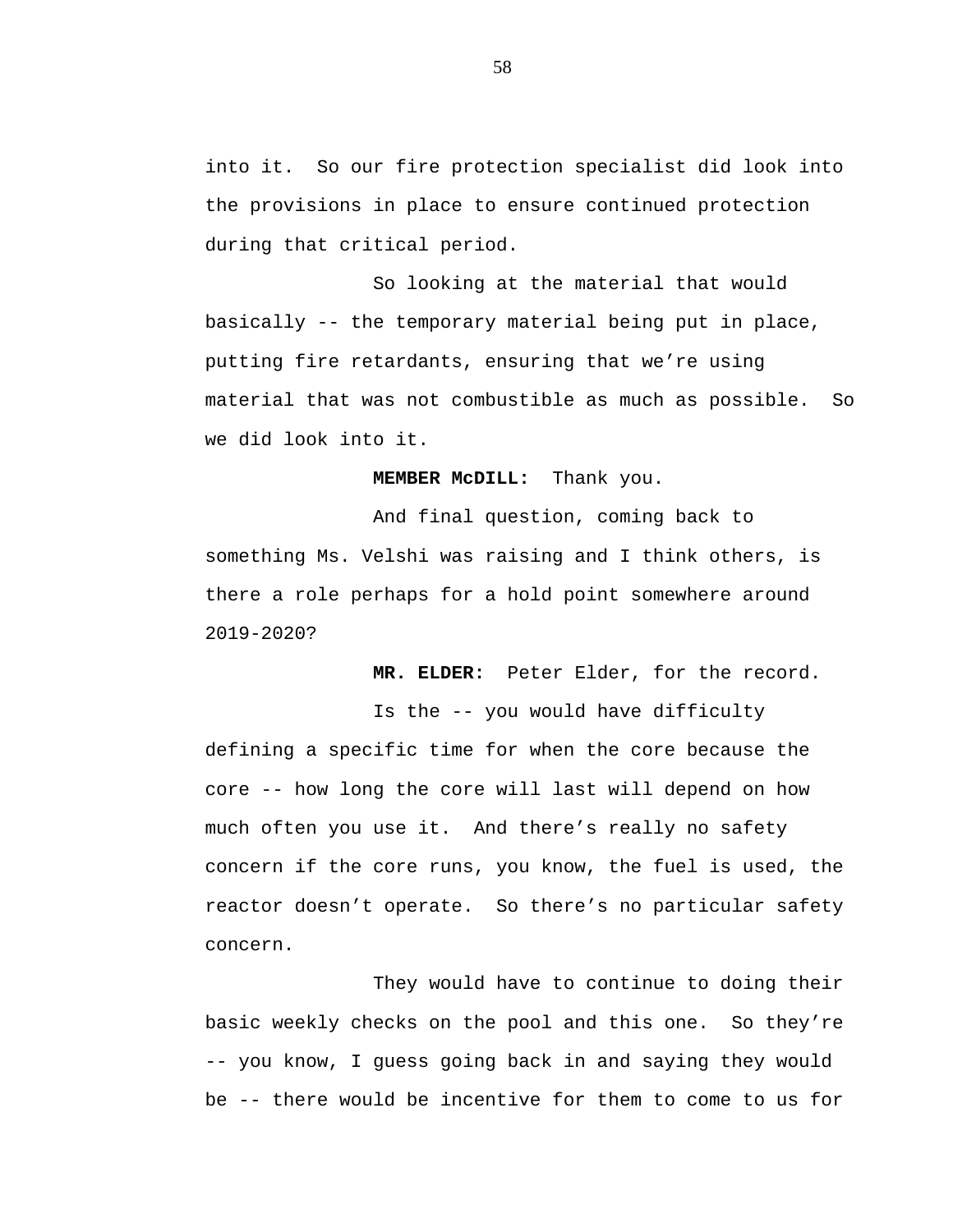into it. So our fire protection specialist did look into the provisions in place to ensure continued protection during that critical period.

So looking at the material that would basically -- the temporary material being put in place, putting fire retardants, ensuring that we're using material that was not combustible as much as possible. So we did look into it.

**MEMBER McDILL:** Thank you.

And final question, coming back to something Ms. Velshi was raising and I think others, is there a role perhaps for a hold point somewhere around 2019-2020?

**MR. ELDER:** Peter Elder, for the record.

Is the -- you would have difficulty defining a specific time for when the core because the core -- how long the core will last will depend on how much often you use it. And there's really no safety concern if the core runs, you know, the fuel is used, the reactor doesn't operate. So there's no particular safety concern.

They would have to continue to doing their basic weekly checks on the pool and this one. So they're -- you know, I guess going back in and saying they would be -- there would be incentive for them to come to us for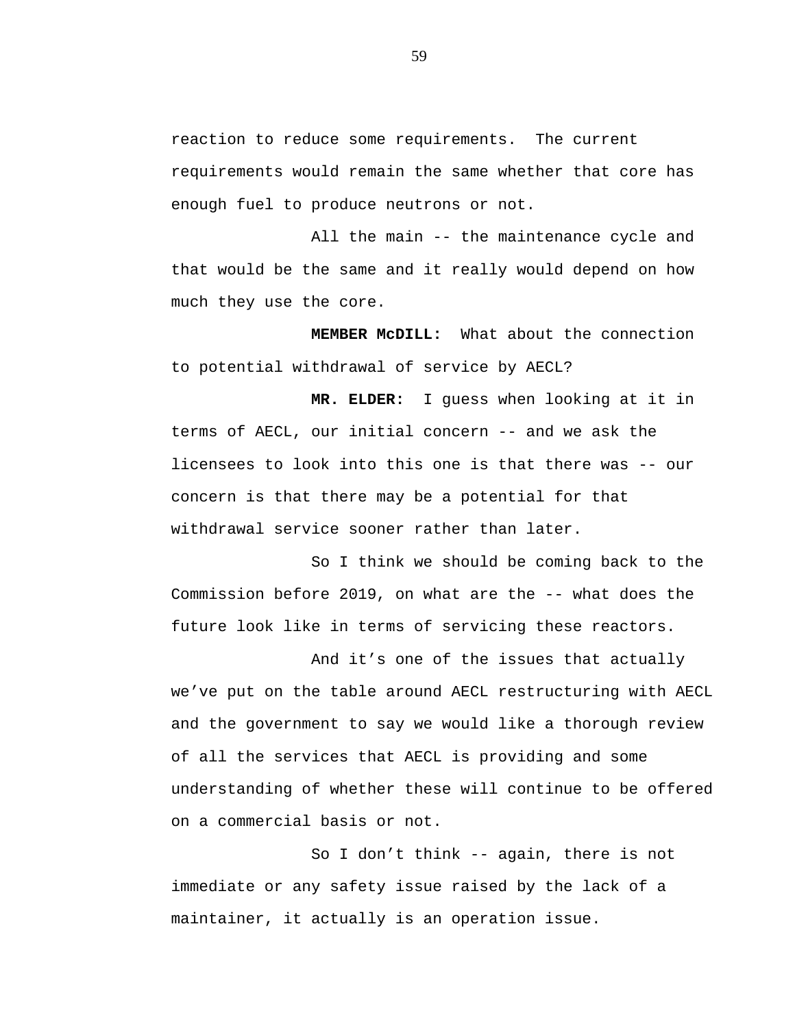reaction to reduce some requirements. The current requirements would remain the same whether that core has enough fuel to produce neutrons or not.

All the main -- the maintenance cycle and that would be the same and it really would depend on how much they use the core.

**MEMBER McDILL:** What about the connection to potential withdrawal of service by AECL?

**MR. ELDER:** I guess when looking at it in terms of AECL, our initial concern -- and we ask the licensees to look into this one is that there was -- our concern is that there may be a potential for that withdrawal service sooner rather than later.

So I think we should be coming back to the Commission before 2019, on what are the -- what does the future look like in terms of servicing these reactors.

And it's one of the issues that actually we've put on the table around AECL restructuring with AECL and the government to say we would like a thorough review of all the services that AECL is providing and some understanding of whether these will continue to be offered on a commercial basis or not.

So I don't think -- again, there is not immediate or any safety issue raised by the lack of a maintainer, it actually is an operation issue.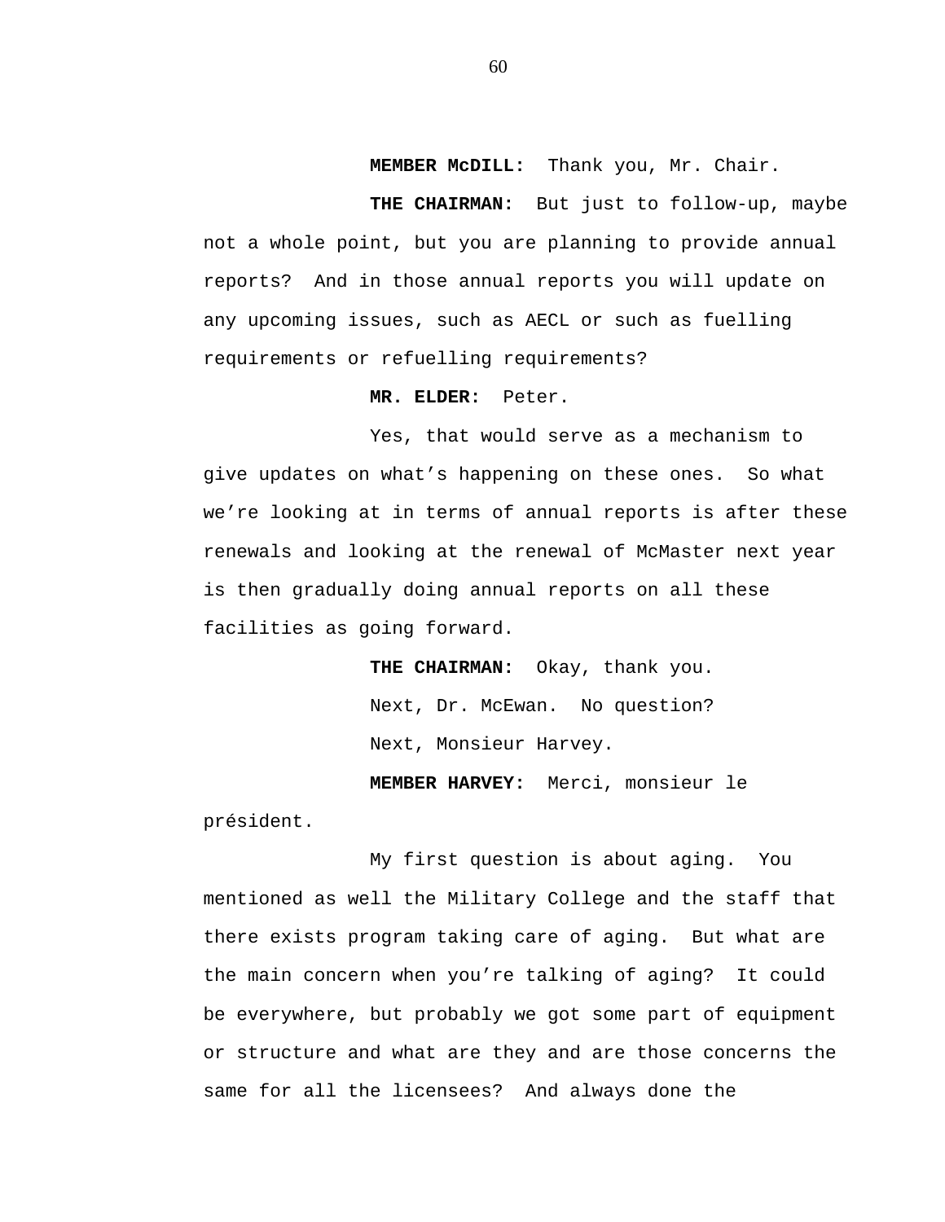**MEMBER McDILL:** Thank you, Mr. Chair.

**THE CHAIRMAN:** But just to follow-up, maybe not a whole point, but you are planning to provide annual reports? And in those annual reports you will update on any upcoming issues, such as AECL or such as fuelling requirements or refuelling requirements?

**MR. ELDER:** Peter.

Yes, that would serve as a mechanism to give updates on what's happening on these ones. So what we're looking at in terms of annual reports is after these renewals and looking at the renewal of McMaster next year is then gradually doing annual reports on all these facilities as going forward.

**THE CHAIRMAN:** Okay, thank you.

Next, Dr. McEwan. No question?

Next, Monsieur Harvey.

**MEMBER HARVEY:** Merci, monsieur le président.

My first question is about aging. You mentioned as well the Military College and the staff that there exists program taking care of aging. But what are the main concern when you're talking of aging? It could be everywhere, but probably we got some part of equipment or structure and what are they and are those concerns the same for all the licensees? And always done the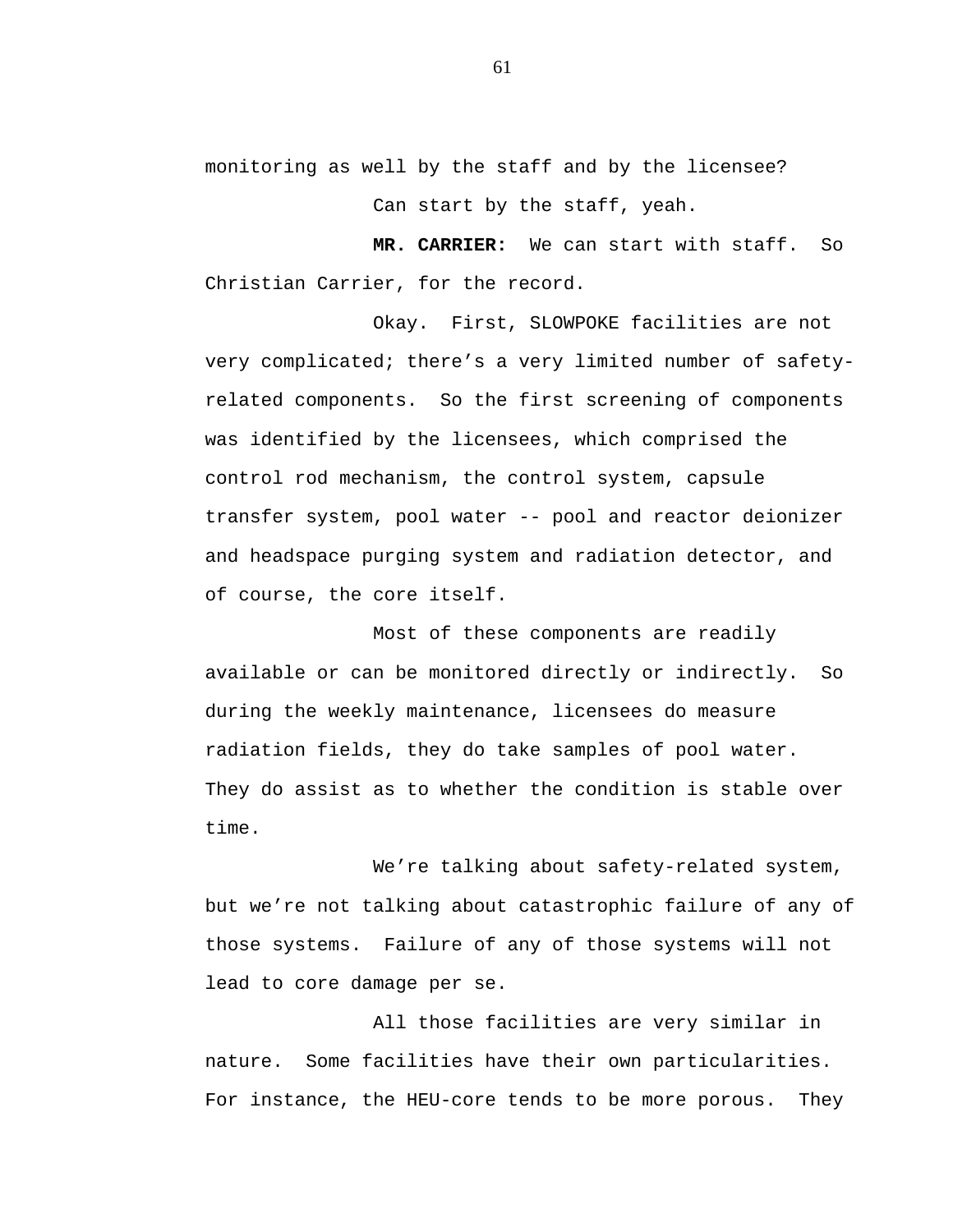monitoring as well by the staff and by the licensee?

Can start by the staff, yeah.

**MR. CARRIER:** We can start with staff. So Christian Carrier, for the record.

Okay. First, SLOWPOKE facilities are not very complicated; there's a very limited number of safety-related components. So the first screening of components was identified by the licensees, which comprised the control rod mechanism, the control system, capsule transfer system, pool water -- pool and reactor deionizer and headspace purging system and radiation detector, and of course, the core itself.

Most of these components are readily available or can be monitored directly or indirectly. So during the weekly maintenance, licensees do measure radiation fields, they do take samples of pool water. They do assist as to whether the condition is stable over time.

We're talking about safety-related system, but we're not talking about catastrophic failure of any of those systems. Failure of any of those systems will not lead to core damage per se.

All those facilities are very similar in nature. Some facilities have their own particularities. For instance, the HEU-core tends to be more porous. They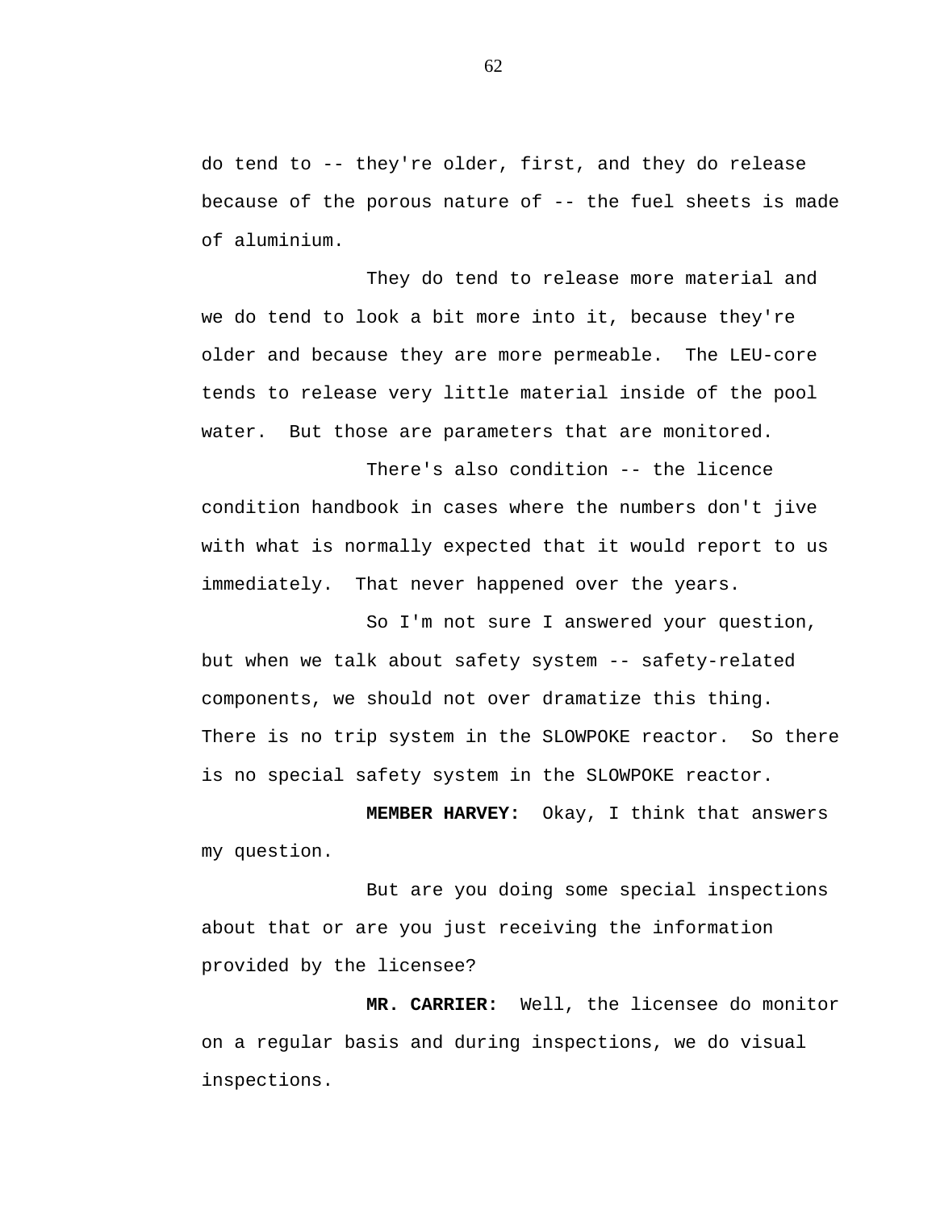do tend to -- they're older, first, and they do release because of the porous nature of -- the fuel sheets is made of aluminium.

They do tend to release more material and we do tend to look a bit more into it, because they're older and because they are more permeable. The LEU-core tends to release very little material inside of the pool water. But those are parameters that are monitored.

There's also condition -- the licence condition handbook in cases where the numbers don't jive with what is normally expected that it would report to us immediately. That never happened over the years.

So I'm not sure I answered your question, but when we talk about safety system -- safety-related components, we should not over dramatize this thing. There is no trip system in the SLOWPOKE reactor. So there is no special safety system in the SLOWPOKE reactor.

**MEMBER HARVEY:** Okay, I think that answers my question.

But are you doing some special inspections about that or are you just receiving the information provided by the licensee?

**MR. CARRIER:** Well, the licensee do monitor on a regular basis and during inspections, we do visual inspections.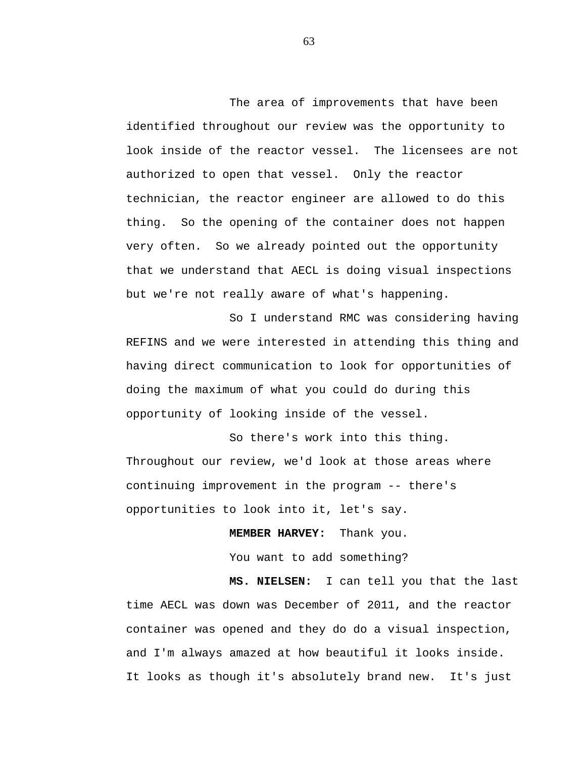The area of improvements that have been identified throughout our review was the opportunity to look inside of the reactor vessel. The licensees are not authorized to open that vessel. Only the reactor technician, the reactor engineer are allowed to do this thing. So the opening of the container does not happen very often. So we already pointed out the opportunity that we understand that AECL is doing visual inspections but we're not really aware of what's happening.

So I understand RMC was considering having REFINS and we were interested in attending this thing and having direct communication to look for opportunities of doing the maximum of what you could do during this opportunity of looking inside of the vessel.

So there's work into this thing. Throughout our review, we'd look at those areas where continuing improvement in the program -- there's opportunities to look into it, let's say.

**MEMBER HARVEY:** Thank you.

You want to add something?

**MS. NIELSEN:** I can tell you that the last time AECL was down was December of 2011, and the reactor container was opened and they do do a visual inspection, and I'm always amazed at how beautiful it looks inside. It looks as though it's absolutely brand new. It's just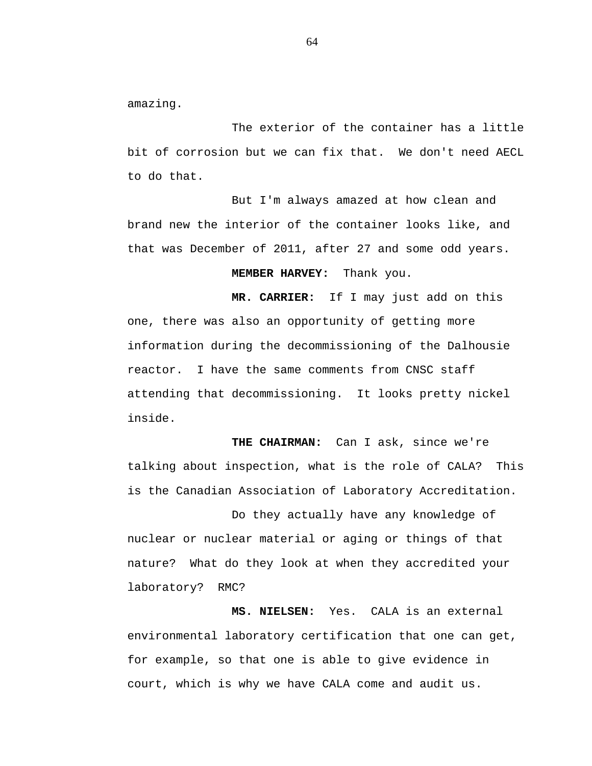amazing.

The exterior of the container has a little bit of corrosion but we can fix that. We don't need AECL to do that.

But I'm always amazed at how clean and brand new the interior of the container looks like, and that was December of 2011, after 27 and some odd years.

**MEMBER HARVEY:** Thank you.

**MR. CARRIER:** If I may just add on this one, there was also an opportunity of getting more information during the decommissioning of the Dalhousie reactor. I have the same comments from CNSC staff attending that decommissioning. It looks pretty nickel inside.

**THE CHAIRMAN:** Can I ask, since we're talking about inspection, what is the role of CALA? This is the Canadian Association of Laboratory Accreditation.

Do they actually have any knowledge of nuclear or nuclear material or aging or things of that nature? What do they look at when they accredited your laboratory? RMC?

**MS. NIELSEN:** Yes. CALA is an external environmental laboratory certification that one can get, for example, so that one is able to give evidence in court, which is why we have CALA come and audit us.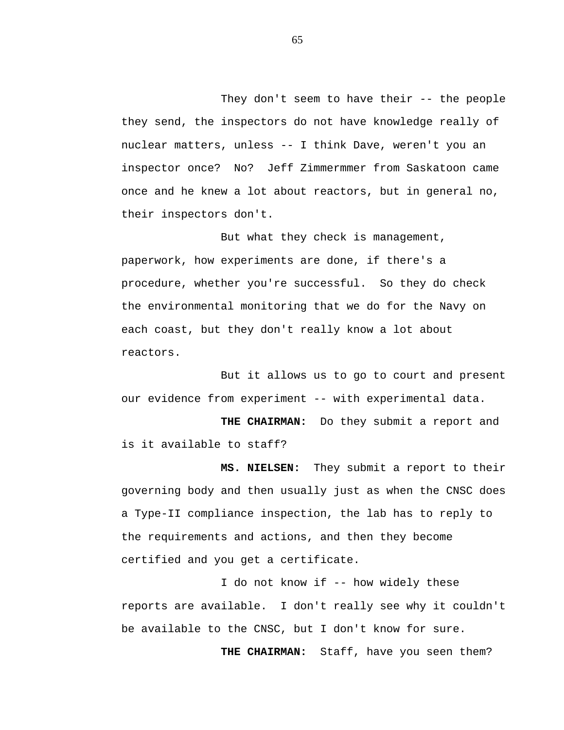They don't seem to have their -- the people they send, the inspectors do not have knowledge really of nuclear matters, unless -- I think Dave, weren't you an inspector once? No? Jeff Zimmermmer from Saskatoon came once and he knew a lot about reactors, but in general no, their inspectors don't.

But what they check is management, paperwork, how experiments are done, if there's a procedure, whether you're successful. So they do check the environmental monitoring that we do for the Navy on each coast, but they don't really know a lot about reactors.

But it allows us to go to court and present our evidence from experiment -- with experimental data.

**THE CHAIRMAN:** Do they submit a report and is it available to staff?

**MS. NIELSEN:** They submit a report to their governing body and then usually just as when the CNSC does a Type-II compliance inspection, the lab has to reply to the requirements and actions, and then they become certified and you get a certificate.

I do not know if -- how widely these reports are available. I don't really see why it couldn't be available to the CNSC, but I don't know for sure.

**THE CHAIRMAN:** Staff, have you seen them?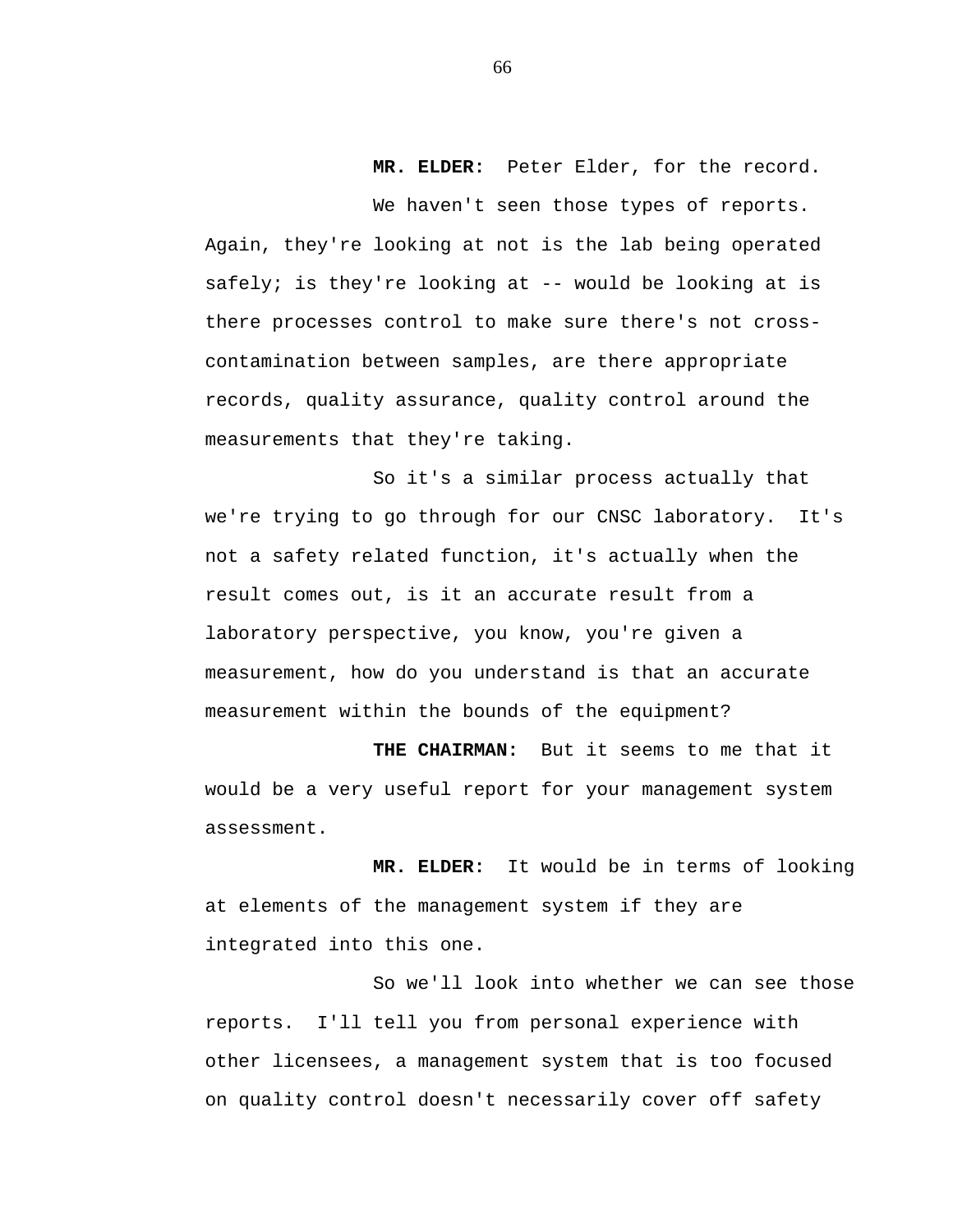**MR. ELDER:** Peter Elder, for the record.

We haven't seen those types of reports. Again, they're looking at not is the lab being operated safely; is they're looking at -- would be looking at is there processes control to make sure there's not cross-contamination between samples, are there appropriate records, quality assurance, quality control around the measurements that they're taking.

So it's a similar process actually that we're trying to go through for our CNSC laboratory. It's not a safety related function, it's actually when the result comes out, is it an accurate result from a laboratory perspective, you know, you're given a measurement, how do you understand is that an accurate measurement within the bounds of the equipment?

**THE CHAIRMAN:** But it seems to me that it would be a very useful report for your management system assessment.

**MR. ELDER:** It would be in terms of looking at elements of the management system if they are integrated into this one.

So we'll look into whether we can see those reports. I'll tell you from personal experience with other licensees, a management system that is too focused on quality control doesn't necessarily cover off safety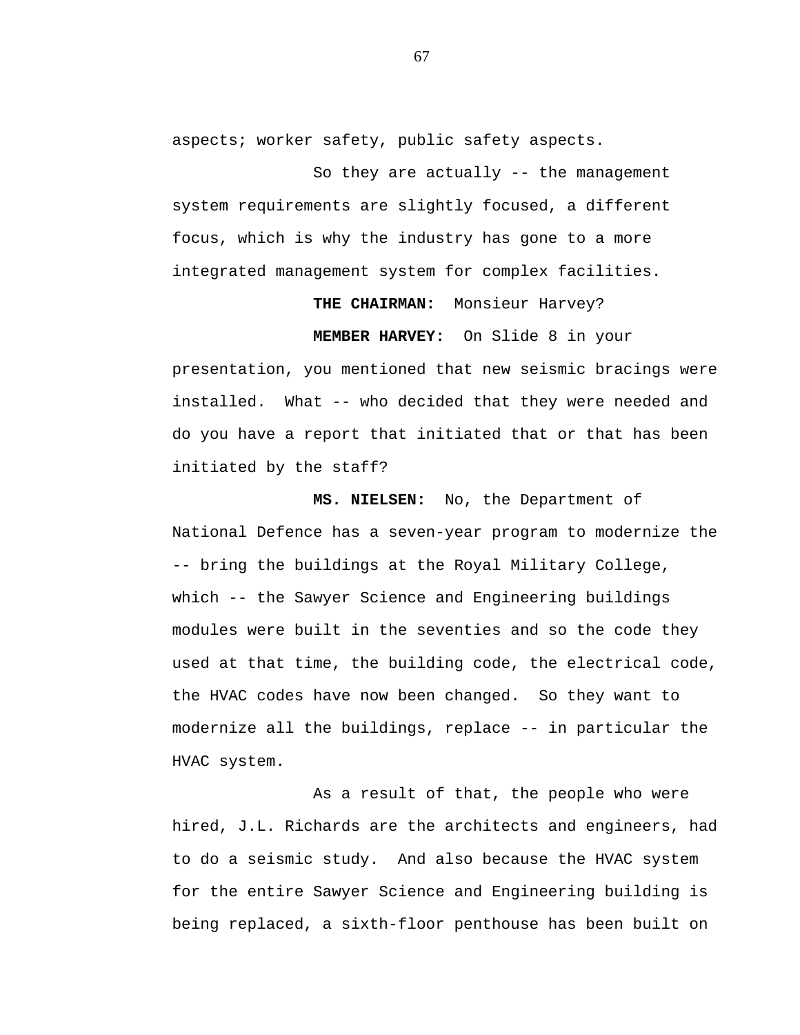aspects; worker safety, public safety aspects.

So they are actually -- the management system requirements are slightly focused, a different focus, which is why the industry has gone to a more integrated management system for complex facilities.

**THE CHAIRMAN:** Monsieur Harvey?

**MEMBER HARVEY:** On Slide 8 in your presentation, you mentioned that new seismic bracings were installed. What -- who decided that they were needed and do you have a report that initiated that or that has been initiated by the staff?

**MS. NIELSEN:** No, the Department of National Defence has a seven-year program to modernize the -- bring the buildings at the Royal Military College, which -- the Sawyer Science and Engineering buildings modules were built in the seventies and so the code they used at that time, the building code, the electrical code, the HVAC codes have now been changed. So they want to modernize all the buildings, replace -- in particular the HVAC system.

As a result of that, the people who were hired, J.L. Richards are the architects and engineers, had to do a seismic study. And also because the HVAC system for the entire Sawyer Science and Engineering building is being replaced, a sixth-floor penthouse has been built on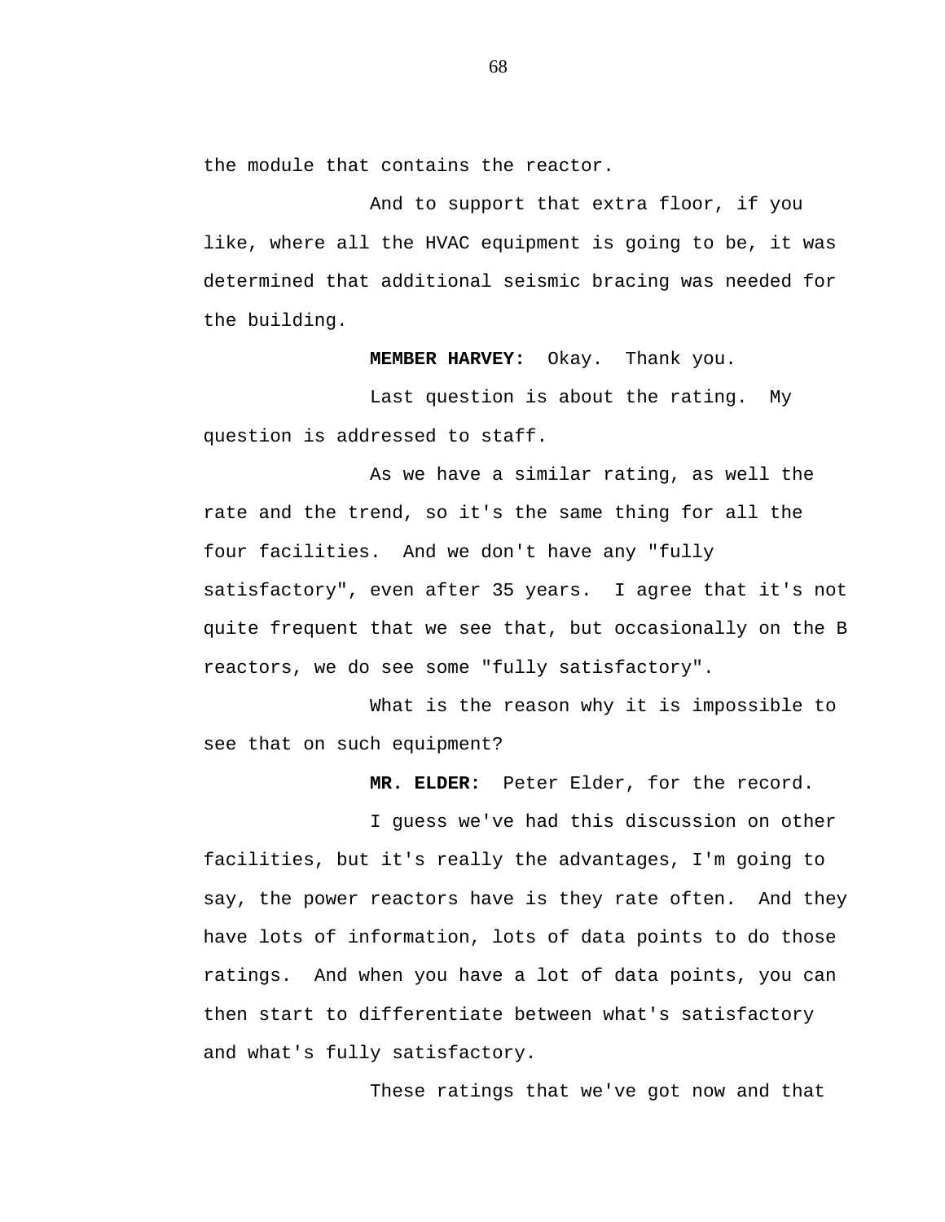the module that contains the reactor.

And to support that extra floor, if you like, where all the HVAC equipment is going to be, it was determined that additional seismic bracing was needed for the building.

**MEMBER HARVEY:** Okay. Thank you.

Last question is about the rating. My question is addressed to staff.

As we have a similar rating, as well the rate and the trend, so it's the same thing for all the four facilities. And we don't have any "fully satisfactory", even after 35 years. I agree that it's not quite frequent that we see that, but occasionally on the B reactors, we do see some "fully satisfactory".

What is the reason why it is impossible to see that on such equipment?

**MR. ELDER:** Peter Elder, for the record.

I guess we've had this discussion on other facilities, but it's really the advantages, I'm going to say, the power reactors have is they rate often. And they have lots of information, lots of data points to do those ratings. And when you have a lot of data points, you can then start to differentiate between what's satisfactory and what's fully satisfactory.

These ratings that we've got now and that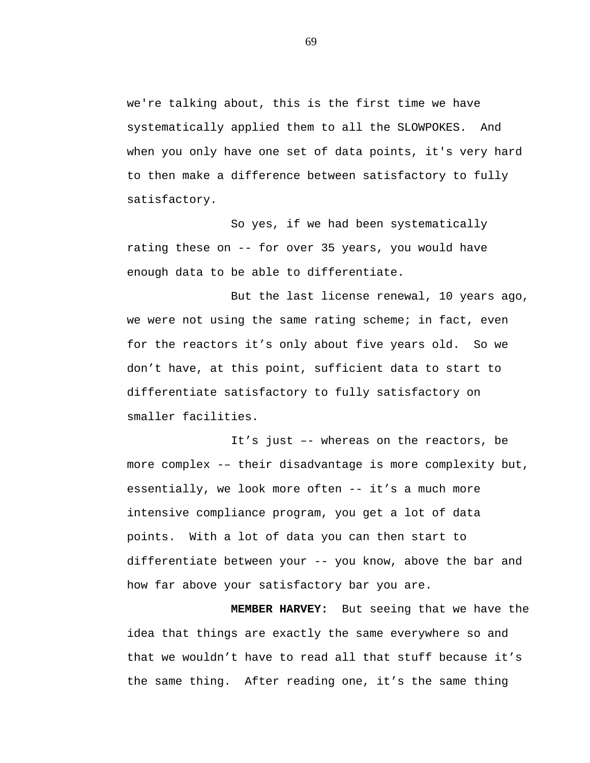we're talking about, this is the first time we have systematically applied them to all the SLOWPOKES. And when you only have one set of data points, it's very hard to then make a difference between satisfactory to fully satisfactory.

So yes, if we had been systematically rating these on -- for over 35 years, you would have enough data to be able to differentiate.

But the last license renewal, 10 years ago, we were not using the same rating scheme; in fact, even for the reactors it’s only about five years old. So we don’t have, at this point, sufficient data to start to differentiate satisfactory to fully satisfactory on smaller facilities.

It’s just –- whereas on the reactors, be more complex -– their disadvantage is more complexity but, essentially, we look more often -- it’s a much more intensive compliance program, you get a lot of data points. With a lot of data you can then start to differentiate between your -- you know, above the bar and how far above your satisfactory bar you are.

**MEMBER HARVEY:** But seeing that we have the idea that things are exactly the same everywhere so and that we wouldn’t have to read all that stuff because it’s the same thing. After reading one, it’s the same thing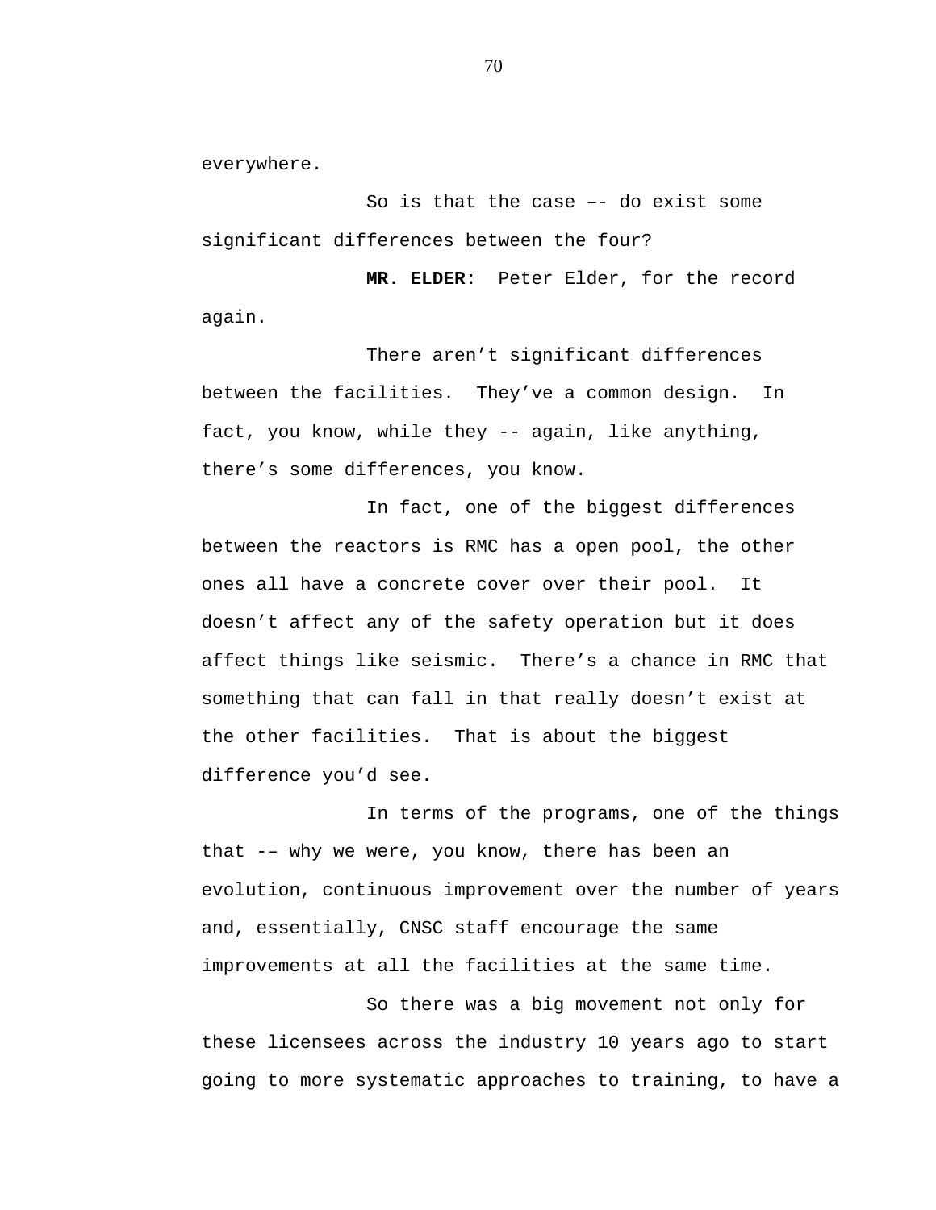everywhere.

So is that the case –- do exist some significant differences between the four?

**MR. ELDER:** Peter Elder, for the record again.

There aren't significant differences between the facilities. They've a common design. In fact, you know, while they -- again, like anything, there's some differences, you know.

In fact, one of the biggest differences between the reactors is RMC has a open pool, the other ones all have a concrete cover over their pool. It doesn't affect any of the safety operation but it does affect things like seismic. There's a chance in RMC that something that can fall in that really doesn't exist at the other facilities. That is about the biggest difference you'd see.

In terms of the programs, one of the things that -– why we were, you know, there has been an evolution, continuous improvement over the number of years and, essentially, CNSC staff encourage the same improvements at all the facilities at the same time.

So there was a big movement not only for these licensees across the industry 10 years ago to start going to more systematic approaches to training, to have a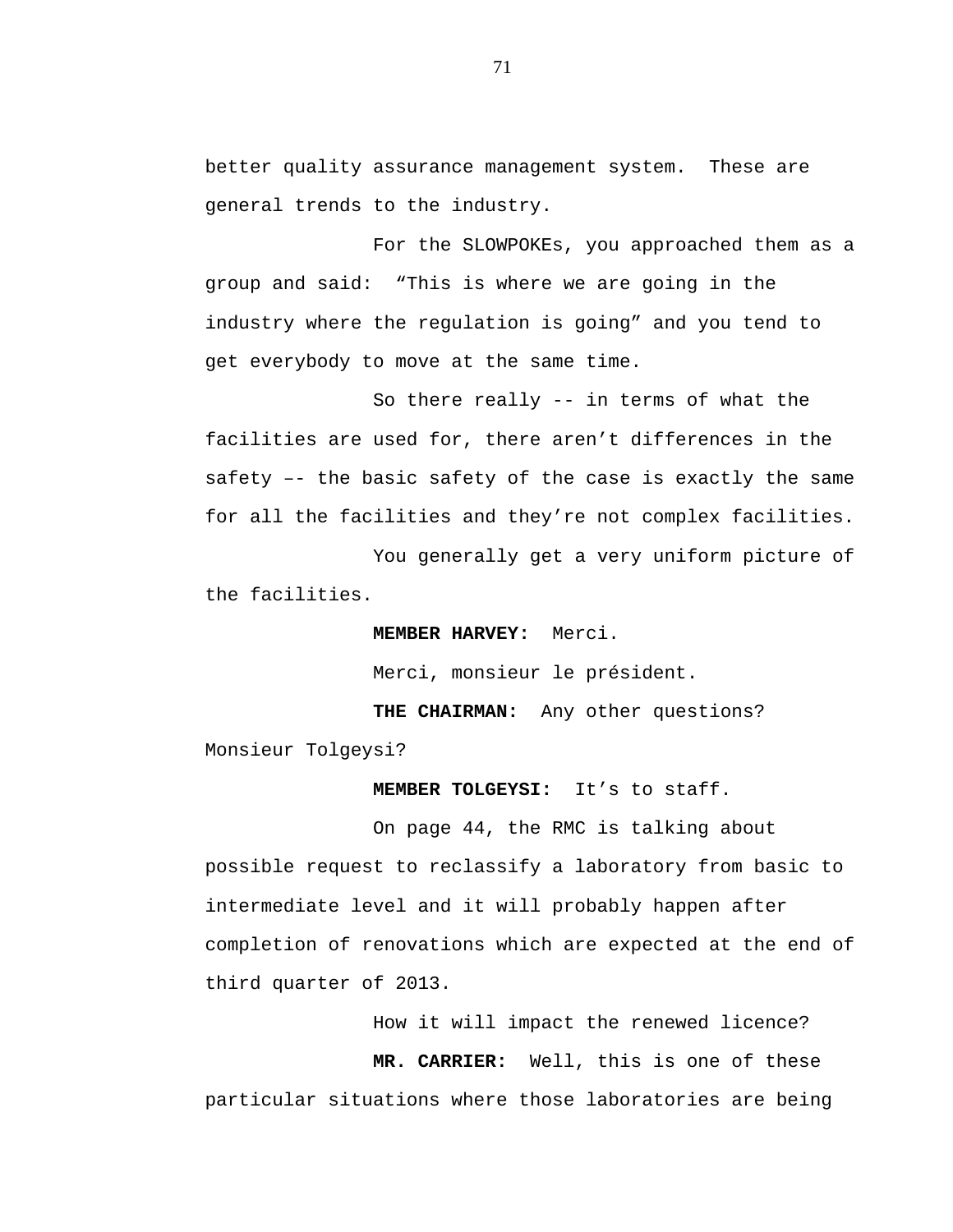better quality assurance management system. These are general trends to the industry.

For the SLOWPOKEs, you approached them as a group and said: “This is where we are going in the industry where the regulation is going” and you tend to get everybody to move at the same time.

So there really -- in terms of what the facilities are used for, there aren’t differences in the safety –- the basic safety of the case is exactly the same for all the facilities and they’re not complex facilities.

You generally get a very uniform picture of the facilities.

**MEMBER HARVEY:** Merci.

Merci, monsieur le président.

**THE CHAIRMAN:** Any other questions? Monsieur Tolgeysi?

**MEMBER TOLGEYSI:** It’s to staff.

On page 44, the RMC is talking about possible request to reclassify a laboratory from basic to intermediate level and it will probably happen after completion of renovations which are expected at the end of third quarter of 2013.

How it will impact the renewed licence?

**MR. CARRIER:** Well, this is one of these particular situations where those laboratories are being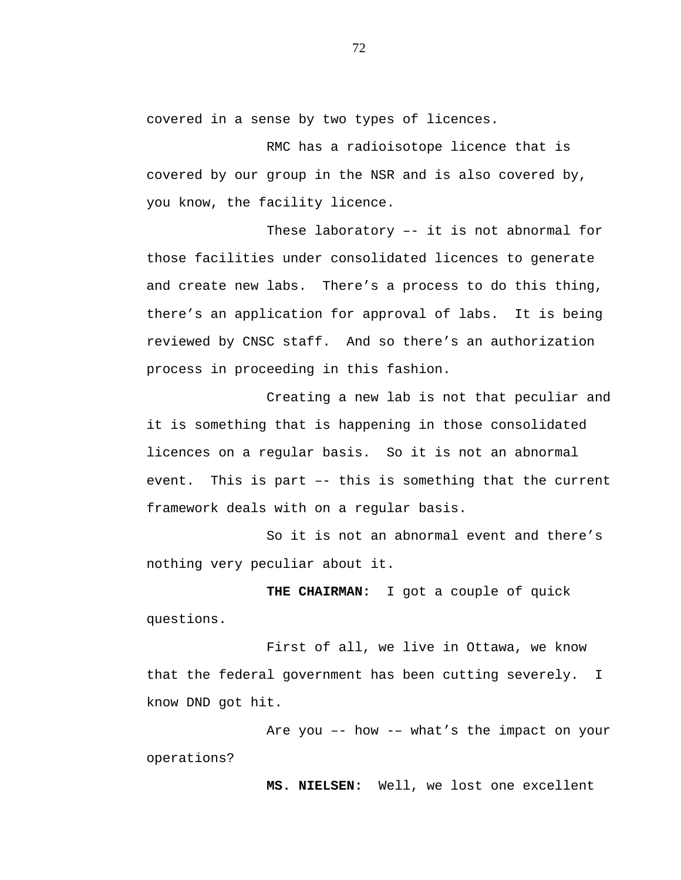covered in a sense by two types of licences.

RMC has a radioisotope licence that is covered by our group in the NSR and is also covered by, you know, the facility licence.

These laboratory –- it is not abnormal for those facilities under consolidated licences to generate and create new labs.  There's a process to do this thing, there's an application for approval of labs.  It is being reviewed by CNSC staff.  And so there's an authorization process in proceeding in this fashion.

Creating a new lab is not that peculiar and it is something that is happening in those consolidated licences on a regular basis.  So it is not an abnormal event.  This is part –- this is something that the current framework deals with on a regular basis.

So it is not an abnormal event and there's nothing very peculiar about it.

**THE CHAIRMAN:**  I got a couple of quick questions.

First of all, we live in Ottawa, we know that the federal government has been cutting severely.  I know DND got hit.

Are you –- how -– what's the impact on your operations?

**MS. NIELSEN:**  Well, we lost one excellent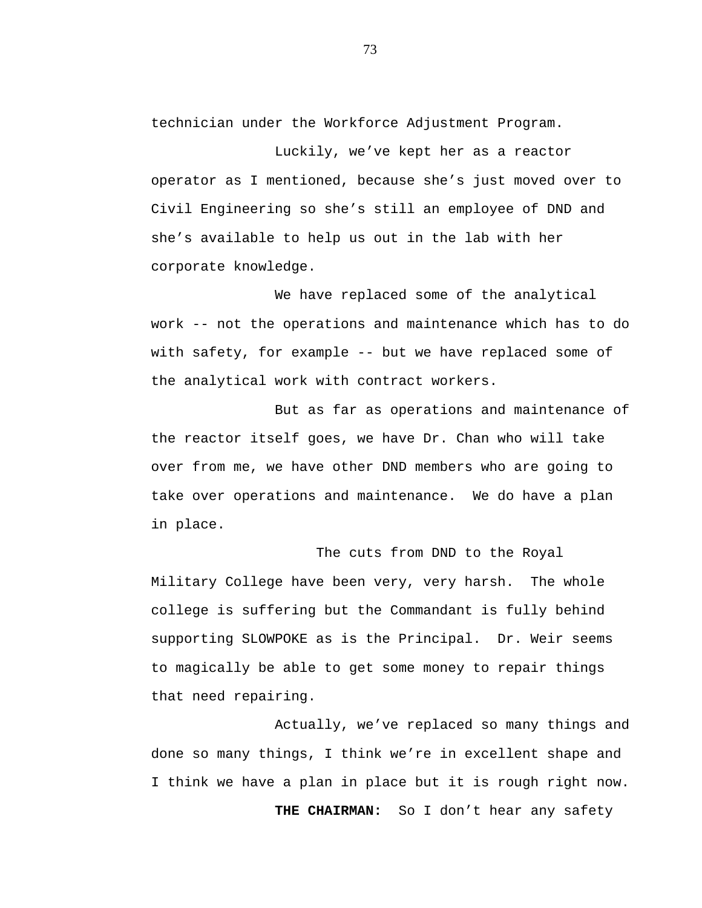technician under the Workforce Adjustment Program.

Luckily, we've kept her as a reactor operator as I mentioned, because she's just moved over to Civil Engineering so she's still an employee of DND and she's available to help us out in the lab with her corporate knowledge.

We have replaced some of the analytical work -- not the operations and maintenance which has to do with safety, for example -- but we have replaced some of the analytical work with contract workers.

But as far as operations and maintenance of the reactor itself goes, we have Dr. Chan who will take over from me, we have other DND members who are going to take over operations and maintenance.  We do have a plan in place.

The cuts from DND to the Royal Military College have been very, very harsh.  The whole college is suffering but the Commandant is fully behind supporting SLOWPOKE as is the Principal.  Dr. Weir seems to magically be able to get some money to repair things that need repairing.

Actually, we've replaced so many things and done so many things, I think we're in excellent shape and I think we have a plan in place but it is rough right now.

**THE CHAIRMAN:**  So I don't hear any safety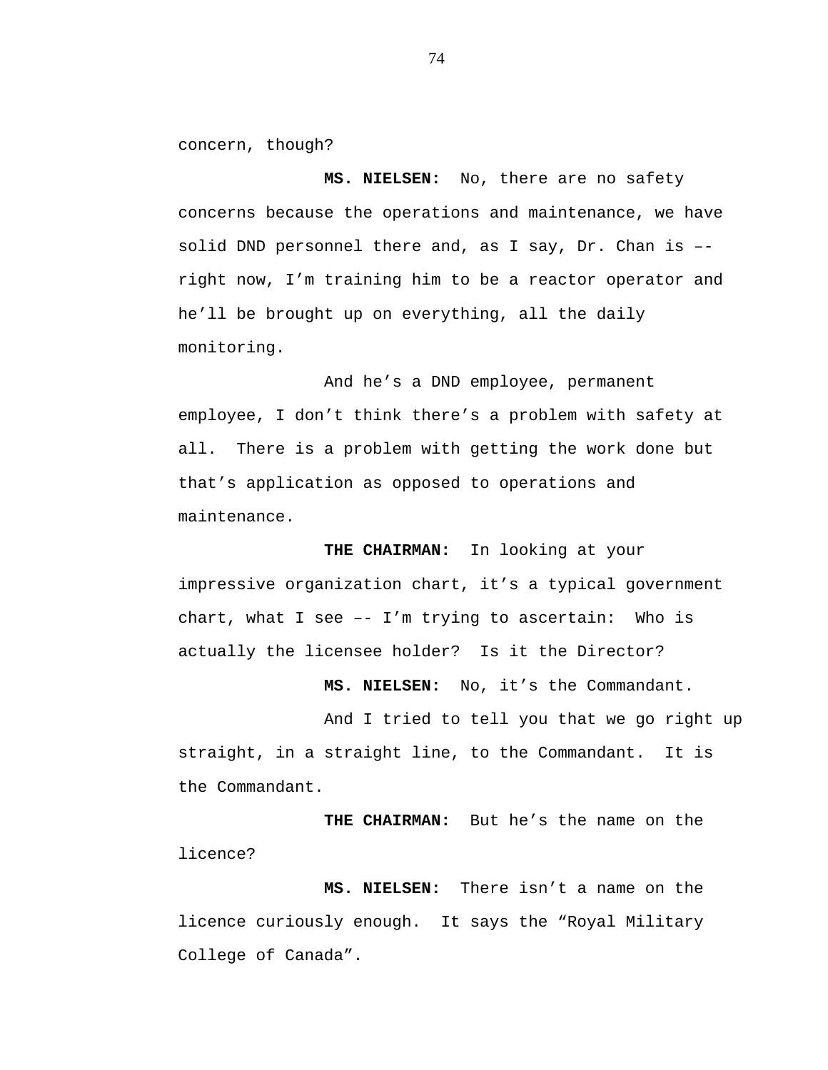concern, though?

**MS. NIELSEN:** No, there are no safety concerns because the operations and maintenance, we have solid DND personnel there and, as I say, Dr. Chan is –- right now, I'm training him to be a reactor operator and he'll be brought up on everything, all the daily monitoring.

And he's a DND employee, permanent employee, I don't think there's a problem with safety at all. There is a problem with getting the work done but that's application as opposed to operations and maintenance.

**THE CHAIRMAN:** In looking at your impressive organization chart, it's a typical government chart, what I see –- I'm trying to ascertain: Who is actually the licensee holder? Is it the Director?

**MS. NIELSEN:** No, it's the Commandant.

And I tried to tell you that we go right up straight, in a straight line, to the Commandant. It is the Commandant.

**THE CHAIRMAN:** But he's the name on the licence?

**MS. NIELSEN:** There isn't a name on the licence curiously enough. It says the "Royal Military College of Canada".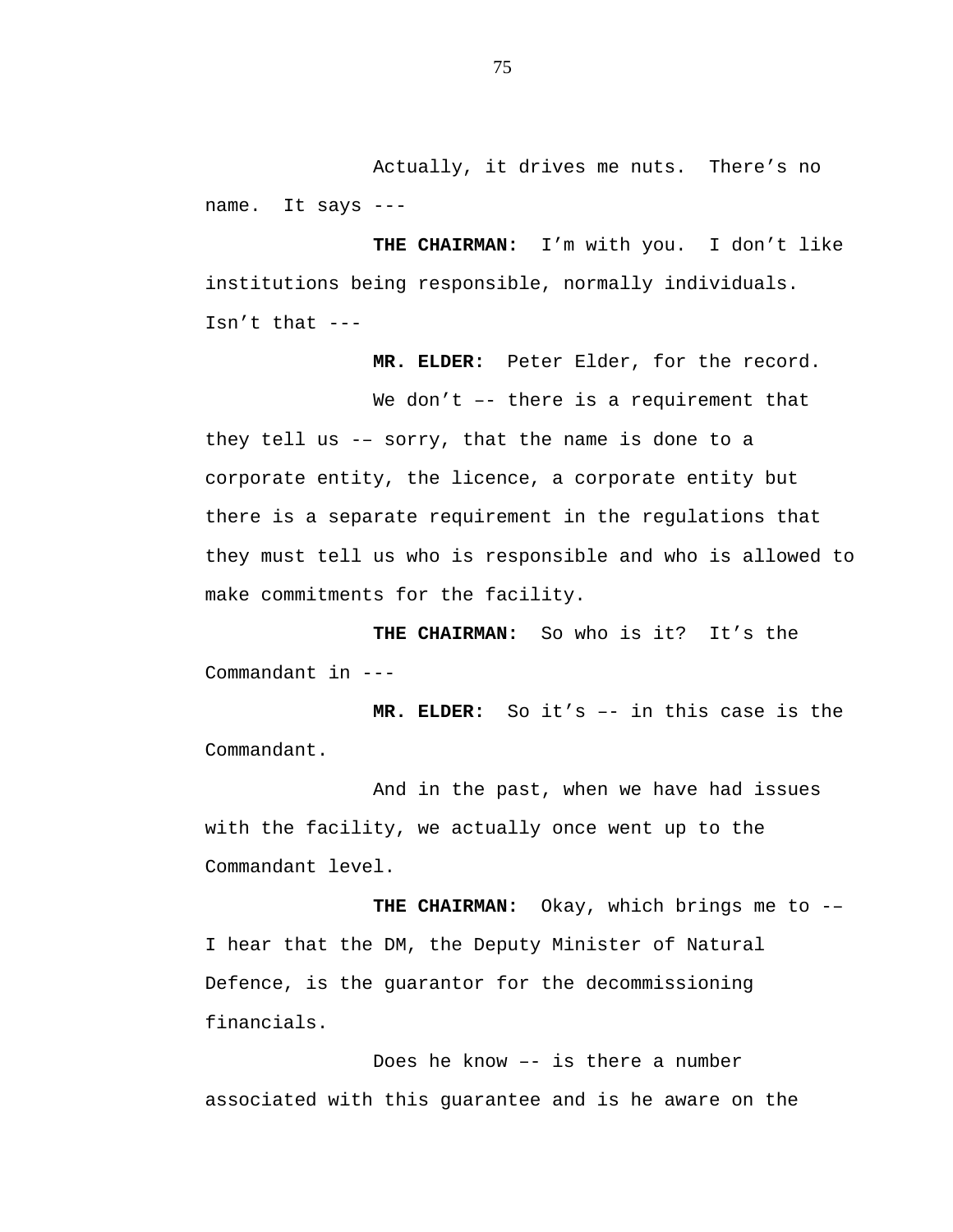Actually, it drives me nuts. There's no name. It says ---

**THE CHAIRMAN:** I'm with you. I don't like institutions being responsible, normally individuals. Isn't that ---

**MR. ELDER:** Peter Elder, for the record.

We don't –- there is a requirement that they tell us -– sorry, that the name is done to a corporate entity, the licence, a corporate entity but there is a separate requirement in the regulations that they must tell us who is responsible and who is allowed to make commitments for the facility.

**THE CHAIRMAN:** So who is it? It's the Commandant in ---

**MR. ELDER:** So it's –- in this case is the Commandant.

And in the past, when we have had issues with the facility, we actually once went up to the Commandant level.

**THE CHAIRMAN:** Okay, which brings me to -– I hear that the DM, the Deputy Minister of Natural Defence, is the guarantor for the decommissioning financials.

Does he know –- is there a number associated with this guarantee and is he aware on the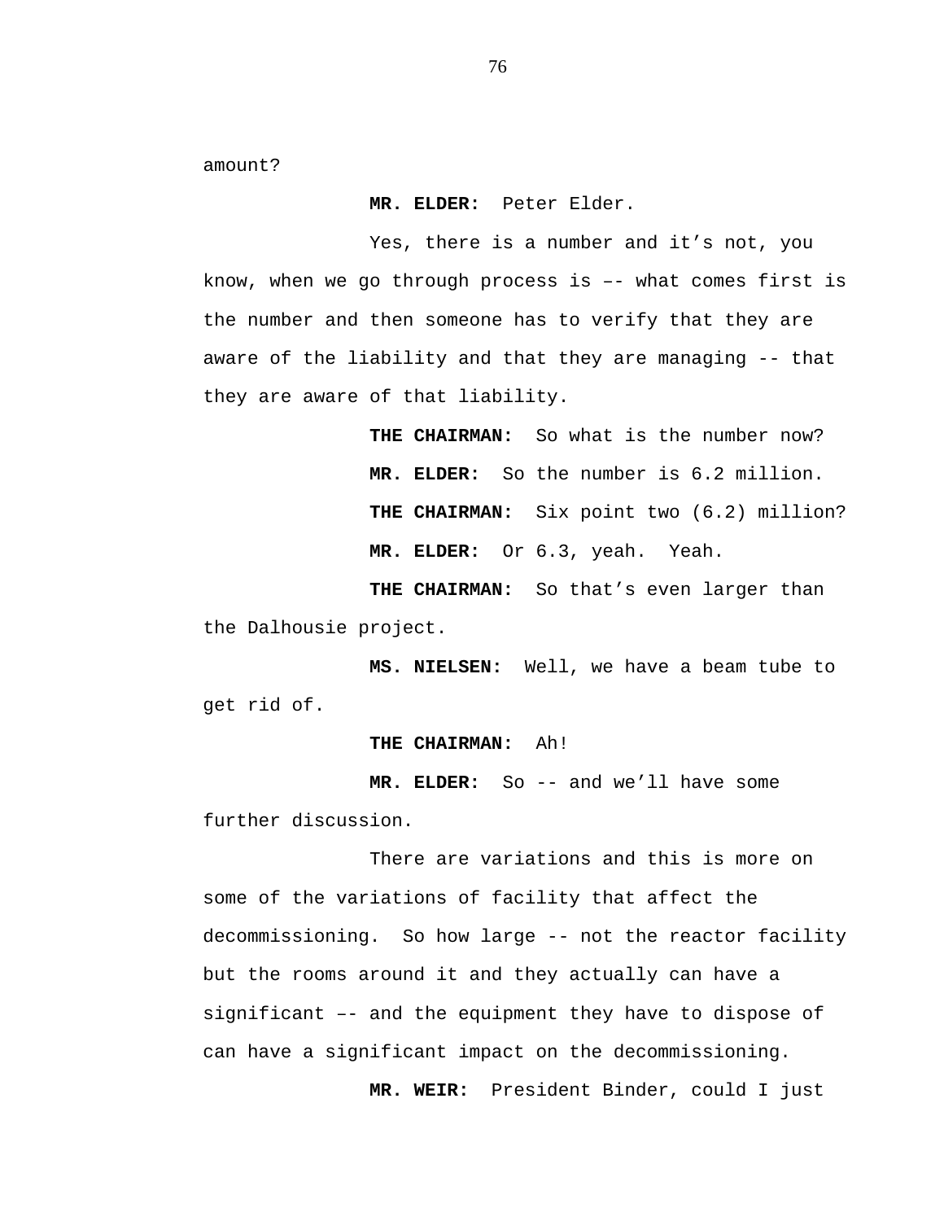amount?

**MR. ELDER:** Peter Elder.

Yes, there is a number and it's not, you know, when we go through process is –- what comes first is the number and then someone has to verify that they are aware of the liability and that they are managing -- that they are aware of that liability.

**THE CHAIRMAN:** So what is the number now?

**MR. ELDER:** So the number is 6.2 million.

**THE CHAIRMAN:** Six point two (6.2) million?

**MR. ELDER:** Or 6.3, yeah. Yeah.

**THE CHAIRMAN:** So that's even larger than the Dalhousie project.

**MS. NIELSEN:** Well, we have a beam tube to get rid of.

**THE CHAIRMAN:** Ah!

**MR. ELDER:** So -- and we'll have some further discussion.

There are variations and this is more on some of the variations of facility that affect the decommissioning. So how large -- not the reactor facility but the rooms around it and they actually can have a significant –- and the equipment they have to dispose of can have a significant impact on the decommissioning.

**MR. WEIR:** President Binder, could I just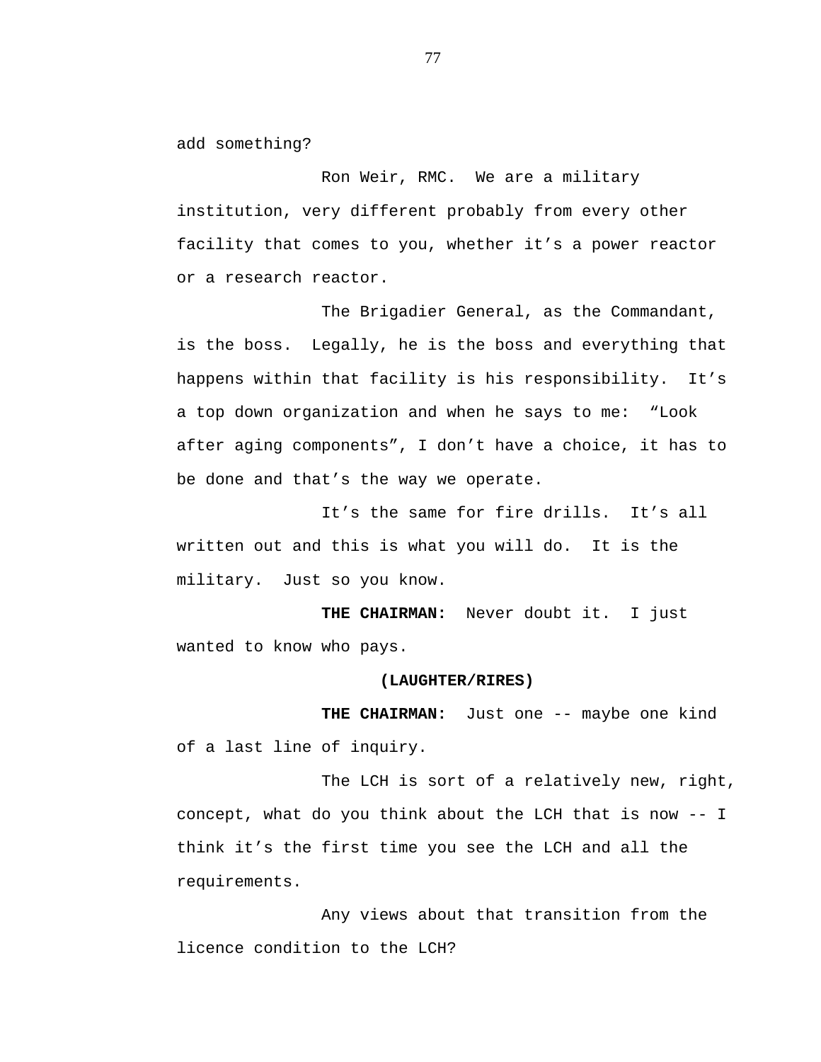add something?

Ron Weir, RMC. We are a military institution, very different probably from every other facility that comes to you, whether it's a power reactor or a research reactor.

The Brigadier General, as the Commandant, is the boss. Legally, he is the boss and everything that happens within that facility is his responsibility. It's a top down organization and when he says to me: "Look after aging components", I don't have a choice, it has to be done and that's the way we operate.

It's the same for fire drills. It's all written out and this is what you will do. It is the military. Just so you know.

**THE CHAIRMAN:** Never doubt it. I just wanted to know who pays.

**(LAUGHTER/RIRES)**

**THE CHAIRMAN:** Just one -- maybe one kind of a last line of inquiry.

The LCH is sort of a relatively new, right, concept, what do you think about the LCH that is now -- I think it's the first time you see the LCH and all the requirements.

Any views about that transition from the licence condition to the LCH?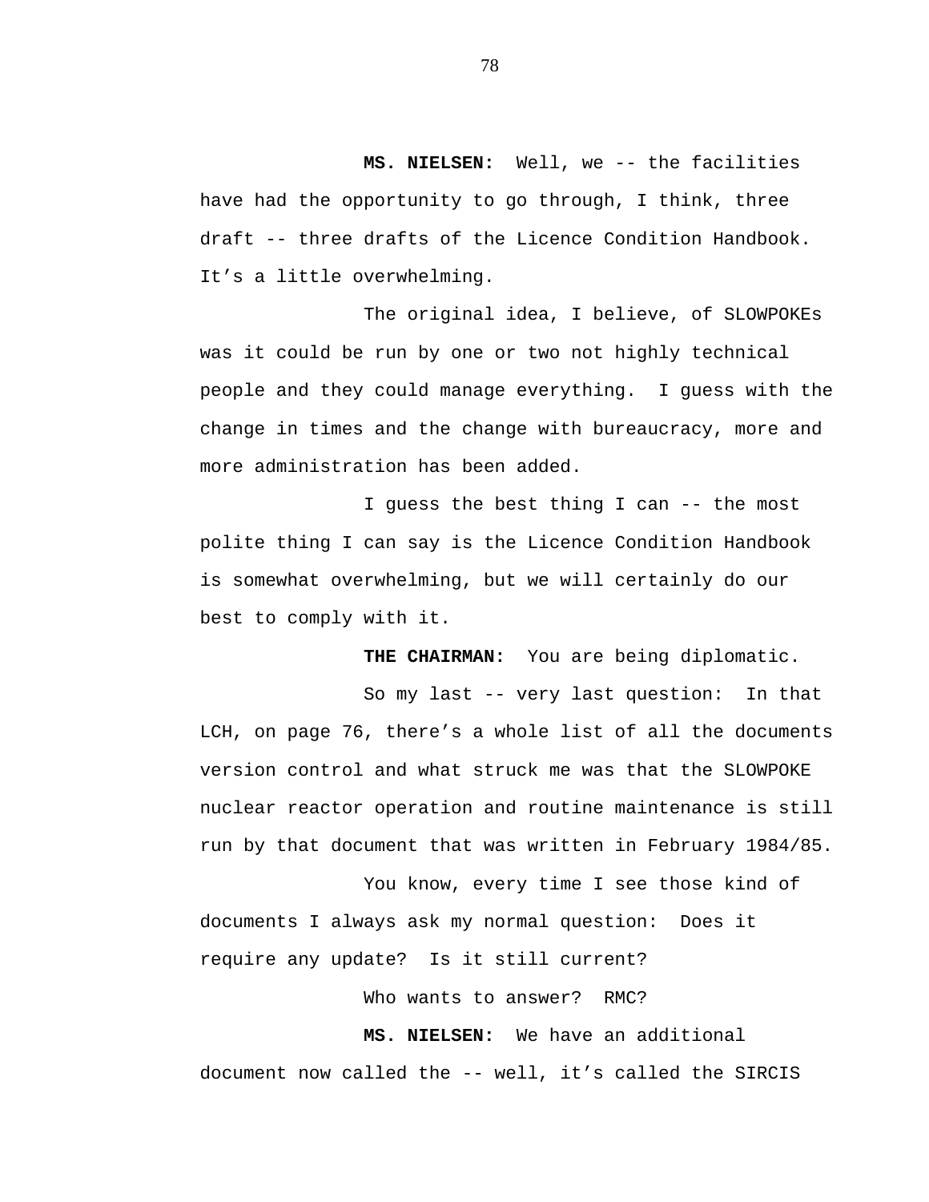**MS. NIELSEN:** Well, we -- the facilities have had the opportunity to go through, I think, three draft -- three drafts of the Licence Condition Handbook. It's a little overwhelming.

The original idea, I believe, of SLOWPOKEs was it could be run by one or two not highly technical people and they could manage everything. I guess with the change in times and the change with bureaucracy, more and more administration has been added.

I guess the best thing I can -- the most polite thing I can say is the Licence Condition Handbook is somewhat overwhelming, but we will certainly do our best to comply with it.

**THE CHAIRMAN:** You are being diplomatic.

So my last -- very last question: In that LCH, on page 76, there's a whole list of all the documents version control and what struck me was that the SLOWPOKE nuclear reactor operation and routine maintenance is still run by that document that was written in February 1984/85.

You know, every time I see those kind of documents I always ask my normal question: Does it require any update? Is it still current?

Who wants to answer? RMC?

**MS. NIELSEN:** We have an additional document now called the -- well, it's called the SIRCIS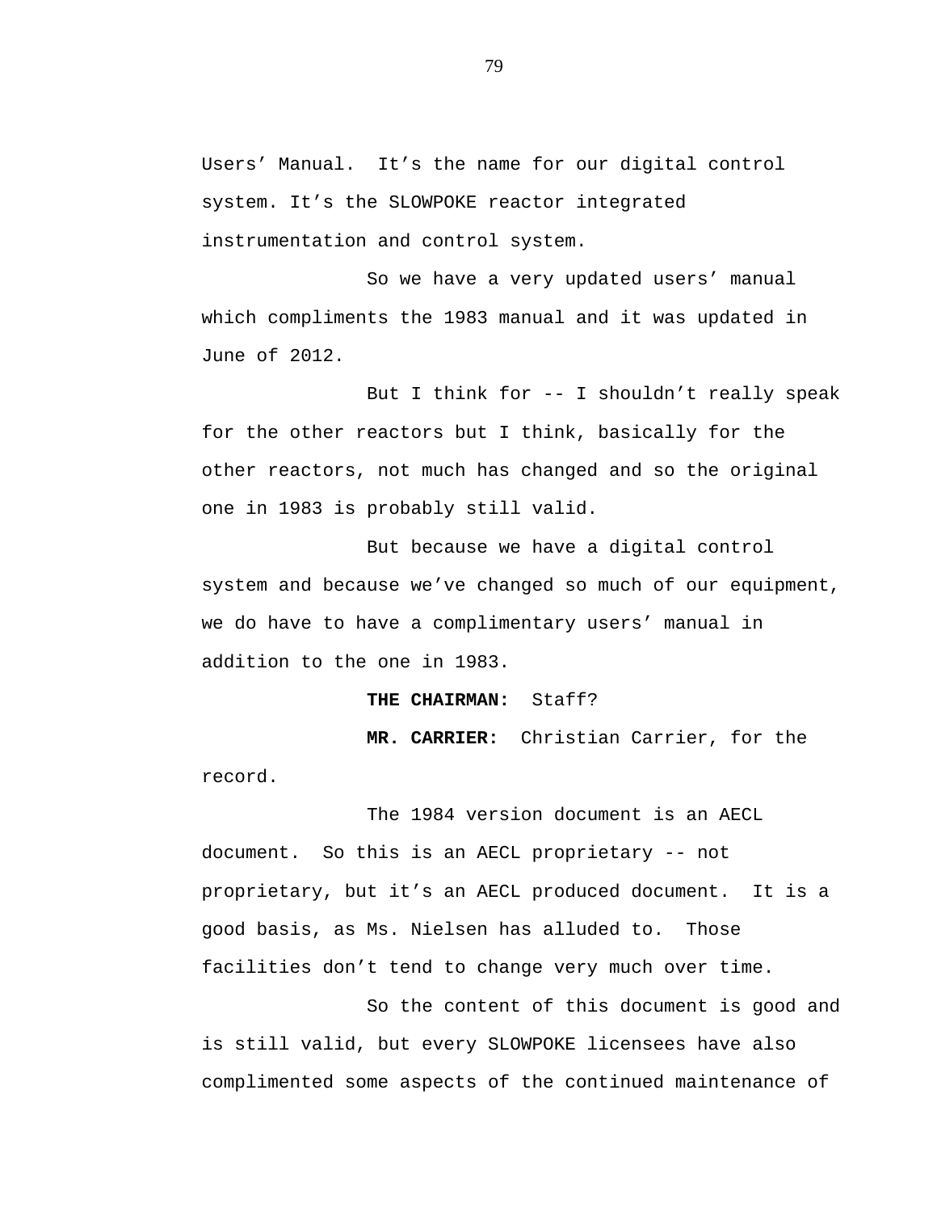Users' Manual.  It's the name for our digital control system. It's the SLOWPOKE reactor integrated instrumentation and control system.

So we have a very updated users' manual which compliments the 1983 manual and it was updated in June of 2012.

But I think for -- I shouldn't really speak for the other reactors but I think, basically for the other reactors, not much has changed and so the original one in 1983 is probably still valid.

But because we have a digital control system and because we've changed so much of our equipment, we do have to have a complimentary users' manual in addition to the one in 1983.

**THE CHAIRMAN:**  Staff?

**MR. CARRIER:**  Christian Carrier, for the record.

The 1984 version document is an AECL document.  So this is an AECL proprietary -- not proprietary, but it's an AECL produced document.  It is a good basis, as Ms. Nielsen has alluded to.  Those facilities don't tend to change very much over time.

So the content of this document is good and is still valid, but every SLOWPOKE licensees have also complimented some aspects of the continued maintenance of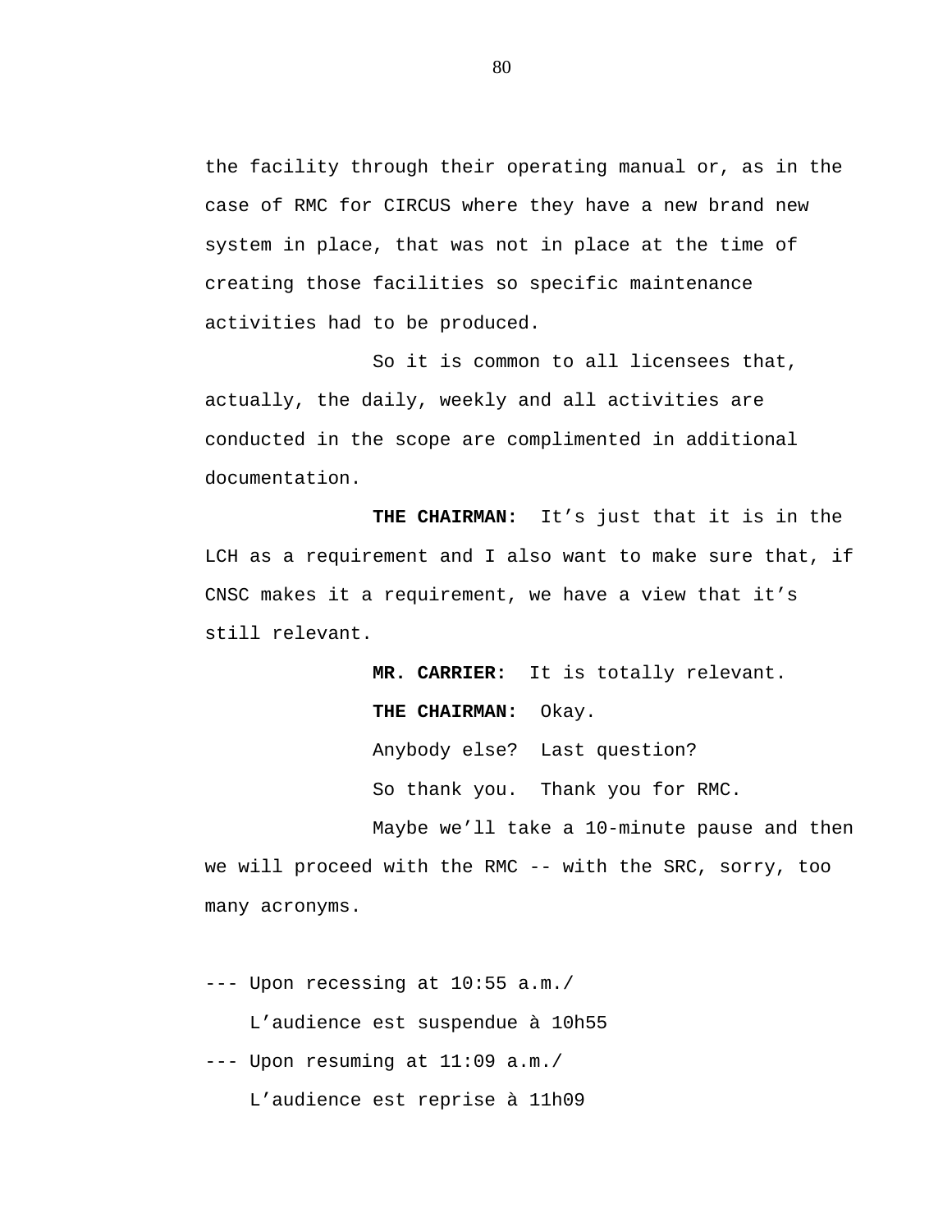the facility through their operating manual or, as in the case of RMC for CIRCUS where they have a new brand new system in place, that was not in place at the time of creating those facilities so specific maintenance activities had to be produced.

So it is common to all licensees that, actually, the daily, weekly and all activities are conducted in the scope are complimented in additional documentation.

**THE CHAIRMAN:** It's just that it is in the LCH as a requirement and I also want to make sure that, if CNSC makes it a requirement, we have a view that it's still relevant.

**MR. CARRIER:** It is totally relevant.

**THE CHAIRMAN:** Okay.

Anybody else? Last question?

So thank you. Thank you for RMC.

Maybe we'll take a 10-minute pause and then we will proceed with the RMC -- with the SRC, sorry, too many acronyms.

--- Upon recessing at 10:55 a.m./

L'audience est suspendue à 10h55

--- Upon resuming at 11:09 a.m./

L'audience est reprise à 11h09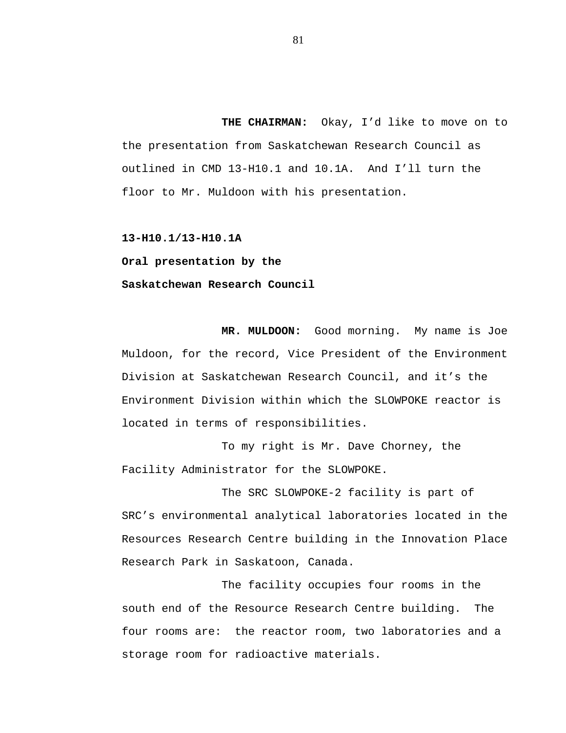**THE CHAIRMAN:** Okay, I'd like to move on to the presentation from Saskatchewan Research Council as outlined in CMD 13-H10.1 and 10.1A. And I'll turn the floor to Mr. Muldoon with his presentation.

**13-H10.1/13-H10.1A**

**Oral presentation by the**

**Saskatchewan Research Council**

**MR. MULDOON:** Good morning. My name is Joe Muldoon, for the record, Vice President of the Environment Division at Saskatchewan Research Council, and it's the Environment Division within which the SLOWPOKE reactor is located in terms of responsibilities.

To my right is Mr. Dave Chorney, the Facility Administrator for the SLOWPOKE.

The SRC SLOWPOKE-2 facility is part of SRC's environmental analytical laboratories located in the Resources Research Centre building in the Innovation Place Research Park in Saskatoon, Canada.

The facility occupies four rooms in the south end of the Resource Research Centre building. The four rooms are: the reactor room, two laboratories and a storage room for radioactive materials.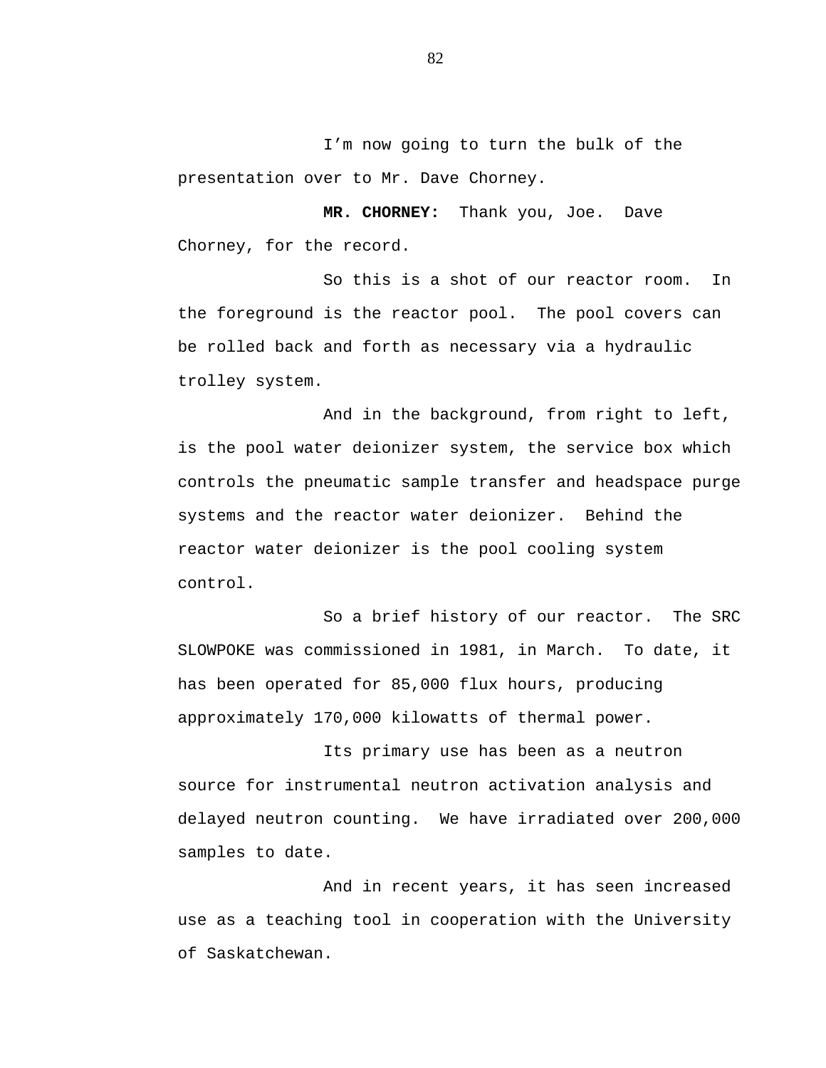I’m now going to turn the bulk of the presentation over to Mr. Dave Chorney.

**MR. CHORNEY:** Thank you, Joe. Dave Chorney, for the record.

So this is a shot of our reactor room. In the foreground is the reactor pool. The pool covers can be rolled back and forth as necessary via a hydraulic trolley system.

And in the background, from right to left, is the pool water deionizer system, the service box which controls the pneumatic sample transfer and headspace purge systems and the reactor water deionizer. Behind the reactor water deionizer is the pool cooling system control.

So a brief history of our reactor. The SRC SLOWPOKE was commissioned in 1981, in March. To date, it has been operated for 85,000 flux hours, producing approximately 170,000 kilowatts of thermal power.

Its primary use has been as a neutron source for instrumental neutron activation analysis and delayed neutron counting. We have irradiated over 200,000 samples to date.

And in recent years, it has seen increased use as a teaching tool in cooperation with the University of Saskatchewan.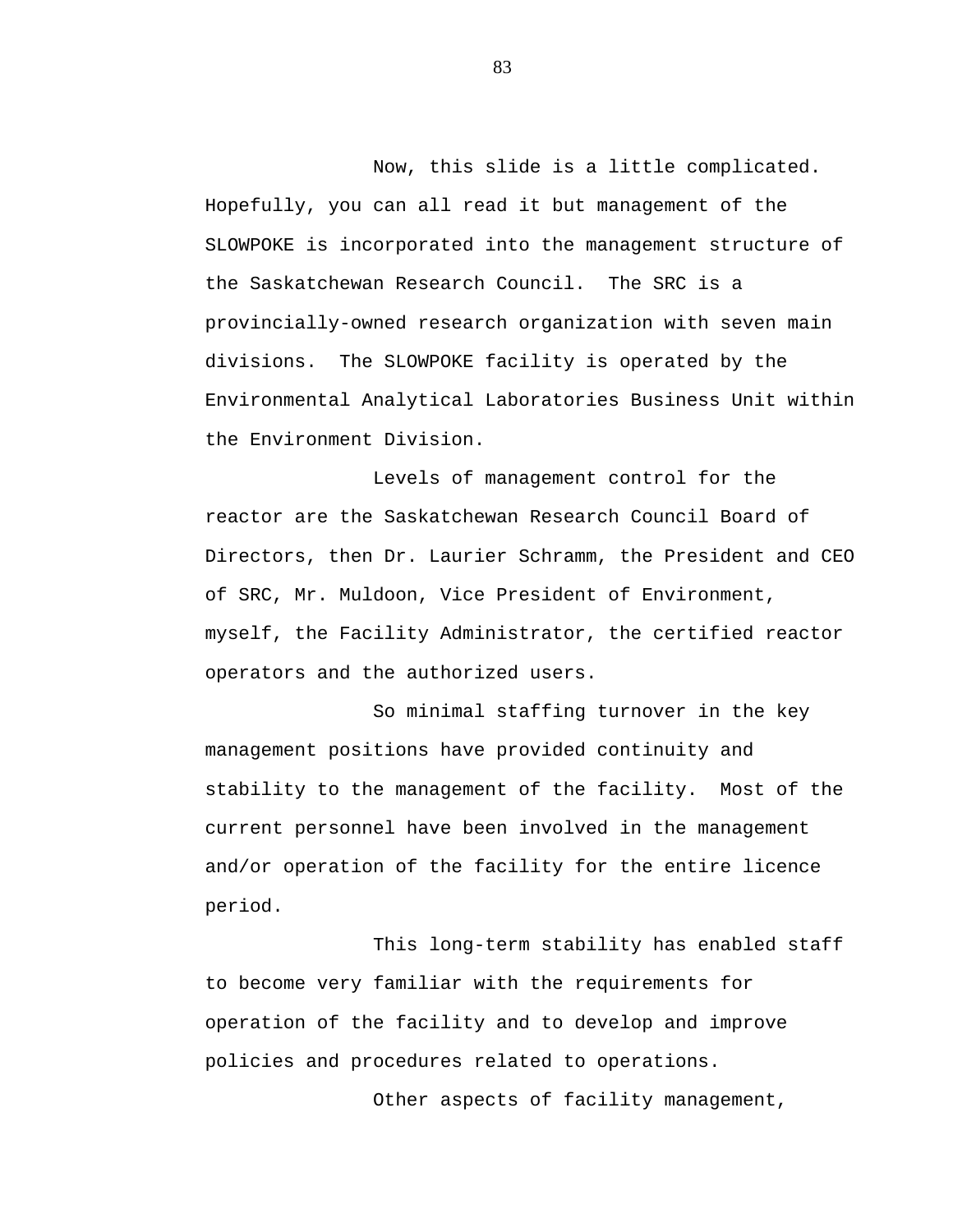Now, this slide is a little complicated. Hopefully, you can all read it but management of the SLOWPOKE is incorporated into the management structure of the Saskatchewan Research Council. The SRC is a provincially-owned research organization with seven main divisions. The SLOWPOKE facility is operated by the Environmental Analytical Laboratories Business Unit within the Environment Division.

Levels of management control for the reactor are the Saskatchewan Research Council Board of Directors, then Dr. Laurier Schramm, the President and CEO of SRC, Mr. Muldoon, Vice President of Environment, myself, the Facility Administrator, the certified reactor operators and the authorized users.

So minimal staffing turnover in the key management positions have provided continuity and stability to the management of the facility. Most of the current personnel have been involved in the management and/or operation of the facility for the entire licence period.

This long-term stability has enabled staff to become very familiar with the requirements for operation of the facility and to develop and improve policies and procedures related to operations.

Other aspects of facility management,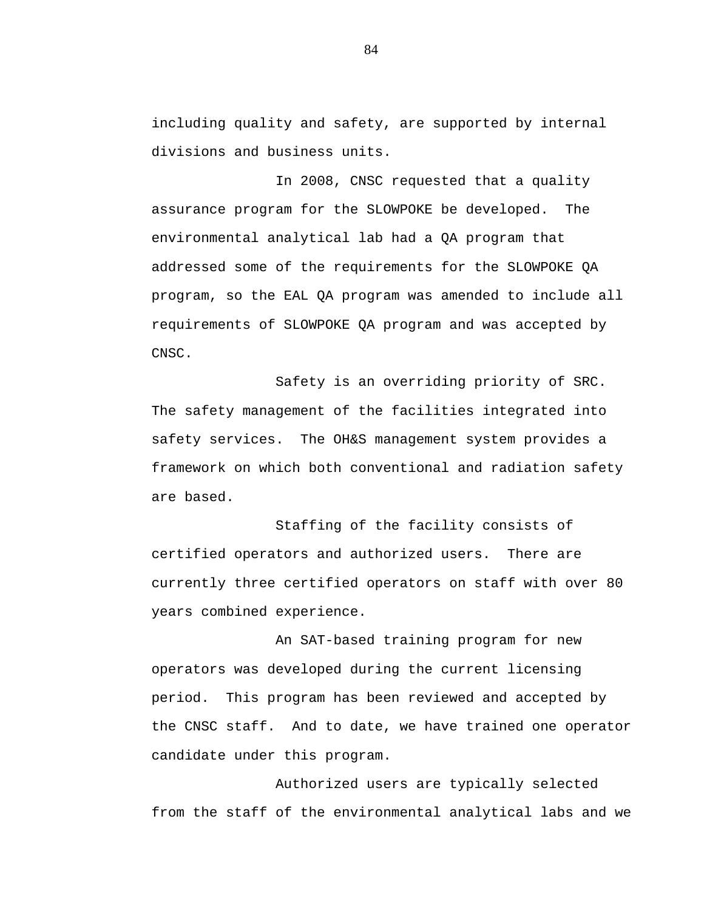including quality and safety, are supported by internal divisions and business units.

In 2008, CNSC requested that a quality assurance program for the SLOWPOKE be developed. The environmental analytical lab had a QA program that addressed some of the requirements for the SLOWPOKE QA program, so the EAL QA program was amended to include all requirements of SLOWPOKE QA program and was accepted by CNSC.

Safety is an overriding priority of SRC. The safety management of the facilities integrated into safety services. The OH&S management system provides a framework on which both conventional and radiation safety are based.

Staffing of the facility consists of certified operators and authorized users. There are currently three certified operators on staff with over 80 years combined experience.

An SAT-based training program for new operators was developed during the current licensing period. This program has been reviewed and accepted by the CNSC staff. And to date, we have trained one operator candidate under this program.

Authorized users are typically selected from the staff of the environmental analytical labs and we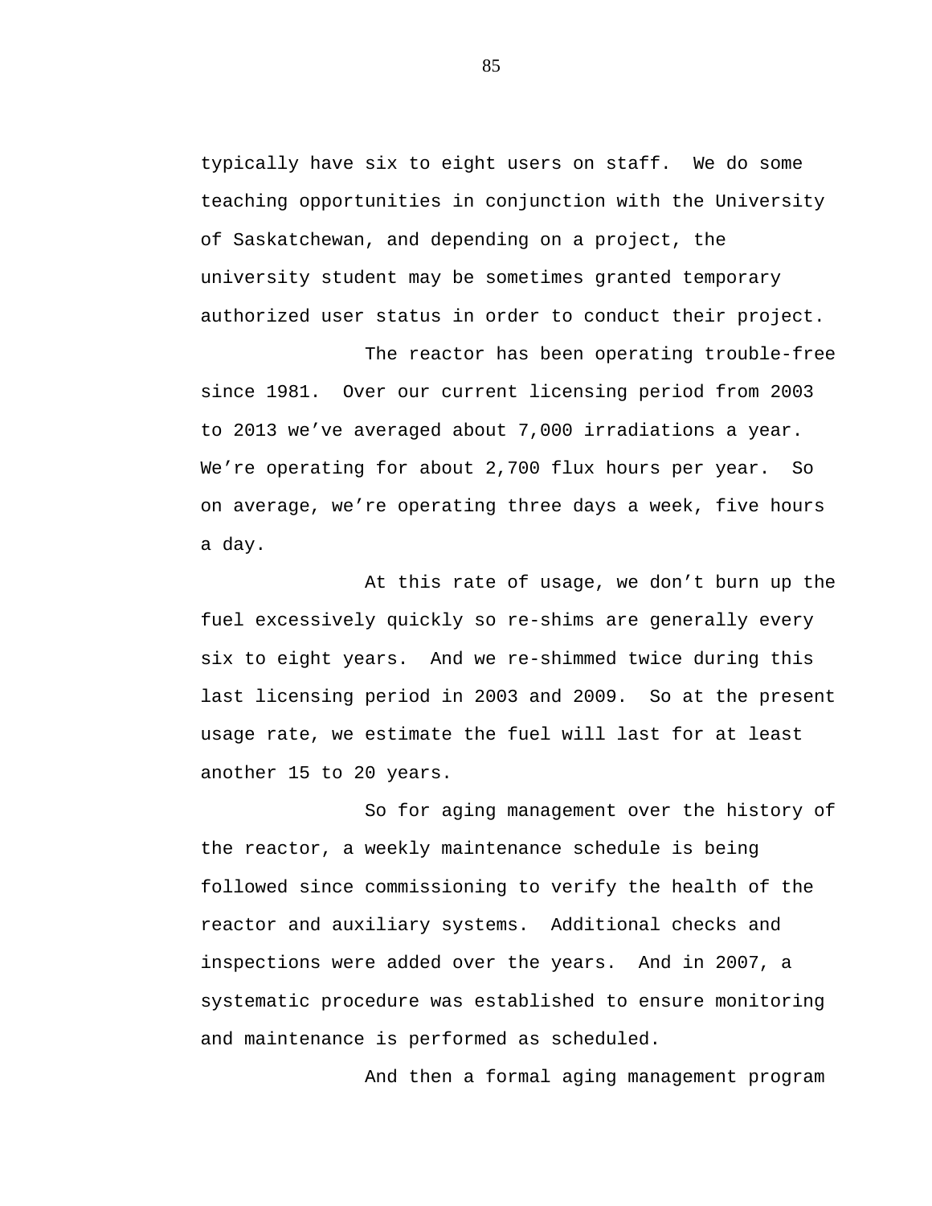typically have six to eight users on staff. We do some teaching opportunities in conjunction with the University of Saskatchewan, and depending on a project, the university student may be sometimes granted temporary authorized user status in order to conduct their project.

The reactor has been operating trouble-free since 1981. Over our current licensing period from 2003 to 2013 we've averaged about 7,000 irradiations a year. We're operating for about 2,700 flux hours per year. So on average, we're operating three days a week, five hours a day.

At this rate of usage, we don't burn up the fuel excessively quickly so re-shims are generally every six to eight years. And we re-shimmed twice during this last licensing period in 2003 and 2009. So at the present usage rate, we estimate the fuel will last for at least another 15 to 20 years.

So for aging management over the history of the reactor, a weekly maintenance schedule is being followed since commissioning to verify the health of the reactor and auxiliary systems. Additional checks and inspections were added over the years. And in 2007, a systematic procedure was established to ensure monitoring and maintenance is performed as scheduled.

And then a formal aging management program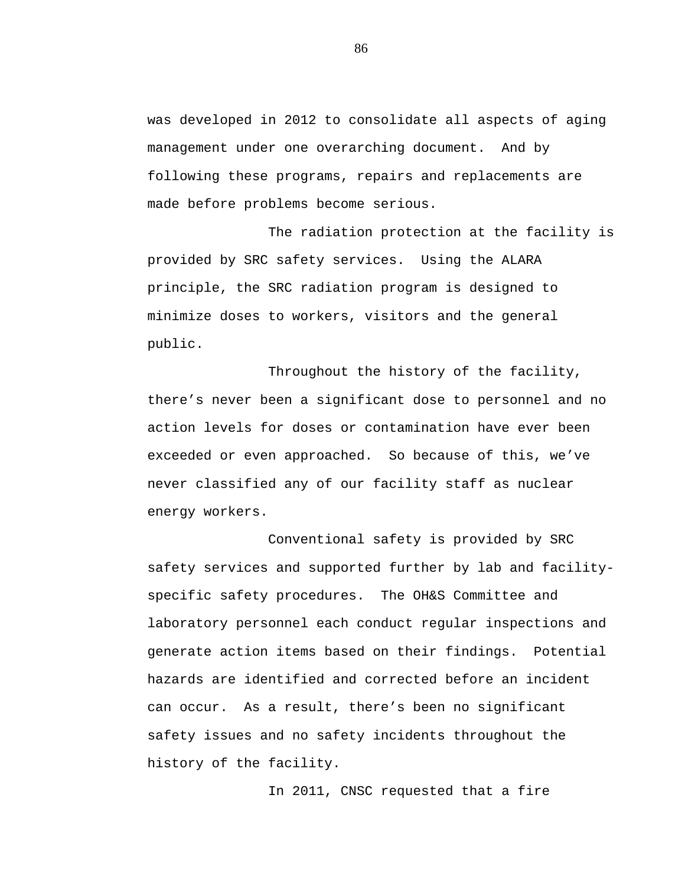was developed in 2012 to consolidate all aspects of aging management under one overarching document. And by following these programs, repairs and replacements are made before problems become serious.

The radiation protection at the facility is provided by SRC safety services. Using the ALARA principle, the SRC radiation program is designed to minimize doses to workers, visitors and the general public.

Throughout the history of the facility, there's never been a significant dose to personnel and no action levels for doses or contamination have ever been exceeded or even approached. So because of this, we've never classified any of our facility staff as nuclear energy workers.

Conventional safety is provided by SRC safety services and supported further by lab and facility-specific safety procedures. The OH&S Committee and laboratory personnel each conduct regular inspections and generate action items based on their findings. Potential hazards are identified and corrected before an incident can occur. As a result, there's been no significant safety issues and no safety incidents throughout the history of the facility.

In 2011, CNSC requested that a fire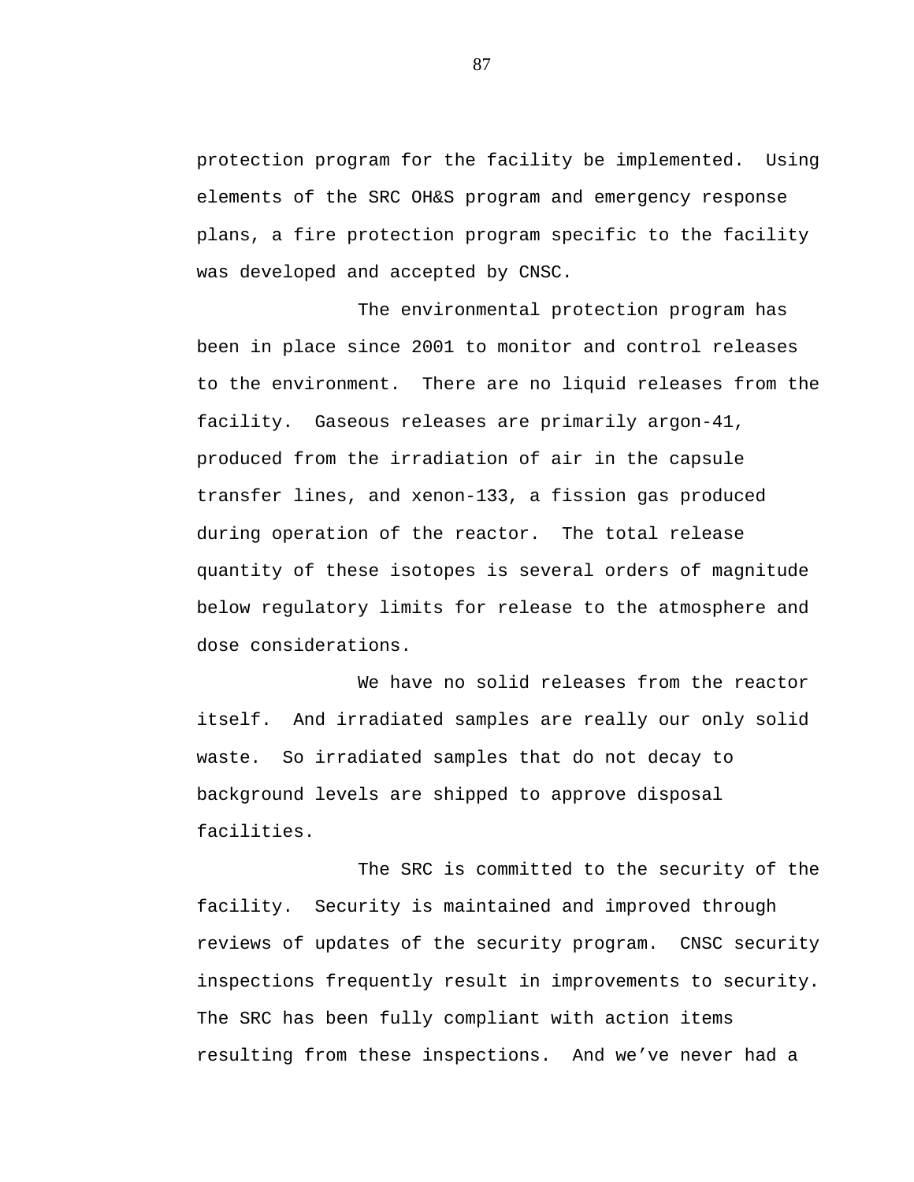protection program for the facility be implemented. Using elements of the SRC OH&S program and emergency response plans, a fire protection program specific to the facility was developed and accepted by CNSC.

The environmental protection program has been in place since 2001 to monitor and control releases to the environment. There are no liquid releases from the facility. Gaseous releases are primarily argon-41, produced from the irradiation of air in the capsule transfer lines, and xenon-133, a fission gas produced during operation of the reactor. The total release quantity of these isotopes is several orders of magnitude below regulatory limits for release to the atmosphere and dose considerations.

We have no solid releases from the reactor itself. And irradiated samples are really our only solid waste. So irradiated samples that do not decay to background levels are shipped to approve disposal facilities.

The SRC is committed to the security of the facility. Security is maintained and improved through reviews of updates of the security program. CNSC security inspections frequently result in improvements to security. The SRC has been fully compliant with action items resulting from these inspections. And we've never had a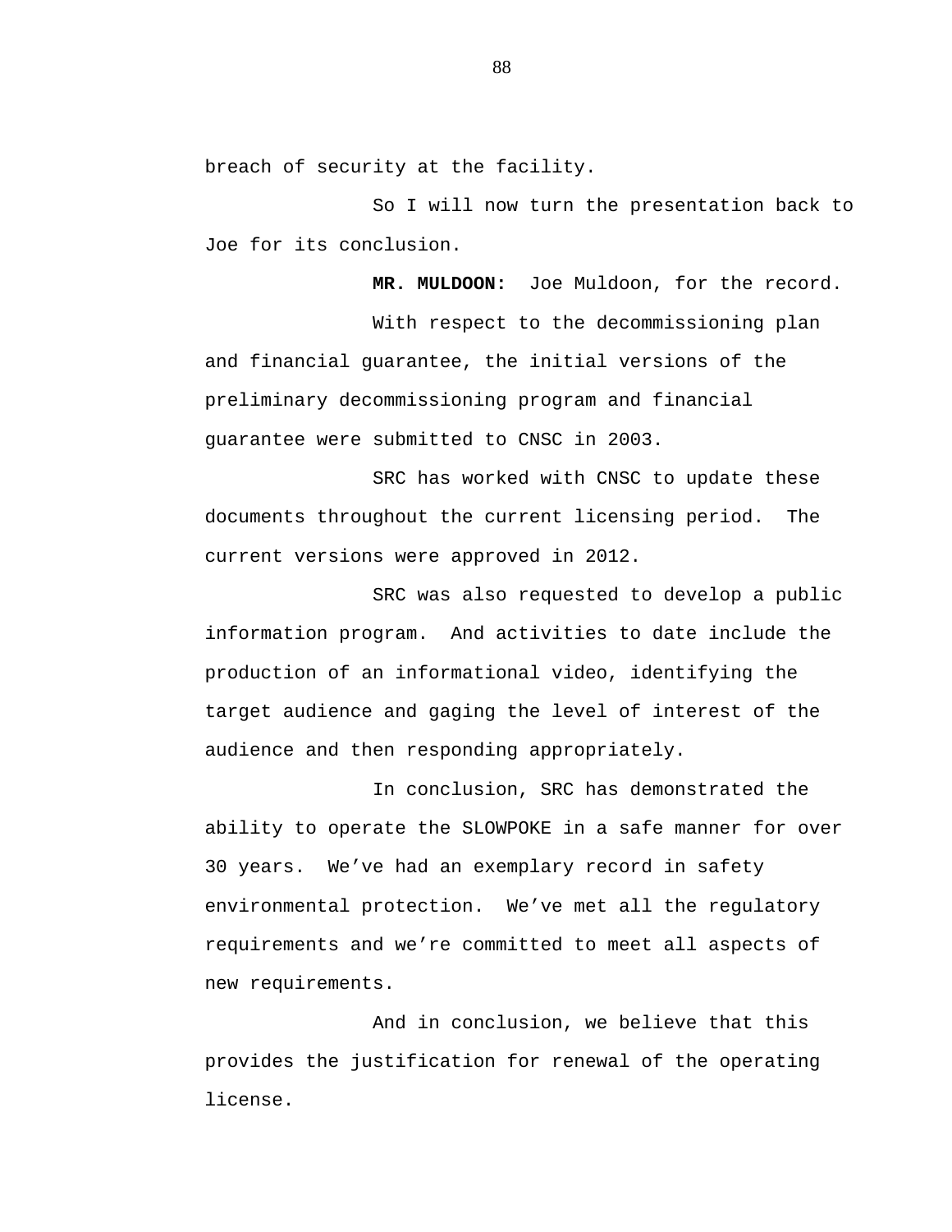breach of security at the facility.

So I will now turn the presentation back to Joe for its conclusion.

**MR. MULDOON:** Joe Muldoon, for the record.

With respect to the decommissioning plan and financial guarantee, the initial versions of the preliminary decommissioning program and financial guarantee were submitted to CNSC in 2003.

SRC has worked with CNSC to update these documents throughout the current licensing period. The current versions were approved in 2012.

SRC was also requested to develop a public information program. And activities to date include the production of an informational video, identifying the target audience and gaging the level of interest of the audience and then responding appropriately.

In conclusion, SRC has demonstrated the ability to operate the SLOWPOKE in a safe manner for over 30 years. We've had an exemplary record in safety environmental protection. We've met all the regulatory requirements and we're committed to meet all aspects of new requirements.

And in conclusion, we believe that this provides the justification for renewal of the operating license.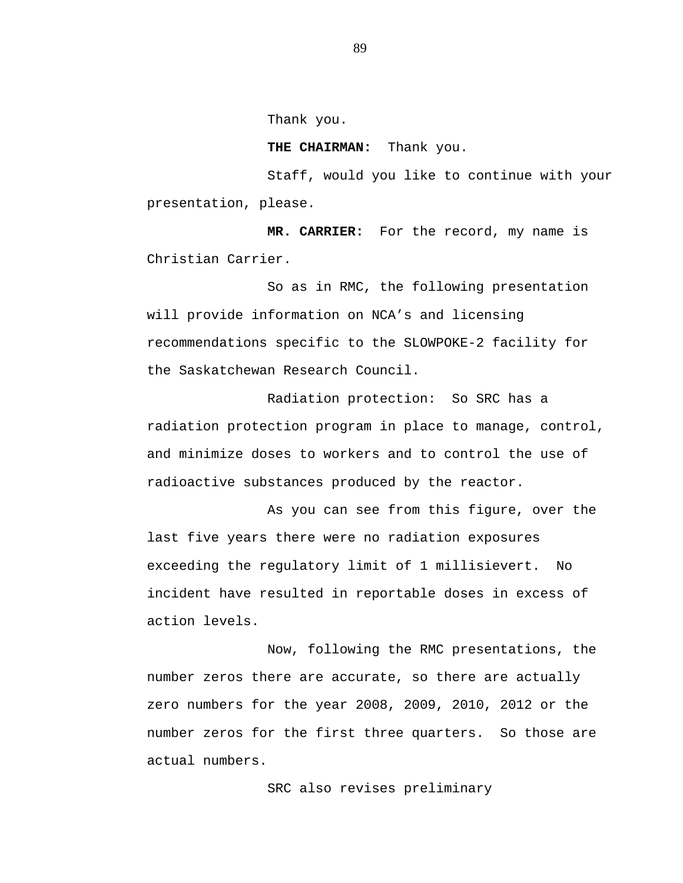Thank you.

**THE CHAIRMAN:** Thank you.

Staff, would you like to continue with your presentation, please.

**MR. CARRIER:** For the record, my name is Christian Carrier.

So as in RMC, the following presentation will provide information on NCA's and licensing recommendations specific to the SLOWPOKE-2 facility for the Saskatchewan Research Council.

Radiation protection: So SRC has a radiation protection program in place to manage, control, and minimize doses to workers and to control the use of radioactive substances produced by the reactor.

As you can see from this figure, over the last five years there were no radiation exposures exceeding the regulatory limit of 1 millisievert. No incident have resulted in reportable doses in excess of action levels.

Now, following the RMC presentations, the number zeros there are accurate, so there are actually zero numbers for the year 2008, 2009, 2010, 2012 or the number zeros for the first three quarters. So those are actual numbers.

SRC also revises preliminary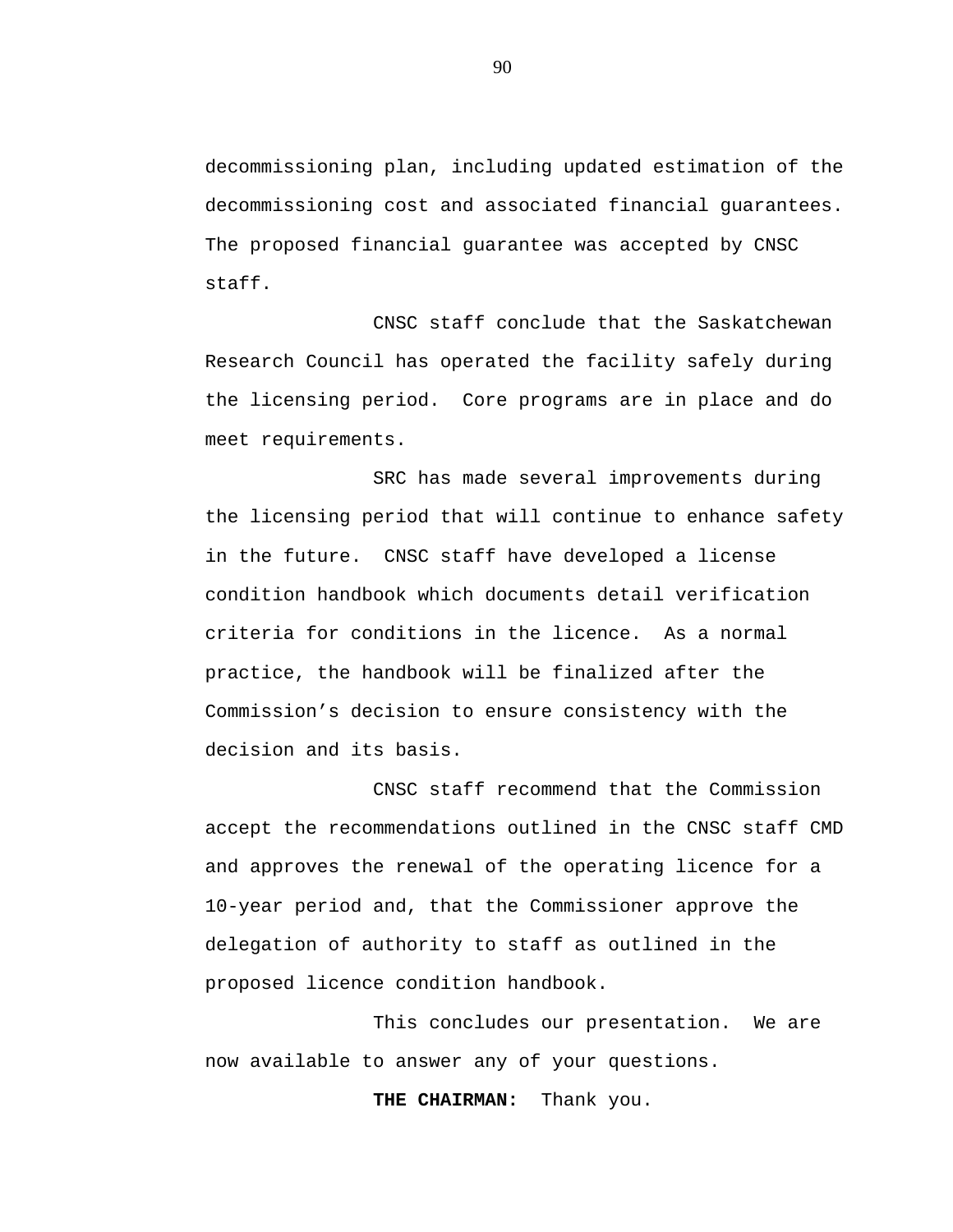decommissioning plan, including updated estimation of the decommissioning cost and associated financial guarantees. The proposed financial guarantee was accepted by CNSC staff.

CNSC staff conclude that the Saskatchewan Research Council has operated the facility safely during the licensing period. Core programs are in place and do meet requirements.

SRC has made several improvements during the licensing period that will continue to enhance safety in the future. CNSC staff have developed a license condition handbook which documents detail verification criteria for conditions in the licence. As a normal practice, the handbook will be finalized after the Commission's decision to ensure consistency with the decision and its basis.

CNSC staff recommend that the Commission accept the recommendations outlined in the CNSC staff CMD and approves the renewal of the operating licence for a 10-year period and, that the Commissioner approve the delegation of authority to staff as outlined in the proposed licence condition handbook.

This concludes our presentation. We are now available to answer any of your questions.

**THE CHAIRMAN:** Thank you.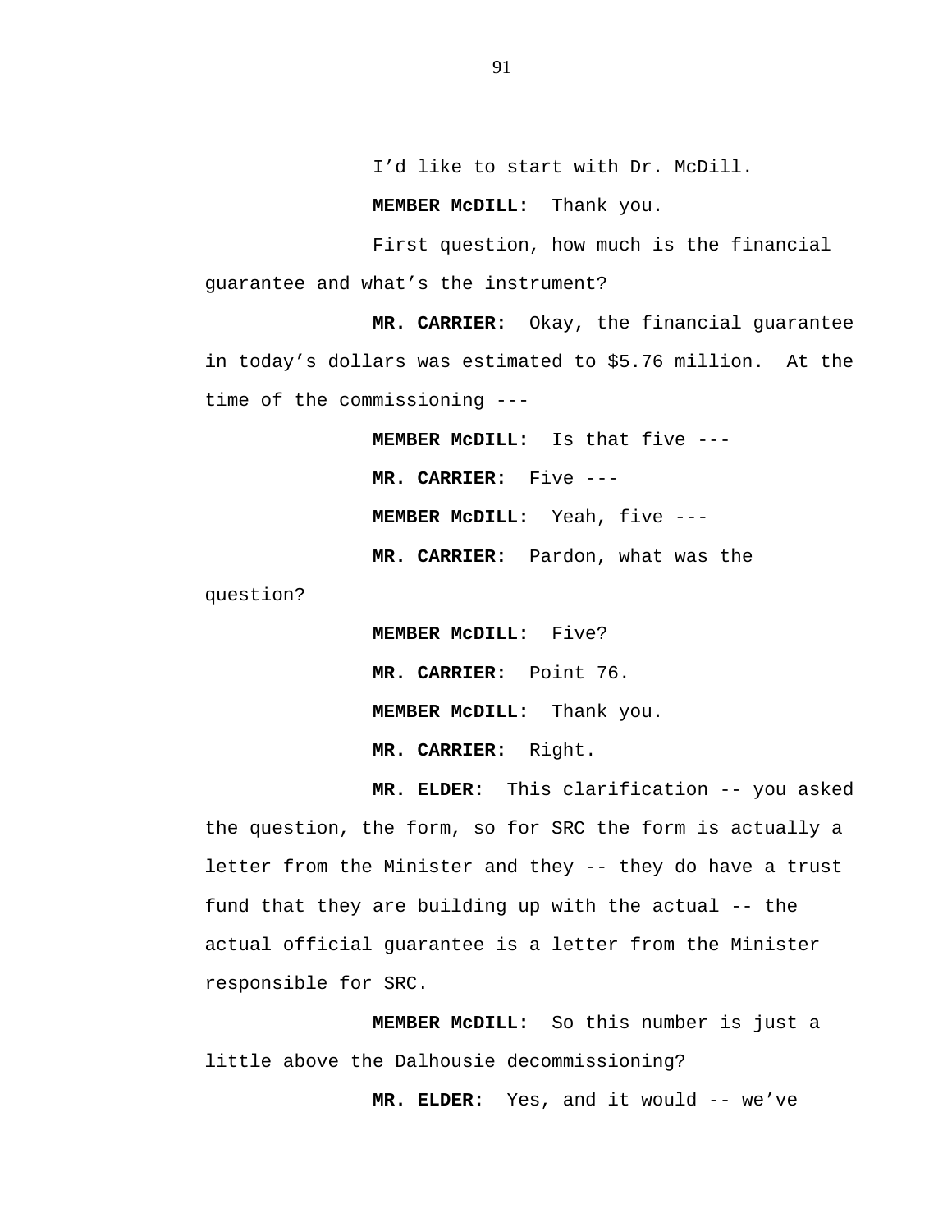I'd like to start with Dr. McDill.

**MEMBER McDILL:** Thank you.

First question, how much is the financial guarantee and what's the instrument?

**MR. CARRIER:** Okay, the financial guarantee in today's dollars was estimated to $5.76 million. At the time of the commissioning ---

**MEMBER McDILL:** Is that five ---

**MR. CARRIER:** Five ---

**MEMBER McDILL:** Yeah, five ---

**MR. CARRIER:** Pardon, what was the question?

**MEMBER McDILL:** Five?

**MR. CARRIER:** Point 76.

**MEMBER McDILL:** Thank you.

**MR. CARRIER:** Right.

**MR. ELDER:** This clarification -- you asked the question, the form, so for SRC the form is actually a letter from the Minister and they -- they do have a trust fund that they are building up with the actual -- the actual official guarantee is a letter from the Minister responsible for SRC.

**MEMBER McDILL:** So this number is just a little above the Dalhousie decommissioning?

**MR. ELDER:** Yes, and it would -- we've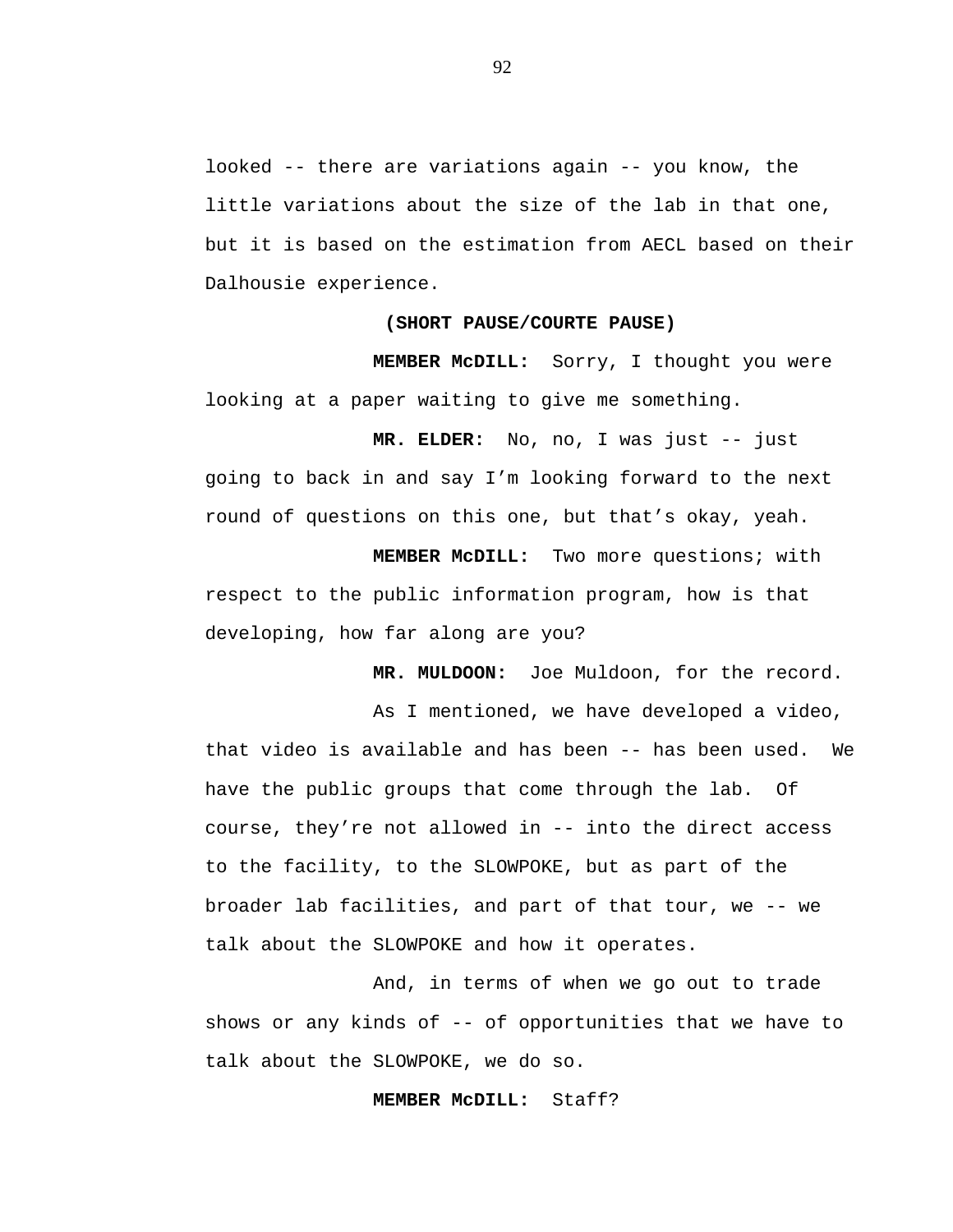looked -- there are variations again -- you know, the little variations about the size of the lab in that one, but it is based on the estimation from AECL based on their Dalhousie experience.

**(SHORT PAUSE/COURTE PAUSE)**

**MEMBER McDILL:** Sorry, I thought you were looking at a paper waiting to give me something.

**MR. ELDER:** No, no, I was just -- just going to back in and say I'm looking forward to the next round of questions on this one, but that's okay, yeah.

**MEMBER McDILL:** Two more questions; with respect to the public information program, how is that developing, how far along are you?

**MR. MULDOON:** Joe Muldoon, for the record.

As I mentioned, we have developed a video, that video is available and has been -- has been used. We have the public groups that come through the lab. Of course, they're not allowed in -- into the direct access to the facility, to the SLOWPOKE, but as part of the broader lab facilities, and part of that tour, we -- we talk about the SLOWPOKE and how it operates.

And, in terms of when we go out to trade shows or any kinds of -- of opportunities that we have to talk about the SLOWPOKE, we do so.

**MEMBER McDILL:** Staff?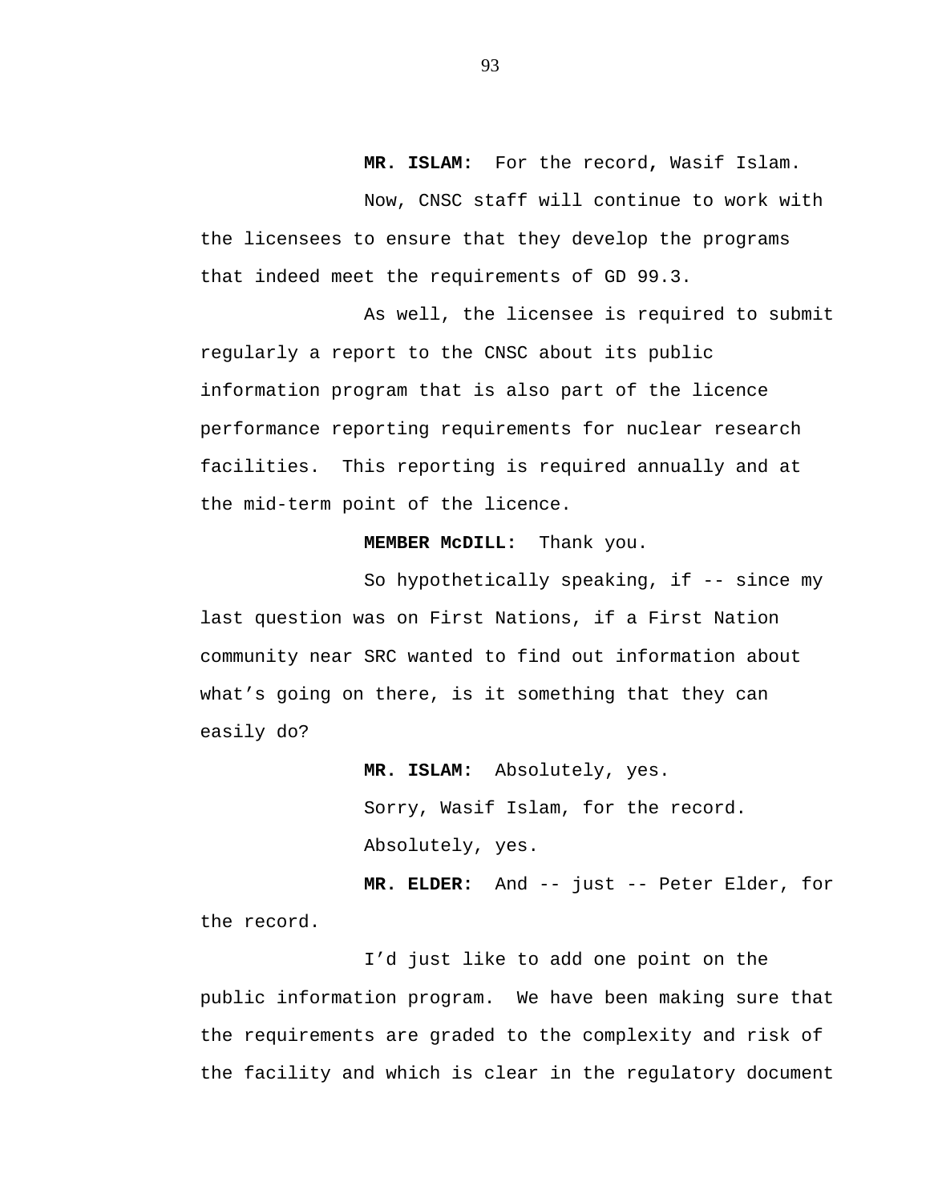**MR. ISLAM:** For the record, Wasif Islam.

Now, CNSC staff will continue to work with the licensees to ensure that they develop the programs that indeed meet the requirements of GD 99.3.

As well, the licensee is required to submit regularly a report to the CNSC about its public information program that is also part of the licence performance reporting requirements for nuclear research facilities. This reporting is required annually and at the mid-term point of the licence.

**MEMBER McDILL:** Thank you.

So hypothetically speaking, if -- since my last question was on First Nations, if a First Nation community near SRC wanted to find out information about what's going on there, is it something that they can easily do?

**MR. ISLAM:** Absolutely, yes.

Sorry, Wasif Islam, for the record.

Absolutely, yes.

**MR. ELDER:** And -- just -- Peter Elder, for the record.

I'd just like to add one point on the public information program. We have been making sure that the requirements are graded to the complexity and risk of the facility and which is clear in the regulatory document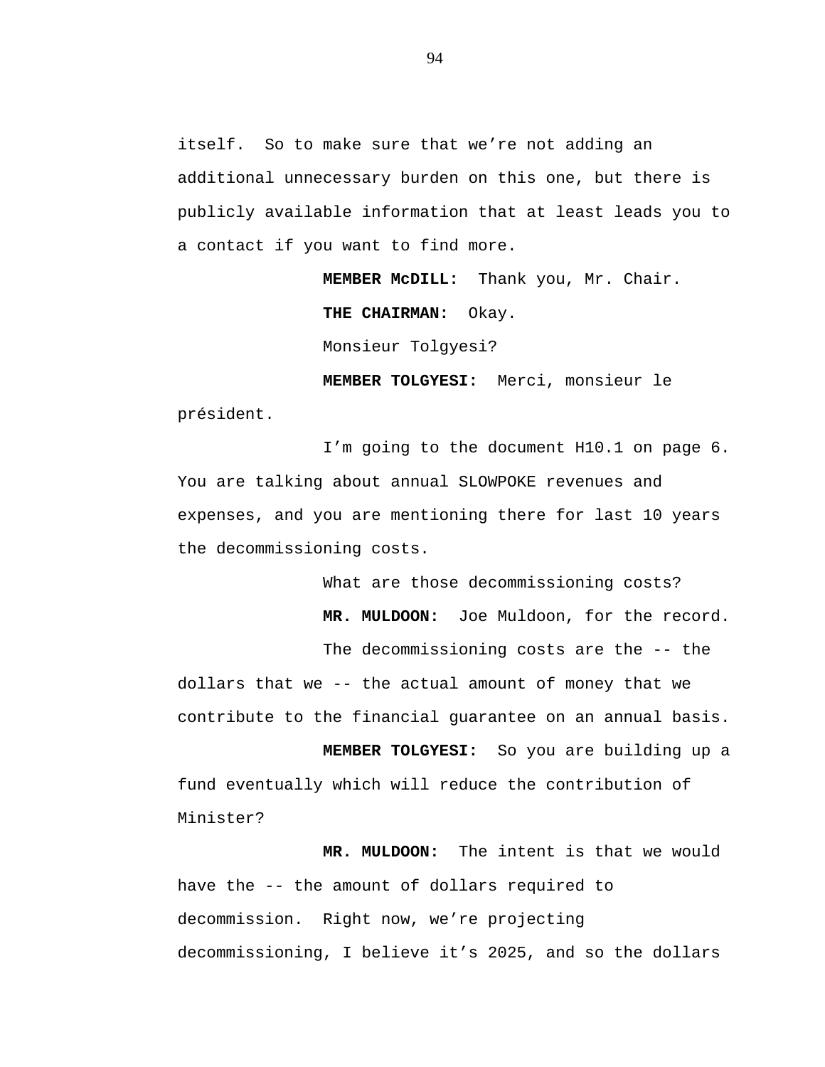itself. So to make sure that we're not adding an additional unnecessary burden on this one, but there is publicly available information that at least leads you to a contact if you want to find more.

**MEMBER McDILL:** Thank you, Mr. Chair.

**THE CHAIRMAN:** Okay.

Monsieur Tolgyesi?

**MEMBER TOLGYESI:** Merci, monsieur le président.

I'm going to the document H10.1 on page 6. You are talking about annual SLOWPOKE revenues and expenses, and you are mentioning there for last 10 years the decommissioning costs.

What are those decommissioning costs?

**MR. MULDOON:** Joe Muldoon, for the record.

The decommissioning costs are the -- the dollars that we -- the actual amount of money that we contribute to the financial guarantee on an annual basis.

**MEMBER TOLGYESI:** So you are building up a fund eventually which will reduce the contribution of Minister?

**MR. MULDOON:** The intent is that we would have the -- the amount of dollars required to decommission. Right now, we're projecting decommissioning, I believe it's 2025, and so the dollars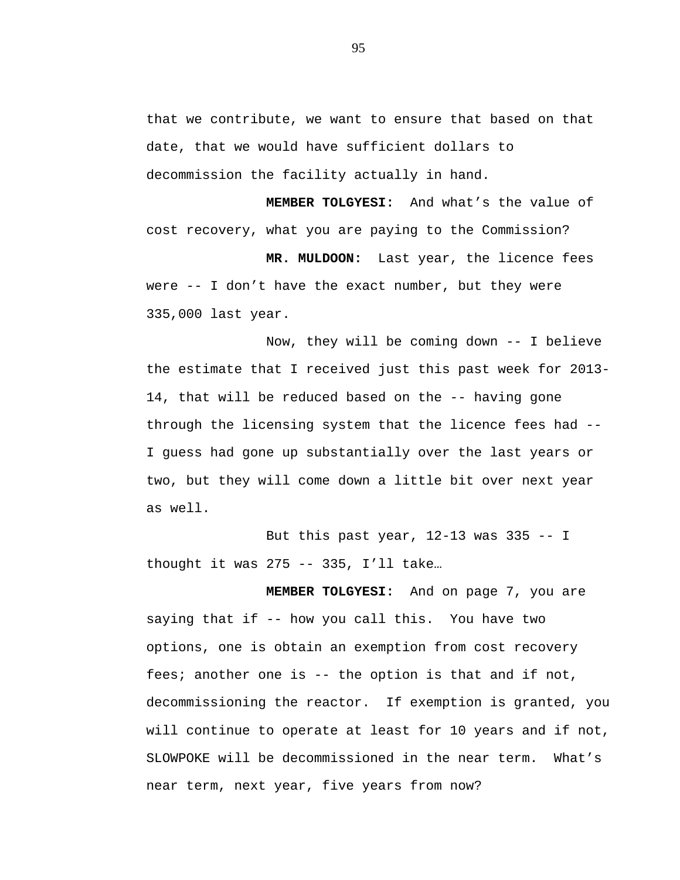that we contribute, we want to ensure that based on that date, that we would have sufficient dollars to decommission the facility actually in hand.

**MEMBER TOLGYESI:** And what's the value of cost recovery, what you are paying to the Commission?

**MR. MULDOON:** Last year, the licence fees were -- I don't have the exact number, but they were 335,000 last year.

Now, they will be coming down -- I believe the estimate that I received just this past week for 2013-14, that will be reduced based on the -- having gone through the licensing system that the licence fees had -- I guess had gone up substantially over the last years or two, but they will come down a little bit over next year as well.

But this past year, 12-13 was 335 -- I thought it was 275 -- 335, I'll take…

**MEMBER TOLGYESI:** And on page 7, you are saying that if -- how you call this. You have two options, one is obtain an exemption from cost recovery fees; another one is -- the option is that and if not, decommissioning the reactor. If exemption is granted, you will continue to operate at least for 10 years and if not, SLOWPOKE will be decommissioned in the near term. What's near term, next year, five years from now?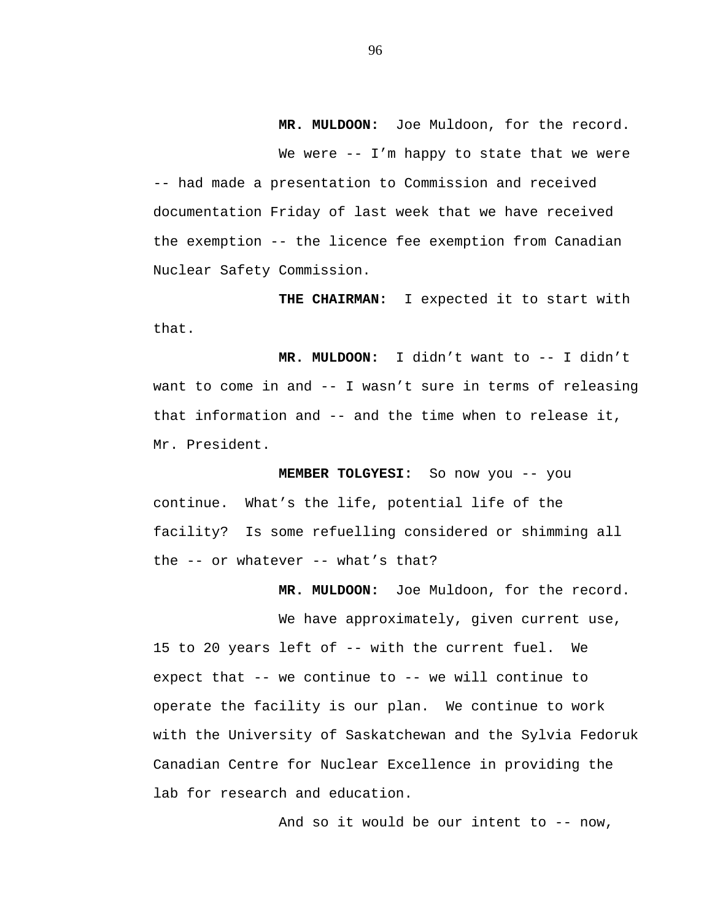**MR. MULDOON:** Joe Muldoon, for the record.

We were -- I'm happy to state that we were -- had made a presentation to Commission and received documentation Friday of last week that we have received the exemption -- the licence fee exemption from Canadian Nuclear Safety Commission.

**THE CHAIRMAN:** I expected it to start with that.

**MR. MULDOON:** I didn't want to -- I didn't want to come in and -- I wasn't sure in terms of releasing that information and -- and the time when to release it, Mr. President.

**MEMBER TOLGYESI:** So now you -- you continue. What's the life, potential life of the facility? Is some refuelling considered or shimming all the -- or whatever -- what's that?

**MR. MULDOON:** Joe Muldoon, for the record.

We have approximately, given current use, 15 to 20 years left of -- with the current fuel. We expect that -- we continue to -- we will continue to operate the facility is our plan. We continue to work with the University of Saskatchewan and the Sylvia Fedoruk Canadian Centre for Nuclear Excellence in providing the lab for research and education.

And so it would be our intent to -- now,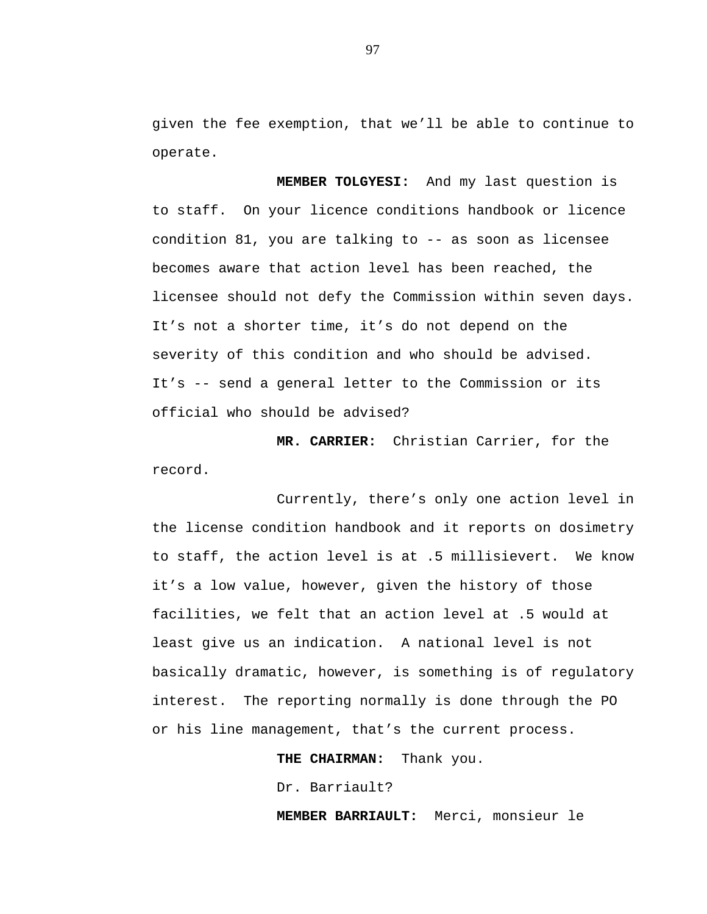given the fee exemption, that we'll be able to continue to operate.

**MEMBER TOLGYESI:** And my last question is to staff. On your licence conditions handbook or licence condition 81, you are talking to -- as soon as licensee becomes aware that action level has been reached, the licensee should not defy the Commission within seven days. It's not a shorter time, it's do not depend on the severity of this condition and who should be advised. It's -- send a general letter to the Commission or its official who should be advised?

**MR. CARRIER:** Christian Carrier, for the record.

Currently, there's only one action level in the license condition handbook and it reports on dosimetry to staff, the action level is at .5 millisievert. We know it's a low value, however, given the history of those facilities, we felt that an action level at .5 would at least give us an indication. A national level is not basically dramatic, however, is something is of regulatory interest. The reporting normally is done through the PO or his line management, that's the current process.

**THE CHAIRMAN:** Thank you.

Dr. Barriault?

**MEMBER BARRIAULT:** Merci, monsieur le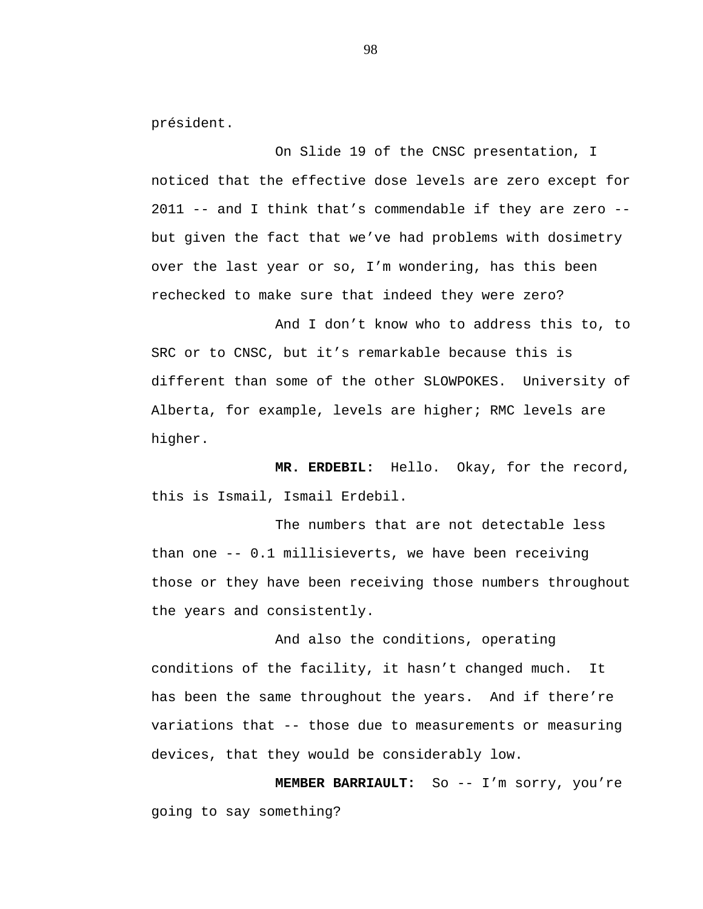président.

On Slide 19 of the CNSC presentation, I noticed that the effective dose levels are zero except for 2011 -- and I think that's commendable if they are zero -- but given the fact that we've had problems with dosimetry over the last year or so, I'm wondering, has this been rechecked to make sure that indeed they were zero?

And I don't know who to address this to, to SRC or to CNSC, but it's remarkable because this is different than some of the other SLOWPOKES. University of Alberta, for example, levels are higher; RMC levels are higher.

**MR. ERDEBIL:** Hello. Okay, for the record, this is Ismail, Ismail Erdebil.

The numbers that are not detectable less than one -- 0.1 millisieverts, we have been receiving those or they have been receiving those numbers throughout the years and consistently.

And also the conditions, operating conditions of the facility, it hasn't changed much. It has been the same throughout the years. And if there're variations that -- those due to measurements or measuring devices, that they would be considerably low.

**MEMBER BARRIAULT:** So -- I'm sorry, you're going to say something?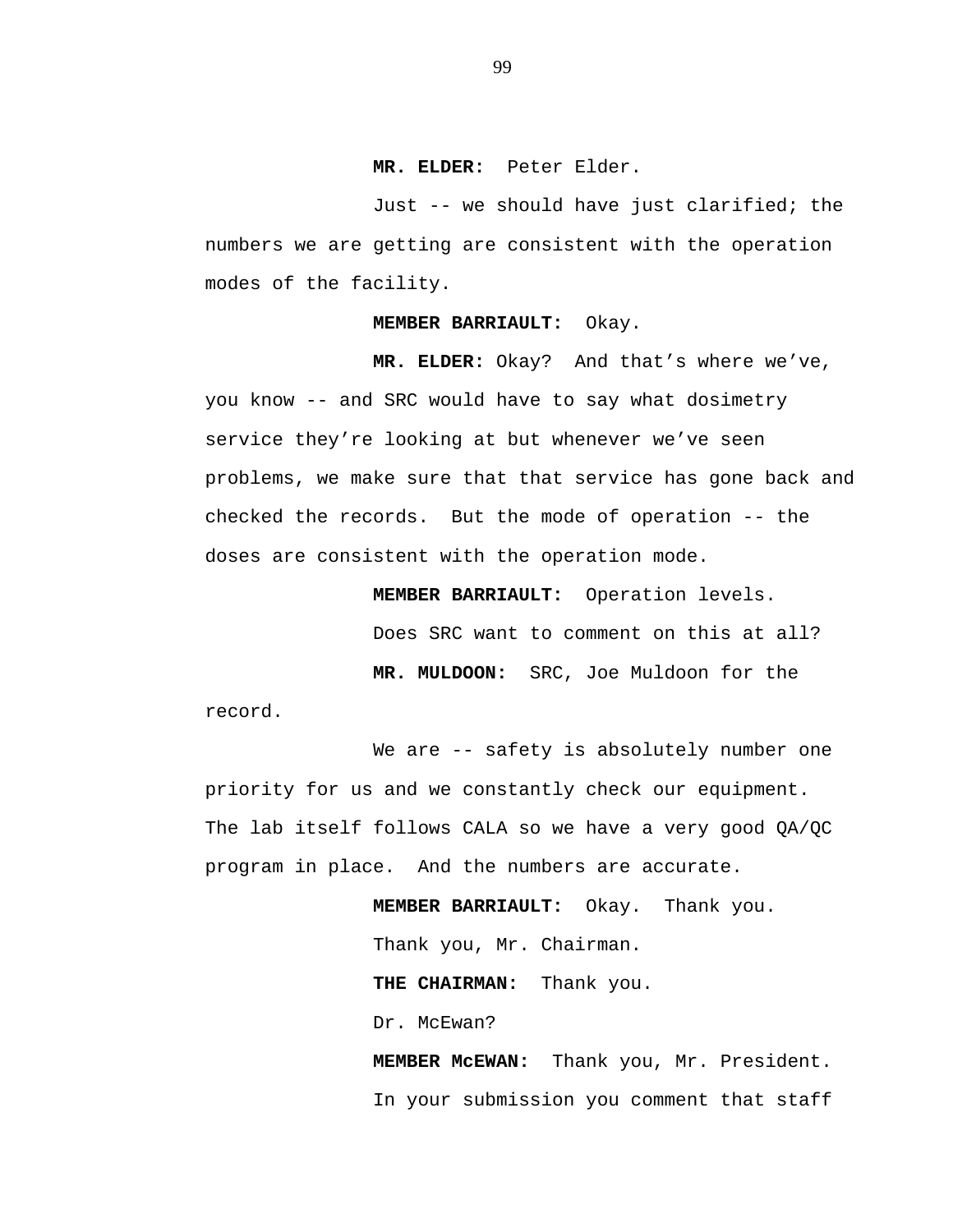**MR. ELDER:** Peter Elder.

Just -- we should have just clarified; the numbers we are getting are consistent with the operation modes of the facility.

**MEMBER BARRIAULT:** Okay.

**MR. ELDER:** Okay? And that's where we've, you know -- and SRC would have to say what dosimetry service they're looking at but whenever we've seen problems, we make sure that that service has gone back and checked the records. But the mode of operation -- the doses are consistent with the operation mode.

**MEMBER BARRIAULT:** Operation levels.

Does SRC want to comment on this at all?

**MR. MULDOON:** SRC, Joe Muldoon for the record.

We are -- safety is absolutely number one priority for us and we constantly check our equipment. The lab itself follows CALA so we have a very good QA/QC program in place. And the numbers are accurate.

**MEMBER BARRIAULT:** Okay. Thank you.

Thank you, Mr. Chairman.

**THE CHAIRMAN:** Thank you.

Dr. McEwan?

**MEMBER McEWAN:** Thank you, Mr. President.

In your submission you comment that staff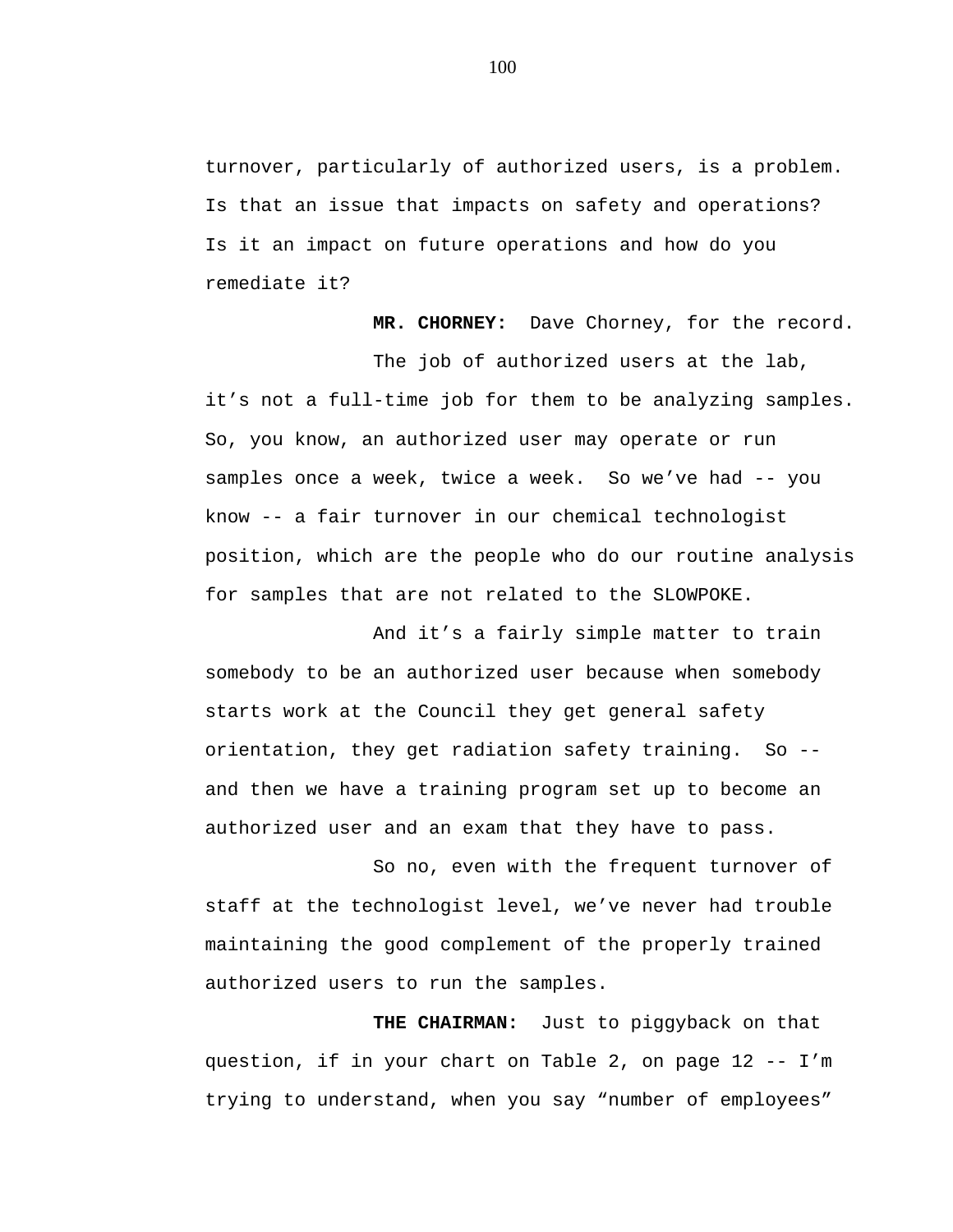turnover, particularly of authorized users, is a problem. Is that an issue that impacts on safety and operations? Is it an impact on future operations and how do you remediate it?

**MR. CHORNEY:** Dave Chorney, for the record.

The job of authorized users at the lab, it's not a full-time job for them to be analyzing samples. So, you know, an authorized user may operate or run samples once a week, twice a week. So we've had -- you know -- a fair turnover in our chemical technologist position, which are the people who do our routine analysis for samples that are not related to the SLOWPOKE.

And it's a fairly simple matter to train somebody to be an authorized user because when somebody starts work at the Council they get general safety orientation, they get radiation safety training. So -- and then we have a training program set up to become an authorized user and an exam that they have to pass.

So no, even with the frequent turnover of staff at the technologist level, we've never had trouble maintaining the good complement of the properly trained authorized users to run the samples.

**THE CHAIRMAN:** Just to piggyback on that question, if in your chart on Table 2, on page 12 -- I'm trying to understand, when you say "number of employees"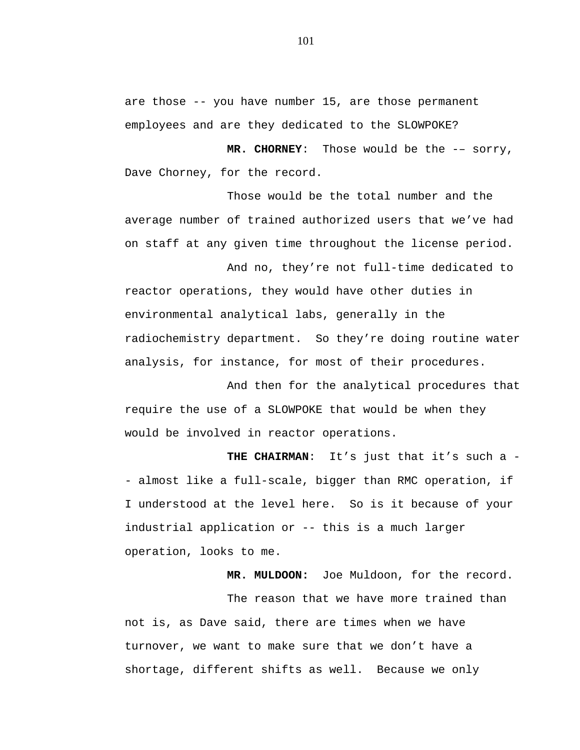are those -- you have number 15, are those permanent employees and are they dedicated to the SLOWPOKE?

**MR. CHORNEY**: Those would be the -– sorry, Dave Chorney, for the record.

Those would be the total number and the average number of trained authorized users that we've had on staff at any given time throughout the license period.

And no, they're not full-time dedicated to reactor operations, they would have other duties in environmental analytical labs, generally in the radiochemistry department. So they're doing routine water analysis, for instance, for most of their procedures.

And then for the analytical procedures that require the use of a SLOWPOKE that would be when they would be involved in reactor operations.

**THE CHAIRMAN**: It's just that it's such a -- almost like a full-scale, bigger than RMC operation, if I understood at the level here. So is it because of your industrial application or -- this is a much larger operation, looks to me.

**MR. MULDOON:** Joe Muldoon, for the record.

The reason that we have more trained than not is, as Dave said, there are times when we have turnover, we want to make sure that we don't have a shortage, different shifts as well. Because we only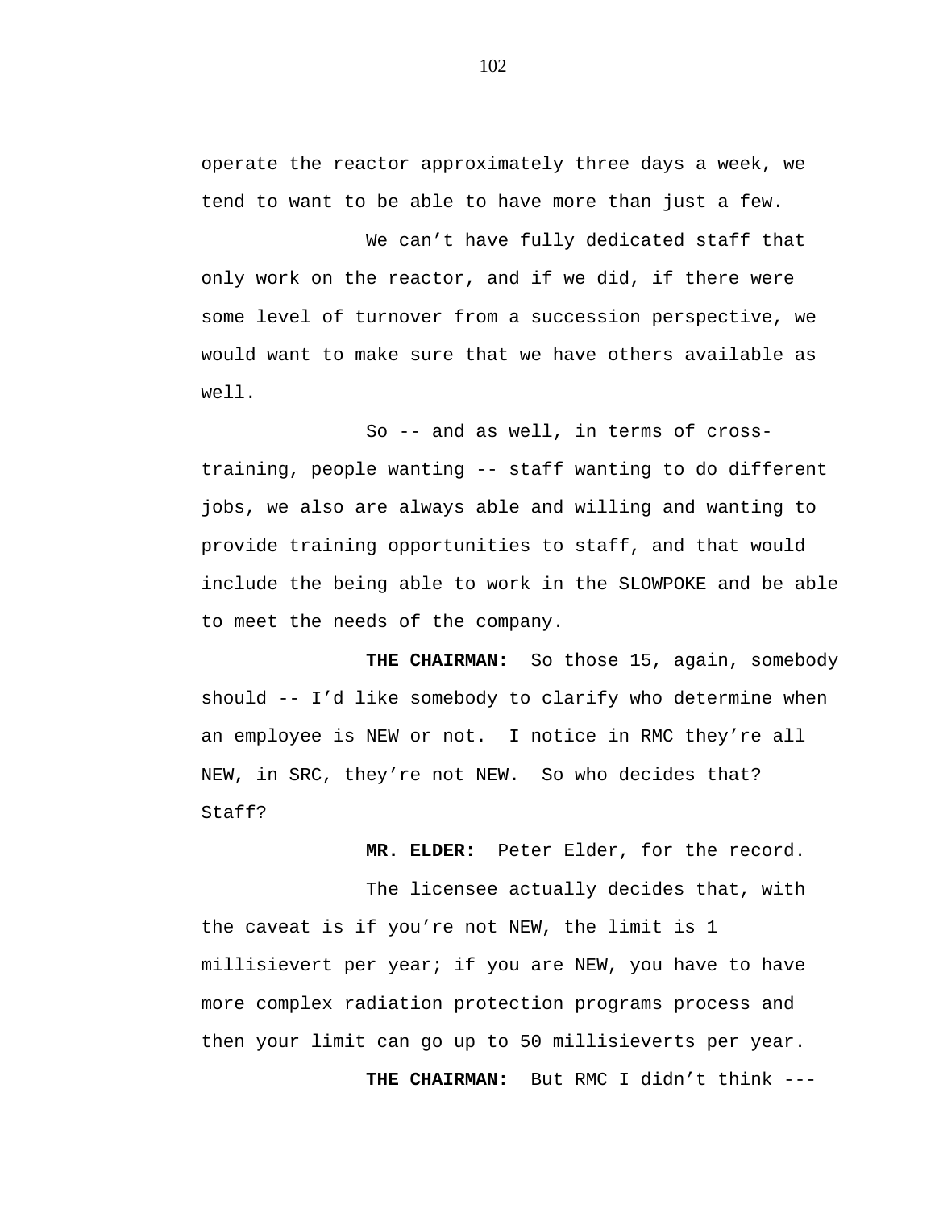operate the reactor approximately three days a week, we tend to want to be able to have more than just a few.

We can't have fully dedicated staff that only work on the reactor, and if we did, if there were some level of turnover from a succession perspective, we would want to make sure that we have others available as well.

So -- and as well, in terms of cross-training, people wanting -- staff wanting to do different jobs, we also are always able and willing and wanting to provide training opportunities to staff, and that would include the being able to work in the SLOWPOKE and be able to meet the needs of the company.

**THE CHAIRMAN:** So those 15, again, somebody should -- I'd like somebody to clarify who determine when an employee is NEW or not. I notice in RMC they're all NEW, in SRC, they're not NEW. So who decides that? Staff?

**MR. ELDER:** Peter Elder, for the record.

The licensee actually decides that, with the caveat is if you're not NEW, the limit is 1 millisievert per year; if you are NEW, you have to have more complex radiation protection programs process and then your limit can go up to 50 millisieverts per year.

**THE CHAIRMAN:** But RMC I didn't think ---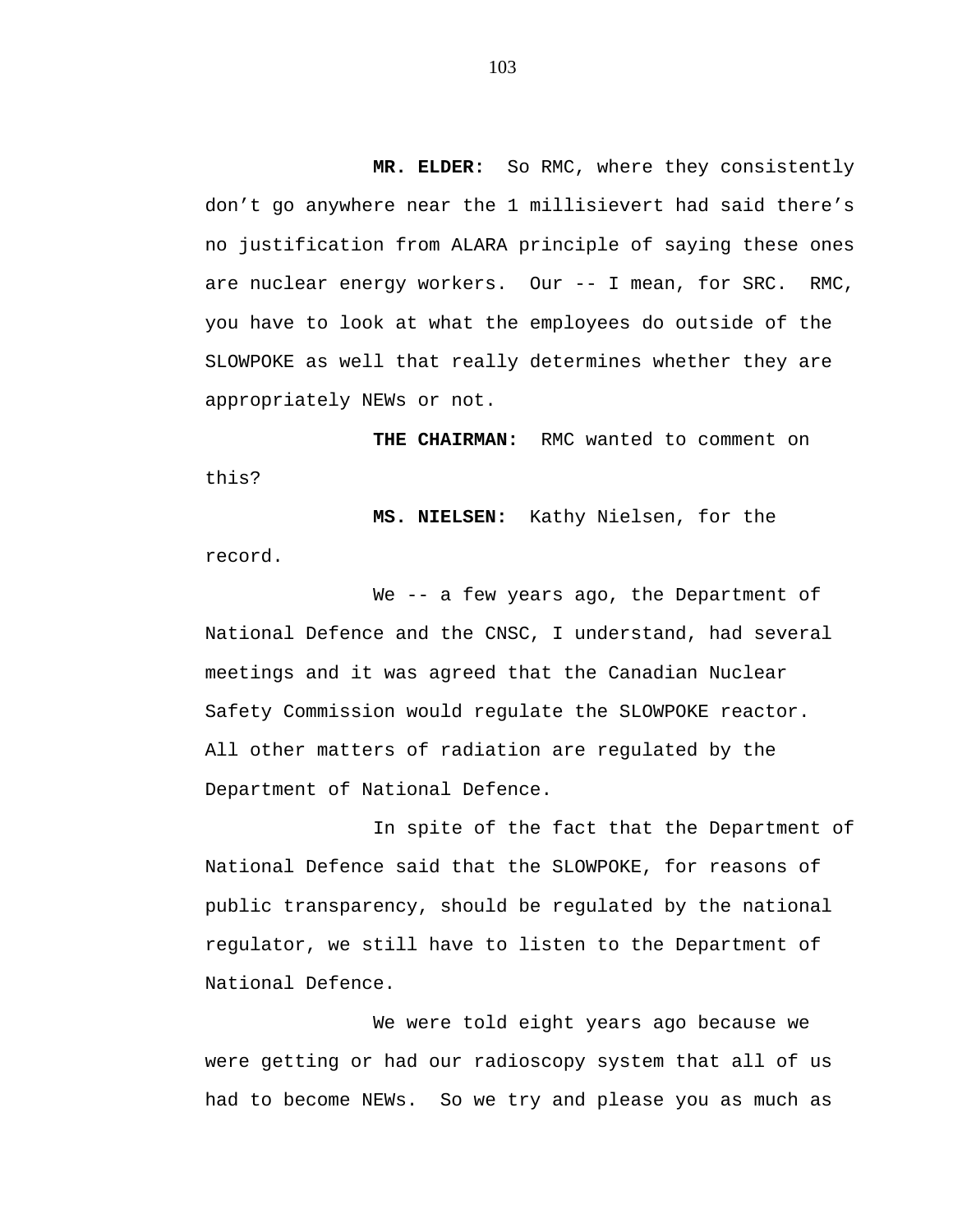**MR. ELDER:** So RMC, where they consistently don't go anywhere near the 1 millisievert had said there's no justification from ALARA principle of saying these ones are nuclear energy workers. Our -- I mean, for SRC. RMC, you have to look at what the employees do outside of the SLOWPOKE as well that really determines whether they are appropriately NEWs or not.

**THE CHAIRMAN:** RMC wanted to comment on this?

**MS. NIELSEN:** Kathy Nielsen, for the record.

We -- a few years ago, the Department of National Defence and the CNSC, I understand, had several meetings and it was agreed that the Canadian Nuclear Safety Commission would regulate the SLOWPOKE reactor. All other matters of radiation are regulated by the Department of National Defence.

In spite of the fact that the Department of National Defence said that the SLOWPOKE, for reasons of public transparency, should be regulated by the national regulator, we still have to listen to the Department of National Defence.

We were told eight years ago because we were getting or had our radioscopy system that all of us had to become NEWs. So we try and please you as much as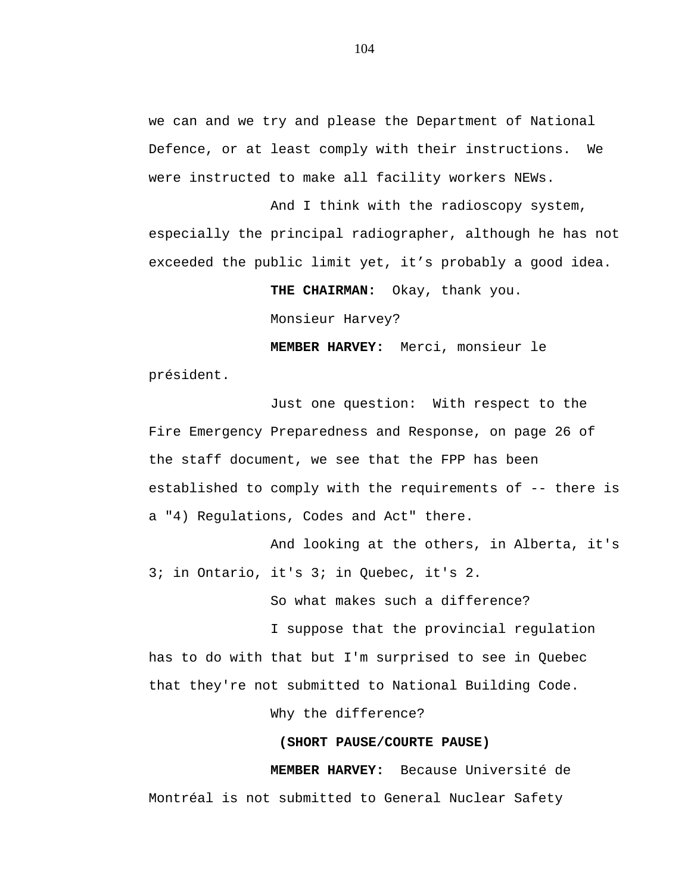we can and we try and please the Department of National Defence, or at least comply with their instructions. We were instructed to make all facility workers NEWs.

And I think with the radioscopy system, especially the principal radiographer, although he has not exceeded the public limit yet, it's probably a good idea.

**THE CHAIRMAN:** Okay, thank you.

Monsieur Harvey?

**MEMBER HARVEY:** Merci, monsieur le président.

Just one question: With respect to the Fire Emergency Preparedness and Response, on page 26 of the staff document, we see that the FPP has been established to comply with the requirements of -- there is a "4) Regulations, Codes and Act" there.

And looking at the others, in Alberta, it's 3; in Ontario, it's 3; in Quebec, it's 2.

So what makes such a difference?

I suppose that the provincial regulation has to do with that but I'm surprised to see in Quebec that they're not submitted to National Building Code.

Why the difference?

**(SHORT PAUSE/COURTE PAUSE)**

**MEMBER HARVEY:** Because Université de Montréal is not submitted to General Nuclear Safety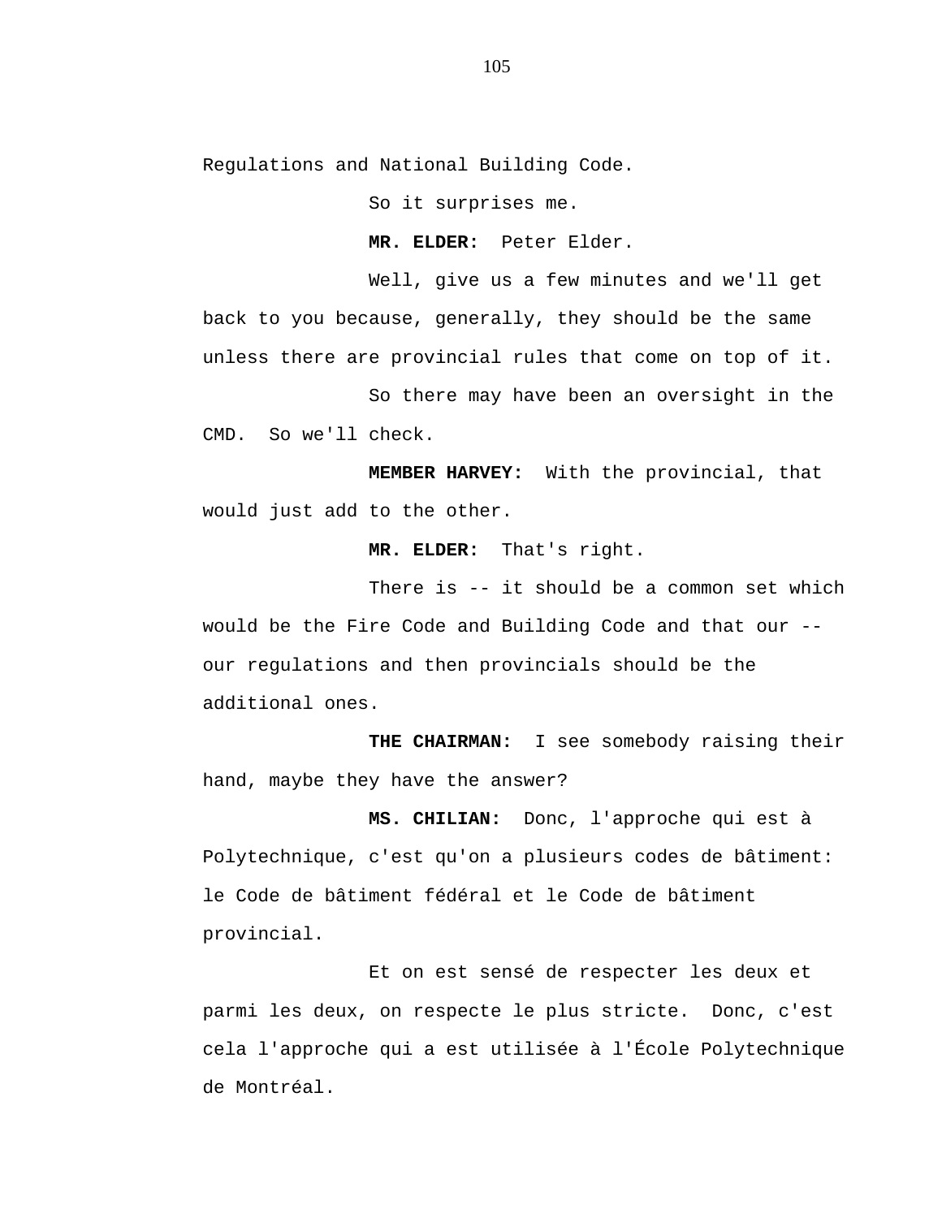Regulations and National Building Code.

So it surprises me.

**MR. ELDER:** Peter Elder.

Well, give us a few minutes and we'll get back to you because, generally, they should be the same unless there are provincial rules that come on top of it.

So there may have been an oversight in the CMD. So we'll check.

**MEMBER HARVEY:** With the provincial, that would just add to the other.

**MR. ELDER:** That's right.

There is -- it should be a common set which would be the Fire Code and Building Code and that our -- our regulations and then provincials should be the additional ones.

**THE CHAIRMAN:** I see somebody raising their hand, maybe they have the answer?

**MS. CHILIAN:** Donc, l'approche qui est à Polytechnique, c'est qu'on a plusieurs codes de bâtiment: le Code de bâtiment fédéral et le Code de bâtiment provincial.

Et on est sensé de respecter les deux et parmi les deux, on respecte le plus stricte. Donc, c'est cela l'approche qui a est utilisée à l'École Polytechnique de Montréal.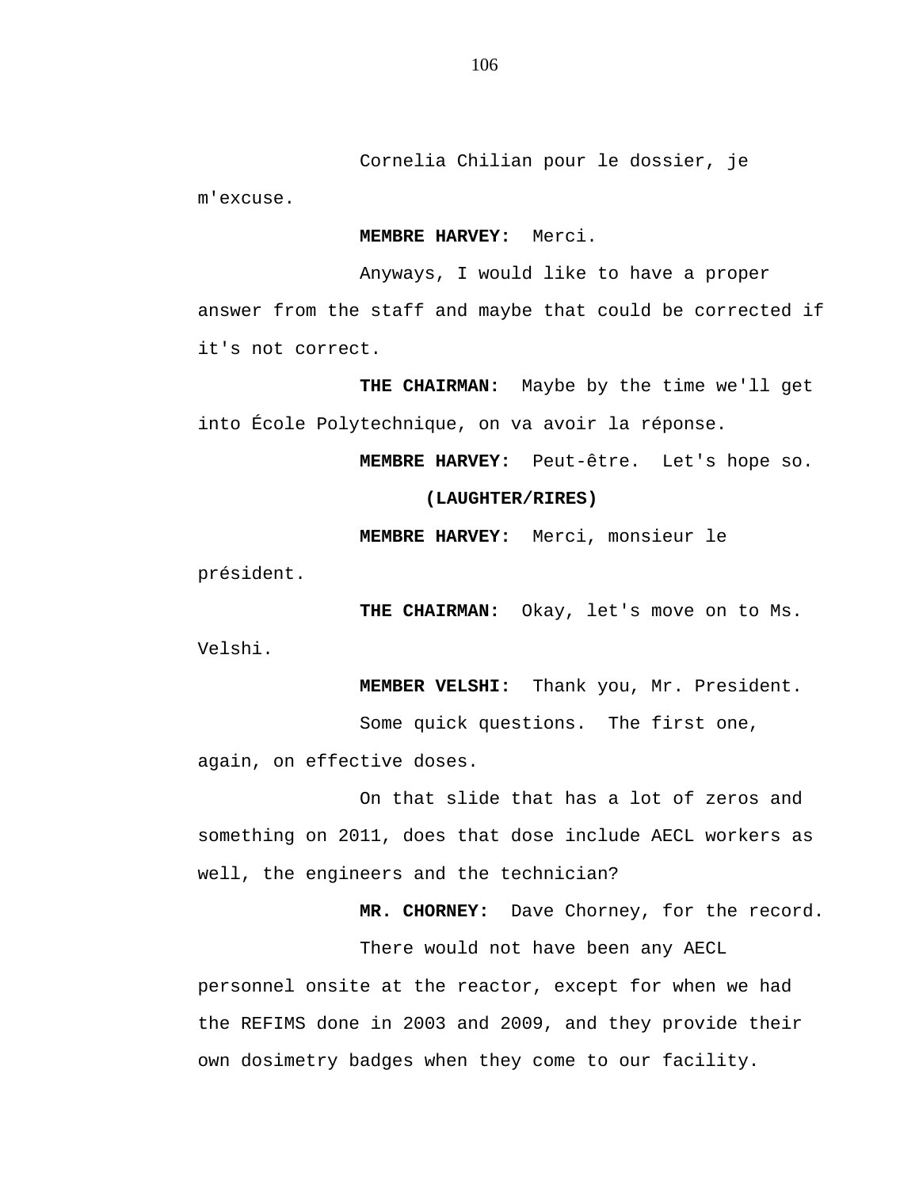Cornelia Chilian pour le dossier, je m'excuse.

**MEMBRE HARVEY:** Merci.

Anyways, I would like to have a proper answer from the staff and maybe that could be corrected if it's not correct.

**THE CHAIRMAN:** Maybe by the time we'll get into École Polytechnique, on va avoir la réponse.

**MEMBRE HARVEY:** Peut-être. Let's hope so.

**(LAUGHTER/RIRES)**

**MEMBRE HARVEY:** Merci, monsieur le président.

**THE CHAIRMAN:** Okay, let's move on to Ms. Velshi.

**MEMBER VELSHI:** Thank you, Mr. President.

Some quick questions. The first one, again, on effective doses.

On that slide that has a lot of zeros and something on 2011, does that dose include AECL workers as well, the engineers and the technician?

**MR. CHORNEY:** Dave Chorney, for the record.

There would not have been any AECL personnel onsite at the reactor, except for when we had the REFIMS done in 2003 and 2009, and they provide their own dosimetry badges when they come to our facility.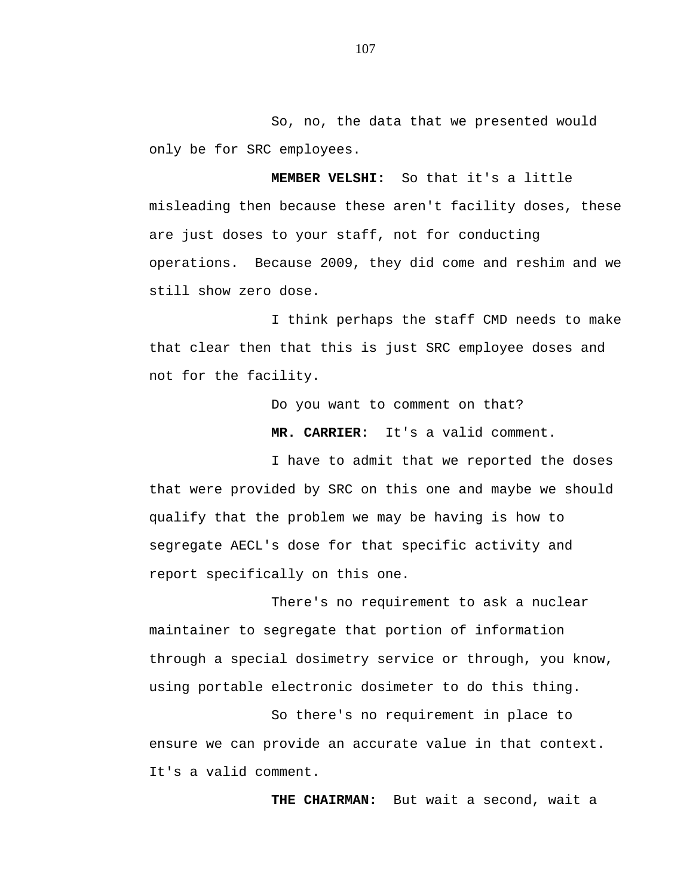So, no, the data that we presented would only be for SRC employees.

**MEMBER VELSHI:** So that it's a little misleading then because these aren't facility doses, these are just doses to your staff, not for conducting operations. Because 2009, they did come and reshim and we still show zero dose.

I think perhaps the staff CMD needs to make that clear then that this is just SRC employee doses and not for the facility.

Do you want to comment on that?

**MR. CARRIER:** It's a valid comment.

I have to admit that we reported the doses that were provided by SRC on this one and maybe we should qualify that the problem we may be having is how to segregate AECL's dose for that specific activity and report specifically on this one.

There's no requirement to ask a nuclear maintainer to segregate that portion of information through a special dosimetry service or through, you know, using portable electronic dosimeter to do this thing.

So there's no requirement in place to ensure we can provide an accurate value in that context. It's a valid comment.

**THE CHAIRMAN:** But wait a second, wait a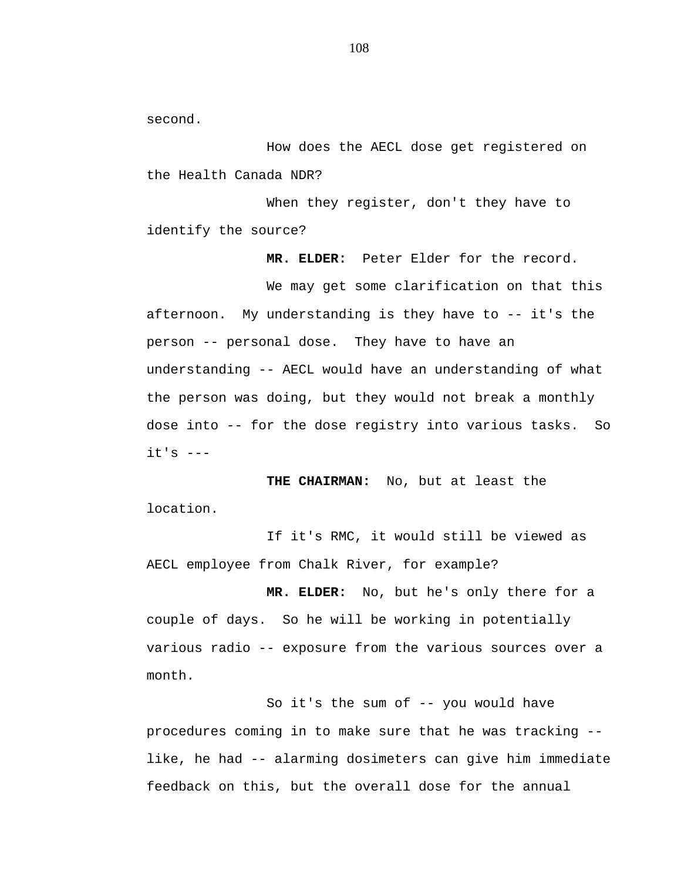second.

How does the AECL dose get registered on the Health Canada NDR?

When they register, don't they have to identify the source?

**MR. ELDER:** Peter Elder for the record.

We may get some clarification on that this afternoon. My understanding is they have to -- it's the person -- personal dose. They have to have an understanding -- AECL would have an understanding of what the person was doing, but they would not break a monthly dose into -- for the dose registry into various tasks. So it's ---

**THE CHAIRMAN:** No, but at least the location.

If it's RMC, it would still be viewed as AECL employee from Chalk River, for example?

**MR. ELDER:** No, but he's only there for a couple of days. So he will be working in potentially various radio -- exposure from the various sources over a month.

So it's the sum of -- you would have procedures coming in to make sure that he was tracking -- like, he had -- alarming dosimeters can give him immediate feedback on this, but the overall dose for the annual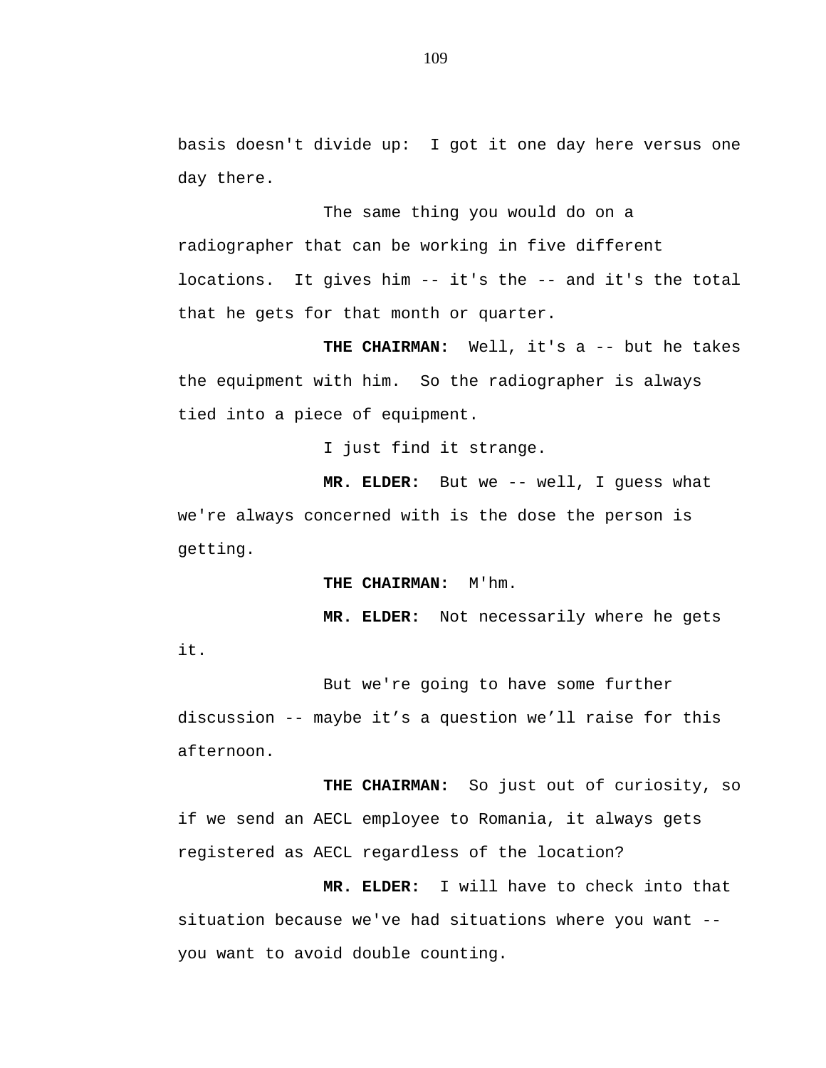basis doesn't divide up:  I got it one day here versus one day there.

The same thing you would do on a radiographer that can be working in five different locations.  It gives him -- it's the -- and it's the total that he gets for that month or quarter.

**THE CHAIRMAN:**  Well, it's a -- but he takes the equipment with him.  So the radiographer is always tied into a piece of equipment.

I just find it strange.

**MR. ELDER:**  But we -- well, I guess what we're always concerned with is the dose the person is getting.

**THE CHAIRMAN:**  M'hm.

**MR. ELDER:**  Not necessarily where he gets it.

But we're going to have some further discussion -- maybe it’s a question we’ll raise for this afternoon.

**THE CHAIRMAN:**  So just out of curiosity, so if we send an AECL employee to Romania, it always gets registered as AECL regardless of the location?

**MR. ELDER:**  I will have to check into that situation because we've had situations where you want -- you want to avoid double counting.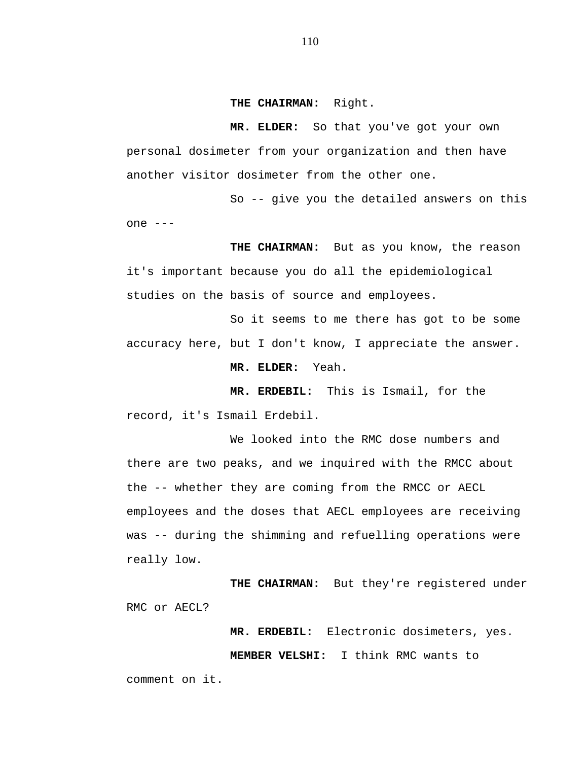**THE CHAIRMAN:** Right.

**MR. ELDER:** So that you've got your own personal dosimeter from your organization and then have another visitor dosimeter from the other one.

So -- give you the detailed answers on this one ---

**THE CHAIRMAN:** But as you know, the reason it's important because you do all the epidemiological studies on the basis of source and employees.

So it seems to me there has got to be some accuracy here, but I don't know, I appreciate the answer.

**MR. ELDER:** Yeah.

**MR. ERDEBIL:** This is Ismail, for the record, it's Ismail Erdebil.

We looked into the RMC dose numbers and there are two peaks, and we inquired with the RMCC about the -- whether they are coming from the RMCC or AECL employees and the doses that AECL employees are receiving was -- during the shimming and refuelling operations were really low.

**THE CHAIRMAN:** But they're registered under RMC or AECL?

**MR. ERDEBIL:** Electronic dosimeters, yes.

**MEMBER VELSHI:** I think RMC wants to comment on it.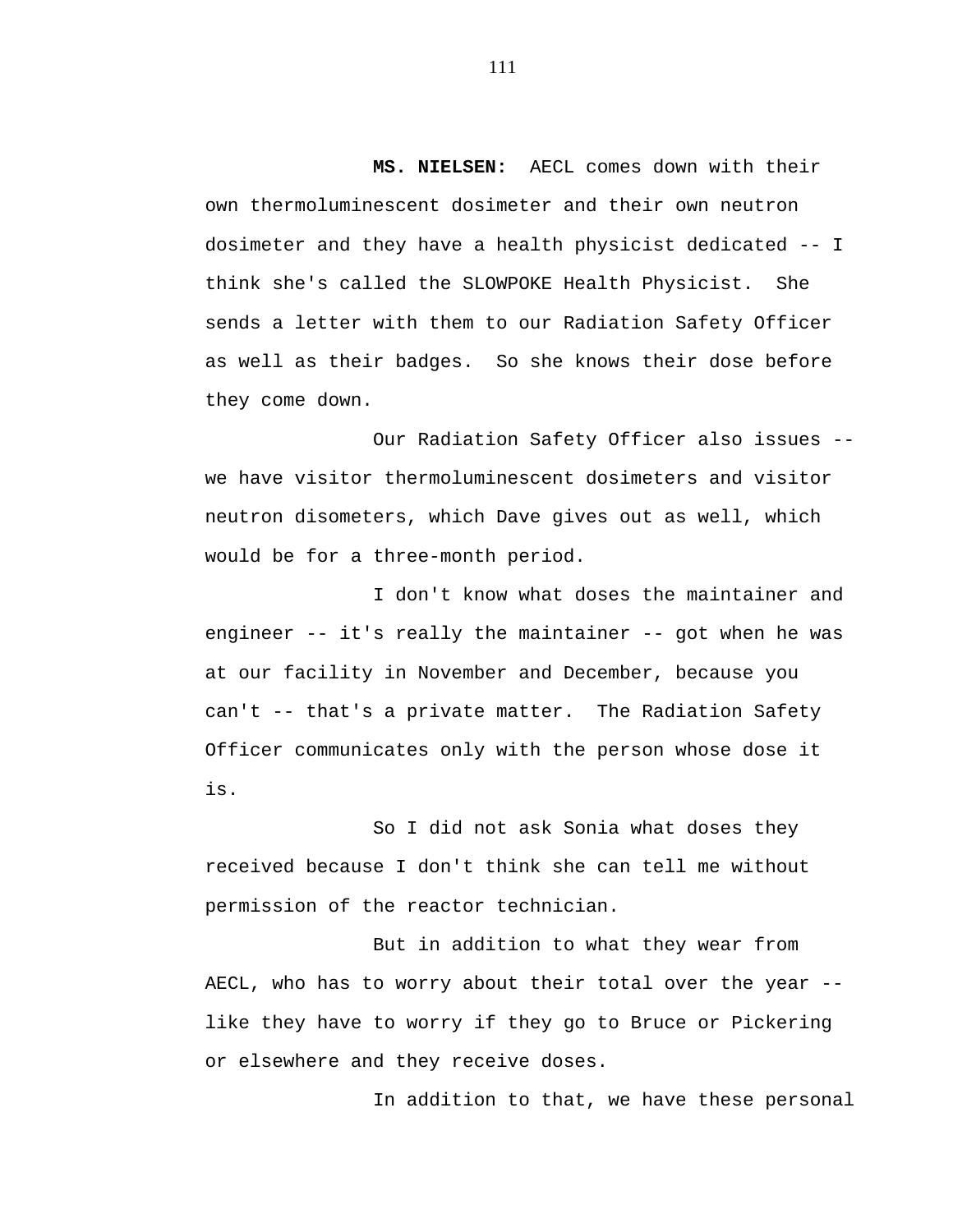**MS. NIELSEN:** AECL comes down with their own thermoluminescent dosimeter and their own neutron dosimeter and they have a health physicist dedicated -- I think she's called the SLOWPOKE Health Physicist. She sends a letter with them to our Radiation Safety Officer as well as their badges. So she knows their dose before they come down.

Our Radiation Safety Officer also issues -- we have visitor thermoluminescent dosimeters and visitor neutron disometers, which Dave gives out as well, which would be for a three-month period.

I don't know what doses the maintainer and engineer -- it's really the maintainer -- got when he was at our facility in November and December, because you can't -- that's a private matter. The Radiation Safety Officer communicates only with the person whose dose it is.

So I did not ask Sonia what doses they received because I don't think she can tell me without permission of the reactor technician.

But in addition to what they wear from AECL, who has to worry about their total over the year -- like they have to worry if they go to Bruce or Pickering or elsewhere and they receive doses.

In addition to that, we have these personal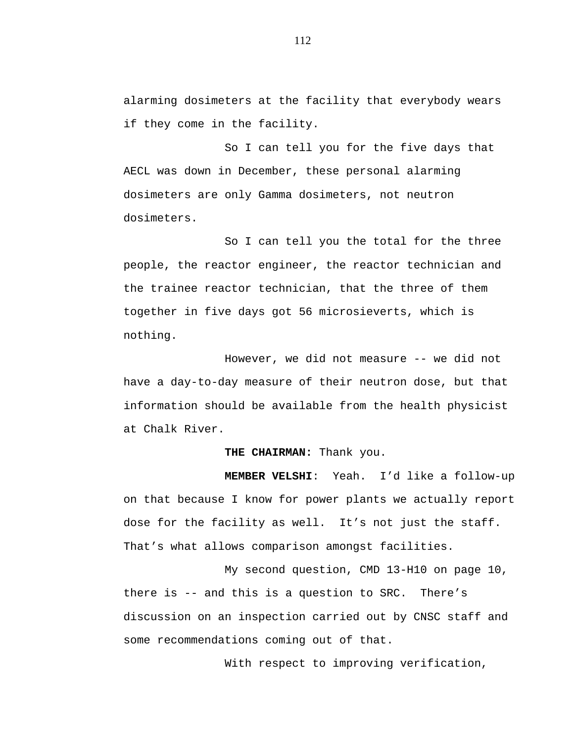alarming dosimeters at the facility that everybody wears if they come in the facility.

So I can tell you for the five days that AECL was down in December, these personal alarming dosimeters are only Gamma dosimeters, not neutron dosimeters.

So I can tell you the total for the three people, the reactor engineer, the reactor technician and the trainee reactor technician, that the three of them together in five days got 56 microsieverts, which is nothing.

However, we did not measure -- we did not have a day-to-day measure of their neutron dose, but that information should be available from the health physicist at Chalk River.

**THE CHAIRMAN:** Thank you.

**MEMBER VELSHI**: Yeah. I'd like a follow-up on that because I know for power plants we actually report dose for the facility as well. It's not just the staff. That's what allows comparison amongst facilities.

My second question, CMD 13-H10 on page 10, there is -- and this is a question to SRC. There's discussion on an inspection carried out by CNSC staff and some recommendations coming out of that.

With respect to improving verification,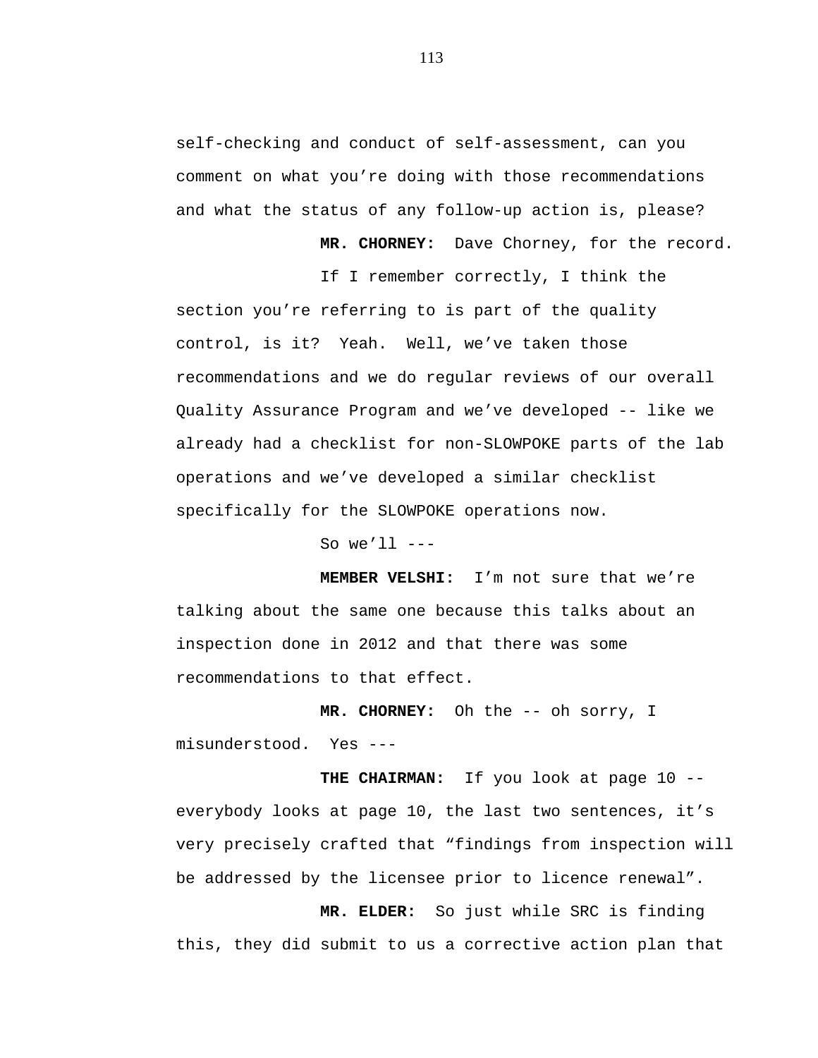self-checking and conduct of self-assessment, can you comment on what you're doing with those recommendations and what the status of any follow-up action is, please?

**MR. CHORNEY:** Dave Chorney, for the record.

If I remember correctly, I think the section you're referring to is part of the quality control, is it? Yeah. Well, we've taken those recommendations and we do regular reviews of our overall Quality Assurance Program and we've developed -- like we already had a checklist for non-SLOWPOKE parts of the lab operations and we've developed a similar checklist specifically for the SLOWPOKE operations now.

So we'll ---

**MEMBER VELSHI:** I'm not sure that we're talking about the same one because this talks about an inspection done in 2012 and that there was some recommendations to that effect.

**MR. CHORNEY:** Oh the -- oh sorry, I misunderstood. Yes ---

**THE CHAIRMAN:** If you look at page 10 -- everybody looks at page 10, the last two sentences, it's very precisely crafted that "findings from inspection will be addressed by the licensee prior to licence renewal".

**MR. ELDER:** So just while SRC is finding this, they did submit to us a corrective action plan that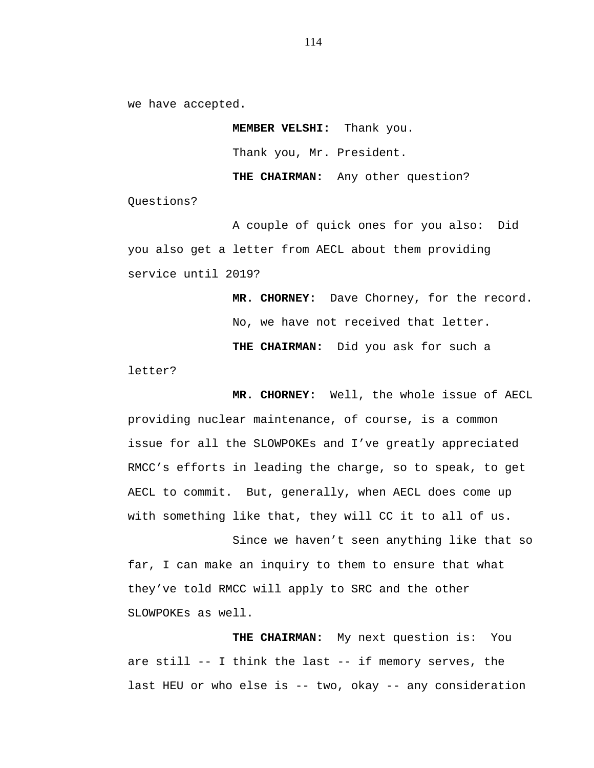we have accepted.

**MEMBER VELSHI:** Thank you.

Thank you, Mr. President.

**THE CHAIRMAN:** Any other question? Questions?

A couple of quick ones for you also: Did you also get a letter from AECL about them providing service until 2019?

**MR. CHORNEY:** Dave Chorney, for the record.

No, we have not received that letter.

**THE CHAIRMAN:** Did you ask for such a letter?

**MR. CHORNEY:** Well, the whole issue of AECL providing nuclear maintenance, of course, is a common issue for all the SLOWPOKEs and I've greatly appreciated RMCC's efforts in leading the charge, so to speak, to get AECL to commit. But, generally, when AECL does come up with something like that, they will CC it to all of us.

Since we haven't seen anything like that so far, I can make an inquiry to them to ensure that what they've told RMCC will apply to SRC and the other SLOWPOKEs as well.

**THE CHAIRMAN:** My next question is: You are still -- I think the last -- if memory serves, the last HEU or who else is -- two, okay -- any consideration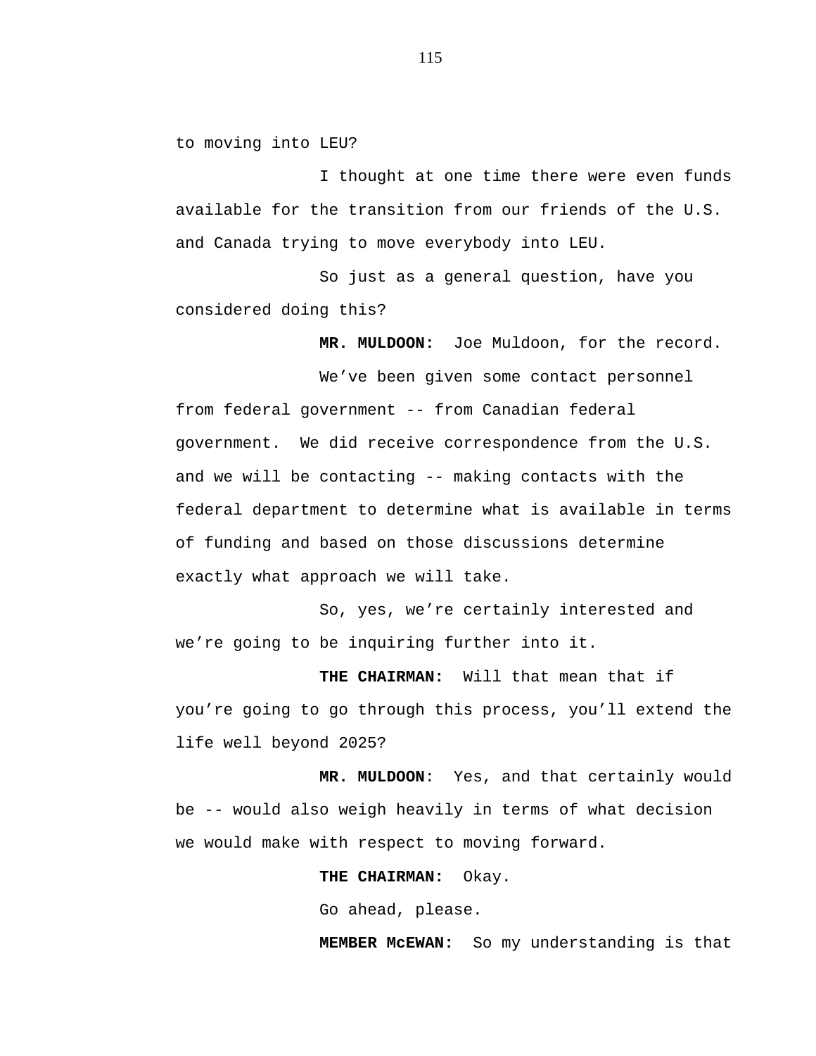to moving into LEU?

I thought at one time there were even funds available for the transition from our friends of the U.S. and Canada trying to move everybody into LEU.

So just as a general question, have you considered doing this?

**MR. MULDOON:** Joe Muldoon, for the record.

We've been given some contact personnel from federal government -- from Canadian federal government. We did receive correspondence from the U.S. and we will be contacting -- making contacts with the federal department to determine what is available in terms of funding and based on those discussions determine exactly what approach we will take.

So, yes, we're certainly interested and we're going to be inquiring further into it.

**THE CHAIRMAN:** Will that mean that if you're going to go through this process, you'll extend the life well beyond 2025?

**MR. MULDOON**: Yes, and that certainly would be -- would also weigh heavily in terms of what decision we would make with respect to moving forward.

**THE CHAIRMAN:** Okay.

Go ahead, please.

**MEMBER McEWAN:** So my understanding is that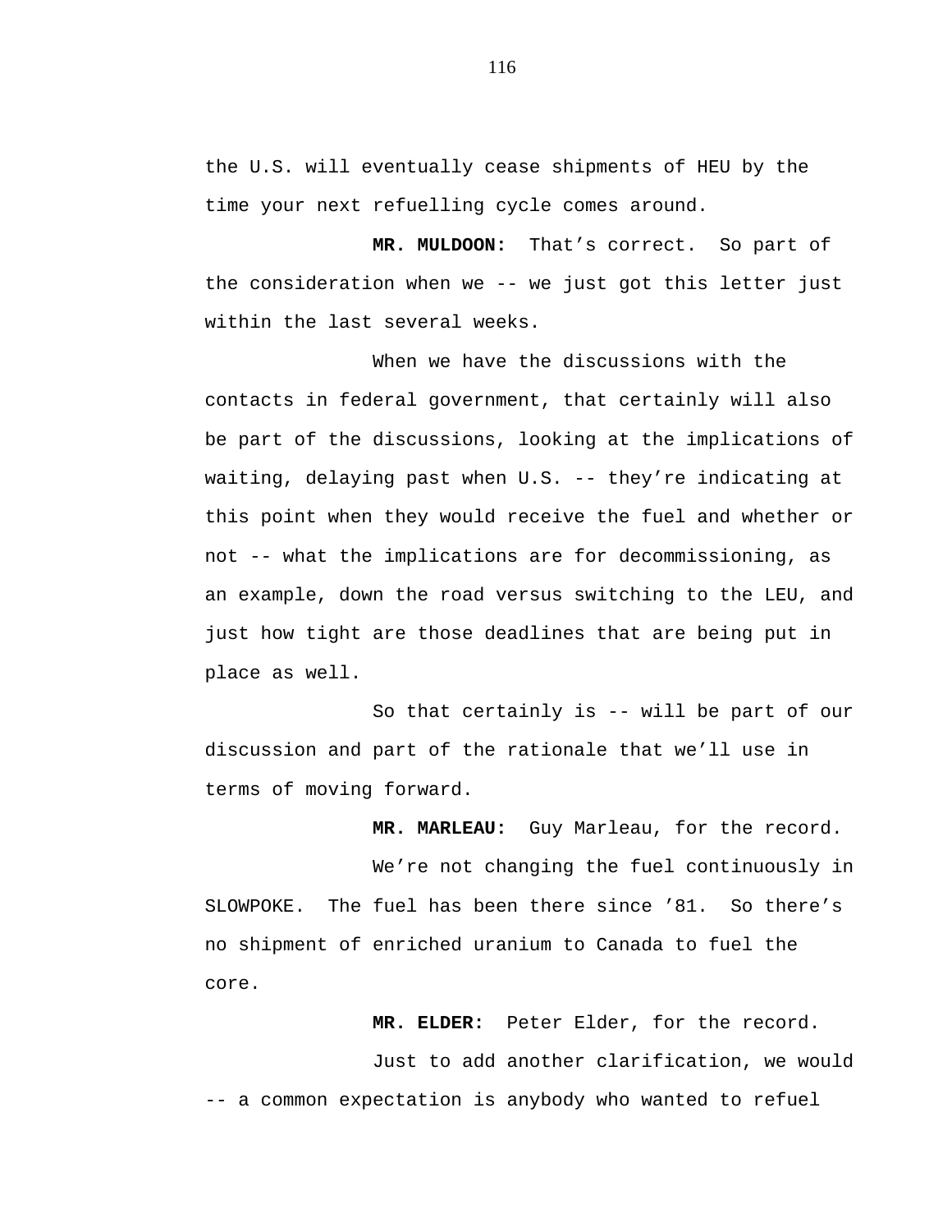the U.S. will eventually cease shipments of HEU by the time your next refuelling cycle comes around.

**MR. MULDOON:** That's correct. So part of the consideration when we -- we just got this letter just within the last several weeks.

When we have the discussions with the contacts in federal government, that certainly will also be part of the discussions, looking at the implications of waiting, delaying past when U.S. -- they're indicating at this point when they would receive the fuel and whether or not -- what the implications are for decommissioning, as an example, down the road versus switching to the LEU, and just how tight are those deadlines that are being put in place as well.

So that certainly is -- will be part of our discussion and part of the rationale that we'll use in terms of moving forward.

**MR. MARLEAU:** Guy Marleau, for the record.

We're not changing the fuel continuously in SLOWPOKE. The fuel has been there since '81. So there's no shipment of enriched uranium to Canada to fuel the core.

**MR. ELDER:** Peter Elder, for the record.

Just to add another clarification, we would -- a common expectation is anybody who wanted to refuel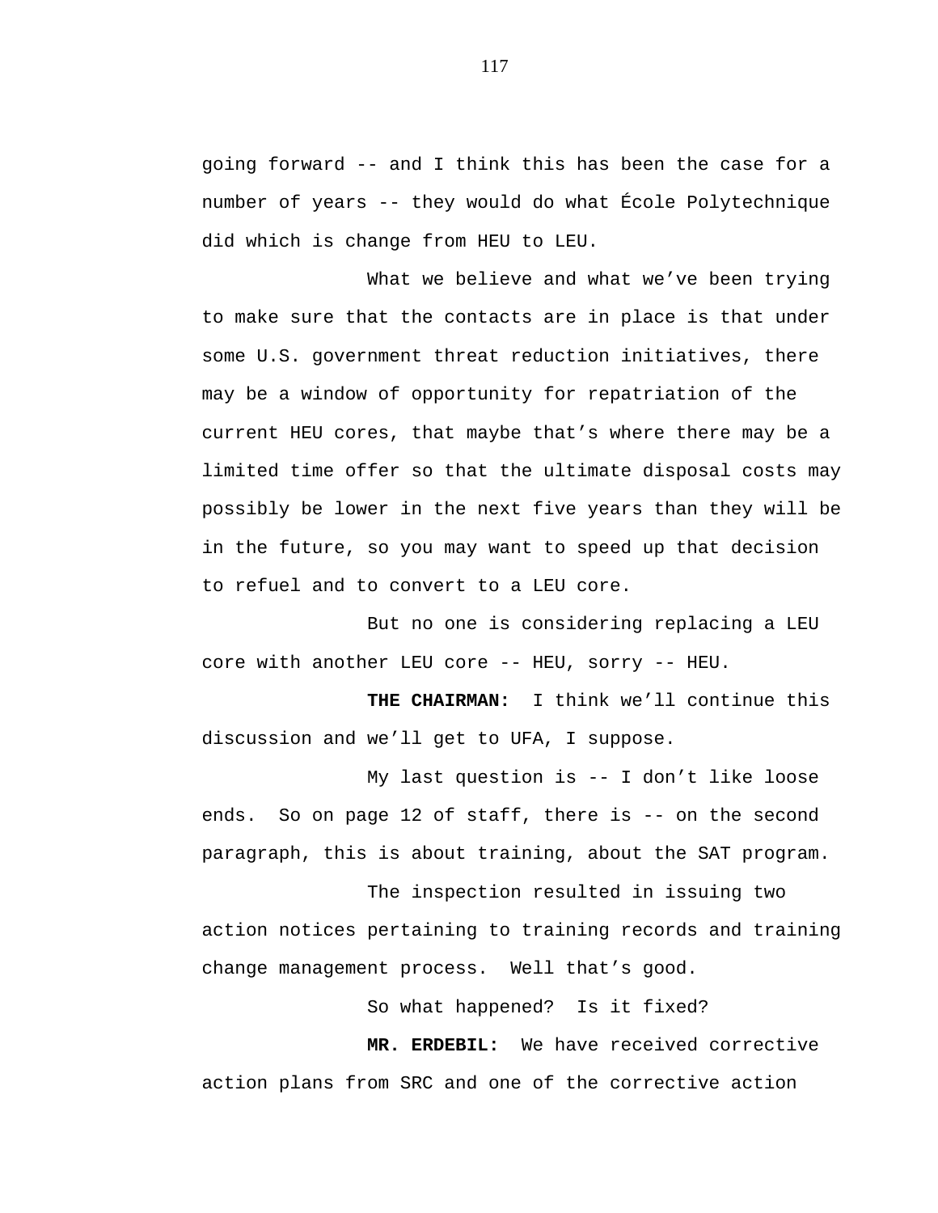going forward -- and I think this has been the case for a number of years -- they would do what École Polytechnique did which is change from HEU to LEU.

What we believe and what we've been trying to make sure that the contacts are in place is that under some U.S. government threat reduction initiatives, there may be a window of opportunity for repatriation of the current HEU cores, that maybe that's where there may be a limited time offer so that the ultimate disposal costs may possibly be lower in the next five years than they will be in the future, so you may want to speed up that decision to refuel and to convert to a LEU core.

But no one is considering replacing a LEU core with another LEU core -- HEU, sorry -- HEU.

**THE CHAIRMAN:** I think we'll continue this discussion and we'll get to UFA, I suppose.

My last question is -- I don't like loose ends. So on page 12 of staff, there is -- on the second paragraph, this is about training, about the SAT program.

The inspection resulted in issuing two action notices pertaining to training records and training change management process. Well that's good.

So what happened? Is it fixed?

**MR. ERDEBIL:** We have received corrective action plans from SRC and one of the corrective action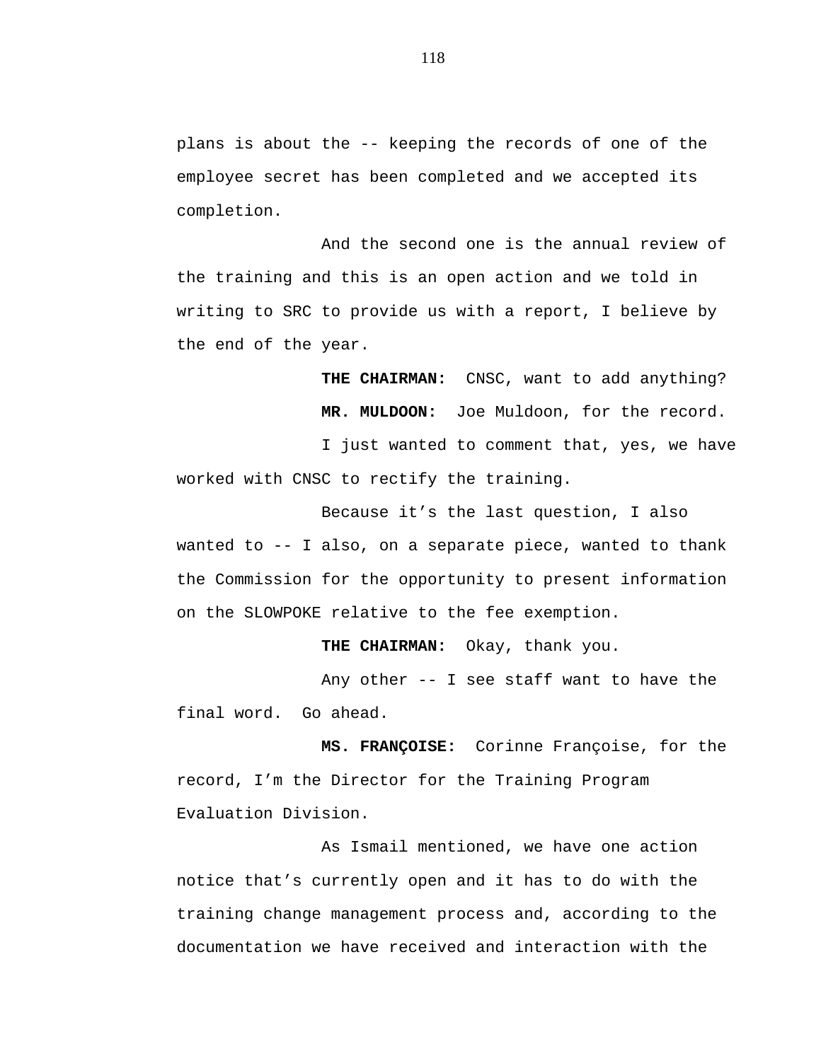plans is about the -- keeping the records of one of the employee secret has been completed and we accepted its completion.

And the second one is the annual review of the training and this is an open action and we told in writing to SRC to provide us with a report, I believe by the end of the year.

**THE CHAIRMAN:** CNSC, want to add anything?

**MR. MULDOON:** Joe Muldoon, for the record.

I just wanted to comment that, yes, we have worked with CNSC to rectify the training.

Because it's the last question, I also wanted to -- I also, on a separate piece, wanted to thank the Commission for the opportunity to present information on the SLOWPOKE relative to the fee exemption.

**THE CHAIRMAN:** Okay, thank you.

Any other -- I see staff want to have the final word. Go ahead.

**MS. FRANÇOISE:** Corinne Françoise, for the record, I'm the Director for the Training Program Evaluation Division.

As Ismail mentioned, we have one action notice that's currently open and it has to do with the training change management process and, according to the documentation we have received and interaction with the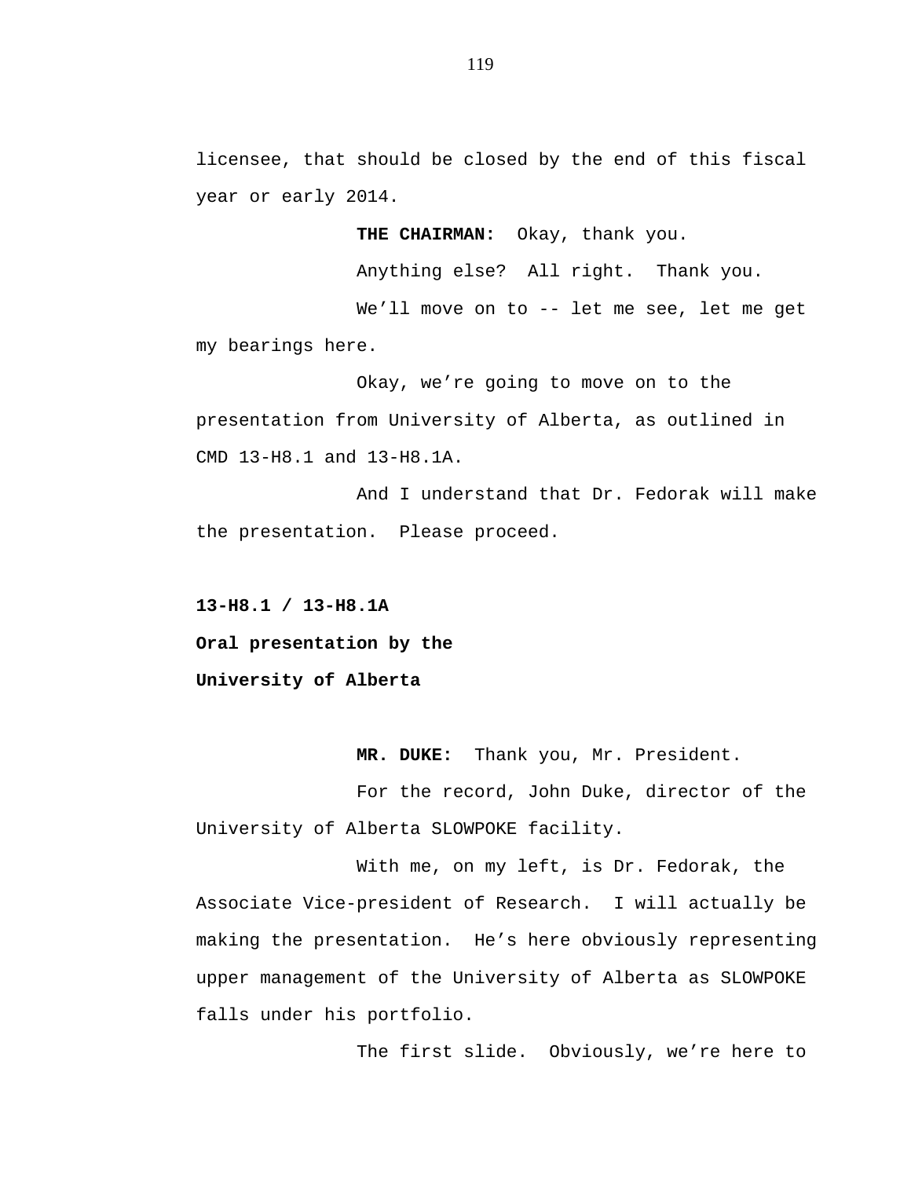licensee, that should be closed by the end of this fiscal year or early 2014.

**THE CHAIRMAN:** Okay, thank you.

Anything else? All right. Thank you.

We’ll move on to -- let me see, let me get my bearings here.

Okay, we’re going to move on to the presentation from University of Alberta, as outlined in CMD 13-H8.1 and 13-H8.1A.

And I understand that Dr. Fedorak will make the presentation. Please proceed.

**13-H8.1 / 13-H8.1A**

**Oral presentation by the**

**University of Alberta**

**MR. DUKE:** Thank you, Mr. President.

For the record, John Duke, director of the University of Alberta SLOWPOKE facility.

With me, on my left, is Dr. Fedorak, the Associate Vice-president of Research. I will actually be making the presentation. He’s here obviously representing upper management of the University of Alberta as SLOWPOKE falls under his portfolio.

The first slide. Obviously, we’re here to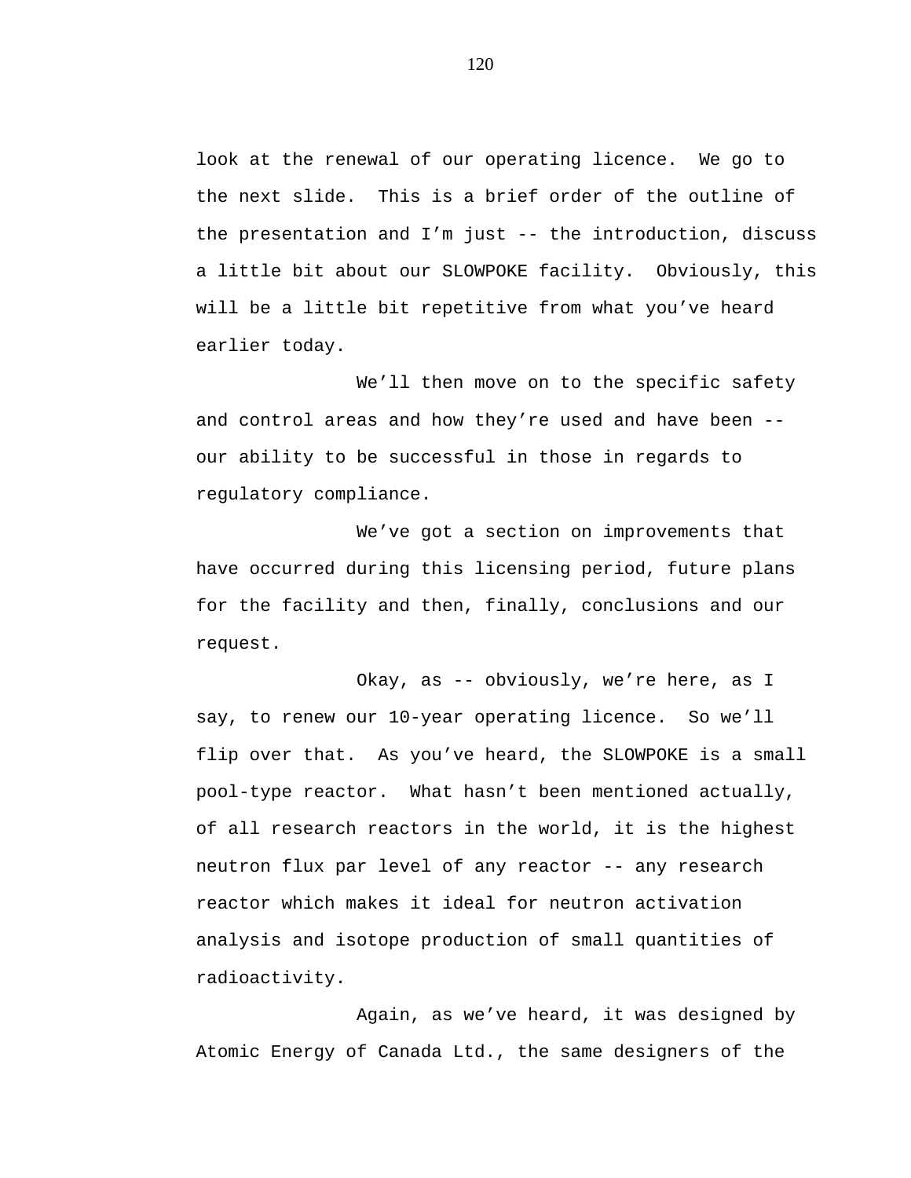look at the renewal of our operating licence. We go to the next slide. This is a brief order of the outline of the presentation and I'm just -- the introduction, discuss a little bit about our SLOWPOKE facility. Obviously, this will be a little bit repetitive from what you've heard earlier today.

We'll then move on to the specific safety and control areas and how they're used and have been -- our ability to be successful in those in regards to regulatory compliance.

We've got a section on improvements that have occurred during this licensing period, future plans for the facility and then, finally, conclusions and our request.

Okay, as -- obviously, we're here, as I say, to renew our 10-year operating licence. So we'll flip over that. As you've heard, the SLOWPOKE is a small pool-type reactor. What hasn't been mentioned actually, of all research reactors in the world, it is the highest neutron flux par level of any reactor -- any research reactor which makes it ideal for neutron activation analysis and isotope production of small quantities of radioactivity.

Again, as we've heard, it was designed by Atomic Energy of Canada Ltd., the same designers of the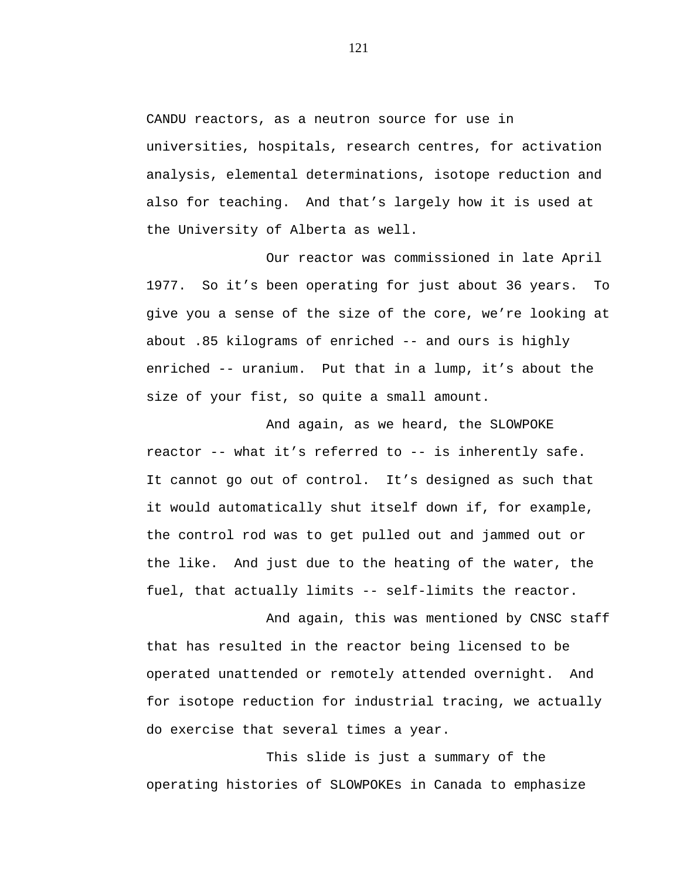CANDU reactors, as a neutron source for use in universities, hospitals, research centres, for activation analysis, elemental determinations, isotope reduction and also for teaching. And that's largely how it is used at the University of Alberta as well.

Our reactor was commissioned in late April 1977. So it's been operating for just about 36 years. To give you a sense of the size of the core, we're looking at about .85 kilograms of enriched -- and ours is highly enriched -- uranium. Put that in a lump, it's about the size of your fist, so quite a small amount.

And again, as we heard, the SLOWPOKE reactor -- what it's referred to -- is inherently safe. It cannot go out of control. It's designed as such that it would automatically shut itself down if, for example, the control rod was to get pulled out and jammed out or the like. And just due to the heating of the water, the fuel, that actually limits -- self-limits the reactor.

And again, this was mentioned by CNSC staff that has resulted in the reactor being licensed to be operated unattended or remotely attended overnight. And for isotope reduction for industrial tracing, we actually do exercise that several times a year.

This slide is just a summary of the operating histories of SLOWPOKEs in Canada to emphasize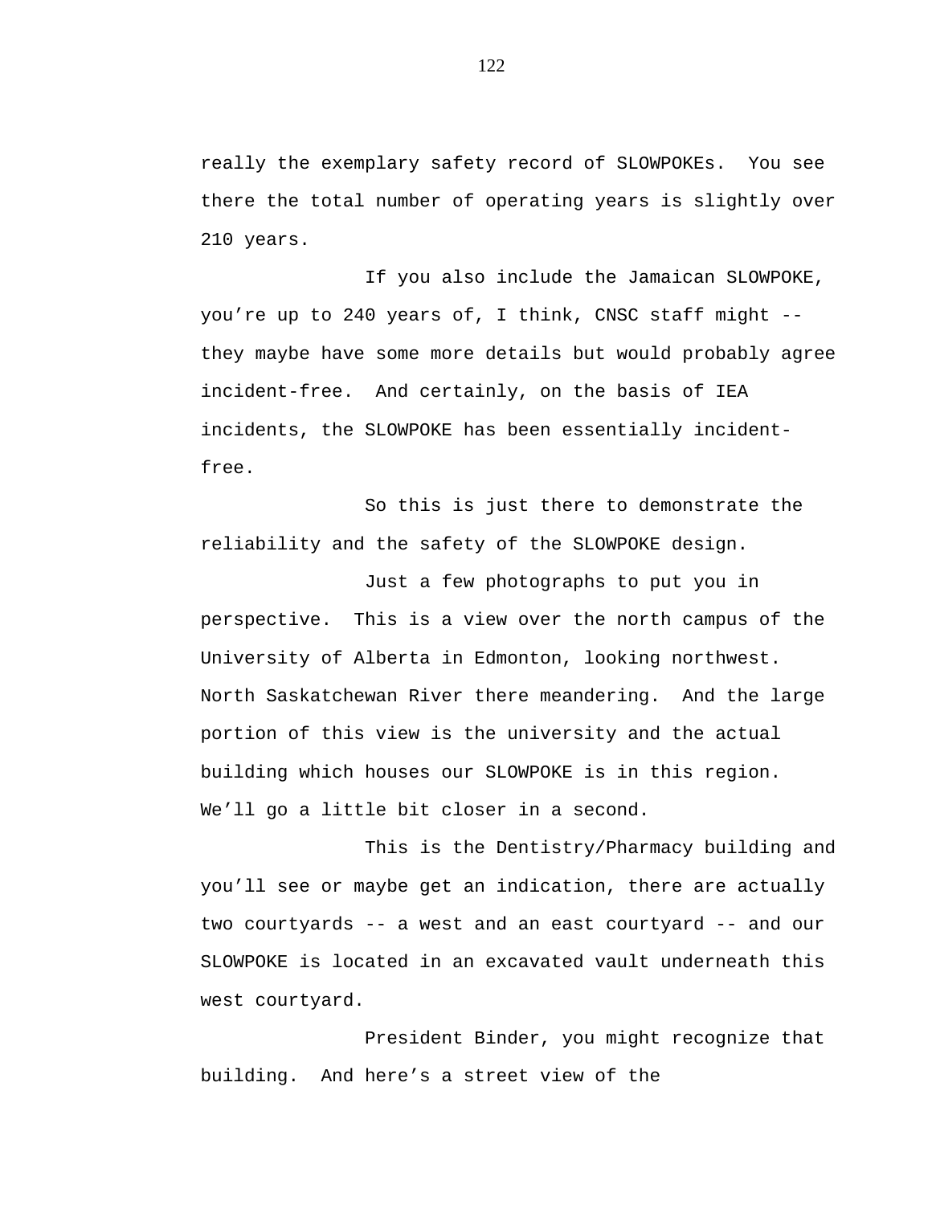really the exemplary safety record of SLOWPOKEs. You see there the total number of operating years is slightly over 210 years.

If you also include the Jamaican SLOWPOKE, you're up to 240 years of, I think, CNSC staff might -- they maybe have some more details but would probably agree incident-free. And certainly, on the basis of IEA incidents, the SLOWPOKE has been essentially incident-free.

So this is just there to demonstrate the reliability and the safety of the SLOWPOKE design.

Just a few photographs to put you in perspective. This is a view over the north campus of the University of Alberta in Edmonton, looking northwest. North Saskatchewan River there meandering. And the large portion of this view is the university and the actual building which houses our SLOWPOKE is in this region. We'll go a little bit closer in a second.

This is the Dentistry/Pharmacy building and you'll see or maybe get an indication, there are actually two courtyards -- a west and an east courtyard -- and our SLOWPOKE is located in an excavated vault underneath this west courtyard.

President Binder, you might recognize that building. And here's a street view of the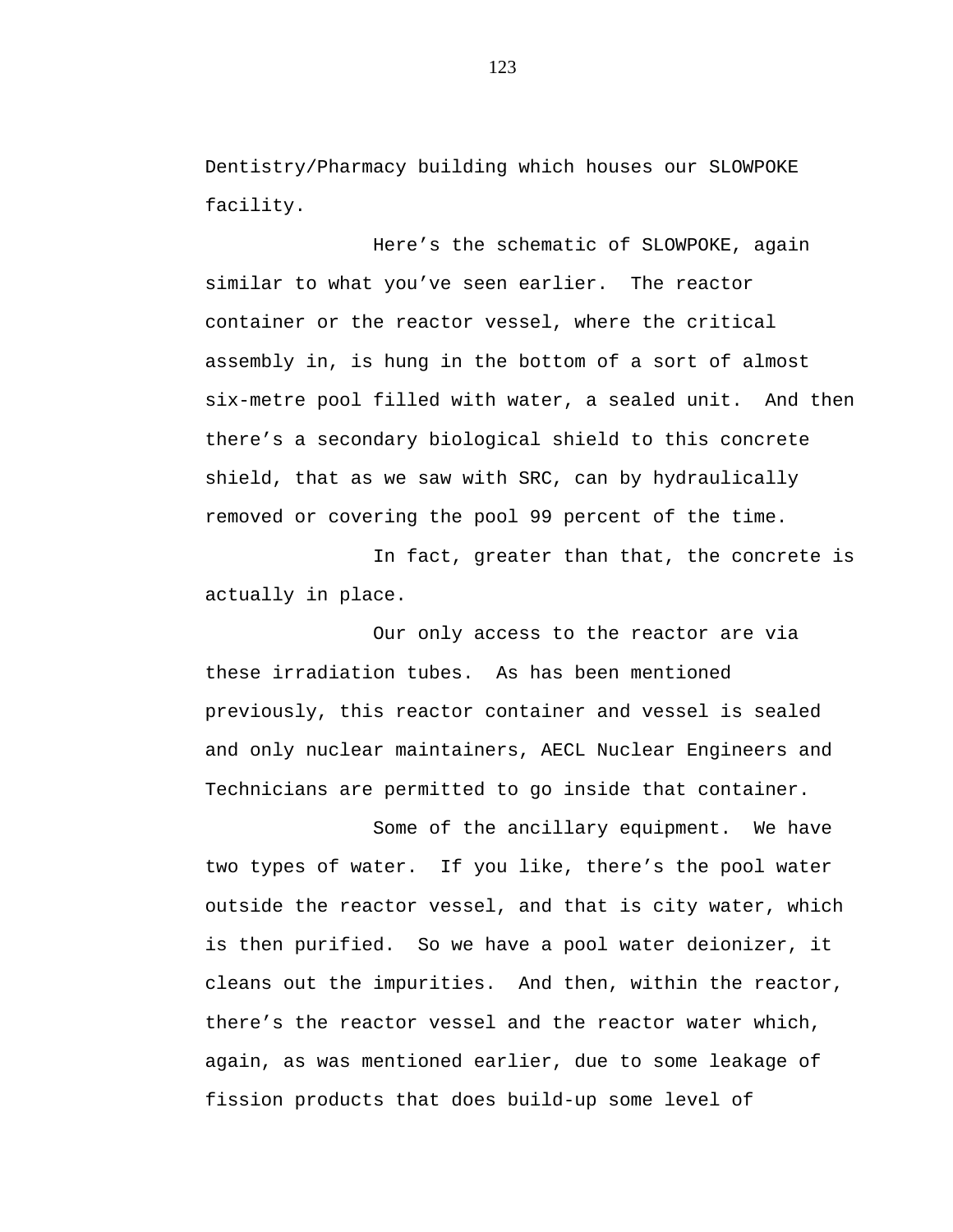Dentistry/Pharmacy building which houses our SLOWPOKE facility.

Here's the schematic of SLOWPOKE, again similar to what you've seen earlier. The reactor container or the reactor vessel, where the critical assembly in, is hung in the bottom of a sort of almost six-metre pool filled with water, a sealed unit. And then there's a secondary biological shield to this concrete shield, that as we saw with SRC, can by hydraulically removed or covering the pool 99 percent of the time.

In fact, greater than that, the concrete is actually in place.

Our only access to the reactor are via these irradiation tubes. As has been mentioned previously, this reactor container and vessel is sealed and only nuclear maintainers, AECL Nuclear Engineers and Technicians are permitted to go inside that container.

Some of the ancillary equipment. We have two types of water. If you like, there's the pool water outside the reactor vessel, and that is city water, which is then purified. So we have a pool water deionizer, it cleans out the impurities. And then, within the reactor, there's the reactor vessel and the reactor water which, again, as was mentioned earlier, due to some leakage of fission products that does build-up some level of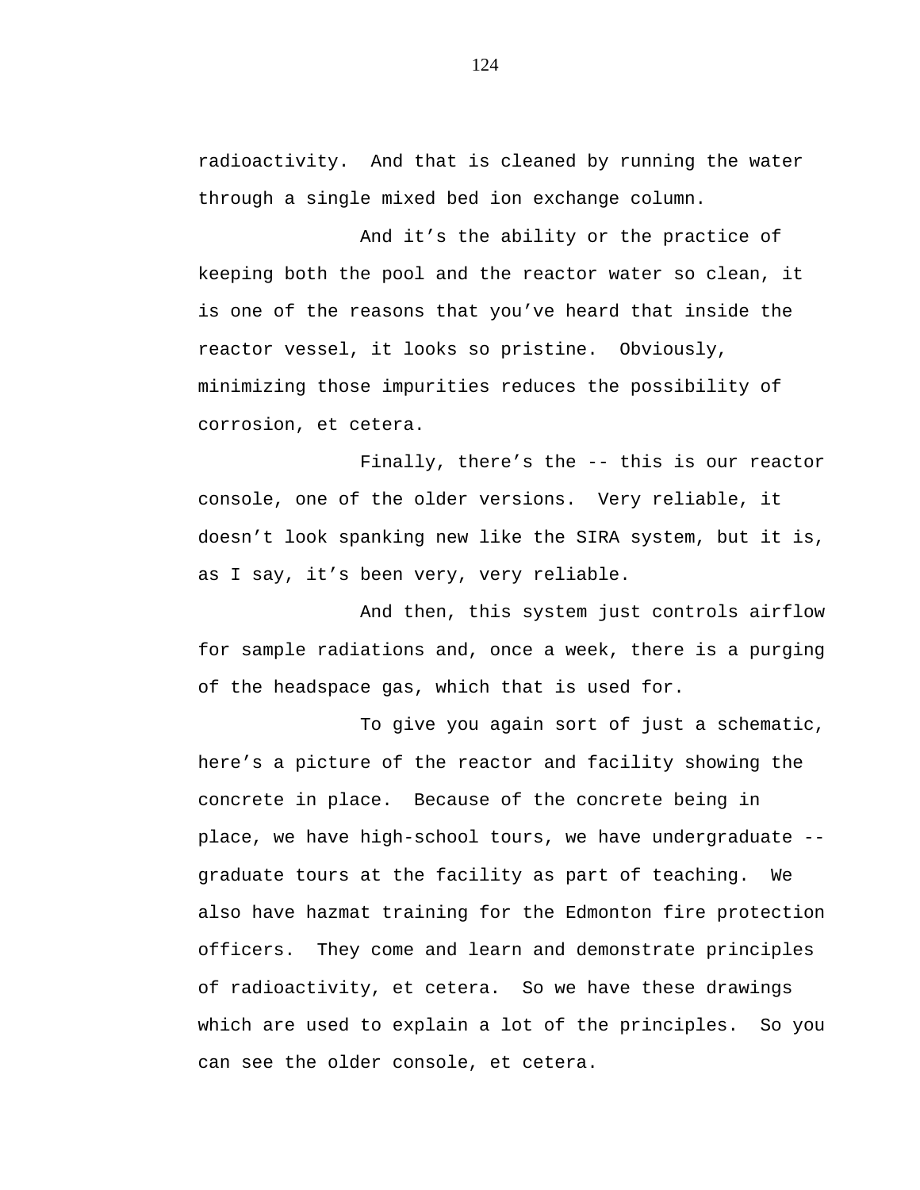radioactivity. And that is cleaned by running the water through a single mixed bed ion exchange column.

And it's the ability or the practice of keeping both the pool and the reactor water so clean, it is one of the reasons that you've heard that inside the reactor vessel, it looks so pristine. Obviously, minimizing those impurities reduces the possibility of corrosion, et cetera.

Finally, there's the -- this is our reactor console, one of the older versions. Very reliable, it doesn't look spanking new like the SIRA system, but it is, as I say, it's been very, very reliable.

And then, this system just controls airflow for sample radiations and, once a week, there is a purging of the headspace gas, which that is used for.

To give you again sort of just a schematic, here's a picture of the reactor and facility showing the concrete in place. Because of the concrete being in place, we have high-school tours, we have undergraduate -- graduate tours at the facility as part of teaching. We also have hazmat training for the Edmonton fire protection officers. They come and learn and demonstrate principles of radioactivity, et cetera. So we have these drawings which are used to explain a lot of the principles. So you can see the older console, et cetera.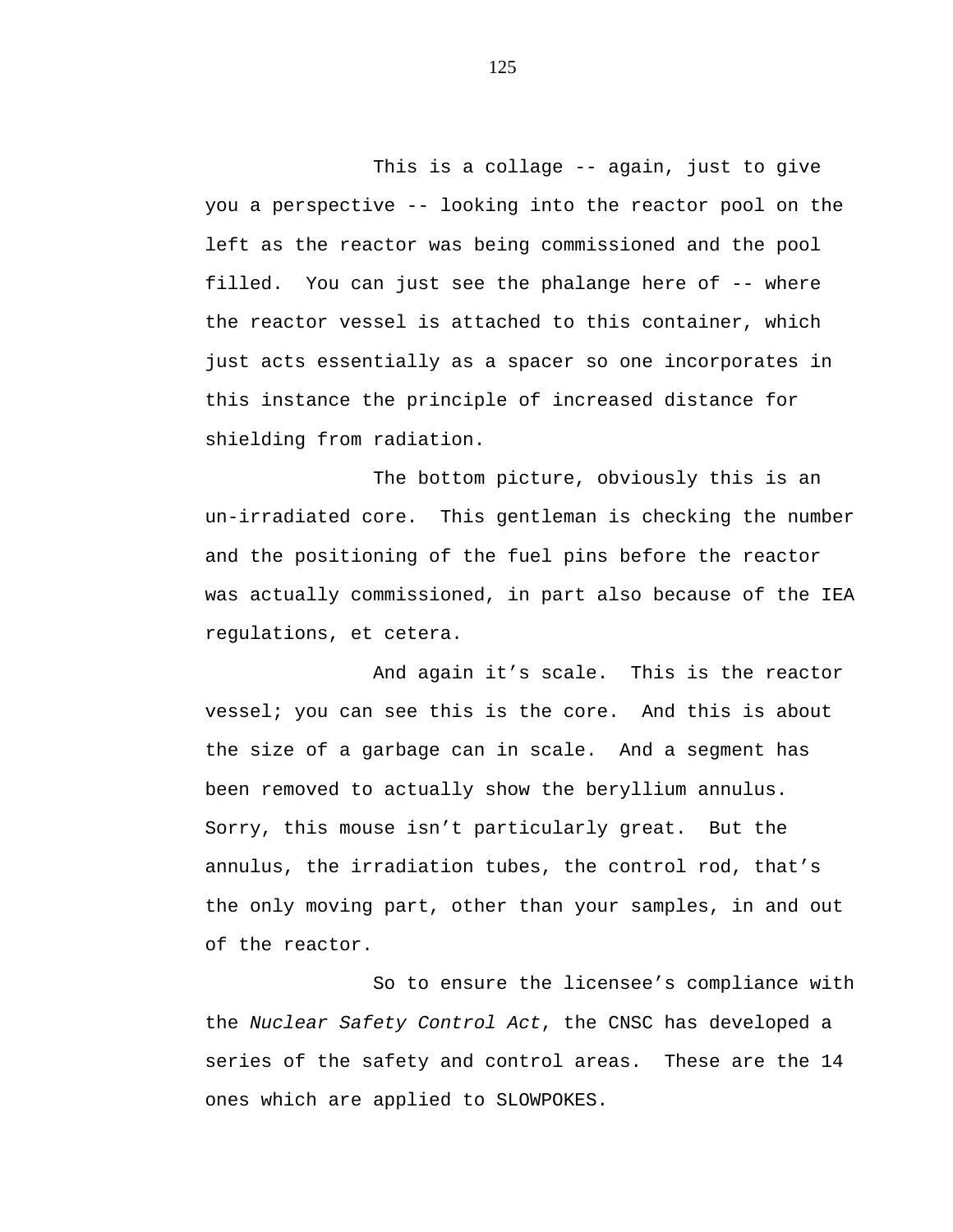This is a collage -- again, just to give you a perspective -- looking into the reactor pool on the left as the reactor was being commissioned and the pool filled. You can just see the phalange here of -- where the reactor vessel is attached to this container, which just acts essentially as a spacer so one incorporates in this instance the principle of increased distance for shielding from radiation.

The bottom picture, obviously this is an un-irradiated core. This gentleman is checking the number and the positioning of the fuel pins before the reactor was actually commissioned, in part also because of the IEA regulations, et cetera.

And again it’s scale. This is the reactor vessel; you can see this is the core. And this is about the size of a garbage can in scale. And a segment has been removed to actually show the beryllium annulus. Sorry, this mouse isn’t particularly great. But the annulus, the irradiation tubes, the control rod, that’s the only moving part, other than your samples, in and out of the reactor.

So to ensure the licensee’s compliance with the *Nuclear Safety Control Act*, the CNSC has developed a series of the safety and control areas. These are the 14 ones which are applied to SLOWPOKES.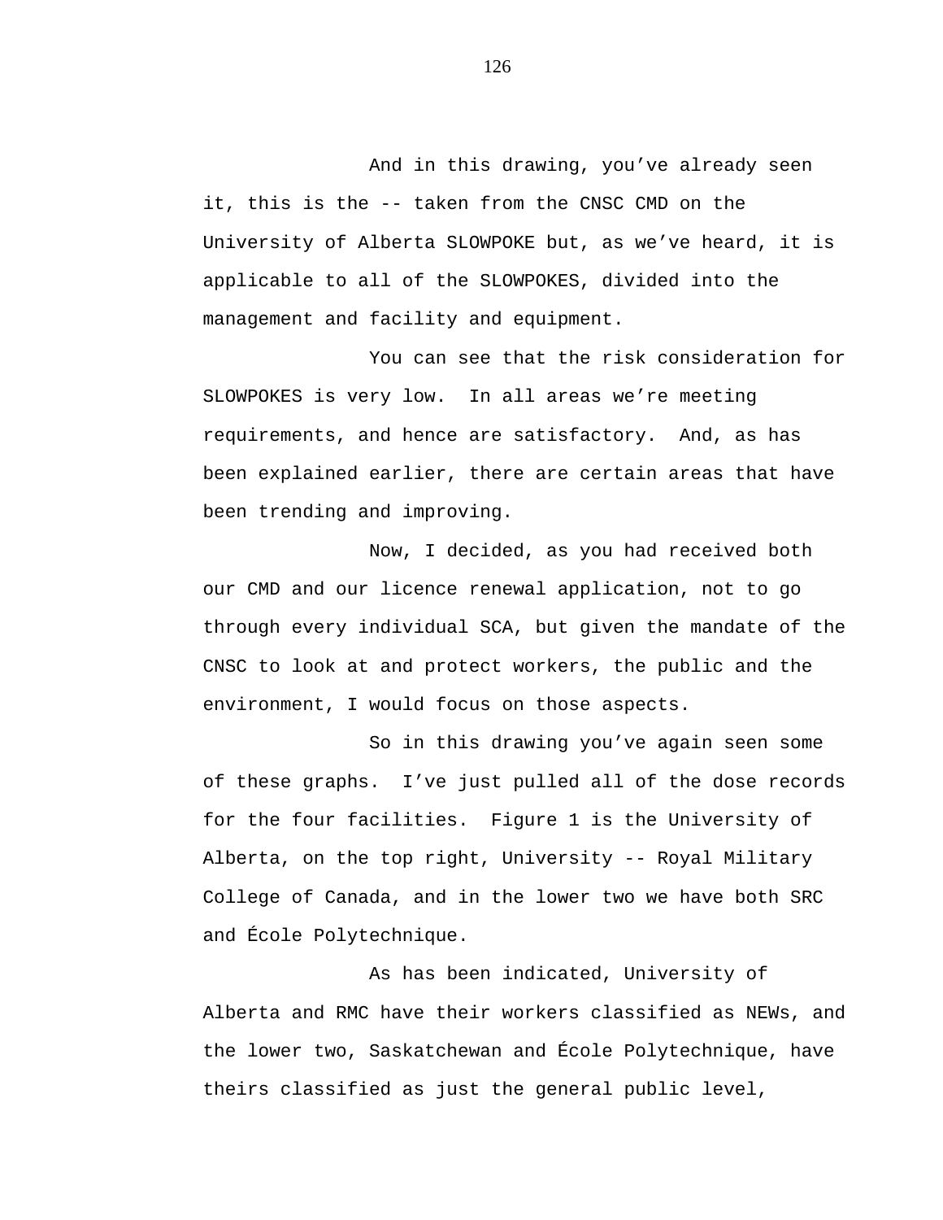And in this drawing, you've already seen it, this is the -- taken from the CNSC CMD on the University of Alberta SLOWPOKE but, as we've heard, it is applicable to all of the SLOWPOKES, divided into the management and facility and equipment.

You can see that the risk consideration for SLOWPOKES is very low. In all areas we're meeting requirements, and hence are satisfactory. And, as has been explained earlier, there are certain areas that have been trending and improving.

Now, I decided, as you had received both our CMD and our licence renewal application, not to go through every individual SCA, but given the mandate of the CNSC to look at and protect workers, the public and the environment, I would focus on those aspects.

So in this drawing you've again seen some of these graphs. I've just pulled all of the dose records for the four facilities. Figure 1 is the University of Alberta, on the top right, University -- Royal Military College of Canada, and in the lower two we have both SRC and École Polytechnique.

As has been indicated, University of Alberta and RMC have their workers classified as NEWs, and the lower two, Saskatchewan and École Polytechnique, have theirs classified as just the general public level,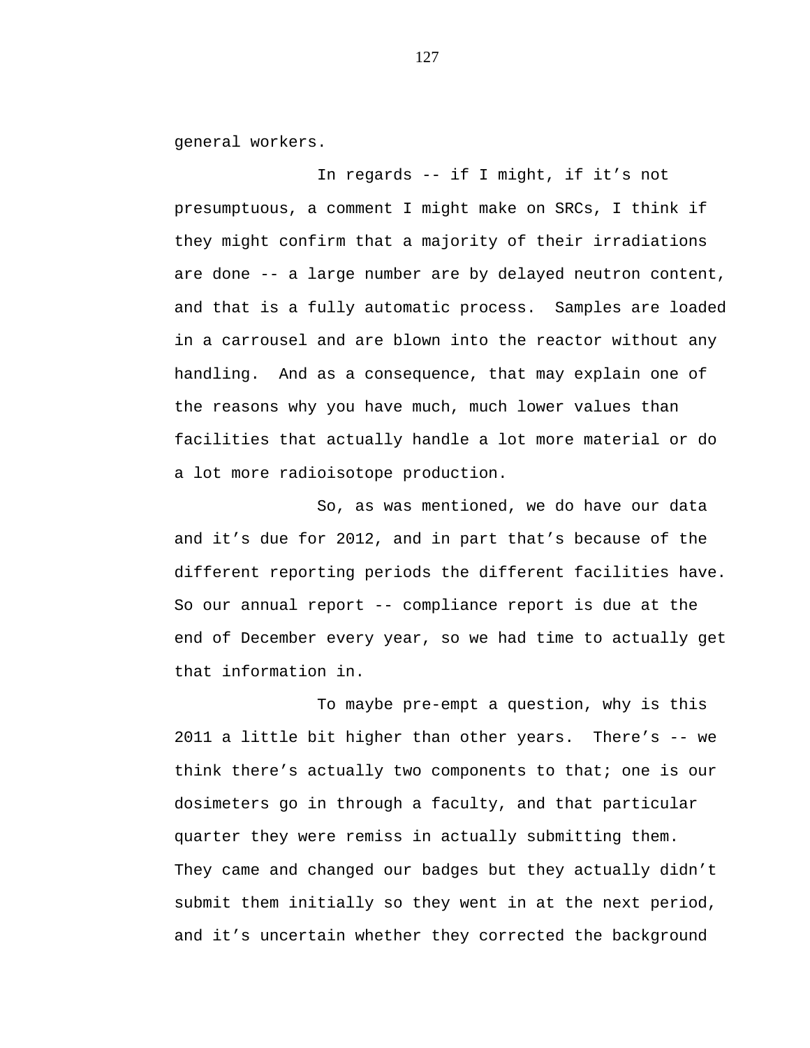general workers.

In regards -- if I might, if it’s not presumptuous, a comment I might make on SRCs, I think if they might confirm that a majority of their irradiations are done -- a large number are by delayed neutron content, and that is a fully automatic process. Samples are loaded in a carrousel and are blown into the reactor without any handling. And as a consequence, that may explain one of the reasons why you have much, much lower values than facilities that actually handle a lot more material or do a lot more radioisotope production.

So, as was mentioned, we do have our data and it’s due for 2012, and in part that’s because of the different reporting periods the different facilities have. So our annual report -- compliance report is due at the end of December every year, so we had time to actually get that information in.

To maybe pre-empt a question, why is this 2011 a little bit higher than other years. There’s -- we think there’s actually two components to that; one is our dosimeters go in through a faculty, and that particular quarter they were remiss in actually submitting them. They came and changed our badges but they actually didn’t submit them initially so they went in at the next period, and it’s uncertain whether they corrected the background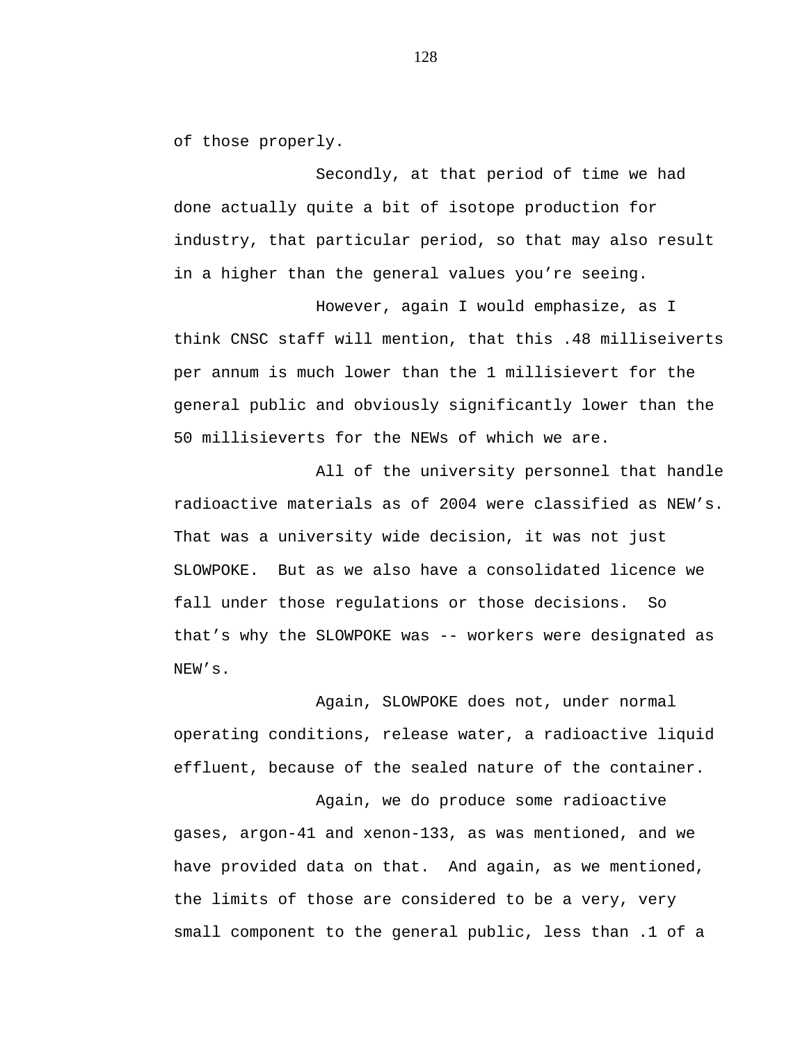of those properly.

Secondly, at that period of time we had done actually quite a bit of isotope production for industry, that particular period, so that may also result in a higher than the general values you're seeing.

However, again I would emphasize, as I think CNSC staff will mention, that this .48 milliseiverts per annum is much lower than the 1 millisievert for the general public and obviously significantly lower than the 50 millisieverts for the NEWs of which we are.

All of the university personnel that handle radioactive materials as of 2004 were classified as NEW's. That was a university wide decision, it was not just SLOWPOKE. But as we also have a consolidated licence we fall under those regulations or those decisions. So that's why the SLOWPOKE was -- workers were designated as NEW's.

Again, SLOWPOKE does not, under normal operating conditions, release water, a radioactive liquid effluent, because of the sealed nature of the container.

Again, we do produce some radioactive gases, argon-41 and xenon-133, as was mentioned, and we have provided data on that. And again, as we mentioned, the limits of those are considered to be a very, very small component to the general public, less than .1 of a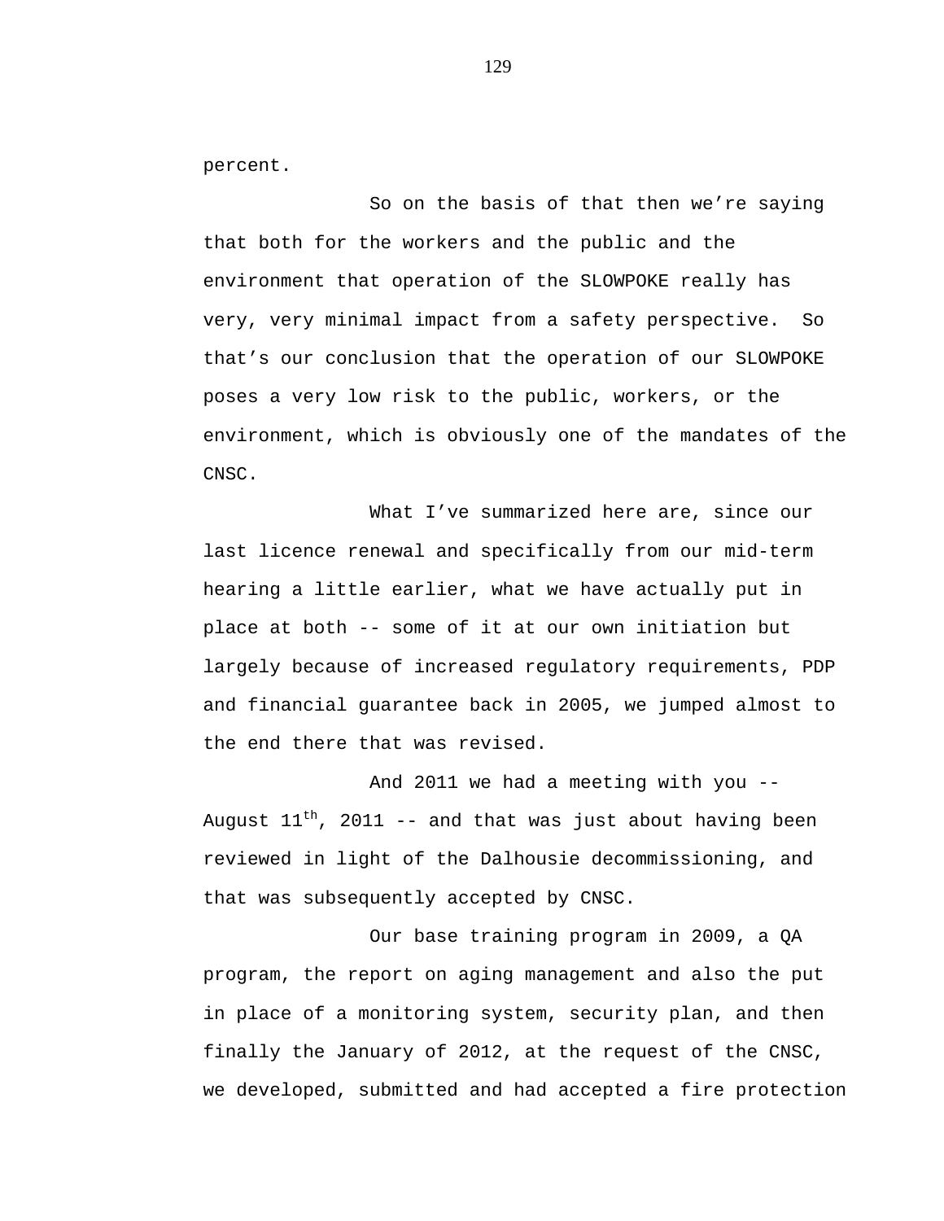percent.

So on the basis of that then we're saying that both for the workers and the public and the environment that operation of the SLOWPOKE really has very, very minimal impact from a safety perspective.  So that's our conclusion that the operation of our SLOWPOKE poses a very low risk to the public, workers, or the environment, which is obviously one of the mandates of the CNSC.

What I've summarized here are, since our last licence renewal and specifically from our mid-term hearing a little earlier, what we have actually put in place at both -- some of it at our own initiation but largely because of increased regulatory requirements, PDP and financial guarantee back in 2005, we jumped almost to the end there that was revised.

And 2011 we had a meeting with you -- August 11th, 2011 -- and that was just about having been reviewed in light of the Dalhousie decommissioning, and that was subsequently accepted by CNSC.

Our base training program in 2009, a QA program, the report on aging management and also the put in place of a monitoring system, security plan, and then finally the January of 2012, at the request of the CNSC, we developed, submitted and had accepted a fire protection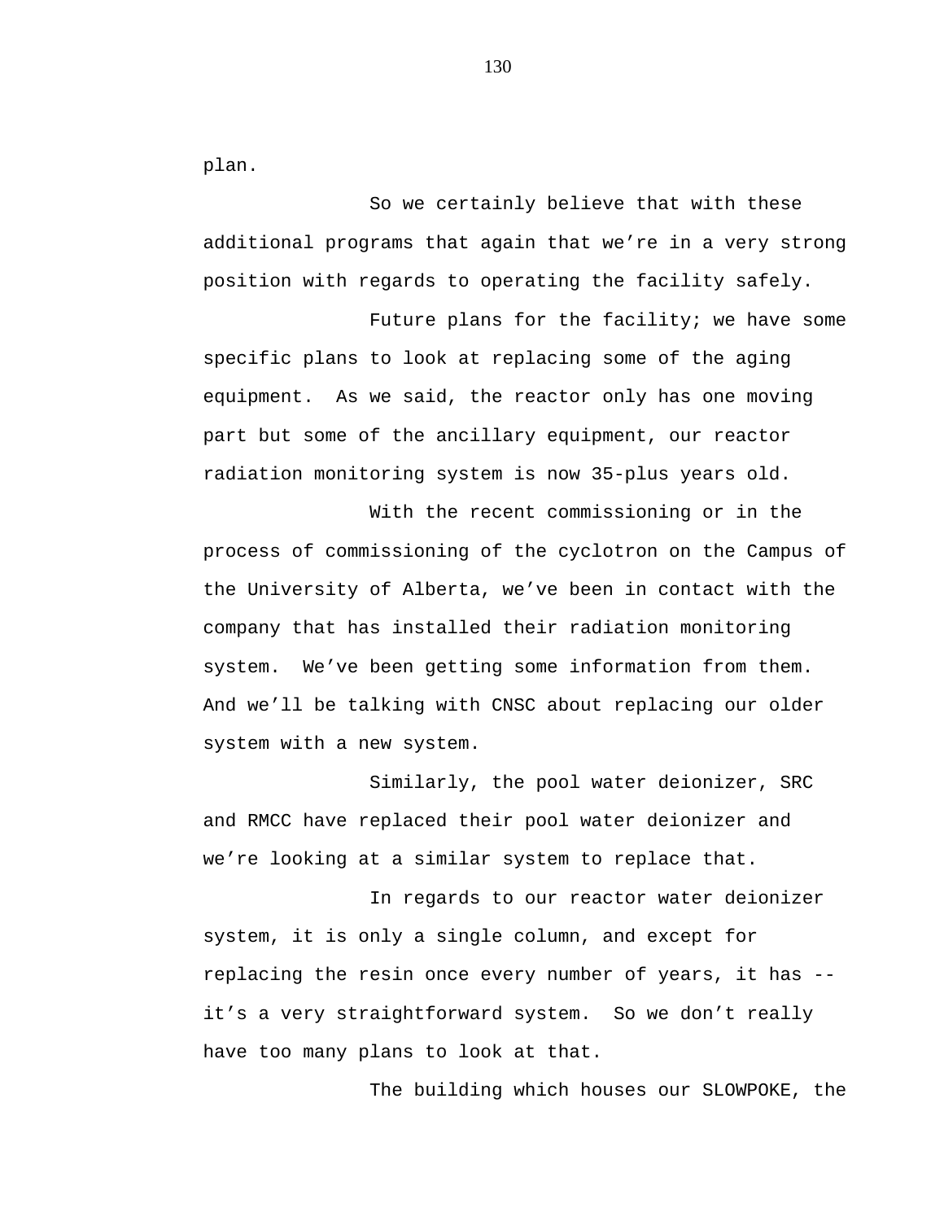plan.

So we certainly believe that with these additional programs that again that we're in a very strong position with regards to operating the facility safely.

Future plans for the facility; we have some specific plans to look at replacing some of the aging equipment. As we said, the reactor only has one moving part but some of the ancillary equipment, our reactor radiation monitoring system is now 35-plus years old.

With the recent commissioning or in the process of commissioning of the cyclotron on the Campus of the University of Alberta, we've been in contact with the company that has installed their radiation monitoring system. We've been getting some information from them. And we'll be talking with CNSC about replacing our older system with a new system.

Similarly, the pool water deionizer, SRC and RMCC have replaced their pool water deionizer and we're looking at a similar system to replace that.

In regards to our reactor water deionizer system, it is only a single column, and except for replacing the resin once every number of years, it has -- it's a very straightforward system. So we don't really have too many plans to look at that.

The building which houses our SLOWPOKE, the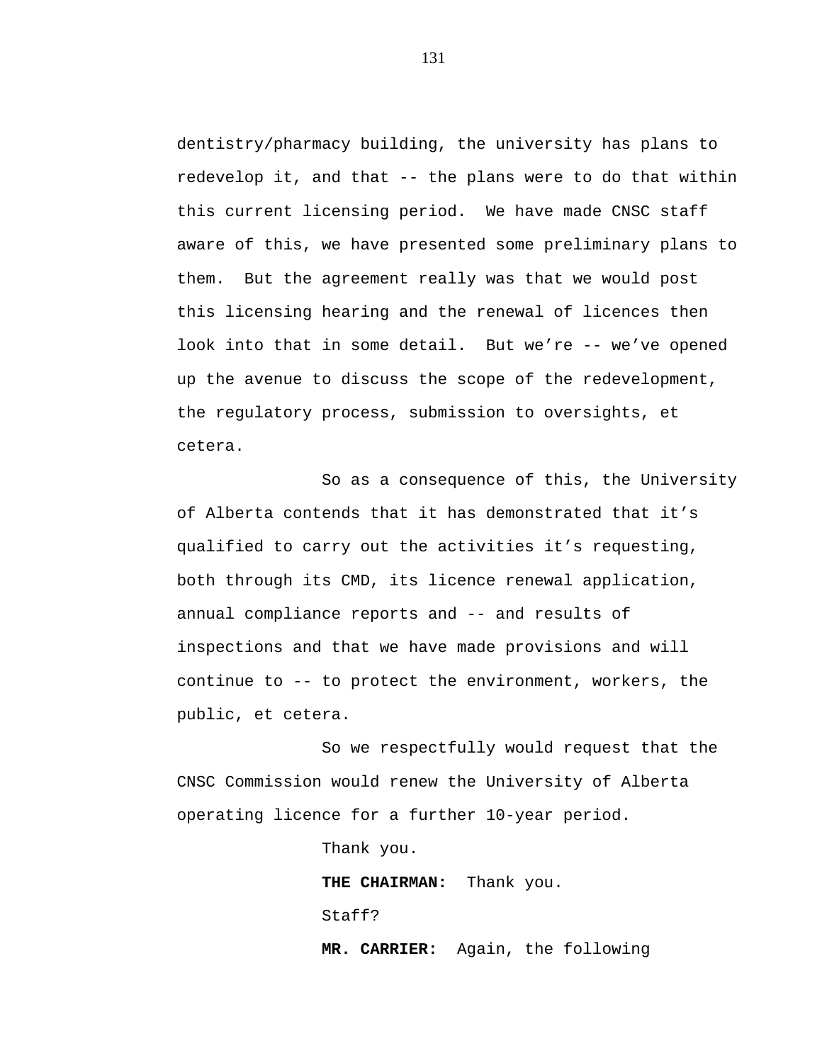dentistry/pharmacy building, the university has plans to redevelop it, and that -- the plans were to do that within this current licensing period. We have made CNSC staff aware of this, we have presented some preliminary plans to them. But the agreement really was that we would post this licensing hearing and the renewal of licences then look into that in some detail. But we're -- we've opened up the avenue to discuss the scope of the redevelopment, the regulatory process, submission to oversights, et cetera.

So as a consequence of this, the University of Alberta contends that it has demonstrated that it's qualified to carry out the activities it's requesting, both through its CMD, its licence renewal application, annual compliance reports and -- and results of inspections and that we have made provisions and will continue to -- to protect the environment, workers, the public, et cetera.

So we respectfully would request that the CNSC Commission would renew the University of Alberta operating licence for a further 10-year period.

Thank you.

**THE CHAIRMAN:** Thank you.

Staff?

**MR. CARRIER:** Again, the following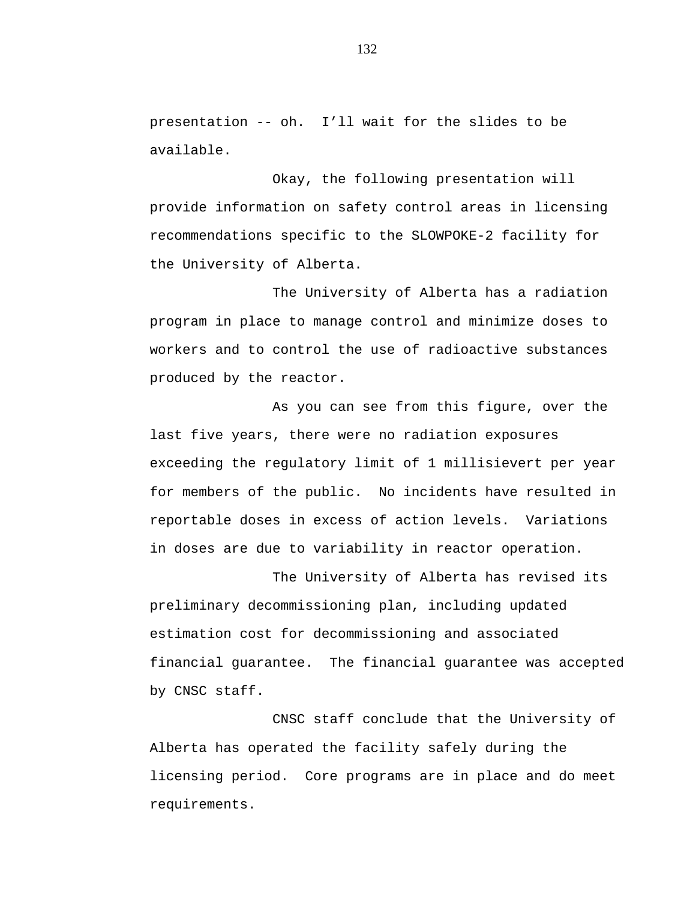presentation -- oh.  I'll wait for the slides to be available.

Okay, the following presentation will provide information on safety control areas in licensing recommendations specific to the SLOWPOKE-2 facility for the University of Alberta.

The University of Alberta has a radiation program in place to manage control and minimize doses to workers and to control the use of radioactive substances produced by the reactor.

As you can see from this figure, over the last five years, there were no radiation exposures exceeding the regulatory limit of 1 millisievert per year for members of the public.  No incidents have resulted in reportable doses in excess of action levels.  Variations in doses are due to variability in reactor operation.

The University of Alberta has revised its preliminary decommissioning plan, including updated estimation cost for decommissioning and associated financial guarantee.  The financial guarantee was accepted by CNSC staff.

CNSC staff conclude that the University of Alberta has operated the facility safely during the licensing period.  Core programs are in place and do meet requirements.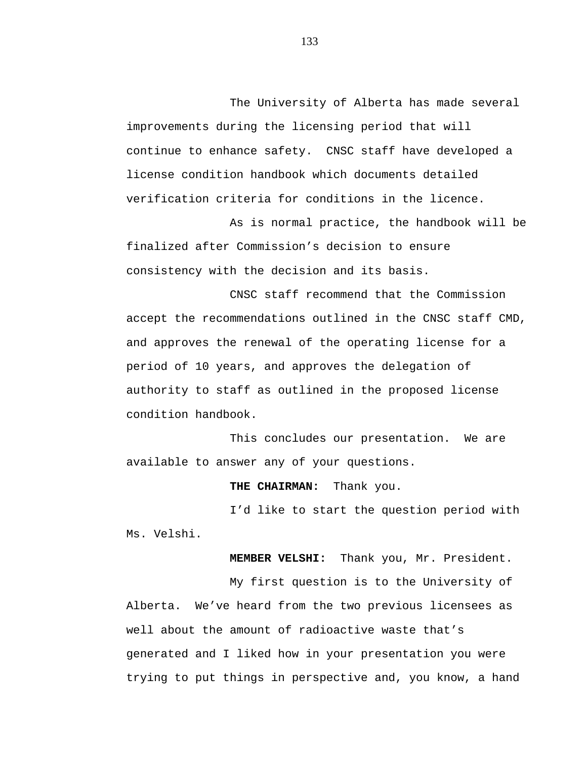The University of Alberta has made several improvements during the licensing period that will continue to enhance safety. CNSC staff have developed a license condition handbook which documents detailed verification criteria for conditions in the licence.

As is normal practice, the handbook will be finalized after Commission's decision to ensure consistency with the decision and its basis.

CNSC staff recommend that the Commission accept the recommendations outlined in the CNSC staff CMD, and approves the renewal of the operating license for a period of 10 years, and approves the delegation of authority to staff as outlined in the proposed license condition handbook.

This concludes our presentation. We are available to answer any of your questions.

**THE CHAIRMAN:** Thank you.

I'd like to start the question period with Ms. Velshi.

**MEMBER VELSHI:** Thank you, Mr. President.

My first question is to the University of Alberta. We've heard from the two previous licensees as well about the amount of radioactive waste that's generated and I liked how in your presentation you were trying to put things in perspective and, you know, a hand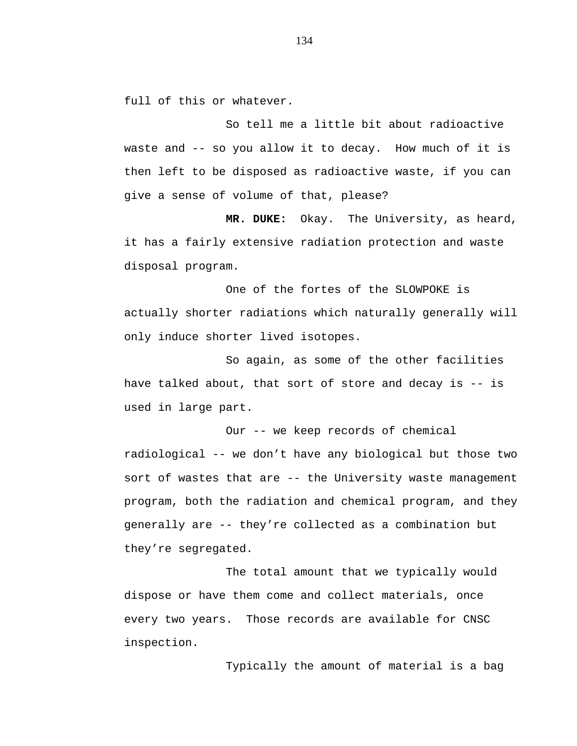full of this or whatever.

So tell me a little bit about radioactive waste and -- so you allow it to decay. How much of it is then left to be disposed as radioactive waste, if you can give a sense of volume of that, please?

**MR. DUKE:** Okay. The University, as heard, it has a fairly extensive radiation protection and waste disposal program.

One of the fortes of the SLOWPOKE is actually shorter radiations which naturally generally will only induce shorter lived isotopes.

So again, as some of the other facilities have talked about, that sort of store and decay is -- is used in large part.

Our -- we keep records of chemical radiological -- we don't have any biological but those two sort of wastes that are -- the University waste management program, both the radiation and chemical program, and they generally are -- they're collected as a combination but they're segregated.

The total amount that we typically would dispose or have them come and collect materials, once every two years. Those records are available for CNSC inspection.

Typically the amount of material is a bag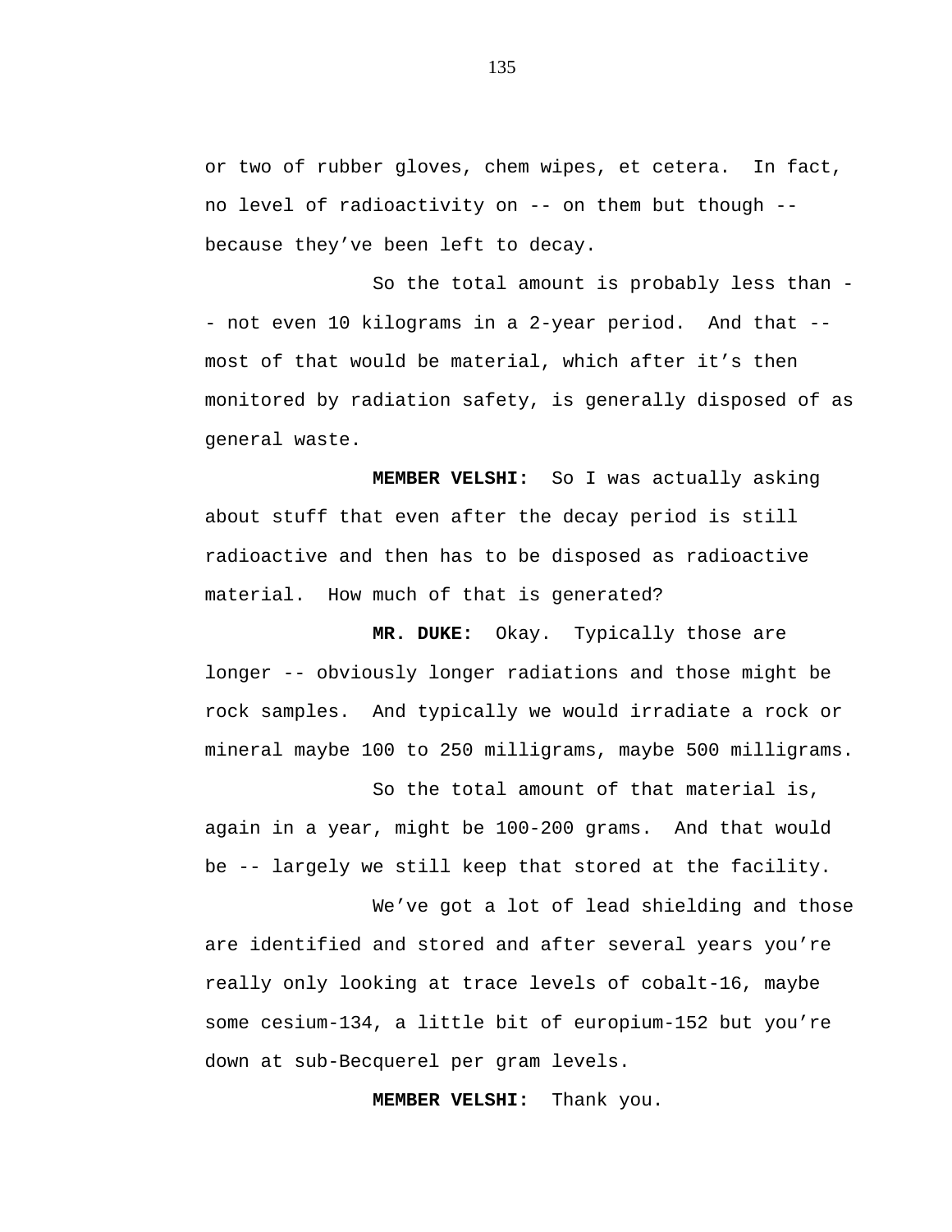or two of rubber gloves, chem wipes, et cetera.  In fact, no level of radioactivity on -- on them but though -- because they've been left to decay.

So the total amount is probably less than -- not even 10 kilograms in a 2-year period.  And that -- most of that would be material, which after it's then monitored by radiation safety, is generally disposed of as general waste.

**MEMBER VELSHI:**  So I was actually asking about stuff that even after the decay period is still radioactive and then has to be disposed as radioactive material.  How much of that is generated?

**MR. DUKE:**  Okay.  Typically those are longer -- obviously longer radiations and those might be rock samples.  And typically we would irradiate a rock or mineral maybe 100 to 250 milligrams, maybe 500 milligrams.

So the total amount of that material is, again in a year, might be 100-200 grams.  And that would be -- largely we still keep that stored at the facility.

We've got a lot of lead shielding and those are identified and stored and after several years you're really only looking at trace levels of cobalt-16, maybe some cesium-134, a little bit of europium-152 but you're down at sub-Becquerel per gram levels.

**MEMBER VELSHI:**  Thank you.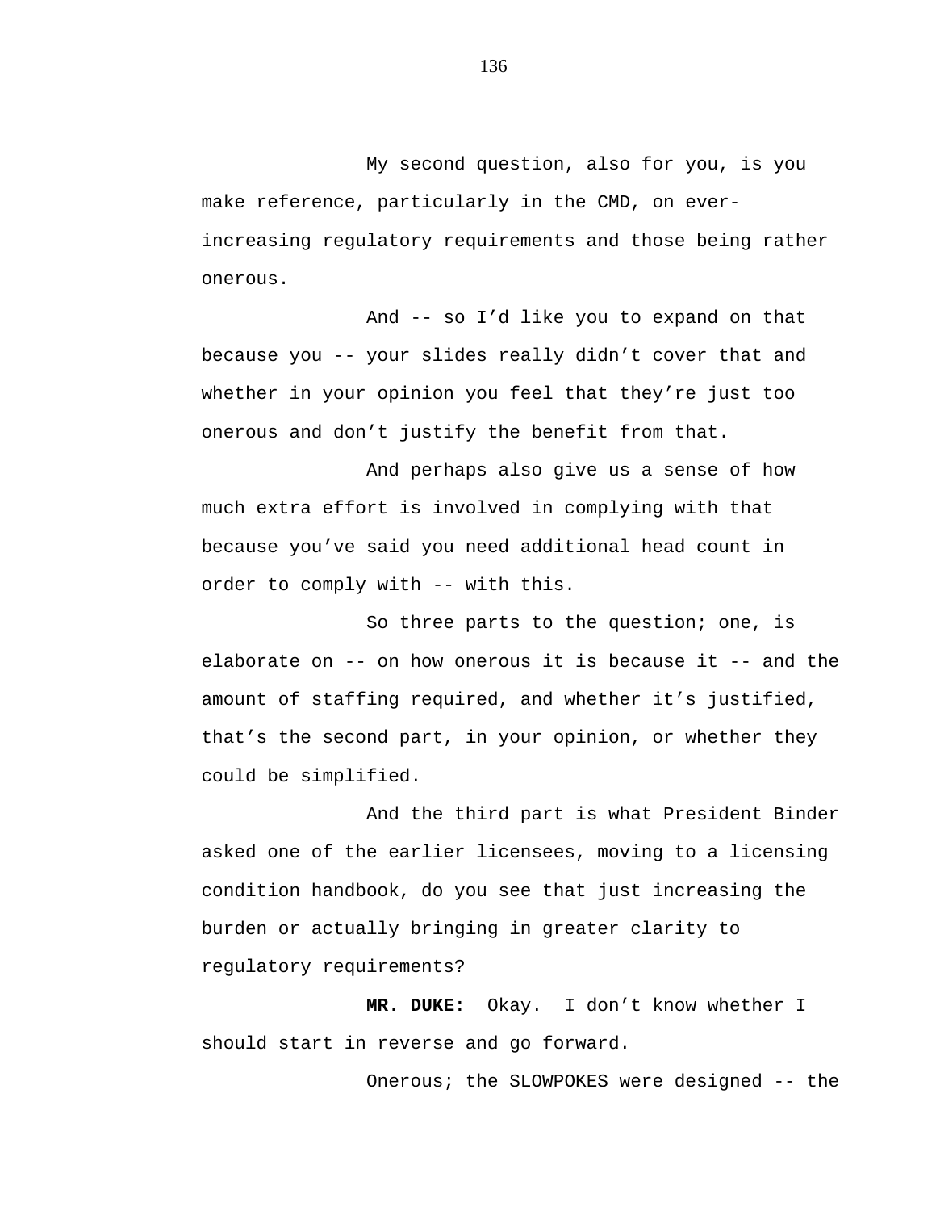My second question, also for you, is you make reference, particularly in the CMD, on ever-increasing regulatory requirements and those being rather onerous.

And -- so I'd like you to expand on that because you -- your slides really didn't cover that and whether in your opinion you feel that they're just too onerous and don't justify the benefit from that.

And perhaps also give us a sense of how much extra effort is involved in complying with that because you've said you need additional head count in order to comply with -- with this.

So three parts to the question; one, is elaborate on -- on how onerous it is because it -- and the amount of staffing required, and whether it's justified, that's the second part, in your opinion, or whether they could be simplified.

And the third part is what President Binder asked one of the earlier licensees, moving to a licensing condition handbook, do you see that just increasing the burden or actually bringing in greater clarity to regulatory requirements?

**MR. DUKE:** Okay. I don't know whether I should start in reverse and go forward.

Onerous; the SLOWPOKES were designed -- the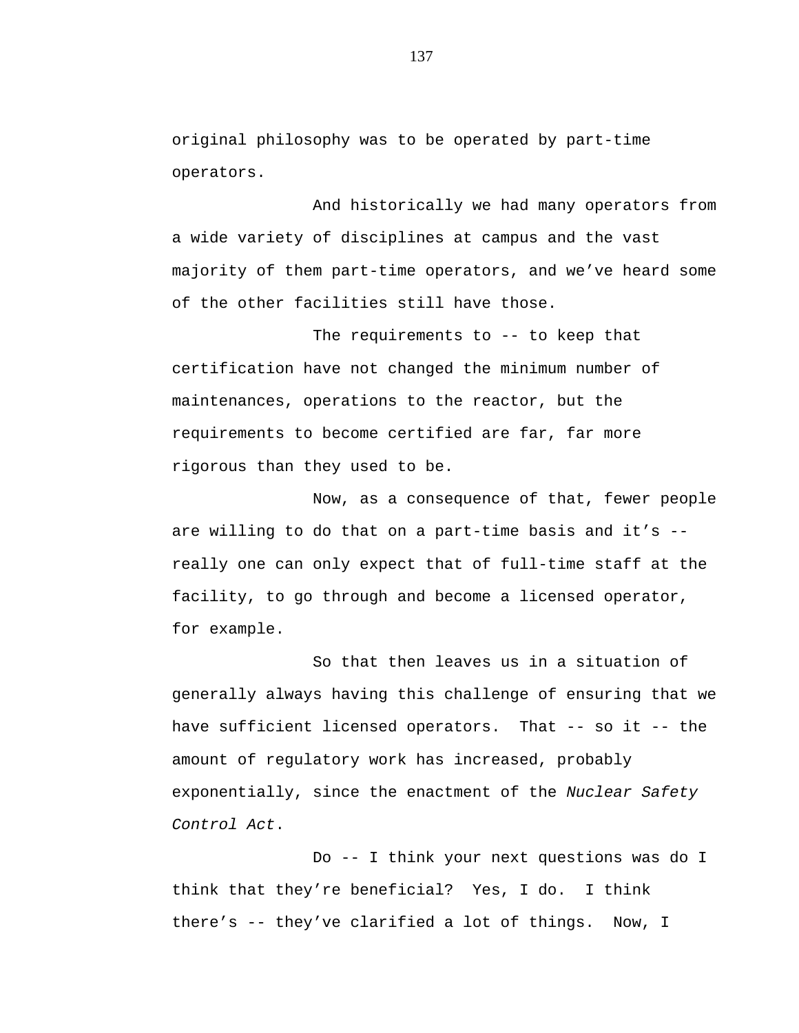original philosophy was to be operated by part-time operators.

And historically we had many operators from a wide variety of disciplines at campus and the vast majority of them part-time operators, and we've heard some of the other facilities still have those.

The requirements to -- to keep that certification have not changed the minimum number of maintenances, operations to the reactor, but the requirements to become certified are far, far more rigorous than they used to be.

Now, as a consequence of that, fewer people are willing to do that on a part-time basis and it's -- really one can only expect that of full-time staff at the facility, to go through and become a licensed operator, for example.

So that then leaves us in a situation of generally always having this challenge of ensuring that we have sufficient licensed operators. That -- so it -- the amount of regulatory work has increased, probably exponentially, since the enactment of the *Nuclear Safety Control Act*.

Do -- I think your next questions was do I think that they're beneficial? Yes, I do. I think there's -- they've clarified a lot of things. Now, I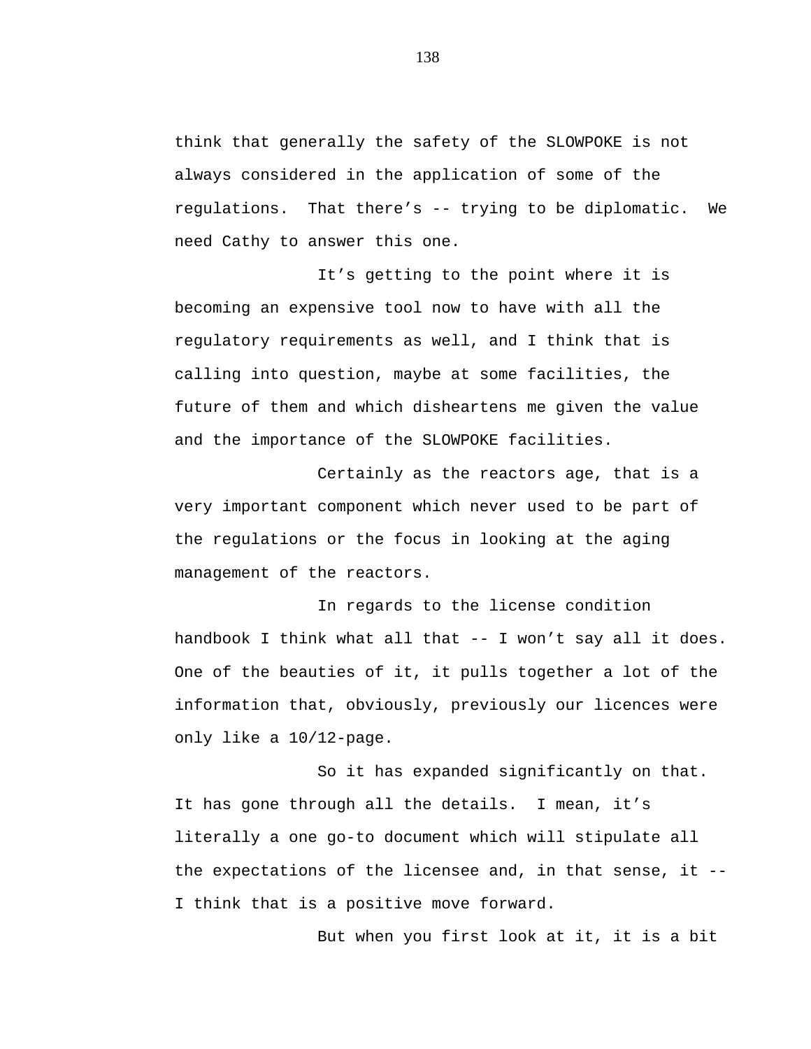think that generally the safety of the SLOWPOKE is not always considered in the application of some of the regulations. That there's -- trying to be diplomatic. We need Cathy to answer this one.

It's getting to the point where it is becoming an expensive tool now to have with all the regulatory requirements as well, and I think that is calling into question, maybe at some facilities, the future of them and which disheartens me given the value and the importance of the SLOWPOKE facilities.

Certainly as the reactors age, that is a very important component which never used to be part of the regulations or the focus in looking at the aging management of the reactors.

In regards to the license condition handbook I think what all that -- I won't say all it does. One of the beauties of it, it pulls together a lot of the information that, obviously, previously our licences were only like a 10/12-page.

So it has expanded significantly on that. It has gone through all the details. I mean, it's literally a one go-to document which will stipulate all the expectations of the licensee and, in that sense, it -- I think that is a positive move forward.

But when you first look at it, it is a bit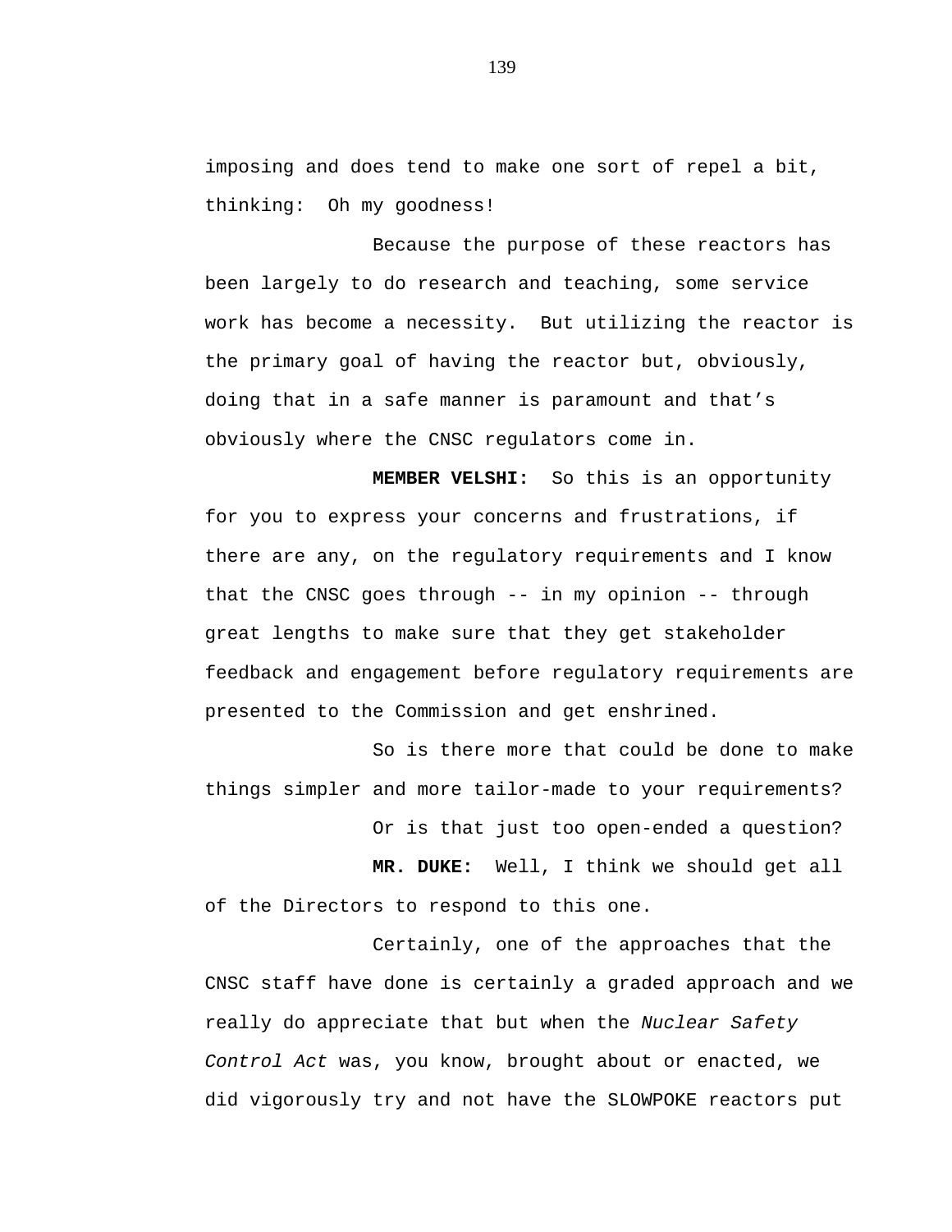imposing and does tend to make one sort of repel a bit, thinking: Oh my goodness!

Because the purpose of these reactors has been largely to do research and teaching, some service work has become a necessity. But utilizing the reactor is the primary goal of having the reactor but, obviously, doing that in a safe manner is paramount and that's obviously where the CNSC regulators come in.

**MEMBER VELSHI:** So this is an opportunity for you to express your concerns and frustrations, if there are any, on the regulatory requirements and I know that the CNSC goes through -- in my opinion -- through great lengths to make sure that they get stakeholder feedback and engagement before regulatory requirements are presented to the Commission and get enshrined.

So is there more that could be done to make things simpler and more tailor-made to your requirements?

Or is that just too open-ended a question?

**MR. DUKE:** Well, I think we should get all of the Directors to respond to this one.

Certainly, one of the approaches that the CNSC staff have done is certainly a graded approach and we really do appreciate that but when the *Nuclear Safety Control Act* was, you know, brought about or enacted, we did vigorously try and not have the SLOWPOKE reactors put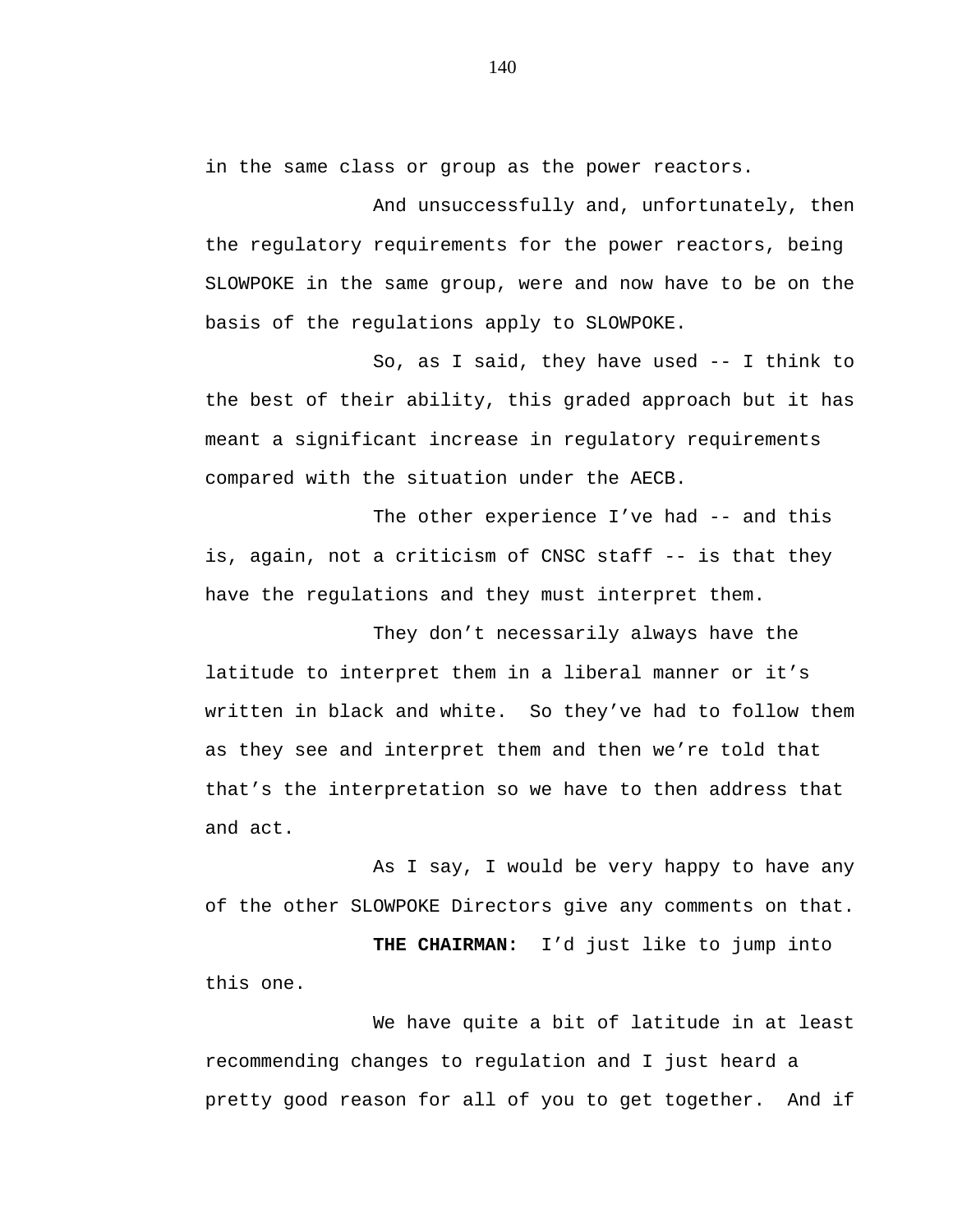in the same class or group as the power reactors.

And unsuccessfully and, unfortunately, then the regulatory requirements for the power reactors, being SLOWPOKE in the same group, were and now have to be on the basis of the regulations apply to SLOWPOKE.

So, as I said, they have used -- I think to the best of their ability, this graded approach but it has meant a significant increase in regulatory requirements compared with the situation under the AECB.

The other experience I've had -- and this is, again, not a criticism of CNSC staff -- is that they have the regulations and they must interpret them.

They don't necessarily always have the latitude to interpret them in a liberal manner or it's written in black and white. So they've had to follow them as they see and interpret them and then we're told that that's the interpretation so we have to then address that and act.

As I say, I would be very happy to have any of the other SLOWPOKE Directors give any comments on that.

**THE CHAIRMAN:** I'd just like to jump into this one.

We have quite a bit of latitude in at least recommending changes to regulation and I just heard a pretty good reason for all of you to get together. And if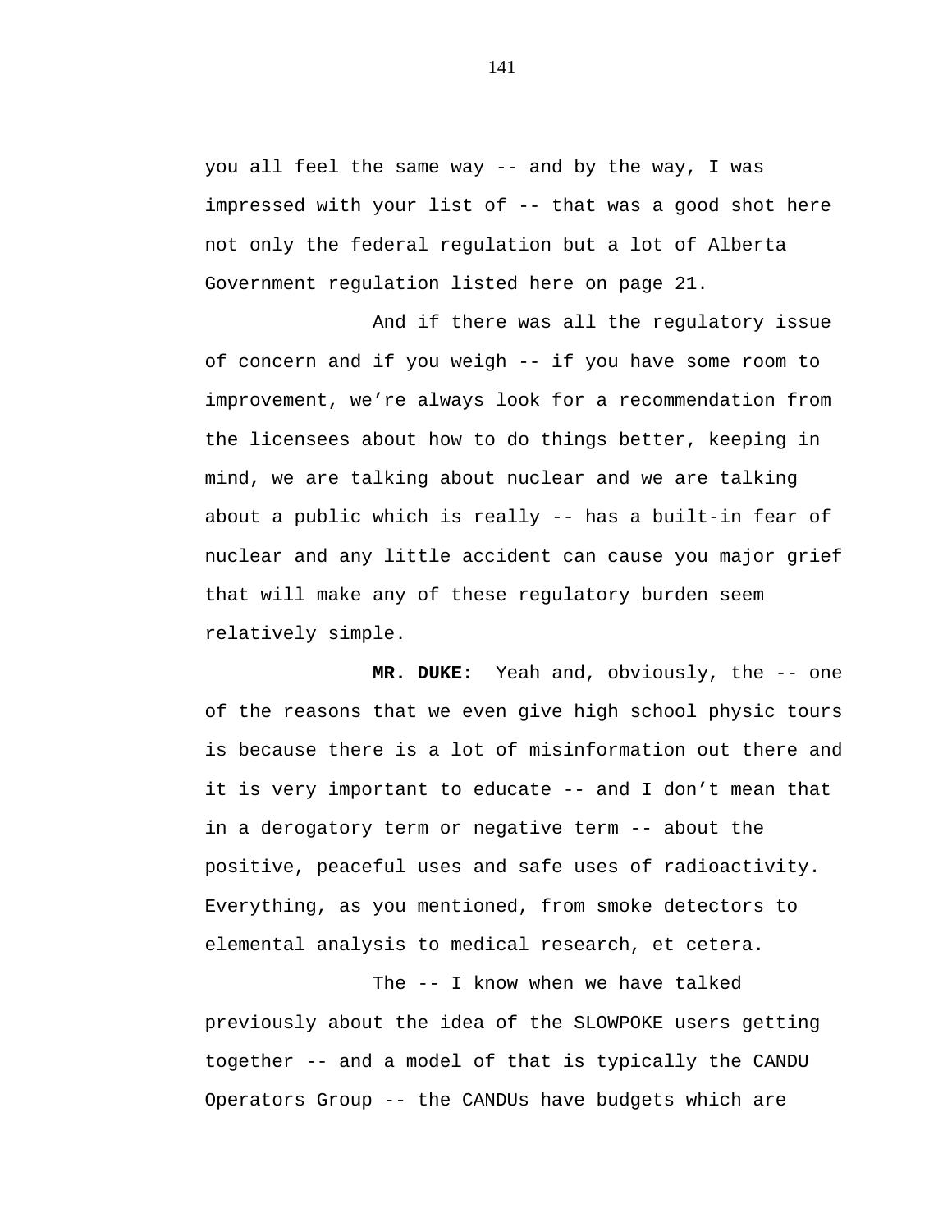you all feel the same way -- and by the way, I was impressed with your list of -- that was a good shot here not only the federal regulation but a lot of Alberta Government regulation listed here on page 21.

And if there was all the regulatory issue of concern and if you weigh -- if you have some room to improvement, we're always look for a recommendation from the licensees about how to do things better, keeping in mind, we are talking about nuclear and we are talking about a public which is really -- has a built-in fear of nuclear and any little accident can cause you major grief that will make any of these regulatory burden seem relatively simple.

**MR. DUKE:** Yeah and, obviously, the -- one of the reasons that we even give high school physic tours is because there is a lot of misinformation out there and it is very important to educate -- and I don't mean that in a derogatory term or negative term -- about the positive, peaceful uses and safe uses of radioactivity. Everything, as you mentioned, from smoke detectors to elemental analysis to medical research, et cetera.

The -- I know when we have talked previously about the idea of the SLOWPOKE users getting together -- and a model of that is typically the CANDU Operators Group -- the CANDUs have budgets which are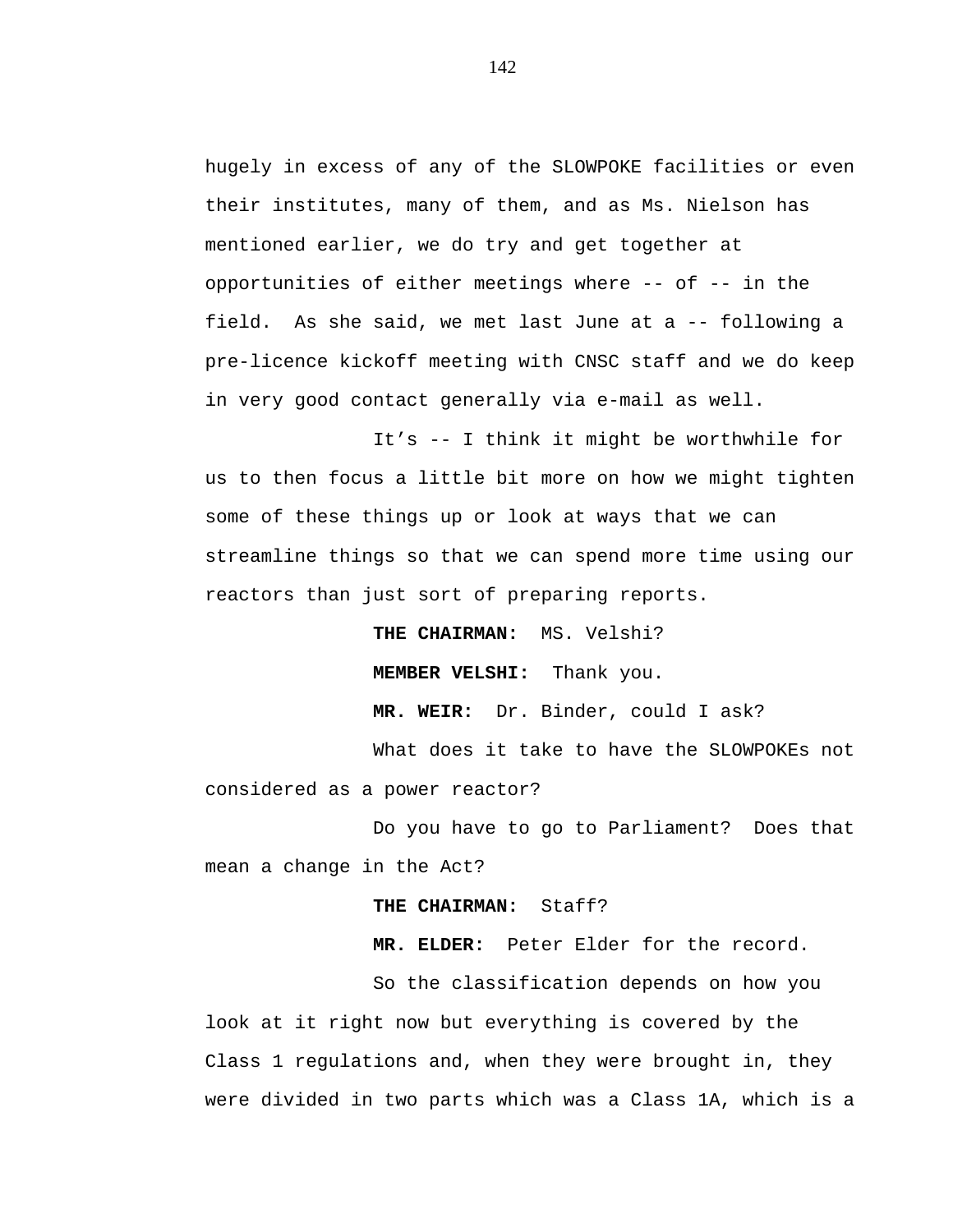hugely in excess of any of the SLOWPOKE facilities or even their institutes, many of them, and as Ms. Nielson has mentioned earlier, we do try and get together at opportunities of either meetings where -- of -- in the field. As she said, we met last June at a -- following a pre-licence kickoff meeting with CNSC staff and we do keep in very good contact generally via e-mail as well.

It's -- I think it might be worthwhile for us to then focus a little bit more on how we might tighten some of these things up or look at ways that we can streamline things so that we can spend more time using our reactors than just sort of preparing reports.

**THE CHAIRMAN:** MS. Velshi?

**MEMBER VELSHI:** Thank you.

**MR. WEIR:** Dr. Binder, could I ask?

What does it take to have the SLOWPOKEs not considered as a power reactor?

Do you have to go to Parliament? Does that mean a change in the Act?

**THE CHAIRMAN:** Staff?

**MR. ELDER:** Peter Elder for the record.

So the classification depends on how you look at it right now but everything is covered by the Class 1 regulations and, when they were brought in, they were divided in two parts which was a Class 1A, which is a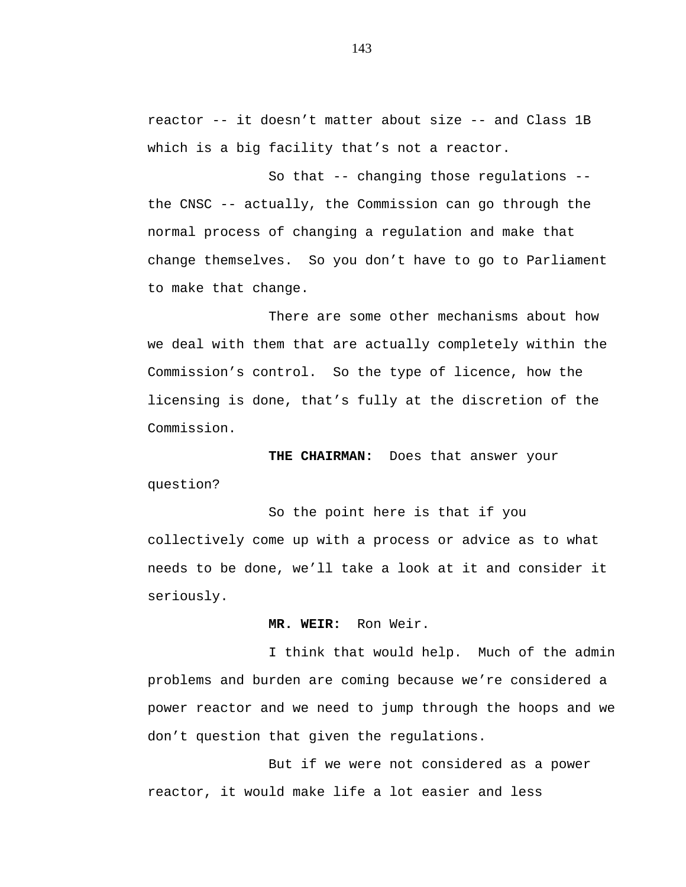reactor -- it doesn't matter about size -- and Class 1B which is a big facility that's not a reactor.

So that -- changing those regulations -- the CNSC -- actually, the Commission can go through the normal process of changing a regulation and make that change themselves. So you don't have to go to Parliament to make that change.

There are some other mechanisms about how we deal with them that are actually completely within the Commission's control. So the type of licence, how the licensing is done, that's fully at the discretion of the Commission.

**THE CHAIRMAN:** Does that answer your question?

So the point here is that if you collectively come up with a process or advice as to what needs to be done, we'll take a look at it and consider it seriously.

**MR. WEIR:** Ron Weir.

I think that would help. Much of the admin problems and burden are coming because we're considered a power reactor and we need to jump through the hoops and we don't question that given the regulations.

But if we were not considered as a power reactor, it would make life a lot easier and less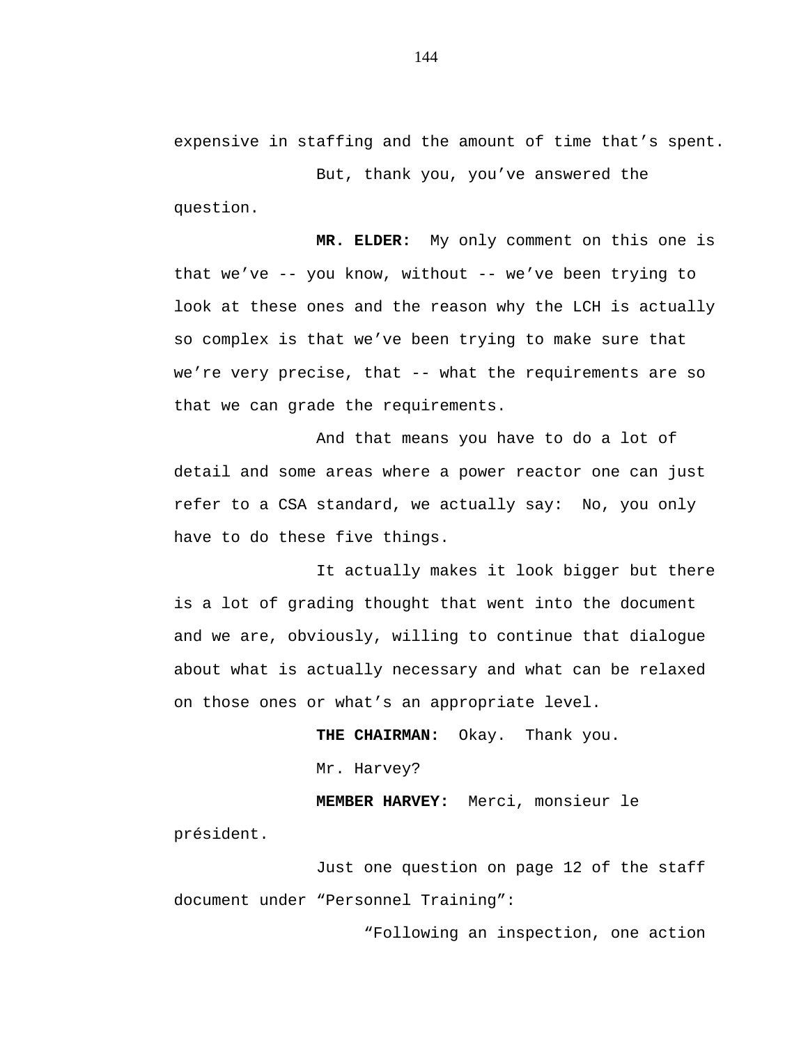expensive in staffing and the amount of time that's spent.

But, thank you, you've answered the question.

**MR. ELDER:** My only comment on this one is that we've -- you know, without -- we've been trying to look at these ones and the reason why the LCH is actually so complex is that we've been trying to make sure that we're very precise, that -- what the requirements are so that we can grade the requirements.

And that means you have to do a lot of detail and some areas where a power reactor one can just refer to a CSA standard, we actually say: No, you only have to do these five things.

It actually makes it look bigger but there is a lot of grading thought that went into the document and we are, obviously, willing to continue that dialogue about what is actually necessary and what can be relaxed on those ones or what's an appropriate level.

**THE CHAIRMAN:** Okay. Thank you.

Mr. Harvey?

**MEMBER HARVEY:** Merci, monsieur le président.

Just one question on page 12 of the staff document under "Personnel Training":

"Following an inspection, one action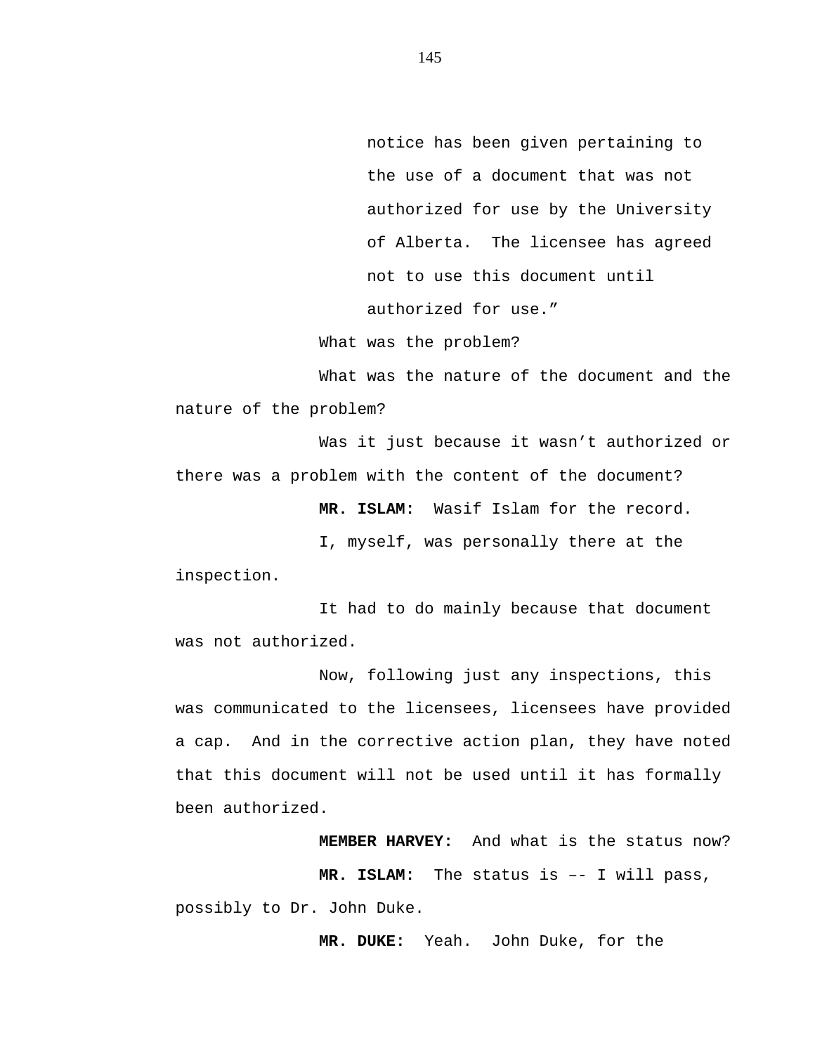notice has been given pertaining to the use of a document that was not authorized for use by the University of Alberta. The licensee has agreed not to use this document until authorized for use."

What was the problem?

What was the nature of the document and the nature of the problem?

Was it just because it wasn't authorized or there was a problem with the content of the document?

**MR. ISLAM:** Wasif Islam for the record.

I, myself, was personally there at the inspection.

It had to do mainly because that document was not authorized.

Now, following just any inspections, this was communicated to the licensees, licensees have provided a cap. And in the corrective action plan, they have noted that this document will not be used until it has formally been authorized.

**MEMBER HARVEY:** And what is the status now?

**MR. ISLAM:** The status is –- I will pass, possibly to Dr. John Duke.

**MR. DUKE:** Yeah. John Duke, for the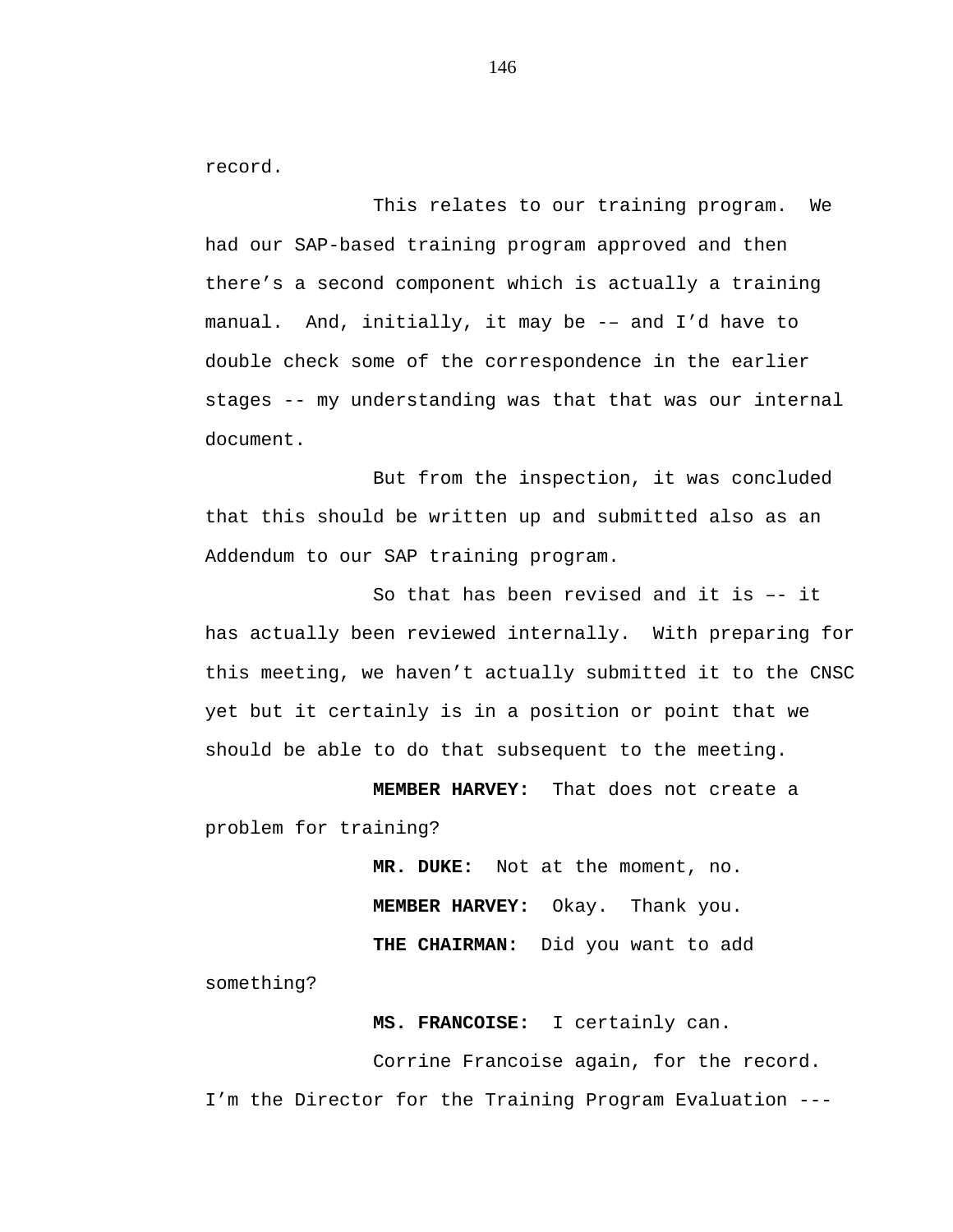record.

This relates to our training program. We had our SAP-based training program approved and then there’s a second component which is actually a training manual. And, initially, it may be -– and I’d have to double check some of the correspondence in the earlier stages -- my understanding was that that was our internal document.

But from the inspection, it was concluded that this should be written up and submitted also as an Addendum to our SAP training program.

So that has been revised and it is –- it has actually been reviewed internally. With preparing for this meeting, we haven’t actually submitted it to the CNSC yet but it certainly is in a position or point that we should be able to do that subsequent to the meeting.

**MEMBER HARVEY:** That does not create a problem for training?

**MR. DUKE:** Not at the moment, no.

**MEMBER HARVEY:** Okay. Thank you.

**THE CHAIRMAN:** Did you want to add something?

**MS. FRANCOISE:** I certainly can.

Corrine Francoise again, for the record. I’m the Director for the Training Program Evaluation ---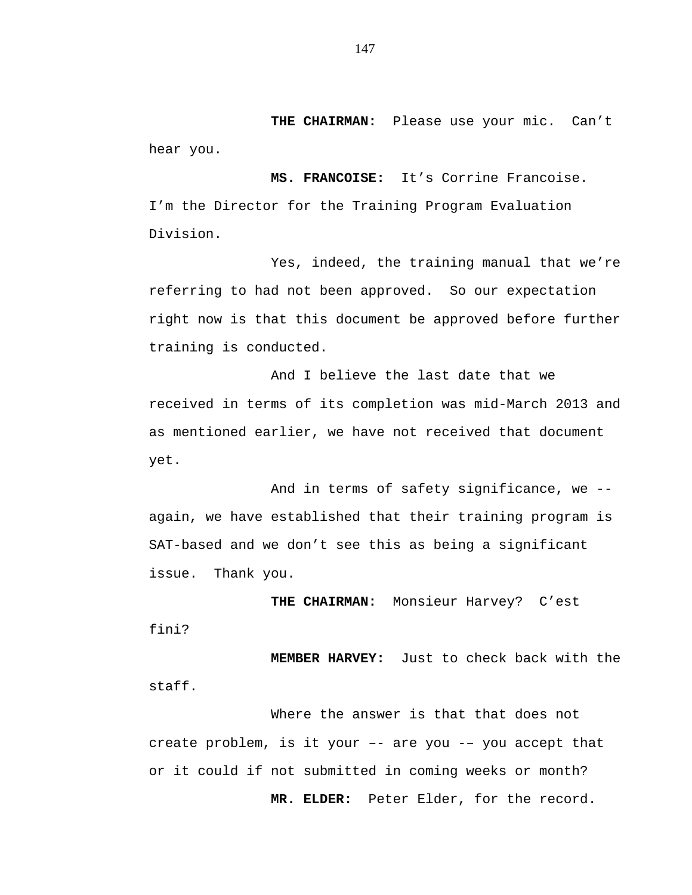**THE CHAIRMAN:** Please use your mic. Can't hear you.

**MS. FRANCOISE:** It's Corrine Francoise. I'm the Director for the Training Program Evaluation Division.

Yes, indeed, the training manual that we're referring to had not been approved. So our expectation right now is that this document be approved before further training is conducted.

And I believe the last date that we received in terms of its completion was mid-March 2013 and as mentioned earlier, we have not received that document yet.

And in terms of safety significance, we -- again, we have established that their training program is SAT-based and we don't see this as being a significant issue. Thank you.

**THE CHAIRMAN:** Monsieur Harvey? C'est fini?

**MEMBER HARVEY:** Just to check back with the staff.

Where the answer is that that does not create problem, is it your –- are you -– you accept that or it could if not submitted in coming weeks or month?

**MR. ELDER:** Peter Elder, for the record.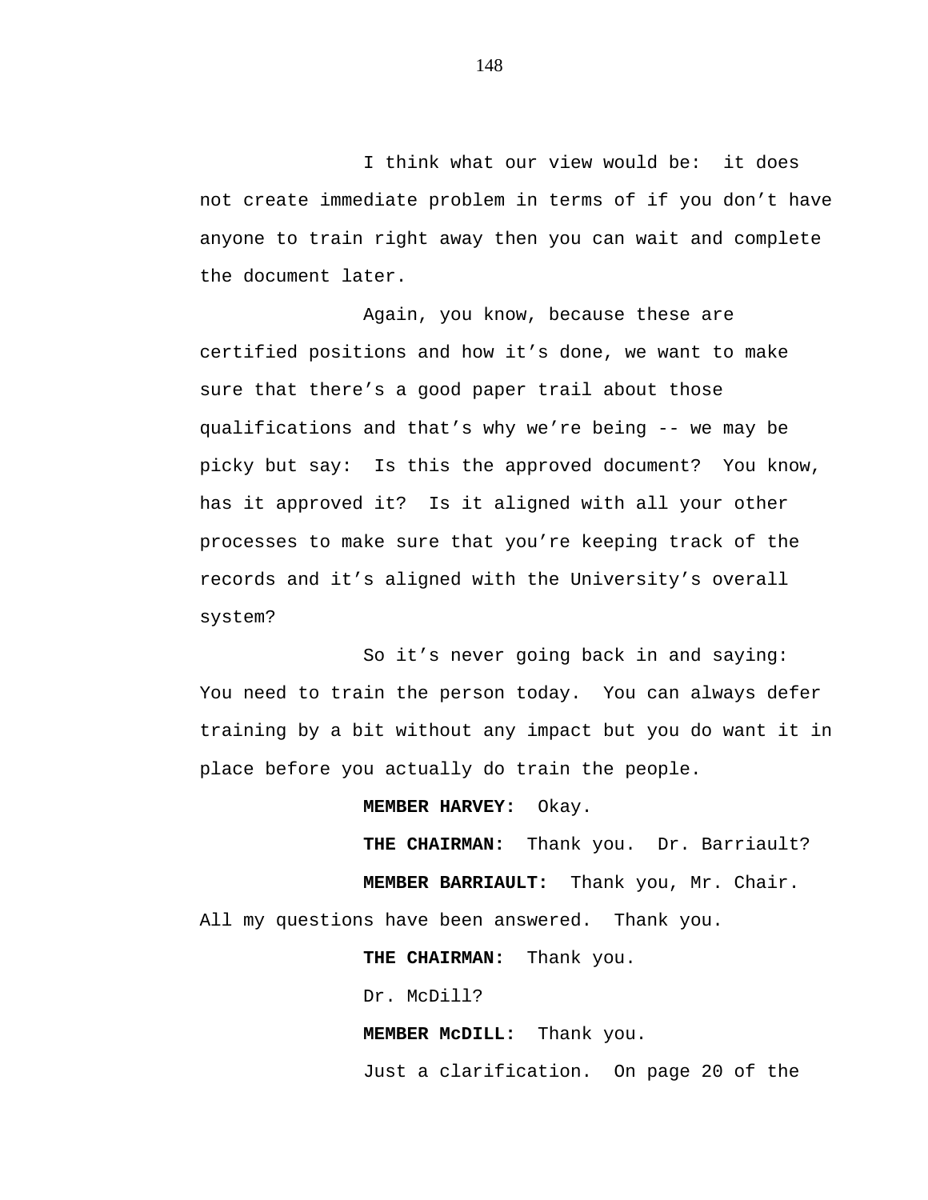I think what our view would be: it does not create immediate problem in terms of if you don't have anyone to train right away then you can wait and complete the document later.

Again, you know, because these are certified positions and how it's done, we want to make sure that there's a good paper trail about those qualifications and that's why we're being -- we may be picky but say: Is this the approved document? You know, has it approved it? Is it aligned with all your other processes to make sure that you're keeping track of the records and it's aligned with the University's overall system?

So it's never going back in and saying: You need to train the person today. You can always defer training by a bit without any impact but you do want it in place before you actually do train the people.

**MEMBER HARVEY:** Okay.

**THE CHAIRMAN:** Thank you. Dr. Barriault?

**MEMBER BARRIAULT:** Thank you, Mr. Chair. All my questions have been answered. Thank you.

**THE CHAIRMAN:** Thank you.

Dr. McDill?

**MEMBER McDILL:** Thank you.

Just a clarification. On page 20 of the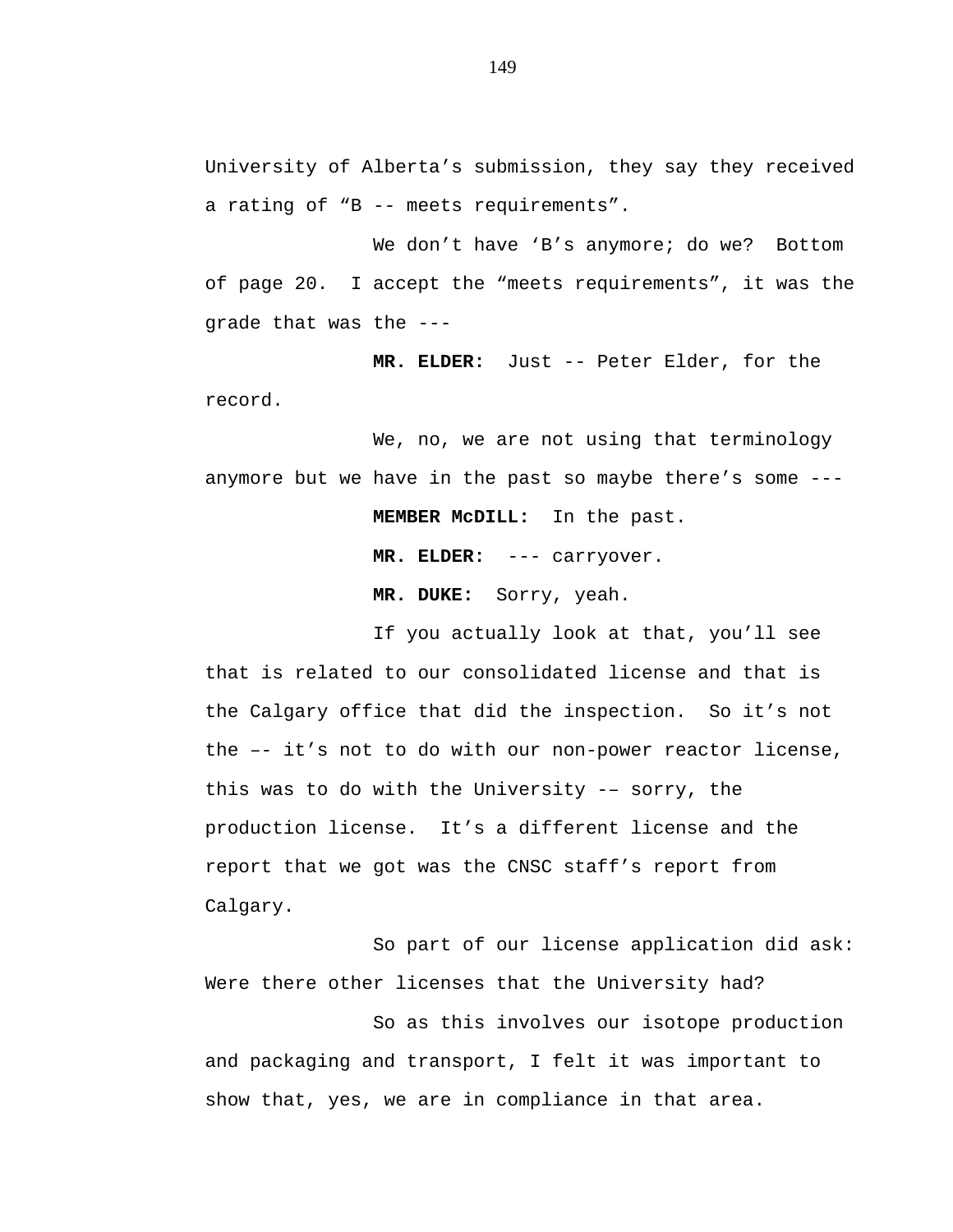University of Alberta’s submission, they say they received a rating of “B -- meets requirements”.

We don’t have ‘B’s anymore; do we? Bottom of page 20. I accept the “meets requirements”, it was the grade that was the ---

**MR. ELDER:** Just -- Peter Elder, for the record.

We, no, we are not using that terminology anymore but we have in the past so maybe there’s some ---

**MEMBER McDILL:** In the past.

**MR. ELDER:** --- carryover.

**MR. DUKE:** Sorry, yeah.

If you actually look at that, you’ll see that is related to our consolidated license and that is the Calgary office that did the inspection. So it’s not the –- it’s not to do with our non-power reactor license, this was to do with the University -– sorry, the production license. It’s a different license and the report that we got was the CNSC staff’s report from Calgary.

So part of our license application did ask: Were there other licenses that the University had?

So as this involves our isotope production and packaging and transport, I felt it was important to show that, yes, we are in compliance in that area.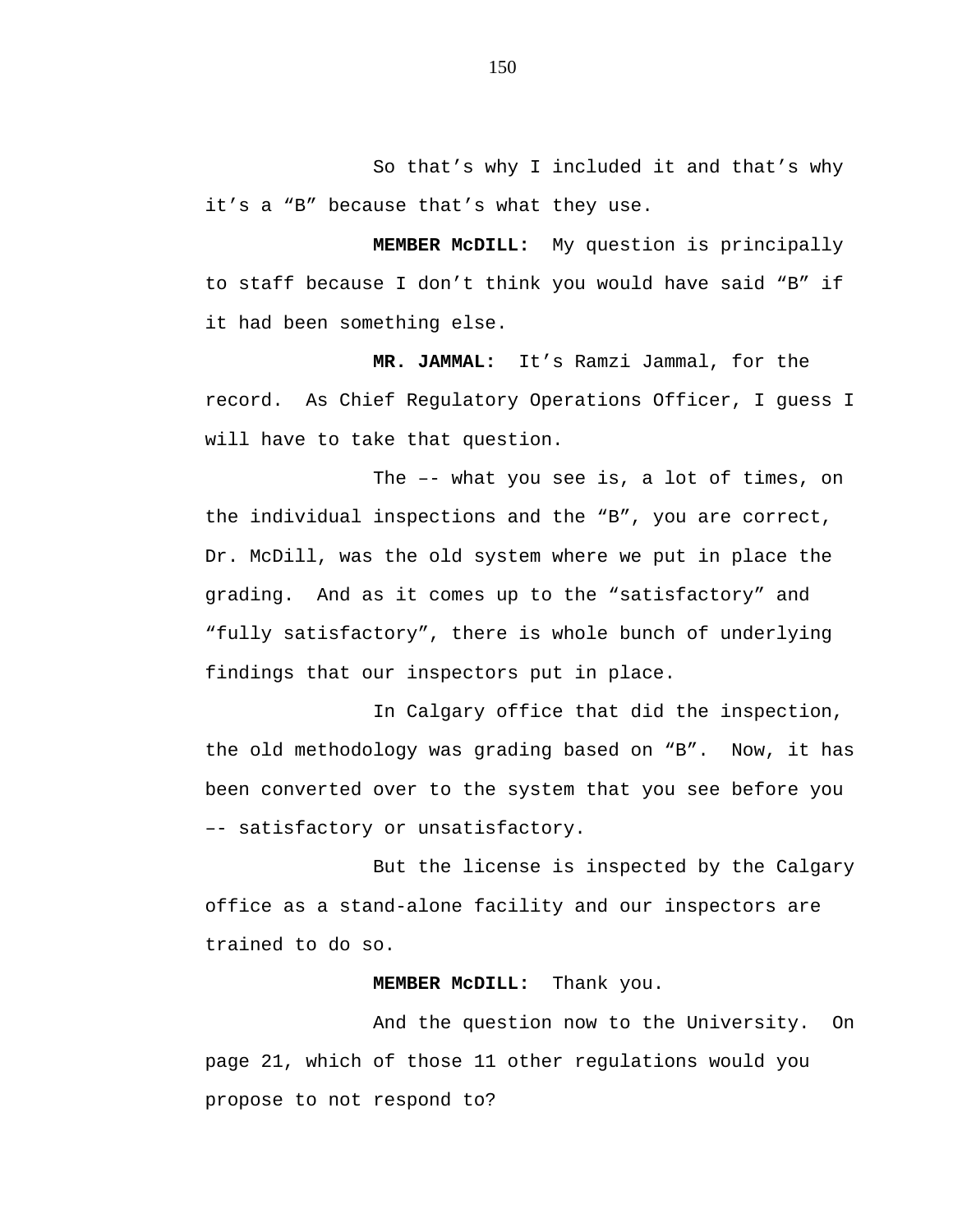So that's why I included it and that's why it's a "B" because that's what they use.

**MEMBER McDILL:** My question is principally to staff because I don't think you would have said "B" if it had been something else.

**MR. JAMMAL:** It's Ramzi Jammal, for the record. As Chief Regulatory Operations Officer, I guess I will have to take that question.

The –- what you see is, a lot of times, on the individual inspections and the "B", you are correct, Dr. McDill, was the old system where we put in place the grading. And as it comes up to the "satisfactory" and "fully satisfactory", there is whole bunch of underlying findings that our inspectors put in place.

In Calgary office that did the inspection, the old methodology was grading based on "B". Now, it has been converted over to the system that you see before you –- satisfactory or unsatisfactory.

But the license is inspected by the Calgary office as a stand-alone facility and our inspectors are trained to do so.

**MEMBER McDILL:** Thank you.

And the question now to the University. On page 21, which of those 11 other regulations would you propose to not respond to?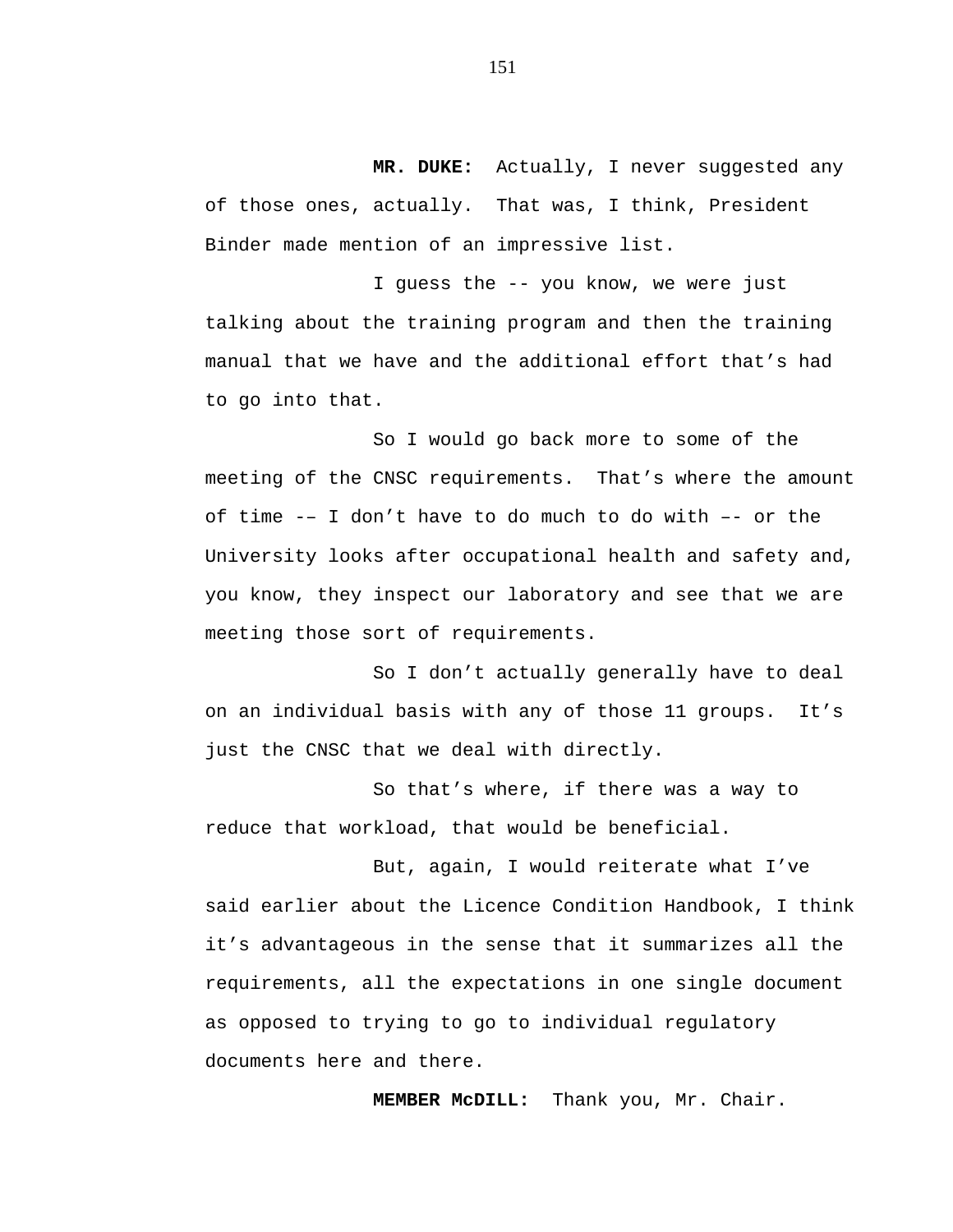**MR. DUKE:** Actually, I never suggested any of those ones, actually. That was, I think, President Binder made mention of an impressive list.

I guess the -- you know, we were just talking about the training program and then the training manual that we have and the additional effort that's had to go into that.

So I would go back more to some of the meeting of the CNSC requirements. That's where the amount of time -– I don't have to do much to do with –- or the University looks after occupational health and safety and, you know, they inspect our laboratory and see that we are meeting those sort of requirements.

So I don't actually generally have to deal on an individual basis with any of those 11 groups. It's just the CNSC that we deal with directly.

So that's where, if there was a way to reduce that workload, that would be beneficial.

But, again, I would reiterate what I've said earlier about the Licence Condition Handbook, I think it's advantageous in the sense that it summarizes all the requirements, all the expectations in one single document as opposed to trying to go to individual regulatory documents here and there.

**MEMBER McDILL:** Thank you, Mr. Chair.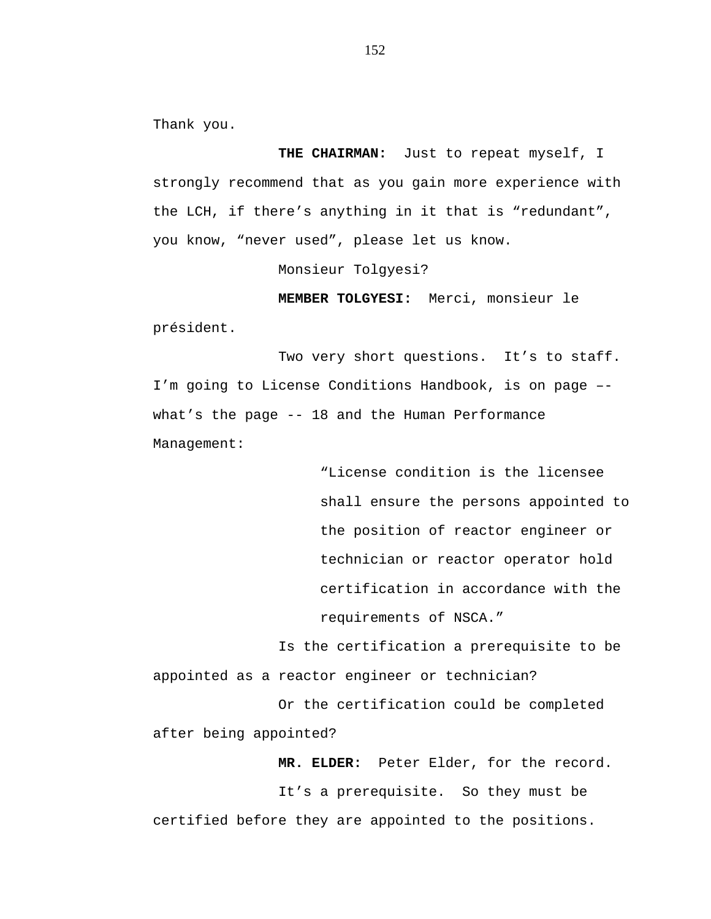Thank you.

**THE CHAIRMAN:** Just to repeat myself, I strongly recommend that as you gain more experience with the LCH, if there's anything in it that is "redundant", you know, "never used", please let us know.

Monsieur Tolgyesi?

**MEMBER TOLGYESI:** Merci, monsieur le président.

Two very short questions. It's to staff. I'm going to License Conditions Handbook, is on page –- what's the page -- 18 and the Human Performance Management:

> "License condition is the licensee shall ensure the persons appointed to the position of reactor engineer or technician or reactor operator hold certification in accordance with the requirements of NSCA."

Is the certification a prerequisite to be appointed as a reactor engineer or technician?

Or the certification could be completed after being appointed?

**MR. ELDER:** Peter Elder, for the record.

It's a prerequisite. So they must be certified before they are appointed to the positions.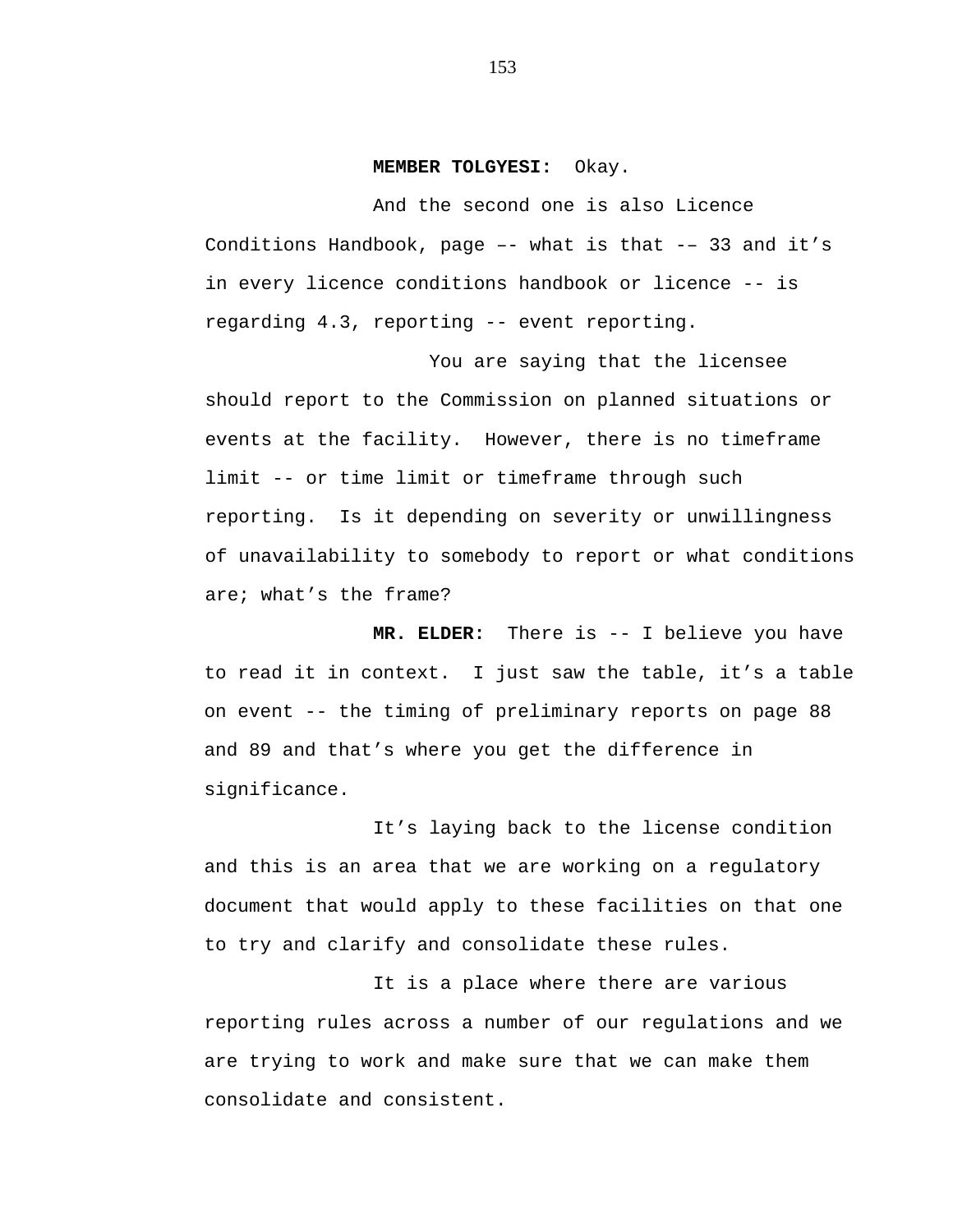**MEMBER TOLGYESI:** Okay.

And the second one is also Licence Conditions Handbook, page –- what is that -– 33 and it’s in every licence conditions handbook or licence -- is regarding 4.3, reporting -- event reporting.

You are saying that the licensee should report to the Commission on planned situations or events at the facility. However, there is no timeframe limit -- or time limit or timeframe through such reporting. Is it depending on severity or unwillingness of unavailability to somebody to report or what conditions are; what’s the frame?

**MR. ELDER:** There is -- I believe you have to read it in context. I just saw the table, it’s a table on event -- the timing of preliminary reports on page 88 and 89 and that’s where you get the difference in significance.

It’s laying back to the license condition and this is an area that we are working on a regulatory document that would apply to these facilities on that one to try and clarify and consolidate these rules.

It is a place where there are various reporting rules across a number of our regulations and we are trying to work and make sure that we can make them consolidate and consistent.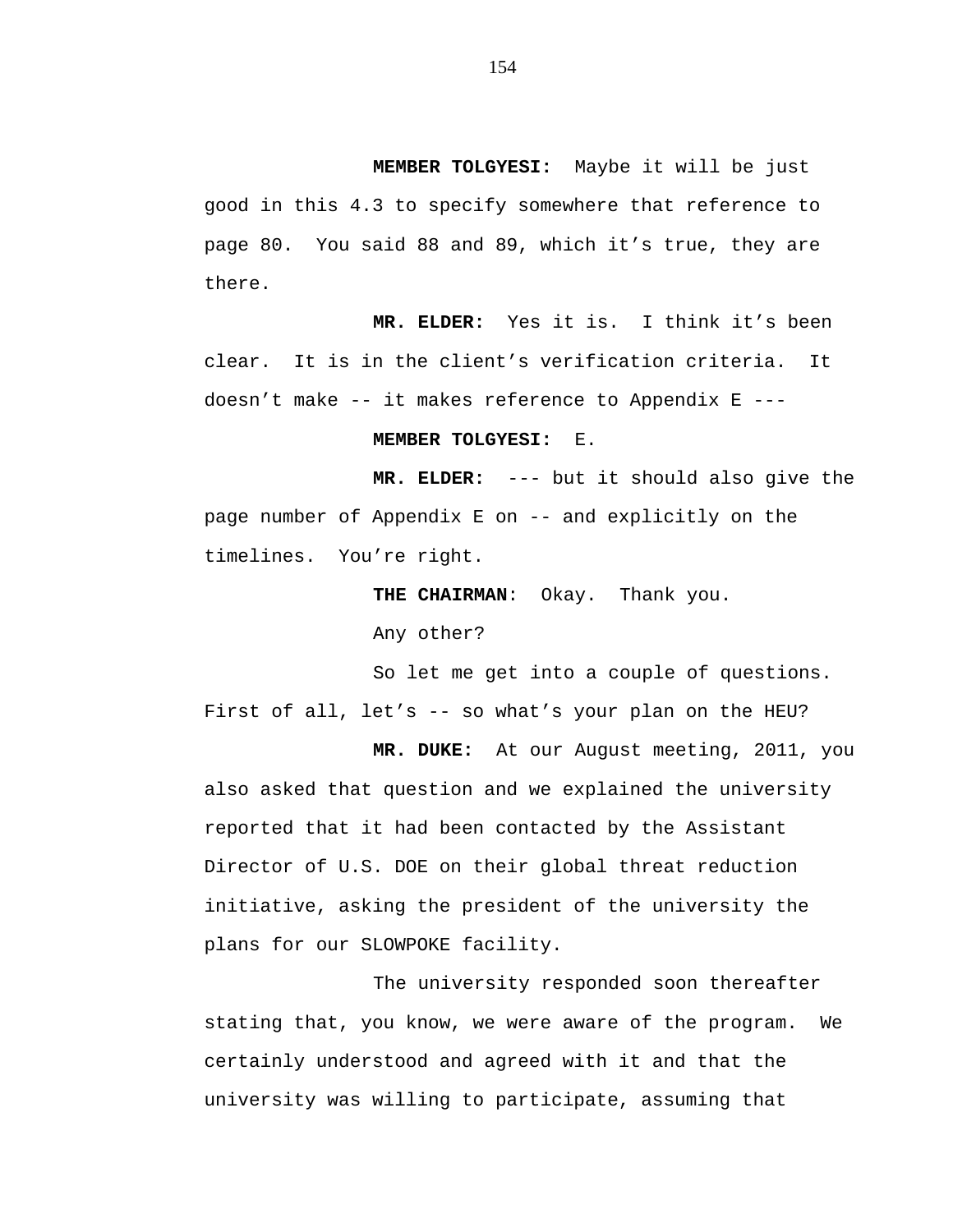**MEMBER TOLGYESI:** Maybe it will be just good in this 4.3 to specify somewhere that reference to page 80. You said 88 and 89, which it's true, they are there.

**MR. ELDER:** Yes it is. I think it's been clear. It is in the client's verification criteria. It doesn't make -- it makes reference to Appendix E ---

**MEMBER TOLGYESI:** E.

**MR. ELDER:** --- but it should also give the page number of Appendix E on -- and explicitly on the timelines. You're right.

**THE CHAIRMAN**: Okay. Thank you.

Any other?

So let me get into a couple of questions. First of all, let's -- so what's your plan on the HEU?

**MR. DUKE:** At our August meeting, 2011, you also asked that question and we explained the university reported that it had been contacted by the Assistant Director of U.S. DOE on their global threat reduction initiative, asking the president of the university the plans for our SLOWPOKE facility.

The university responded soon thereafter stating that, you know, we were aware of the program. We certainly understood and agreed with it and that the university was willing to participate, assuming that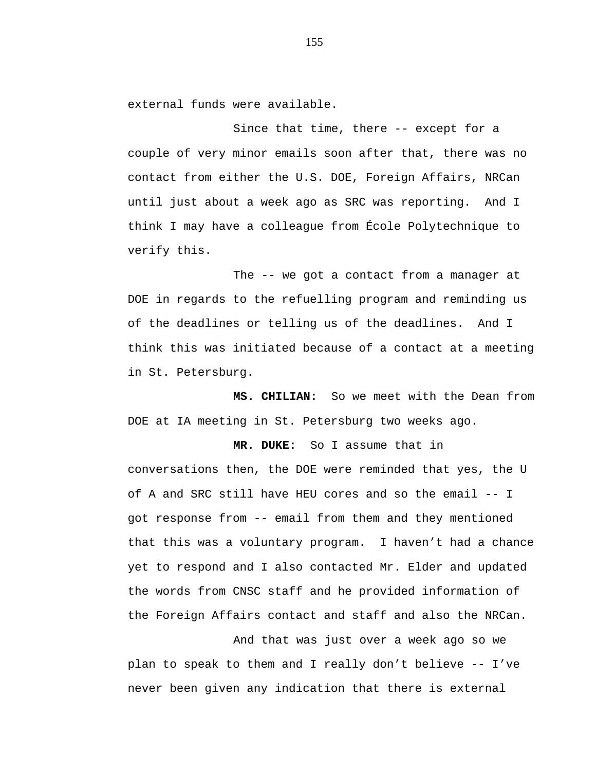external funds were available.

Since that time, there -- except for a couple of very minor emails soon after that, there was no contact from either the U.S. DOE, Foreign Affairs, NRCan until just about a week ago as SRC was reporting.  And I think I may have a colleague from École Polytechnique to verify this.

The -- we got a contact from a manager at DOE in regards to the refuelling program and reminding us of the deadlines or telling us of the deadlines.  And I think this was initiated because of a contact at a meeting in St. Petersburg.

**MS. CHILIAN:**  So we meet with the Dean from DOE at IA meeting in St. Petersburg two weeks ago.

**MR. DUKE:**  So I assume that in conversations then, the DOE were reminded that yes, the U of A and SRC still have HEU cores and so the email -- I got response from -- email from them and they mentioned that this was a voluntary program.  I haven't had a chance yet to respond and I also contacted Mr. Elder and updated the words from CNSC staff and he provided information of the Foreign Affairs contact and staff and also the NRCan.

And that was just over a week ago so we plan to speak to them and I really don't believe -- I've never been given any indication that there is external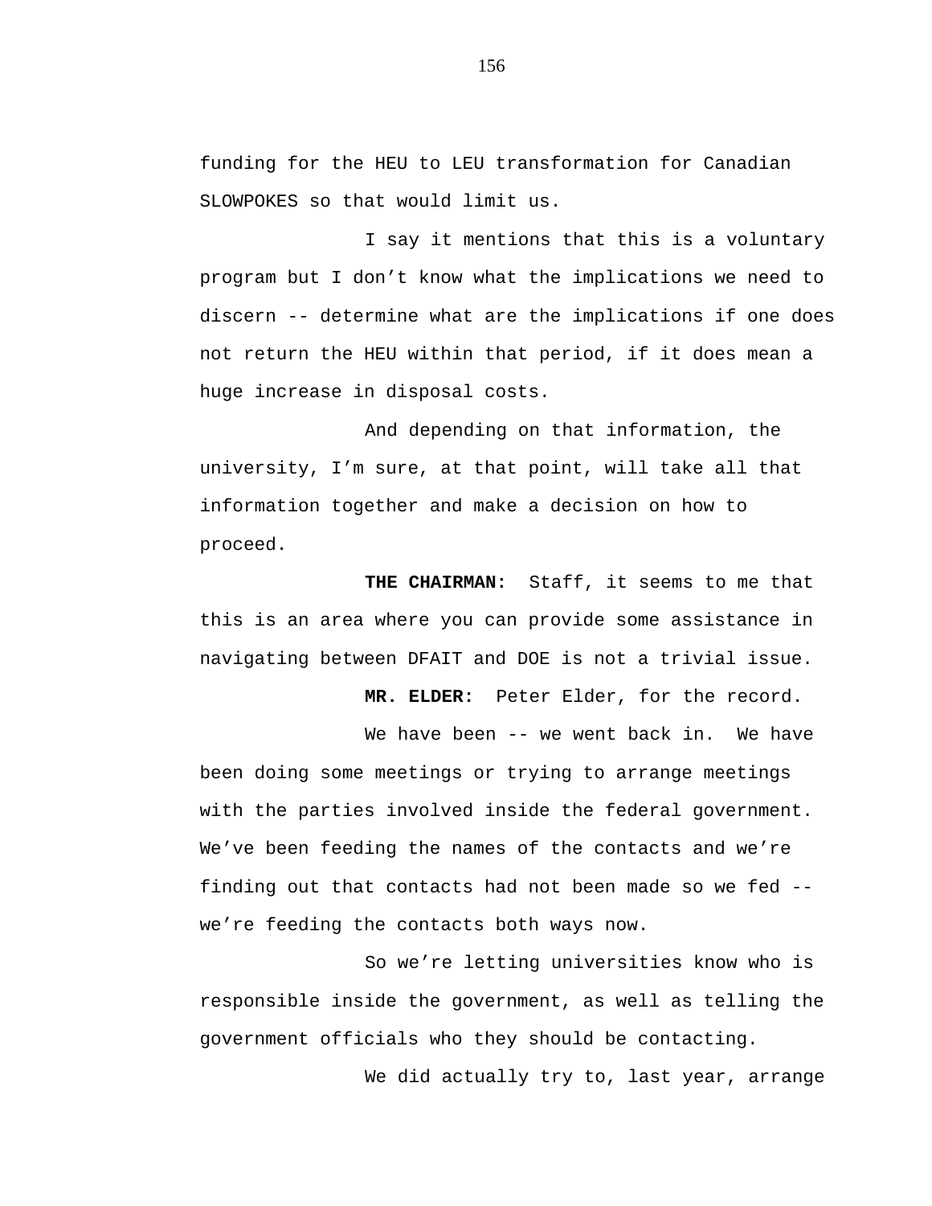funding for the HEU to LEU transformation for Canadian SLOWPOKES so that would limit us.

I say it mentions that this is a voluntary program but I don’t know what the implications we need to discern -- determine what are the implications if one does not return the HEU within that period, if it does mean a huge increase in disposal costs.

And depending on that information, the university, I’m sure, at that point, will take all that information together and make a decision on how to proceed.

**THE CHAIRMAN:** Staff, it seems to me that this is an area where you can provide some assistance in navigating between DFAIT and DOE is not a trivial issue.

**MR. ELDER:** Peter Elder, for the record.

We have been -- we went back in. We have been doing some meetings or trying to arrange meetings with the parties involved inside the federal government. We’ve been feeding the names of the contacts and we’re finding out that contacts had not been made so we fed -- we’re feeding the contacts both ways now.

So we’re letting universities know who is responsible inside the government, as well as telling the government officials who they should be contacting.

We did actually try to, last year, arrange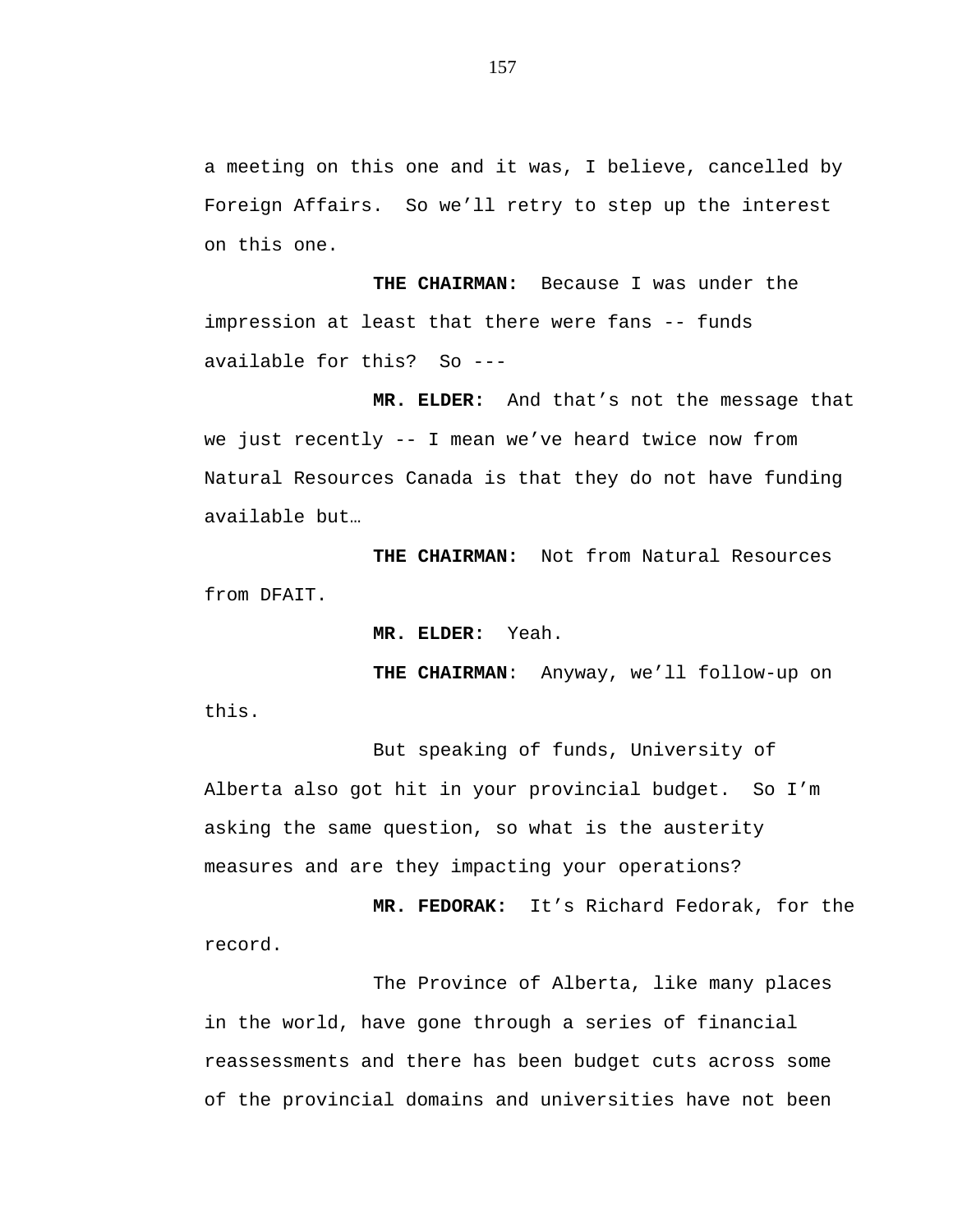a meeting on this one and it was, I believe, cancelled by Foreign Affairs. So we'll retry to step up the interest on this one.

**THE CHAIRMAN:** Because I was under the impression at least that there were fans -- funds available for this? So ---

**MR. ELDER:** And that's not the message that we just recently -- I mean we've heard twice now from Natural Resources Canada is that they do not have funding available but…

**THE CHAIRMAN:** Not from Natural Resources from DFAIT.

**MR. ELDER:** Yeah.

**THE CHAIRMAN**: Anyway, we'll follow-up on this.

But speaking of funds, University of Alberta also got hit in your provincial budget. So I'm asking the same question, so what is the austerity measures and are they impacting your operations?

**MR. FEDORAK:** It's Richard Fedorak, for the record.

The Province of Alberta, like many places in the world, have gone through a series of financial reassessments and there has been budget cuts across some of the provincial domains and universities have not been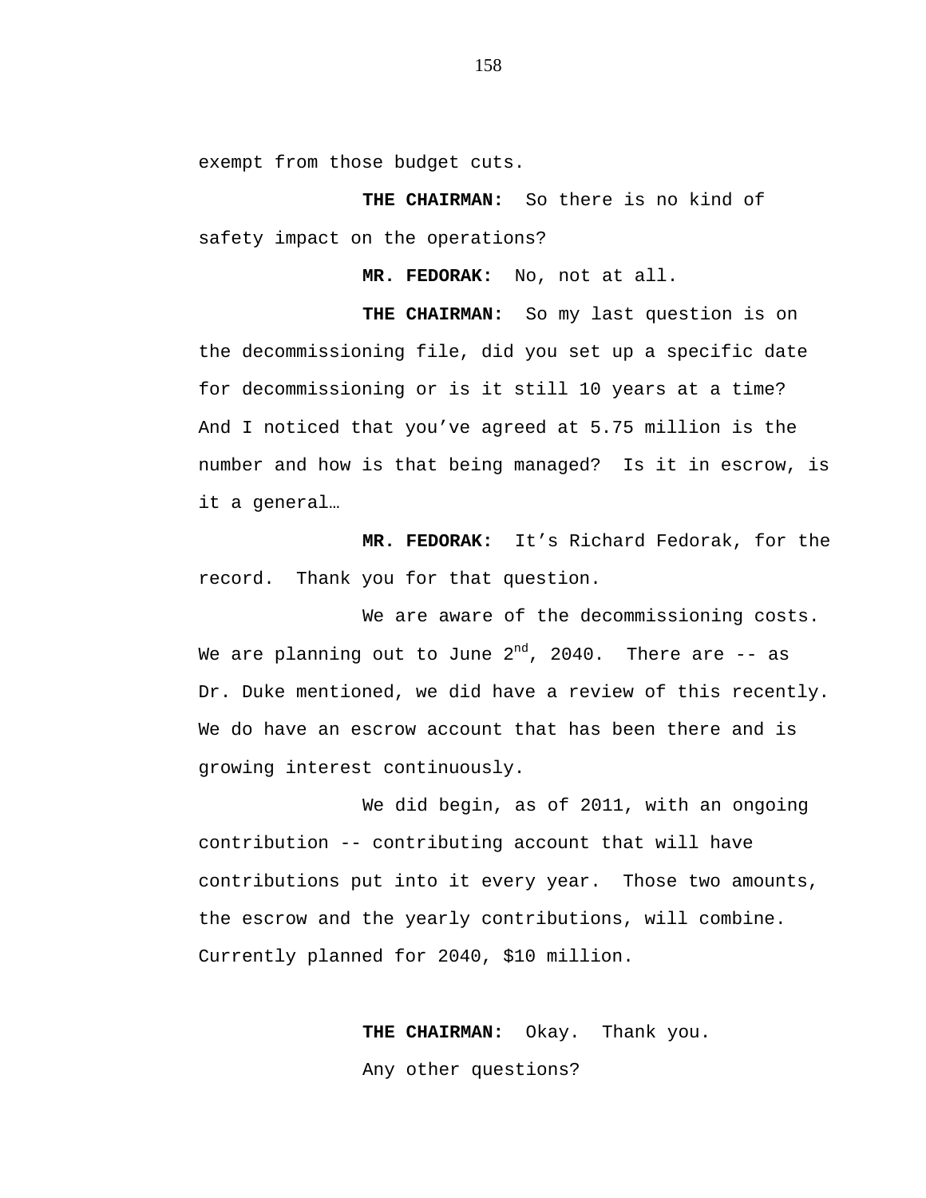exempt from those budget cuts.

**THE CHAIRMAN:** So there is no kind of safety impact on the operations?

**MR. FEDORAK:** No, not at all.

**THE CHAIRMAN:** So my last question is on the decommissioning file, did you set up a specific date for decommissioning or is it still 10 years at a time? And I noticed that you've agreed at 5.75 million is the number and how is that being managed? Is it in escrow, is it a general…

**MR. FEDORAK:** It's Richard Fedorak, for the record. Thank you for that question.

We are aware of the decommissioning costs. We are planning out to June 2nd, 2040. There are -- as Dr. Duke mentioned, we did have a review of this recently. We do have an escrow account that has been there and is growing interest continuously.

We did begin, as of 2011, with an ongoing contribution -- contributing account that will have contributions put into it every year. Those two amounts, the escrow and the yearly contributions, will combine. Currently planned for 2040, $10 million.

**THE CHAIRMAN:** Okay. Thank you.

Any other questions?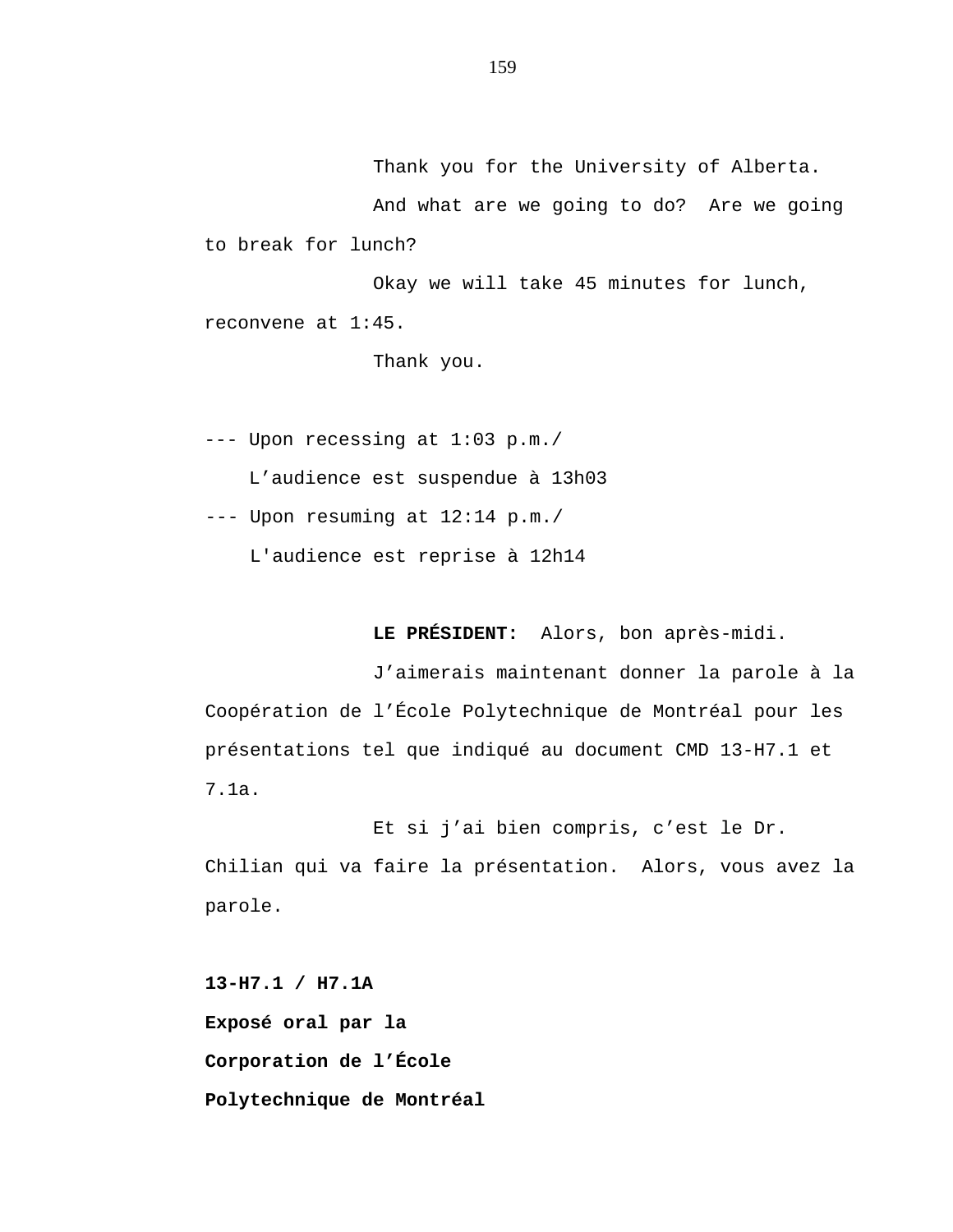Thank you for the University of Alberta.

And what are we going to do? Are we going to break for lunch?

Okay we will take 45 minutes for lunch, reconvene at 1:45.

Thank you.

--- Upon recessing at 1:03 p.m./
L'audience est suspendue à 13h03

--- Upon resuming at 12:14 p.m./
L'audience est reprise à 12h14

**LE PRÉSIDENT:** Alors, bon après-midi.

J'aimerais maintenant donner la parole à la Coopération de l'École Polytechnique de Montréal pour les présentations tel que indiqué au document CMD 13-H7.1 et 7.1a.

Et si j'ai bien compris, c'est le Dr. Chilian qui va faire la présentation. Alors, vous avez la parole.

**13-H7.1 / H7.1A**
**Exposé oral par la**
**Corporation de l'École**
**Polytechnique de Montréal**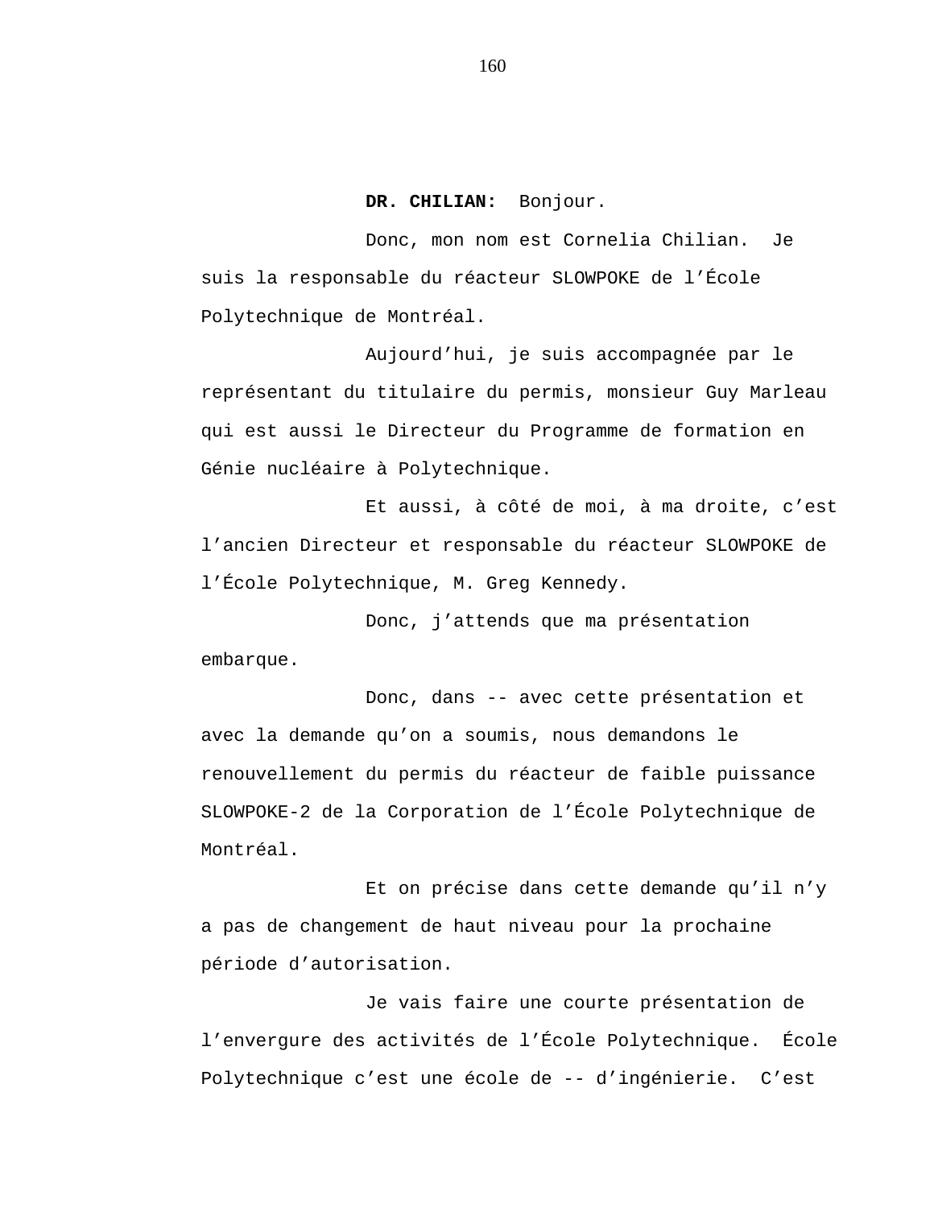**DR. CHILIAN:** Bonjour.

Donc, mon nom est Cornelia Chilian. Je suis la responsable du réacteur SLOWPOKE de l'École Polytechnique de Montréal.

Aujourd'hui, je suis accompagnée par le représentant du titulaire du permis, monsieur Guy Marleau qui est aussi le Directeur du Programme de formation en Génie nucléaire à Polytechnique.

Et aussi, à côté de moi, à ma droite, c'est l'ancien Directeur et responsable du réacteur SLOWPOKE de l'École Polytechnique, M. Greg Kennedy.

Donc, j'attends que ma présentation embarque.

Donc, dans -- avec cette présentation et avec la demande qu'on a soumis, nous demandons le renouvellement du permis du réacteur de faible puissance SLOWPOKE-2 de la Corporation de l'École Polytechnique de Montréal.

Et on précise dans cette demande qu'il n'y a pas de changement de haut niveau pour la prochaine période d'autorisation.

Je vais faire une courte présentation de l'envergure des activités de l'École Polytechnique. École Polytechnique c'est une école de -- d'ingénierie. C'est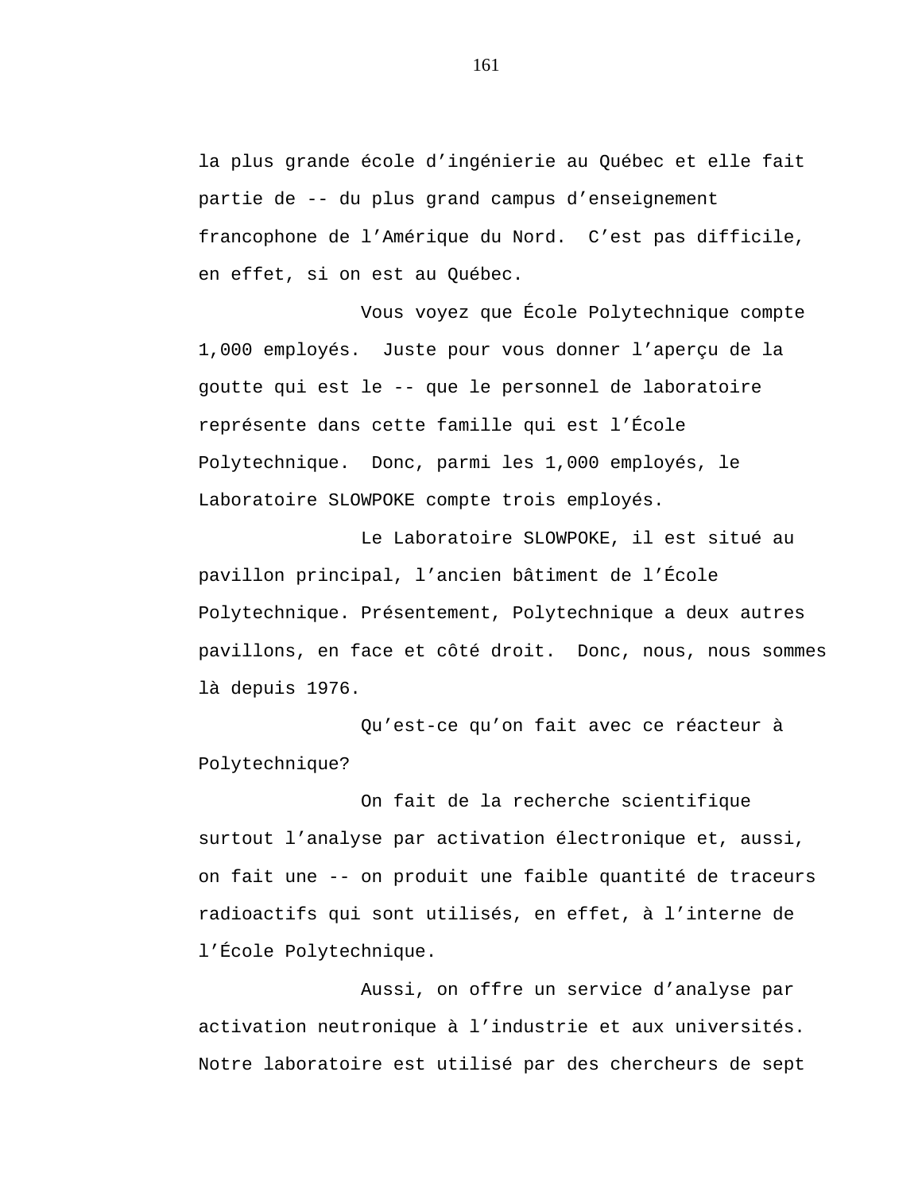la plus grande école d'ingénierie au Québec et elle fait partie de -- du plus grand campus d'enseignement francophone de l'Amérique du Nord.  C'est pas difficile, en effet, si on est au Québec.

Vous voyez que École Polytechnique compte 1,000 employés.  Juste pour vous donner l'aperçu de la goutte qui est le -- que le personnel de laboratoire représente dans cette famille qui est l'École Polytechnique.  Donc, parmi les 1,000 employés, le Laboratoire SLOWPOKE compte trois employés.

Le Laboratoire SLOWPOKE, il est situé au pavillon principal, l'ancien bâtiment de l'École Polytechnique. Présentement, Polytechnique a deux autres pavillons, en face et côté droit.  Donc, nous, nous sommes là depuis 1976.

Qu'est-ce qu'on fait avec ce réacteur à Polytechnique?

On fait de la recherche scientifique surtout l'analyse par activation électronique et, aussi, on fait une -- on produit une faible quantité de traceurs radioactifs qui sont utilisés, en effet, à l'interne de l'École Polytechnique.

Aussi, on offre un service d'analyse par activation neutronique à l'industrie et aux universités. Notre laboratoire est utilisé par des chercheurs de sept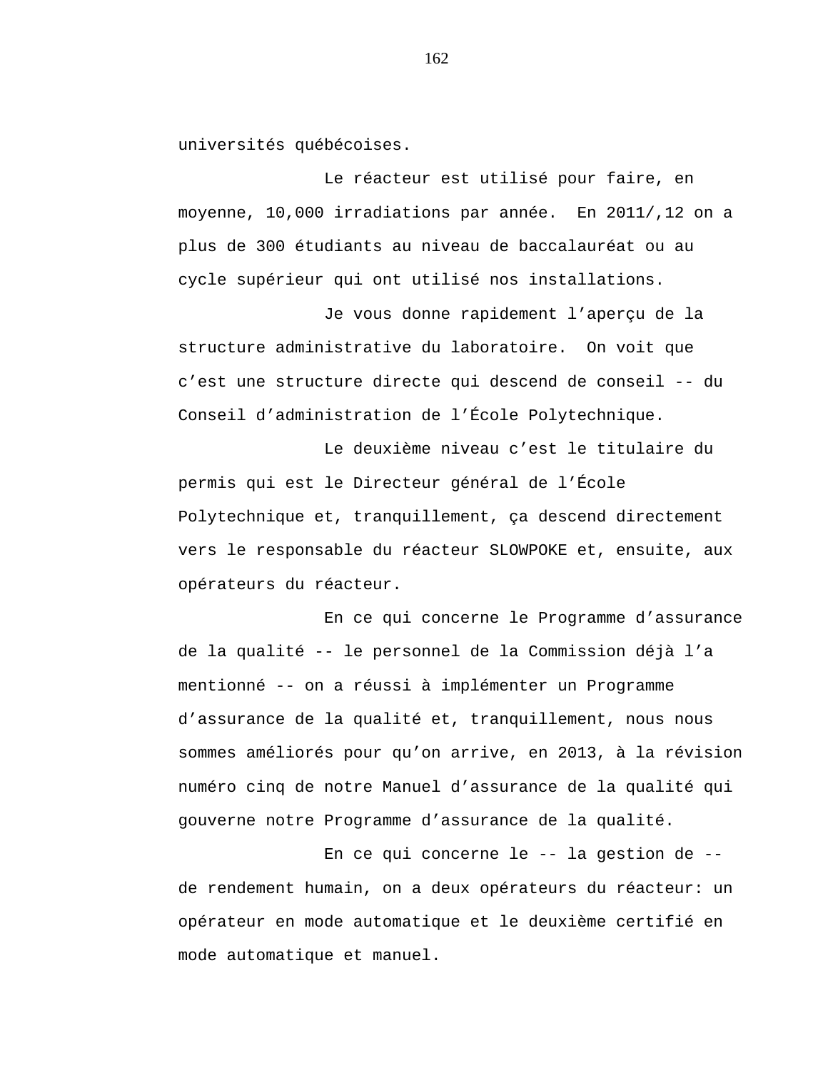universités québécoises.

Le réacteur est utilisé pour faire, en moyenne, 10,000 irradiations par année. En 2011/,12 on a plus de 300 étudiants au niveau de baccalauréat ou au cycle supérieur qui ont utilisé nos installations.

Je vous donne rapidement l'aperçu de la structure administrative du laboratoire. On voit que c'est une structure directe qui descend de conseil -- du Conseil d'administration de l'École Polytechnique.

Le deuxième niveau c'est le titulaire du permis qui est le Directeur général de l'École Polytechnique et, tranquillement, ça descend directement vers le responsable du réacteur SLOWPOKE et, ensuite, aux opérateurs du réacteur.

En ce qui concerne le Programme d'assurance de la qualité -- le personnel de la Commission déjà l'a mentionné -- on a réussi à implémenter un Programme d'assurance de la qualité et, tranquillement, nous nous sommes améliorés pour qu'on arrive, en 2013, à la révision numéro cinq de notre Manuel d'assurance de la qualité qui gouverne notre Programme d'assurance de la qualité.

En ce qui concerne le -- la gestion de -- de rendement humain, on a deux opérateurs du réacteur: un opérateur en mode automatique et le deuxième certifié en mode automatique et manuel.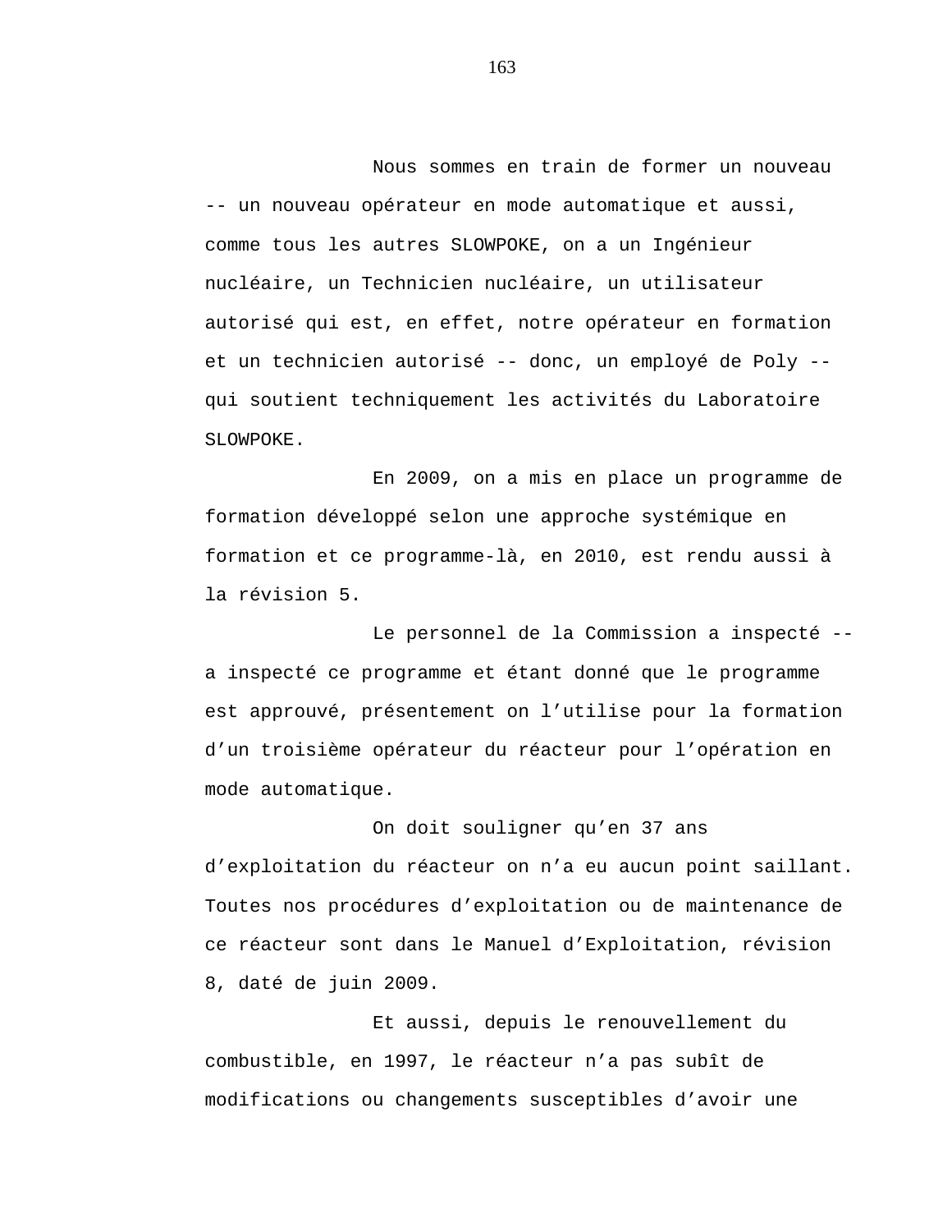Nous sommes en train de former un nouveau -- un nouveau opérateur en mode automatique et aussi, comme tous les autres SLOWPOKE, on a un Ingénieur nucléaire, un Technicien nucléaire, un utilisateur autorisé qui est, en effet, notre opérateur en formation et un technicien autorisé -- donc, un employé de Poly -- qui soutient techniquement les activités du Laboratoire SLOWPOKE.

En 2009, on a mis en place un programme de formation développé selon une approche systémique en formation et ce programme-là, en 2010, est rendu aussi à la révision 5.

Le personnel de la Commission a inspecté -- a inspecté ce programme et étant donné que le programme est approuvé, présentement on l'utilise pour la formation d'un troisième opérateur du réacteur pour l'opération en mode automatique.

On doit souligner qu'en 37 ans d'exploitation du réacteur on n'a eu aucun point saillant. Toutes nos procédures d'exploitation ou de maintenance de ce réacteur sont dans le Manuel d'Exploitation, révision 8, daté de juin 2009.

Et aussi, depuis le renouvellement du combustible, en 1997, le réacteur n'a pas subît de modifications ou changements susceptibles d'avoir une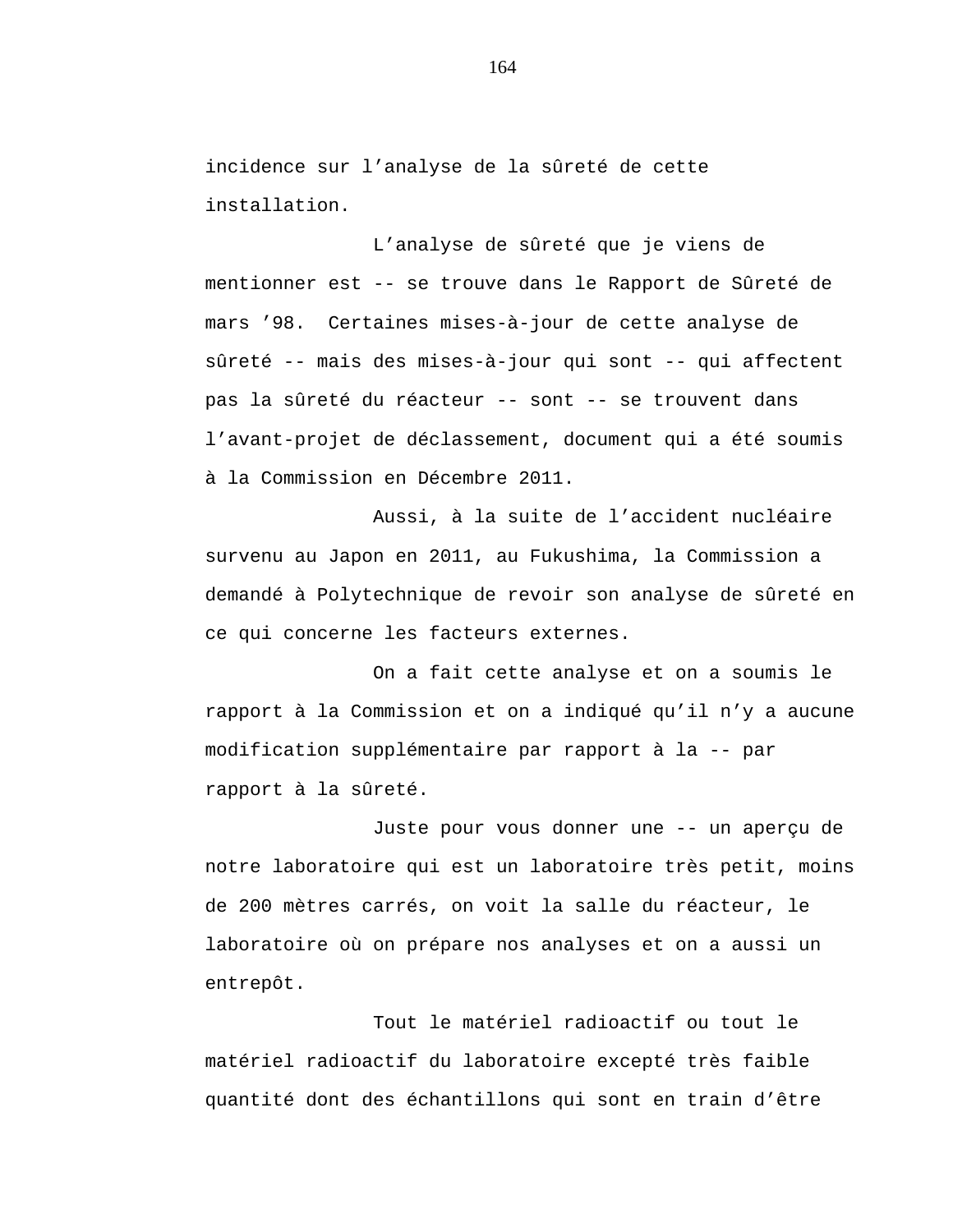incidence sur l’analyse de la sûreté de cette installation.

L’analyse de sûreté que je viens de mentionner est -- se trouve dans le Rapport de Sûreté de mars ’98. Certaines mises-à-jour de cette analyse de sûreté -- mais des mises-à-jour qui sont -- qui affectent pas la sûreté du réacteur -- sont -- se trouvent dans l’avant-projet de déclassement, document qui a été soumis à la Commission en Décembre 2011.

Aussi, à la suite de l’accident nucléaire survenu au Japon en 2011, au Fukushima, la Commission a demandé à Polytechnique de revoir son analyse de sûreté en ce qui concerne les facteurs externes.

On a fait cette analyse et on a soumis le rapport à la Commission et on a indiqué qu’il n’y a aucune modification supplémentaire par rapport à la -- par rapport à la sûreté.

Juste pour vous donner une -- un aperçu de notre laboratoire qui est un laboratoire très petit, moins de 200 mètres carrés, on voit la salle du réacteur, le laboratoire où on prépare nos analyses et on a aussi un entrepôt.

Tout le matériel radioactif ou tout le matériel radioactif du laboratoire excepté très faible quantité dont des échantillons qui sont en train d’être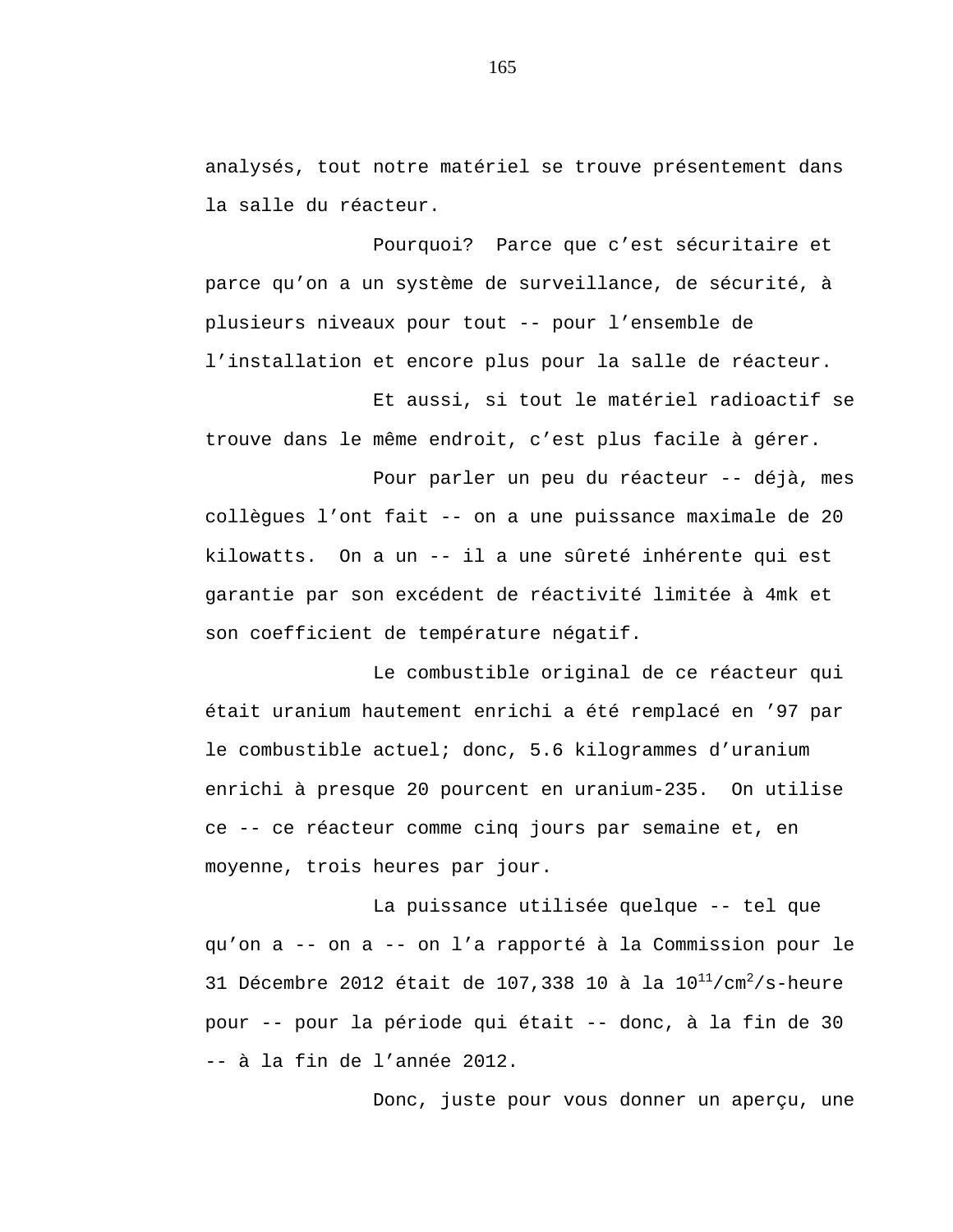analysés, tout notre matériel se trouve présentement dans la salle du réacteur.

Pourquoi?  Parce que c’est sécuritaire et parce qu’on a un système de surveillance, de sécurité, à plusieurs niveaux pour tout -- pour l’ensemble de l’installation et encore plus pour la salle de réacteur.

Et aussi, si tout le matériel radioactif se trouve dans le même endroit, c’est plus facile à gérer.

Pour parler un peu du réacteur -- déjà, mes collègues l’ont fait -- on a une puissance maximale de 20 kilowatts.  On a un -- il a une sûreté inhérente qui est garantie par son excédent de réactivité limitée à 4mk et son coefficient de température négatif.

Le combustible original de ce réacteur qui était uranium hautement enrichi a été remplacé en ’97 par le combustible actuel; donc, 5.6 kilogrammes d’uranium enrichi à presque 20 pourcent en uranium-235.  On utilise ce -- ce réacteur comme cinq jours par semaine et, en moyenne, trois heures par jour.

La puissance utilisée quelque -- tel que qu’on a -- on a -- on l’a rapporté à la Commission pour le 31 Décembre 2012 était de 107,338 10 à la $10^{11}$/cm$^{2}$/s-heure pour -- pour la période qui était -- donc, à la fin de 30 -- à la fin de l’année 2012.

Donc, juste pour vous donner un aperçu, une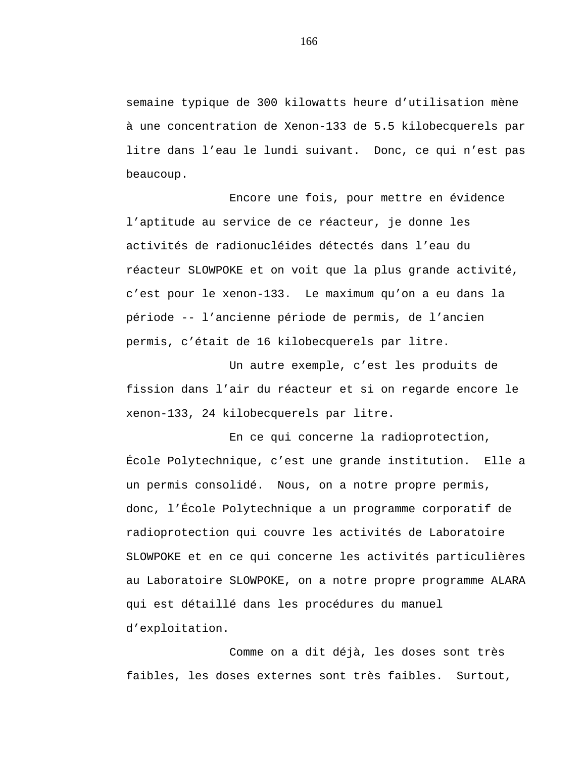semaine typique de 300 kilowatts heure d'utilisation mène à une concentration de Xenon-133 de 5.5 kilobecquerels par litre dans l'eau le lundi suivant. Donc, ce qui n'est pas beaucoup.

Encore une fois, pour mettre en évidence l'aptitude au service de ce réacteur, je donne les activités de radionucléides détectés dans l'eau du réacteur SLOWPOKE et on voit que la plus grande activité, c'est pour le xenon-133. Le maximum qu'on a eu dans la période -- l'ancienne période de permis, de l'ancien permis, c'était de 16 kilobecquerels par litre.

Un autre exemple, c'est les produits de fission dans l'air du réacteur et si on regarde encore le xenon-133, 24 kilobecquerels par litre.

En ce qui concerne la radioprotection, École Polytechnique, c'est une grande institution. Elle a un permis consolidé. Nous, on a notre propre permis, donc, l'École Polytechnique a un programme corporatif de radioprotection qui couvre les activités de Laboratoire SLOWPOKE et en ce qui concerne les activités particulières au Laboratoire SLOWPOKE, on a notre propre programme ALARA qui est détaillé dans les procédures du manuel d'exploitation.

Comme on a dit déjà, les doses sont très faibles, les doses externes sont très faibles. Surtout,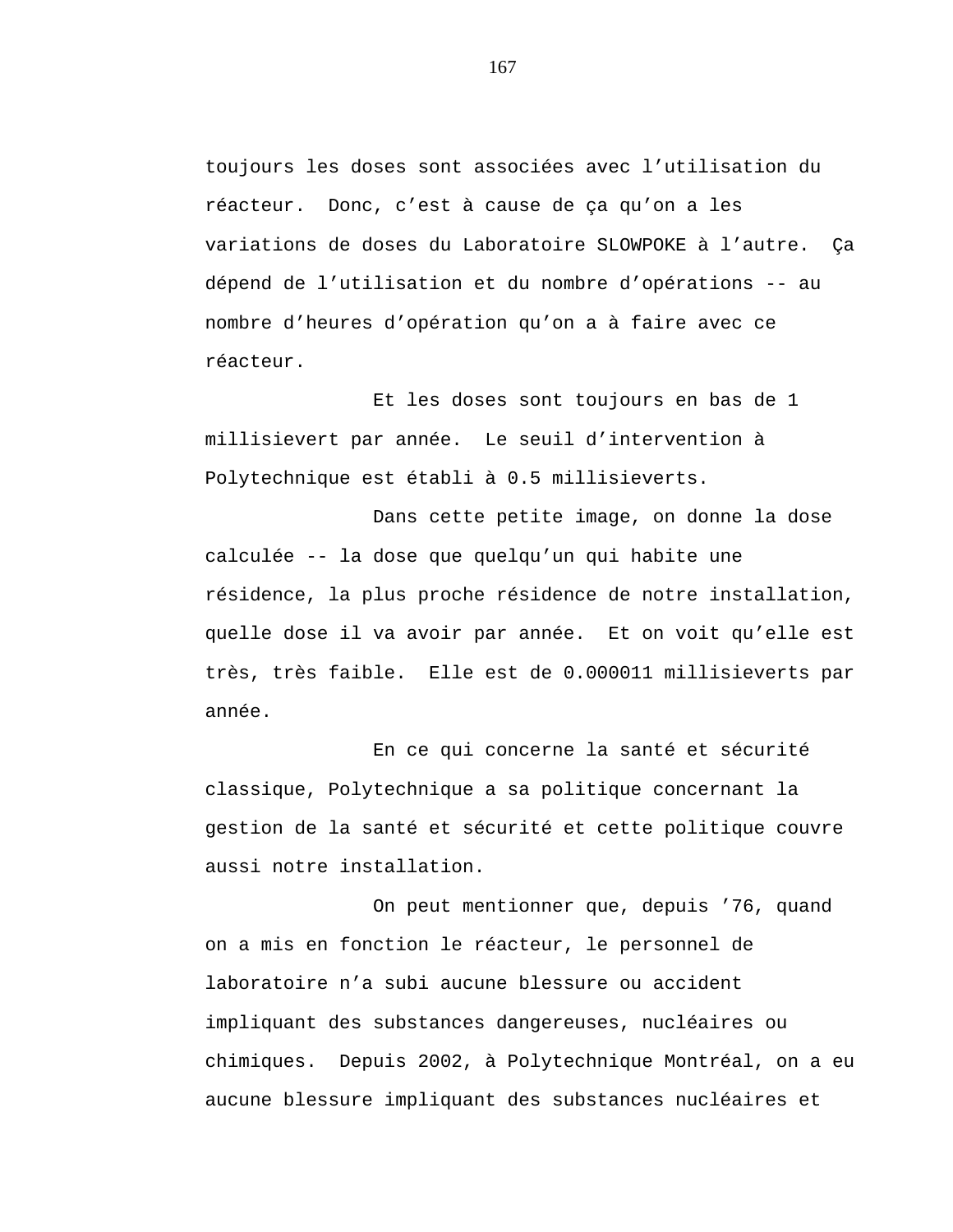toujours les doses sont associées avec l'utilisation du réacteur. Donc, c'est à cause de ça qu'on a les variations de doses du Laboratoire SLOWPOKE à l'autre. Ça dépend de l'utilisation et du nombre d'opérations -- au nombre d'heures d'opération qu'on a à faire avec ce réacteur.

Et les doses sont toujours en bas de 1 millisievert par année. Le seuil d'intervention à Polytechnique est établi à 0.5 millisieverts.

Dans cette petite image, on donne la dose calculée -- la dose que quelqu'un qui habite une résidence, la plus proche résidence de notre installation, quelle dose il va avoir par année. Et on voit qu'elle est très, très faible. Elle est de 0.000011 millisieverts par année.

En ce qui concerne la santé et sécurité classique, Polytechnique a sa politique concernant la gestion de la santé et sécurité et cette politique couvre aussi notre installation.

On peut mentionner que, depuis '76, quand on a mis en fonction le réacteur, le personnel de laboratoire n'a subi aucune blessure ou accident impliquant des substances dangereuses, nucléaires ou chimiques. Depuis 2002, à Polytechnique Montréal, on a eu aucune blessure impliquant des substances nucléaires et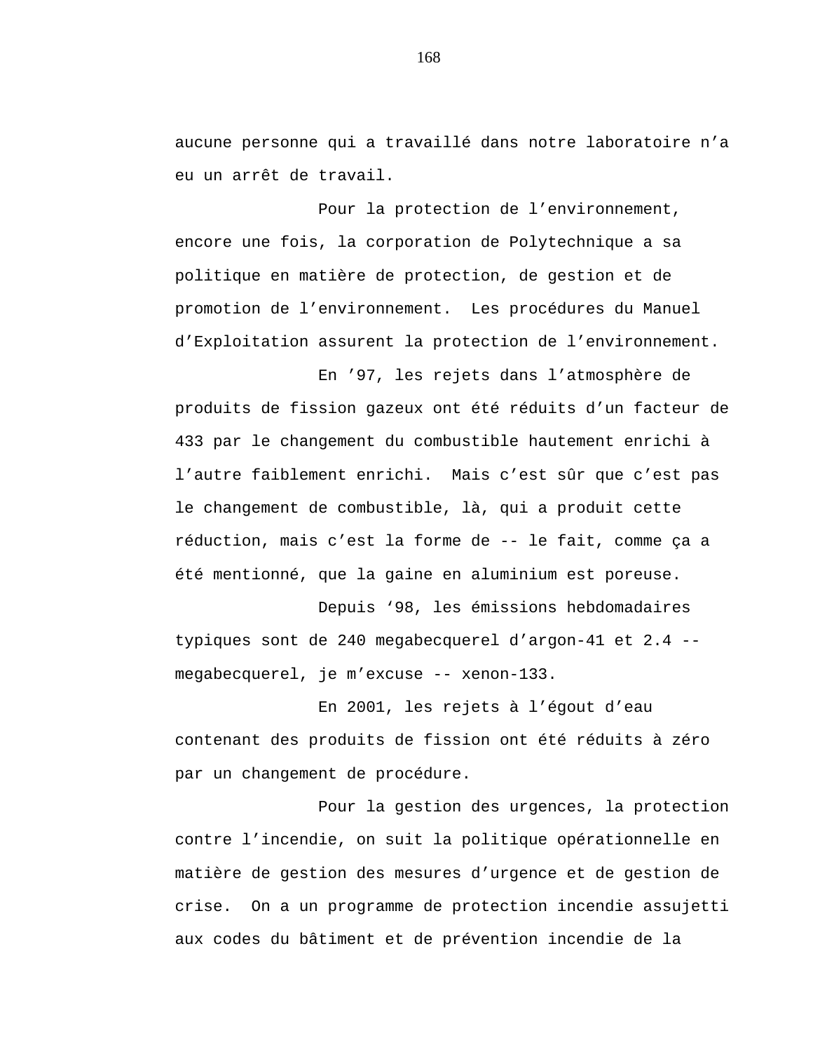aucune personne qui a travaillé dans notre laboratoire n'a eu un arrêt de travail.

Pour la protection de l'environnement, encore une fois, la corporation de Polytechnique a sa politique en matière de protection, de gestion et de promotion de l'environnement. Les procédures du Manuel d'Exploitation assurent la protection de l'environnement.

En '97, les rejets dans l'atmosphère de produits de fission gazeux ont été réduits d'un facteur de 433 par le changement du combustible hautement enrichi à l'autre faiblement enrichi. Mais c'est sûr que c'est pas le changement de combustible, là, qui a produit cette réduction, mais c'est la forme de -- le fait, comme ça a été mentionné, que la gaine en aluminium est poreuse.

Depuis '98, les émissions hebdomadaires typiques sont de 240 megabecquerel d'argon-41 et 2.4 -- megabecquerel, je m'excuse -- xenon-133.

En 2001, les rejets à l'égout d'eau contenant des produits de fission ont été réduits à zéro par un changement de procédure.

Pour la gestion des urgences, la protection contre l'incendie, on suit la politique opérationnelle en matière de gestion des mesures d'urgence et de gestion de crise. On a un programme de protection incendie assujetti aux codes du bâtiment et de prévention incendie de la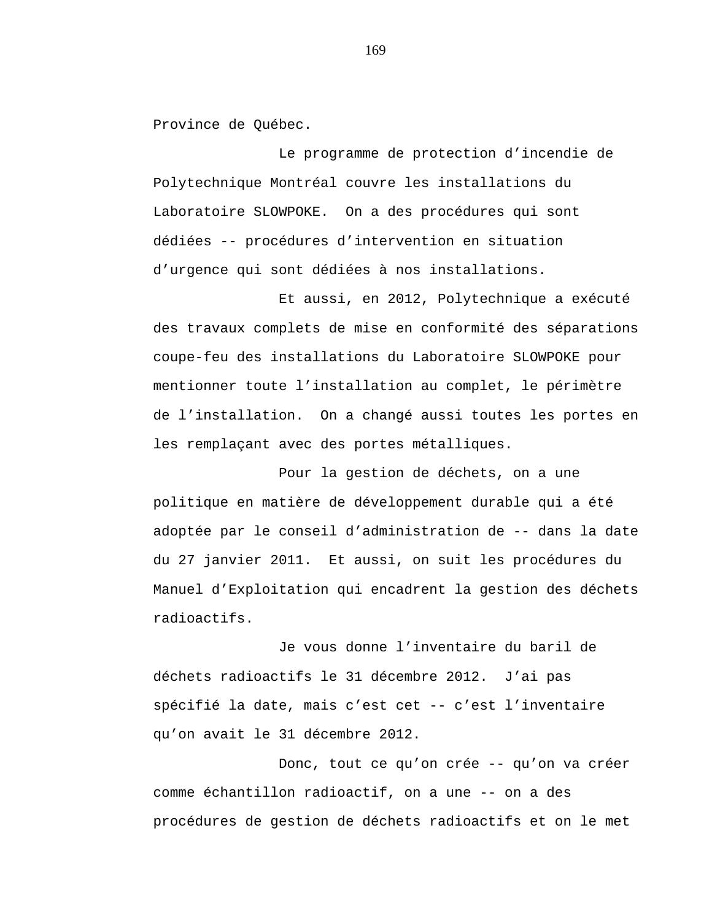Province de Québec.

Le programme de protection d'incendie de Polytechnique Montréal couvre les installations du Laboratoire SLOWPOKE. On a des procédures qui sont dédiées -- procédures d'intervention en situation d'urgence qui sont dédiées à nos installations.

Et aussi, en 2012, Polytechnique a exécuté des travaux complets de mise en conformité des séparations coupe-feu des installations du Laboratoire SLOWPOKE pour mentionner toute l'installation au complet, le périmètre de l'installation. On a changé aussi toutes les portes en les remplaçant avec des portes métalliques.

Pour la gestion de déchets, on a une politique en matière de développement durable qui a été adoptée par le conseil d'administration de -- dans la date du 27 janvier 2011. Et aussi, on suit les procédures du Manuel d'Exploitation qui encadrent la gestion des déchets radioactifs.

Je vous donne l'inventaire du baril de déchets radioactifs le 31 décembre 2012. J'ai pas spécifié la date, mais c'est cet -- c'est l'inventaire qu'on avait le 31 décembre 2012.

Donc, tout ce qu'on crée -- qu'on va créer comme échantillon radioactif, on a une -- on a des procédures de gestion de déchets radioactifs et on le met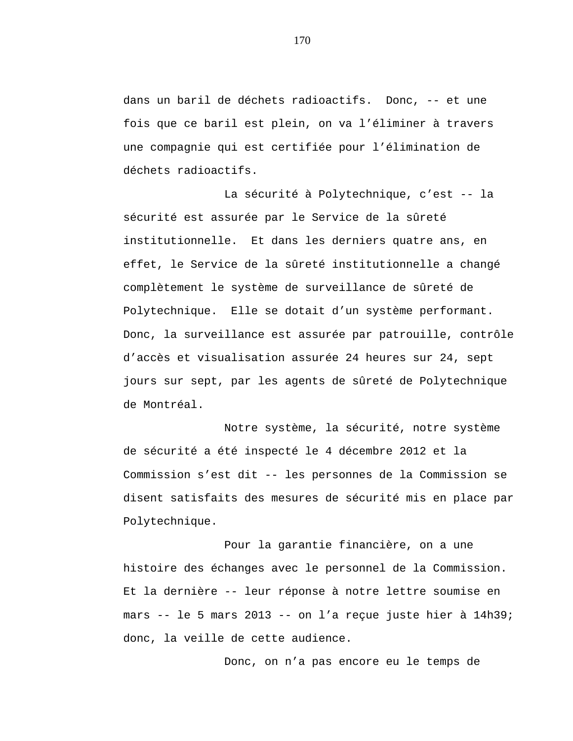dans un baril de déchets radioactifs.  Donc, -- et une fois que ce baril est plein, on va l'éliminer à travers une compagnie qui est certifiée pour l'élimination de déchets radioactifs.

La sécurité à Polytechnique, c'est -- la sécurité est assurée par le Service de la sûreté institutionnelle.  Et dans les derniers quatre ans, en effet, le Service de la sûreté institutionnelle a changé complètement le système de surveillance de sûreté de Polytechnique.  Elle se dotait d'un système performant. Donc, la surveillance est assurée par patrouille, contrôle d'accès et visualisation assurée 24 heures sur 24, sept jours sur sept, par les agents de sûreté de Polytechnique de Montréal.

Notre système, la sécurité, notre système de sécurité a été inspecté le 4 décembre 2012 et la Commission s'est dit -- les personnes de la Commission se disent satisfaits des mesures de sécurité mis en place par Polytechnique.

Pour la garantie financière, on a une histoire des échanges avec le personnel de la Commission. Et la dernière -- leur réponse à notre lettre soumise en mars -- le 5 mars 2013 -- on l'a reçue juste hier à 14h39; donc, la veille de cette audience.

Donc, on n'a pas encore eu le temps de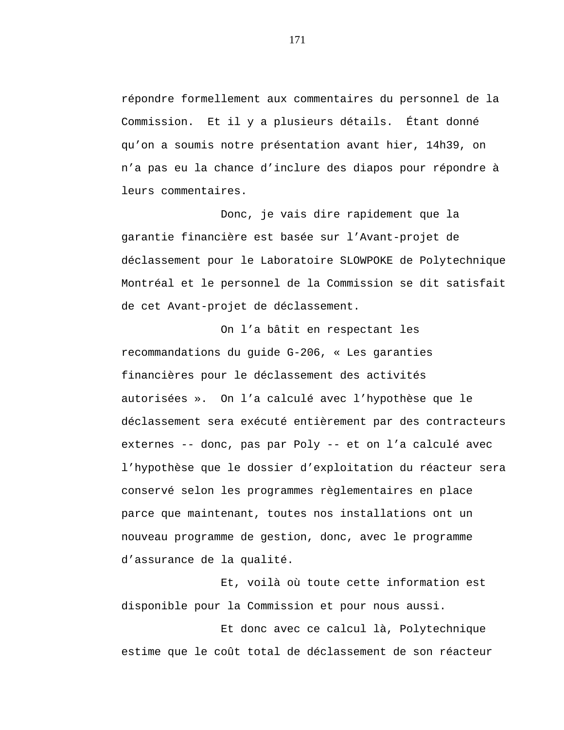répondre formellement aux commentaires du personnel de la Commission. Et il y a plusieurs détails. Étant donné qu’on a soumis notre présentation avant hier, 14h39, on n’a pas eu la chance d’inclure des diapos pour répondre à leurs commentaires.

Donc, je vais dire rapidement que la garantie financière est basée sur l’Avant-projet de déclassement pour le Laboratoire SLOWPOKE de Polytechnique Montréal et le personnel de la Commission se dit satisfait de cet Avant-projet de déclassement.

On l’a bâtit en respectant les recommandations du guide G-206, « Les garanties financières pour le déclassement des activités autorisées ». On l’a calculé avec l’hypothèse que le déclassement sera exécuté entièrement par des contracteurs externes -- donc, pas par Poly -- et on l’a calculé avec l’hypothèse que le dossier d’exploitation du réacteur sera conservé selon les programmes règlementaires en place parce que maintenant, toutes nos installations ont un nouveau programme de gestion, donc, avec le programme d’assurance de la qualité.

Et, voilà où toute cette information est disponible pour la Commission et pour nous aussi.

Et donc avec ce calcul là, Polytechnique estime que le coût total de déclassement de son réacteur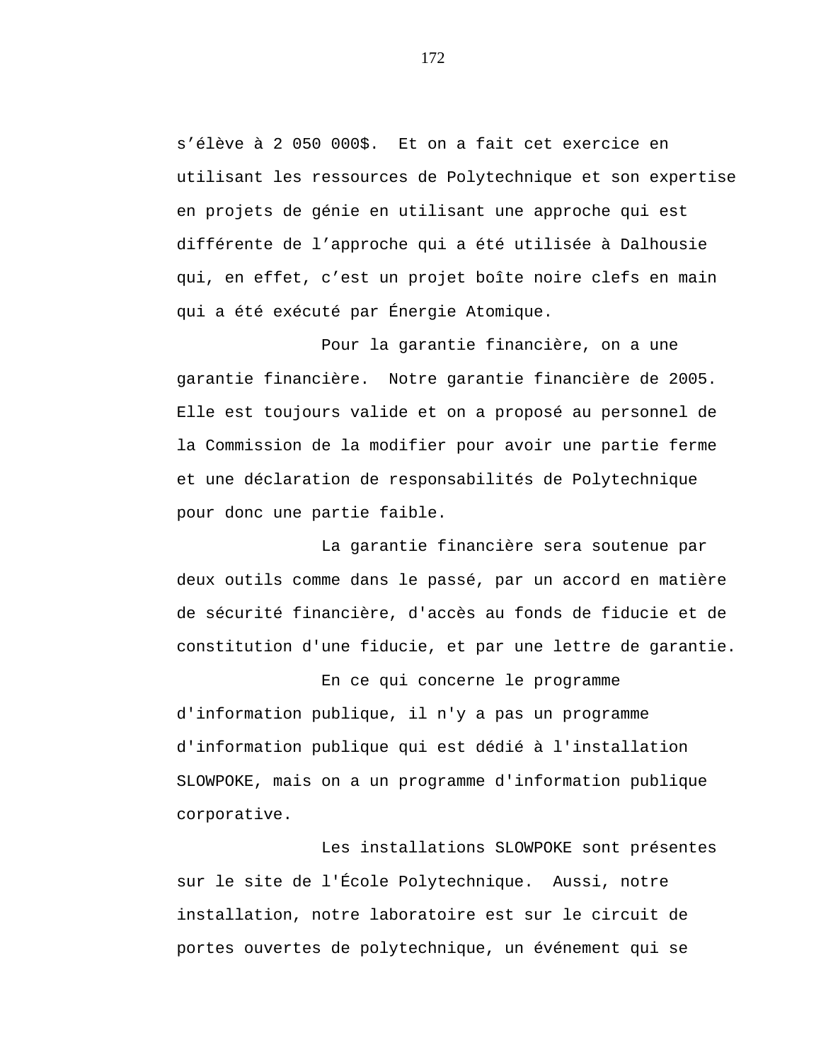s’élève à 2 050 000$.  Et on a fait cet exercice en utilisant les ressources de Polytechnique et son expertise en projets de génie en utilisant une approche qui est différente de l’approche qui a été utilisée à Dalhousie qui, en effet, c’est un projet boîte noire clefs en main qui a été exécuté par Énergie Atomique.

Pour la garantie financière, on a une garantie financière.  Notre garantie financière de 2005.  Elle est toujours valide et on a proposé au personnel de la Commission de la modifier pour avoir une partie ferme et une déclaration de responsabilités de Polytechnique pour donc une partie faible.

La garantie financière sera soutenue par deux outils comme dans le passé, par un accord en matière de sécurité financière, d'accès au fonds de fiducie et de constitution d'une fiducie, et par une lettre de garantie.

En ce qui concerne le programme d'information publique, il n'y a pas un programme d'information publique qui est dédié à l'installation SLOWPOKE, mais on a un programme d'information publique corporative.

Les installations SLOWPOKE sont présentes sur le site de l'École Polytechnique.  Aussi, notre installation, notre laboratoire est sur le circuit de portes ouvertes de polytechnique, un événement qui se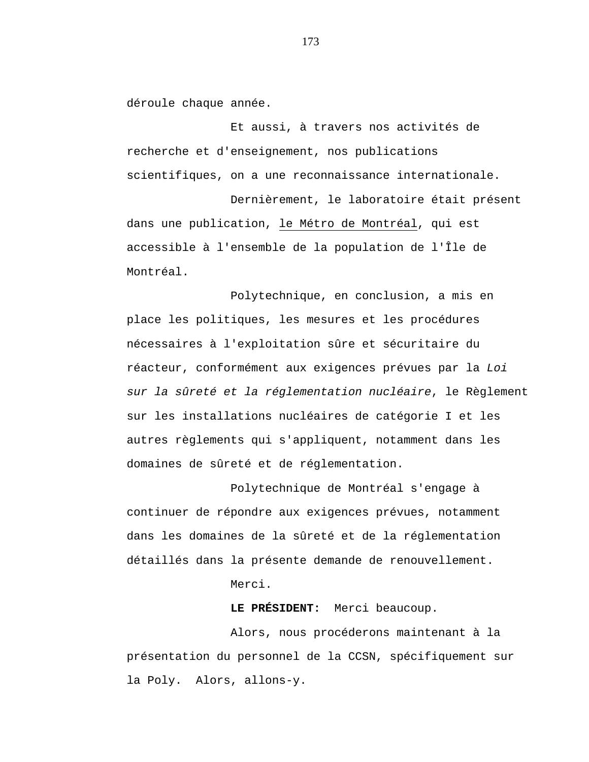déroule chaque année.

Et aussi, à travers nos activités de recherche et d'enseignement, nos publications scientifiques, on a une reconnaissance internationale.

Dernièrement, le laboratoire était présent dans une publication, le Métro de Montréal, qui est accessible à l'ensemble de la population de l'Île de Montréal.

Polytechnique, en conclusion, a mis en place les politiques, les mesures et les procédures nécessaires à l'exploitation sûre et sécuritaire du réacteur, conformément aux exigences prévues par la *Loi sur la sûreté et la réglementation nucléaire*, le Règlement sur les installations nucléaires de catégorie I et les autres règlements qui s'appliquent, notamment dans les domaines de sûreté et de réglementation.

Polytechnique de Montréal s'engage à continuer de répondre aux exigences prévues, notamment dans les domaines de la sûreté et de la réglementation détaillés dans la présente demande de renouvellement.

Merci.

**LE PRÉSIDENT:** Merci beaucoup.

Alors, nous procéderons maintenant à la présentation du personnel de la CCSN, spécifiquement sur la Poly. Alors, allons-y.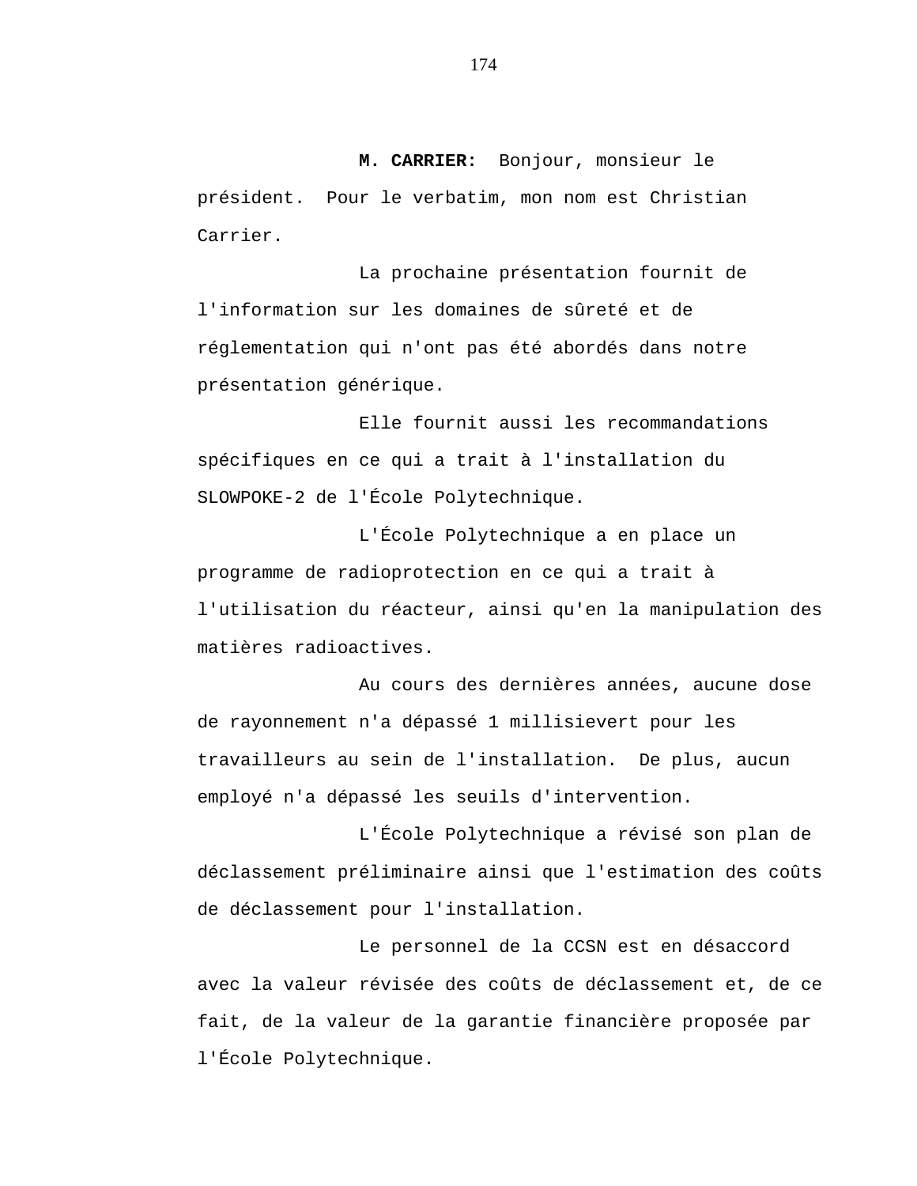**M. CARRIER:** Bonjour, monsieur le président. Pour le verbatim, mon nom est Christian Carrier.

La prochaine présentation fournit de l'information sur les domaines de sûreté et de réglementation qui n'ont pas été abordés dans notre présentation générique.

Elle fournit aussi les recommandations spécifiques en ce qui a trait à l'installation du SLOWPOKE-2 de l'École Polytechnique.

L'École Polytechnique a en place un programme de radioprotection en ce qui a trait à l'utilisation du réacteur, ainsi qu'en la manipulation des matières radioactives.

Au cours des dernières années, aucune dose de rayonnement n'a dépassé 1 millisievert pour les travailleurs au sein de l'installation. De plus, aucun employé n'a dépassé les seuils d'intervention.

L'École Polytechnique a révisé son plan de déclassement préliminaire ainsi que l'estimation des coûts de déclassement pour l'installation.

Le personnel de la CCSN est en désaccord avec la valeur révisée des coûts de déclassement et, de ce fait, de la valeur de la garantie financière proposée par l'École Polytechnique.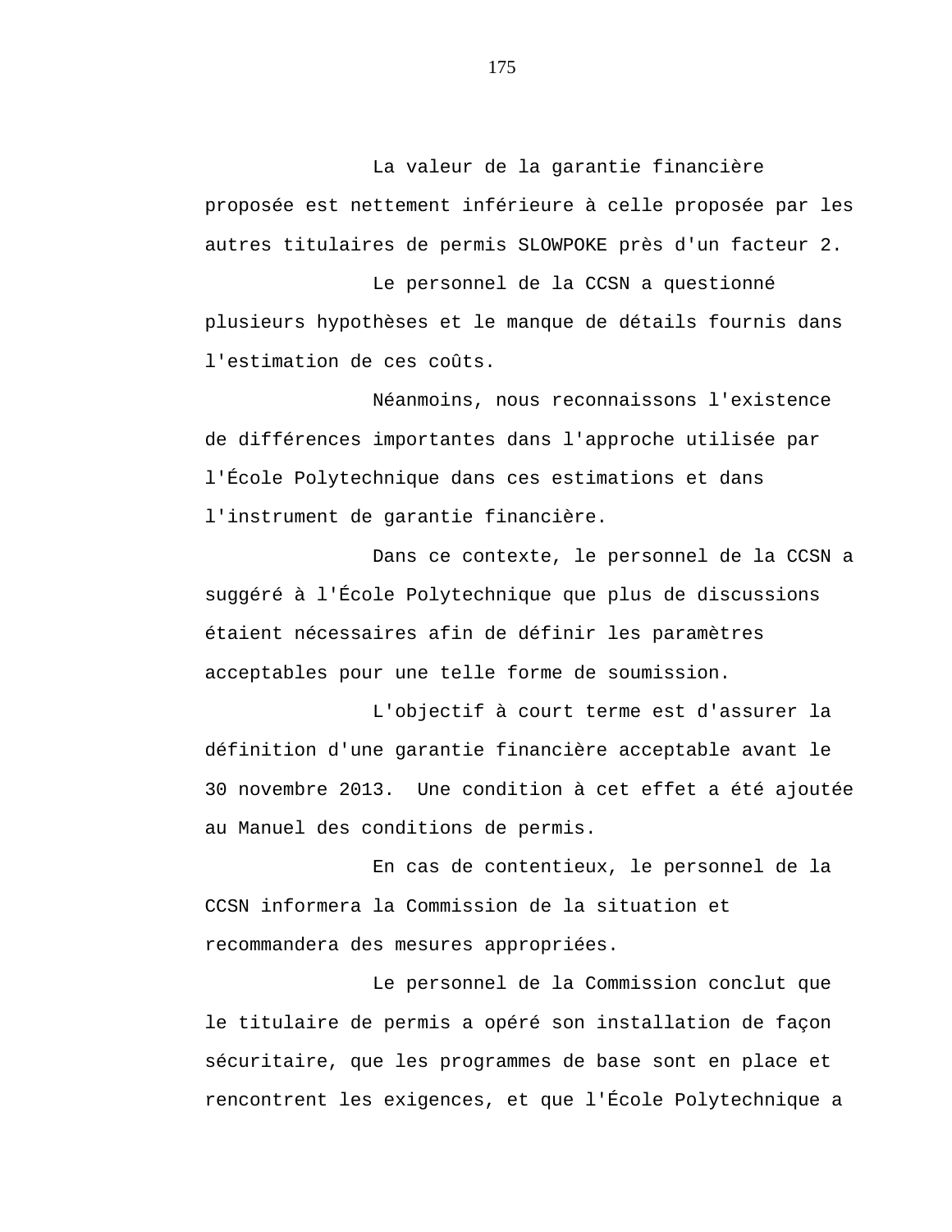La valeur de la garantie financière proposée est nettement inférieure à celle proposée par les autres titulaires de permis SLOWPOKE près d'un facteur 2.

Le personnel de la CCSN a questionné plusieurs hypothèses et le manque de détails fournis dans l'estimation de ces coûts.

Néanmoins, nous reconnaissons l'existence de différences importantes dans l'approche utilisée par l'École Polytechnique dans ces estimations et dans l'instrument de garantie financière.

Dans ce contexte, le personnel de la CCSN a suggéré à l'École Polytechnique que plus de discussions étaient nécessaires afin de définir les paramètres acceptables pour une telle forme de soumission.

L'objectif à court terme est d'assurer la définition d'une garantie financière acceptable avant le 30 novembre 2013. Une condition à cet effet a été ajoutée au Manuel des conditions de permis.

En cas de contentieux, le personnel de la CCSN informera la Commission de la situation et recommandera des mesures appropriées.

Le personnel de la Commission conclut que le titulaire de permis a opéré son installation de façon sécuritaire, que les programmes de base sont en place et rencontrent les exigences, et que l'École Polytechnique a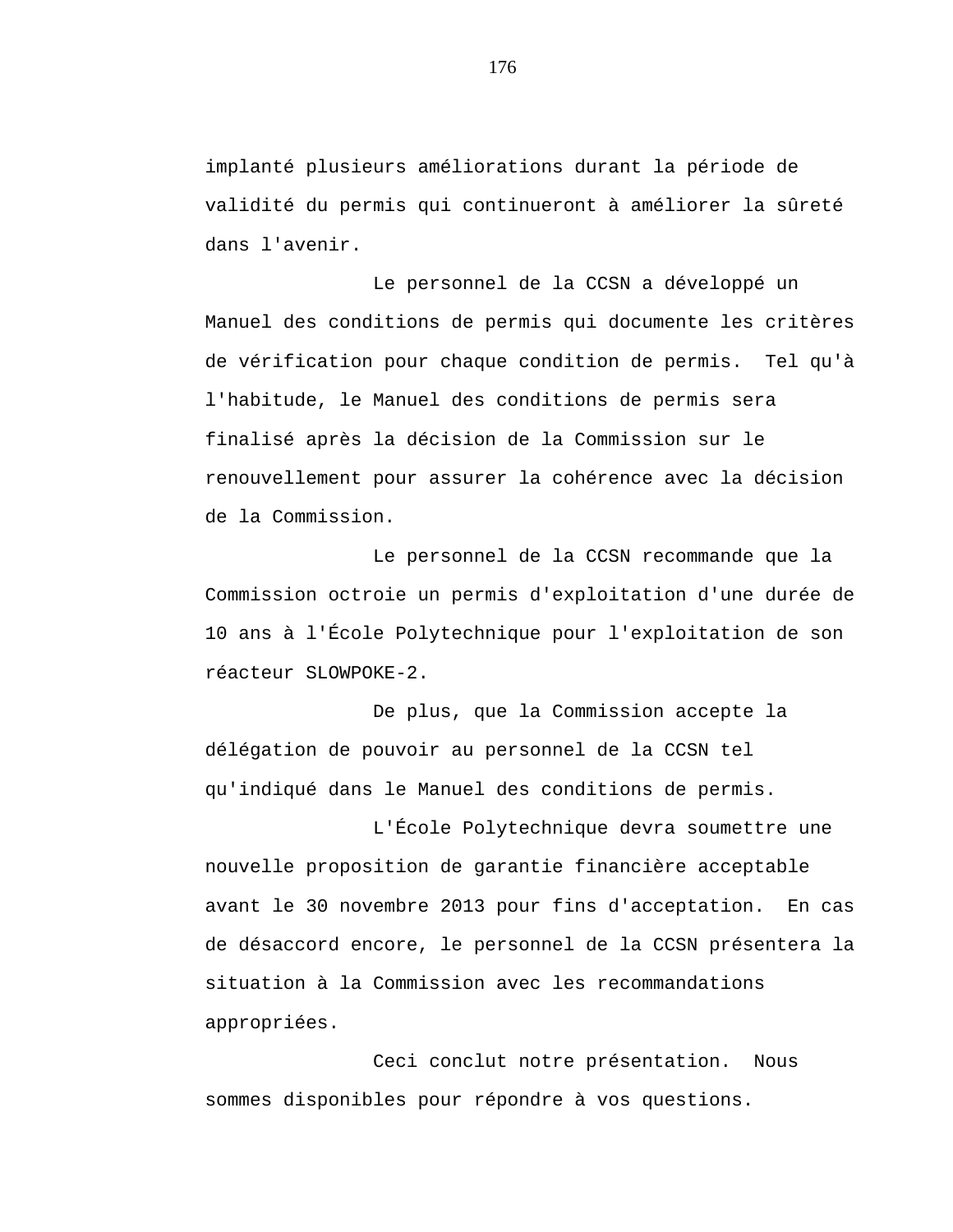implanté plusieurs améliorations durant la période de validité du permis qui continueront à améliorer la sûreté dans l'avenir.

Le personnel de la CCSN a développé un Manuel des conditions de permis qui documente les critères de vérification pour chaque condition de permis. Tel qu'à l'habitude, le Manuel des conditions de permis sera finalisé après la décision de la Commission sur le renouvellement pour assurer la cohérence avec la décision de la Commission.

Le personnel de la CCSN recommande que la Commission octroie un permis d'exploitation d'une durée de 10 ans à l'École Polytechnique pour l'exploitation de son réacteur SLOWPOKE-2.

De plus, que la Commission accepte la délégation de pouvoir au personnel de la CCSN tel qu'indiqué dans le Manuel des conditions de permis.

L'École Polytechnique devra soumettre une nouvelle proposition de garantie financière acceptable avant le 30 novembre 2013 pour fins d'acceptation. En cas de désaccord encore, le personnel de la CCSN présentera la situation à la Commission avec les recommandations appropriées.

Ceci conclut notre présentation. Nous sommes disponibles pour répondre à vos questions.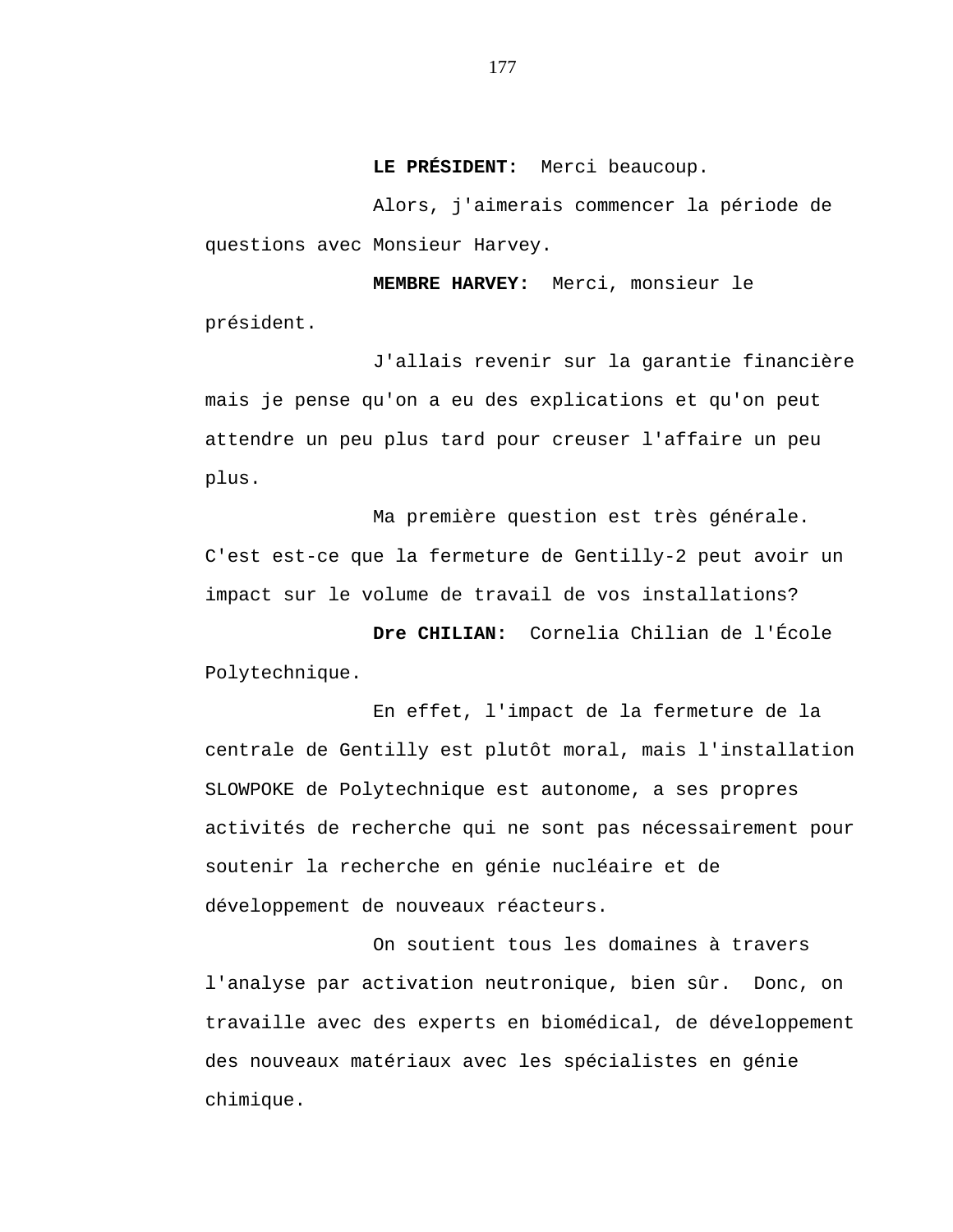**LE PRÉSIDENT:** Merci beaucoup.

Alors, j'aimerais commencer la période de questions avec Monsieur Harvey.

**MEMBRE HARVEY:** Merci, monsieur le président.

J'allais revenir sur la garantie financière mais je pense qu'on a eu des explications et qu'on peut attendre un peu plus tard pour creuser l'affaire un peu plus.

Ma première question est très générale. C'est est-ce que la fermeture de Gentilly-2 peut avoir un impact sur le volume de travail de vos installations?

**Dre CHILIAN:** Cornelia Chilian de l'École Polytechnique.

En effet, l'impact de la fermeture de la centrale de Gentilly est plutôt moral, mais l'installation SLOWPOKE de Polytechnique est autonome, a ses propres activités de recherche qui ne sont pas nécessairement pour soutenir la recherche en génie nucléaire et de développement de nouveaux réacteurs.

On soutient tous les domaines à travers l'analyse par activation neutronique, bien sûr. Donc, on travaille avec des experts en biomédical, de développement des nouveaux matériaux avec les spécialistes en génie chimique.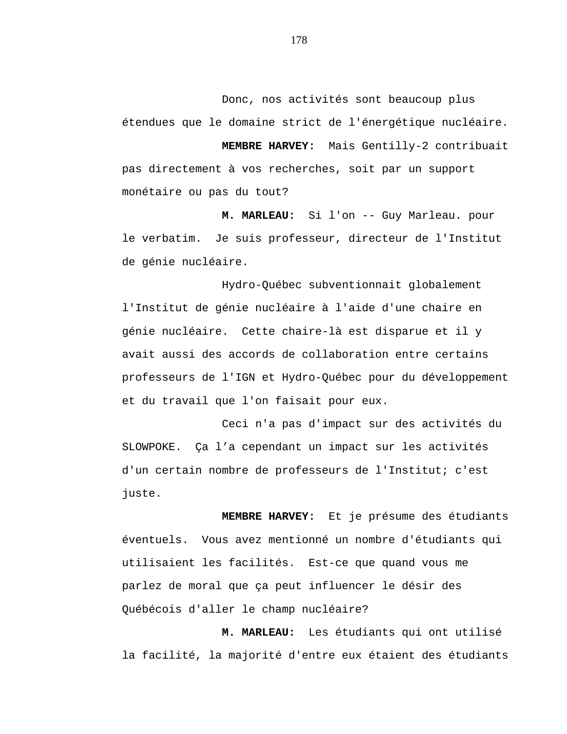Donc, nos activités sont beaucoup plus étendues que le domaine strict de l'énergétique nucléaire.

**MEMBRE HARVEY:** Mais Gentilly-2 contribuait pas directement à vos recherches, soit par un support monétaire ou pas du tout?

**M. MARLEAU:** Si l'on -- Guy Marleau. pour le verbatim. Je suis professeur, directeur de l'Institut de génie nucléaire.

Hydro-Québec subventionnait globalement l'Institut de génie nucléaire à l'aide d'une chaire en génie nucléaire. Cette chaire-là est disparue et il y avait aussi des accords de collaboration entre certains professeurs de l'IGN et Hydro-Québec pour du développement et du travail que l'on faisait pour eux.

Ceci n'a pas d'impact sur des activités du SLOWPOKE. Ça l'a cependant un impact sur les activités d'un certain nombre de professeurs de l'Institut; c'est juste.

**MEMBRE HARVEY:** Et je présume des étudiants éventuels. Vous avez mentionné un nombre d'étudiants qui utilisaient les facilités. Est-ce que quand vous me parlez de moral que ça peut influencer le désir des Québécois d'aller le champ nucléaire?

**M. MARLEAU:** Les étudiants qui ont utilisé la facilité, la majorité d'entre eux étaient des étudiants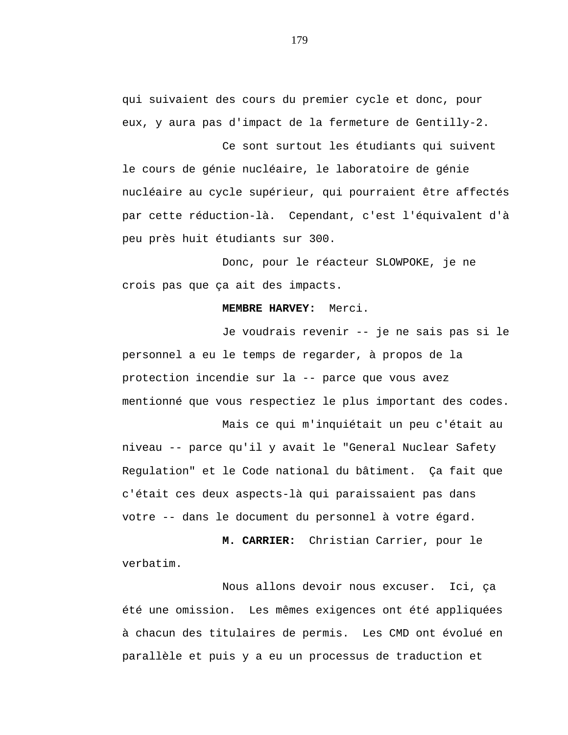qui suivaient des cours du premier cycle et donc, pour eux, y aura pas d'impact de la fermeture de Gentilly-2.

Ce sont surtout les étudiants qui suivent le cours de génie nucléaire, le laboratoire de génie nucléaire au cycle supérieur, qui pourraient être affectés par cette réduction-là. Cependant, c'est l'équivalent d'à peu près huit étudiants sur 300.

Donc, pour le réacteur SLOWPOKE, je ne crois pas que ça ait des impacts.

**MEMBRE HARVEY:** Merci.

Je voudrais revenir -- je ne sais pas si le personnel a eu le temps de regarder, à propos de la protection incendie sur la -- parce que vous avez mentionné que vous respectiez le plus important des codes.

Mais ce qui m'inquiétait un peu c'était au niveau -- parce qu'il y avait le "General Nuclear Safety Regulation" et le Code national du bâtiment. Ça fait que c'était ces deux aspects-là qui paraissaient pas dans votre -- dans le document du personnel à votre égard.

**M. CARRIER:** Christian Carrier, pour le verbatim.

Nous allons devoir nous excuser. Ici, ça été une omission. Les mêmes exigences ont été appliquées à chacun des titulaires de permis. Les CMD ont évolué en parallèle et puis y a eu un processus de traduction et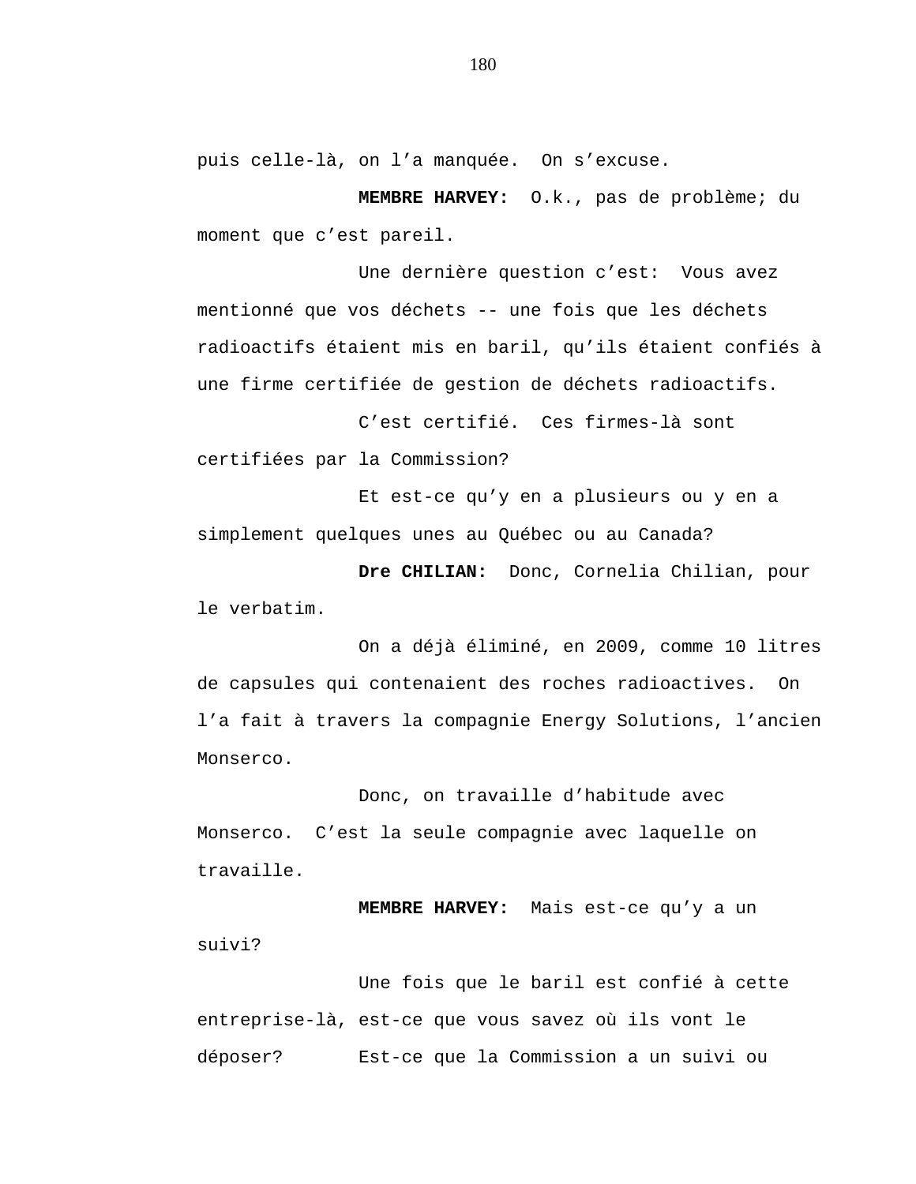puis celle-là, on l'a manquée. On s'excuse.

**MEMBRE HARVEY:** O.k., pas de problème; du moment que c'est pareil.

Une dernière question c'est: Vous avez mentionné que vos déchets -- une fois que les déchets radioactifs étaient mis en baril, qu'ils étaient confiés à une firme certifiée de gestion de déchets radioactifs.

C'est certifié. Ces firmes-là sont certifiées par la Commission?

Et est-ce qu'y en a plusieurs ou y en a simplement quelques unes au Québec ou au Canada?

**Dre CHILIAN:** Donc, Cornelia Chilian, pour le verbatim.

On a déjà éliminé, en 2009, comme 10 litres de capsules qui contenaient des roches radioactives. On l'a fait à travers la compagnie Energy Solutions, l'ancien Monserco.

Donc, on travaille d'habitude avec Monserco. C'est la seule compagnie avec laquelle on travaille.

**MEMBRE HARVEY:** Mais est-ce qu'y a un suivi?

Une fois que le baril est confié à cette entreprise-là, est-ce que vous savez où ils vont le déposer? Est-ce que la Commission a un suivi ou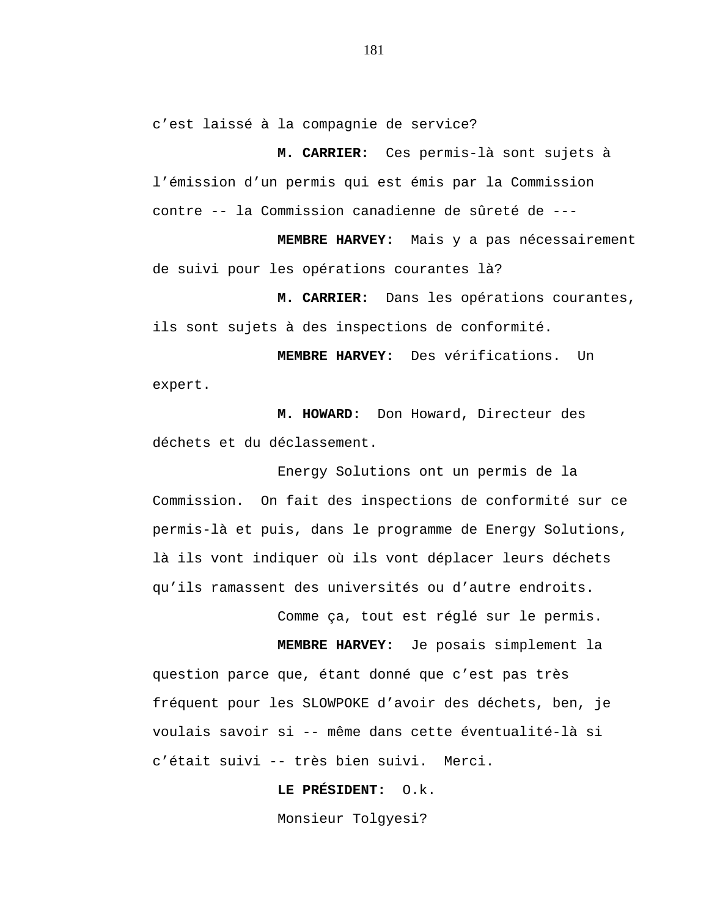c’est laissé à la compagnie de service?

**M. CARRIER:** Ces permis-là sont sujets à l’émission d’un permis qui est émis par la Commission contre -- la Commission canadienne de sûreté de ---

**MEMBRE HARVEY:** Mais y a pas nécessairement de suivi pour les opérations courantes là?

**M. CARRIER:** Dans les opérations courantes, ils sont sujets à des inspections de conformité.

**MEMBRE HARVEY:** Des vérifications. Un expert.

**M. HOWARD:** Don Howard, Directeur des déchets et du déclassement.

Energy Solutions ont un permis de la Commission. On fait des inspections de conformité sur ce permis-là et puis, dans le programme de Energy Solutions, là ils vont indiquer où ils vont déplacer leurs déchets qu’ils ramassent des universités ou d’autre endroits.

Comme ça, tout est réglé sur le permis.

**MEMBRE HARVEY:** Je posais simplement la question parce que, étant donné que c’est pas très fréquent pour les SLOWPOKE d’avoir des déchets, ben, je voulais savoir si -- même dans cette éventualité-là si c’était suivi -- très bien suivi. Merci.

**LE PRÉSIDENT:** O.k.

Monsieur Tolgyesi?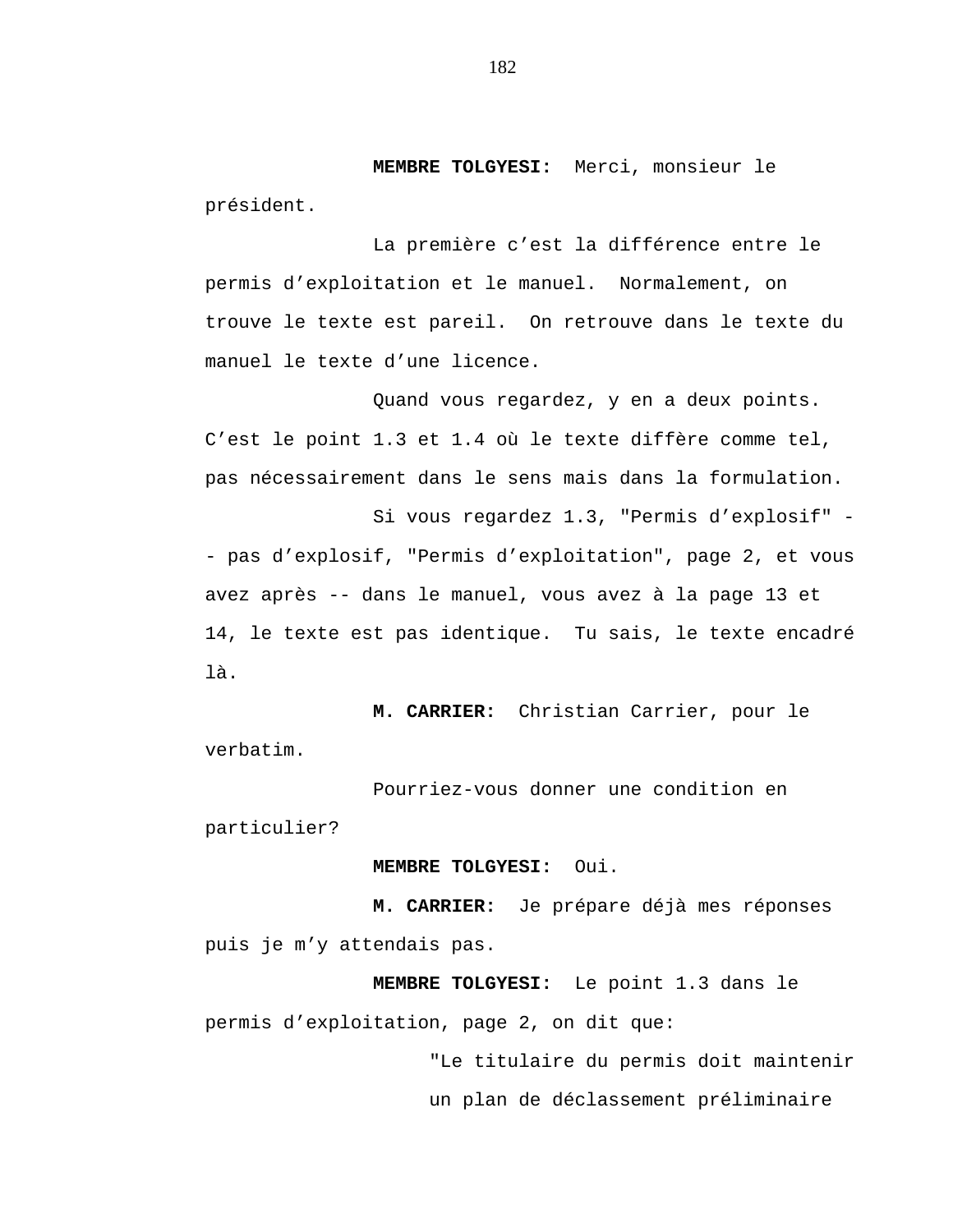**MEMBRE TOLGYESI:** Merci, monsieur le président.

La première c'est la différence entre le permis d'exploitation et le manuel. Normalement, on trouve le texte est pareil. On retrouve dans le texte du manuel le texte d'une licence.

Quand vous regardez, y en a deux points. C'est le point 1.3 et 1.4 où le texte diffère comme tel, pas nécessairement dans le sens mais dans la formulation.

Si vous regardez 1.3, "Permis d'explosif" -- pas d'explosif, "Permis d'exploitation", page 2, et vous avez après -- dans le manuel, vous avez à la page 13 et 14, le texte est pas identique. Tu sais, le texte encadré là.

**M. CARRIER:** Christian Carrier, pour le verbatim.

Pourriez-vous donner une condition en particulier?

**MEMBRE TOLGYESI:** Oui.

**M. CARRIER:** Je prépare déjà mes réponses puis je m'y attendais pas.

**MEMBRE TOLGYESI:** Le point 1.3 dans le permis d'exploitation, page 2, on dit que:

> "Le titulaire du permis doit maintenir un plan de déclassement préliminaire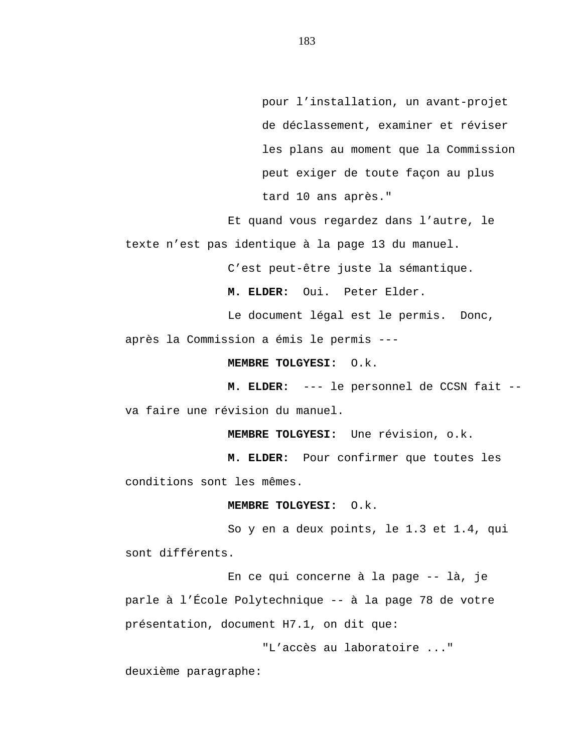pour l'installation, un avant-projet de déclassement, examiner et réviser les plans au moment que la Commission peut exiger de toute façon au plus tard 10 ans après."

Et quand vous regardez dans l'autre, le texte n'est pas identique à la page 13 du manuel.

C'est peut-être juste la sémantique.

**M. ELDER:** Oui. Peter Elder.

Le document légal est le permis. Donc, après la Commission a émis le permis ---

**MEMBRE TOLGYESI:** O.k.

**M. ELDER:** --- le personnel de CCSN fait -- va faire une révision du manuel.

**MEMBRE TOLGYESI:** Une révision, o.k.

**M. ELDER:** Pour confirmer que toutes les conditions sont les mêmes.

**MEMBRE TOLGYESI:** O.k.

So y en a deux points, le 1.3 et 1.4, qui sont différents.

En ce qui concerne à la page -- là, je parle à l'École Polytechnique -- à la page 78 de votre présentation, document H7.1, on dit que:

"L'accès au laboratoire ..."

deuxième paragraphe: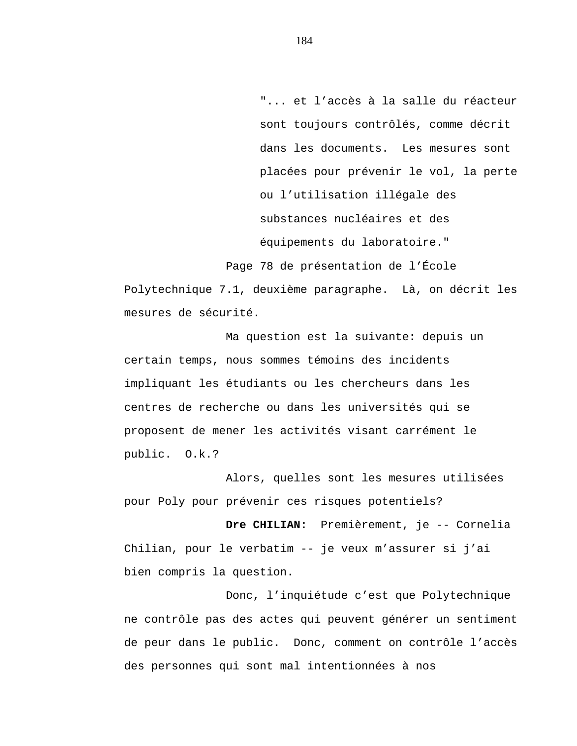> "... et l'accès à la salle du réacteur sont toujours contrôlés, comme décrit dans les documents. Les mesures sont placées pour prévenir le vol, la perte ou l'utilisation illégale des substances nucléaires et des équipements du laboratoire."

Page 78 de présentation de l'École Polytechnique 7.1, deuxième paragraphe. Là, on décrit les mesures de sécurité.

Ma question est la suivante: depuis un certain temps, nous sommes témoins des incidents impliquant les étudiants ou les chercheurs dans les centres de recherche ou dans les universités qui se proposent de mener les activités visant carrément le public. O.k.?

Alors, quelles sont les mesures utilisées pour Poly pour prévenir ces risques potentiels?

**Dre CHILIAN:** Premièrement, je -- Cornelia Chilian, pour le verbatim -- je veux m'assurer si j'ai bien compris la question.

Donc, l'inquiétude c'est que Polytechnique ne contrôle pas des actes qui peuvent générer un sentiment de peur dans le public. Donc, comment on contrôle l'accès des personnes qui sont mal intentionnées à nos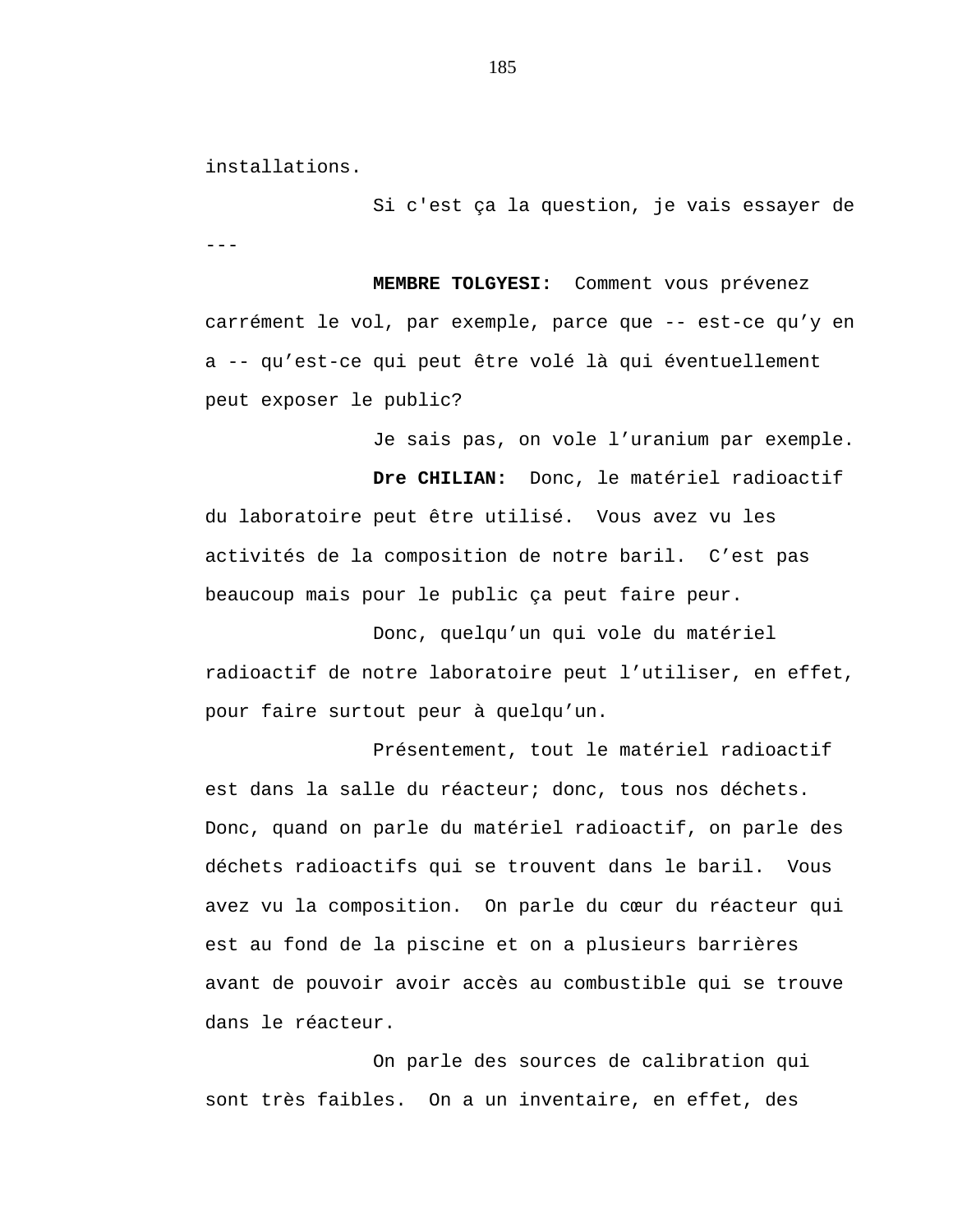installations.

Si c'est ça la question, je vais essayer de ---

**MEMBRE TOLGYESI:** Comment vous prévenez carrément le vol, par exemple, parce que -- est-ce qu'y en a -- qu'est-ce qui peut être volé là qui éventuellement peut exposer le public?

Je sais pas, on vole l'uranium par exemple.

**Dre CHILIAN:** Donc, le matériel radioactif du laboratoire peut être utilisé. Vous avez vu les activités de la composition de notre baril. C'est pas beaucoup mais pour le public ça peut faire peur.

Donc, quelqu'un qui vole du matériel radioactif de notre laboratoire peut l'utiliser, en effet, pour faire surtout peur à quelqu'un.

Présentement, tout le matériel radioactif est dans la salle du réacteur; donc, tous nos déchets. Donc, quand on parle du matériel radioactif, on parle des déchets radioactifs qui se trouvent dans le baril. Vous avez vu la composition. On parle du cœur du réacteur qui est au fond de la piscine et on a plusieurs barrières avant de pouvoir avoir accès au combustible qui se trouve dans le réacteur.

On parle des sources de calibration qui sont très faibles. On a un inventaire, en effet, des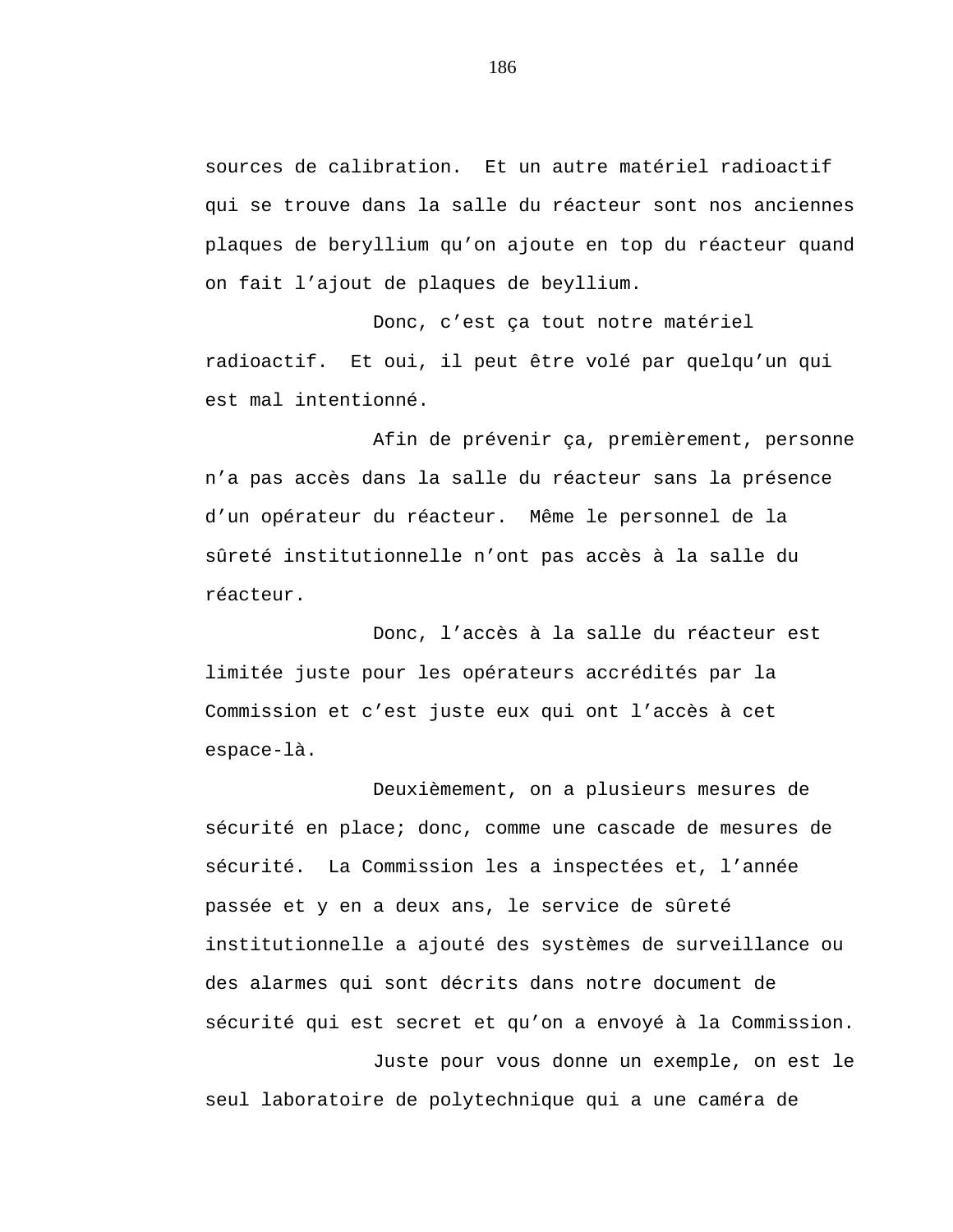sources de calibration. Et un autre matériel radioactif qui se trouve dans la salle du réacteur sont nos anciennes plaques de beryllium qu'on ajoute en top du réacteur quand on fait l'ajout de plaques de beyllium.

Donc, c'est ça tout notre matériel radioactif. Et oui, il peut être volé par quelqu'un qui est mal intentionné.

Afin de prévenir ça, premièrement, personne n'a pas accès dans la salle du réacteur sans la présence d'un opérateur du réacteur. Même le personnel de la sûreté institutionnelle n'ont pas accès à la salle du réacteur.

Donc, l'accès à la salle du réacteur est limitée juste pour les opérateurs accrédités par la Commission et c'est juste eux qui ont l'accès à cet espace-là.

Deuxièmement, on a plusieurs mesures de sécurité en place; donc, comme une cascade de mesures de sécurité. La Commission les a inspectées et, l'année passée et y en a deux ans, le service de sûreté institutionnelle a ajouté des systèmes de surveillance ou des alarmes qui sont décrits dans notre document de sécurité qui est secret et qu'on a envoyé à la Commission.

Juste pour vous donne un exemple, on est le seul laboratoire de polytechnique qui a une caméra de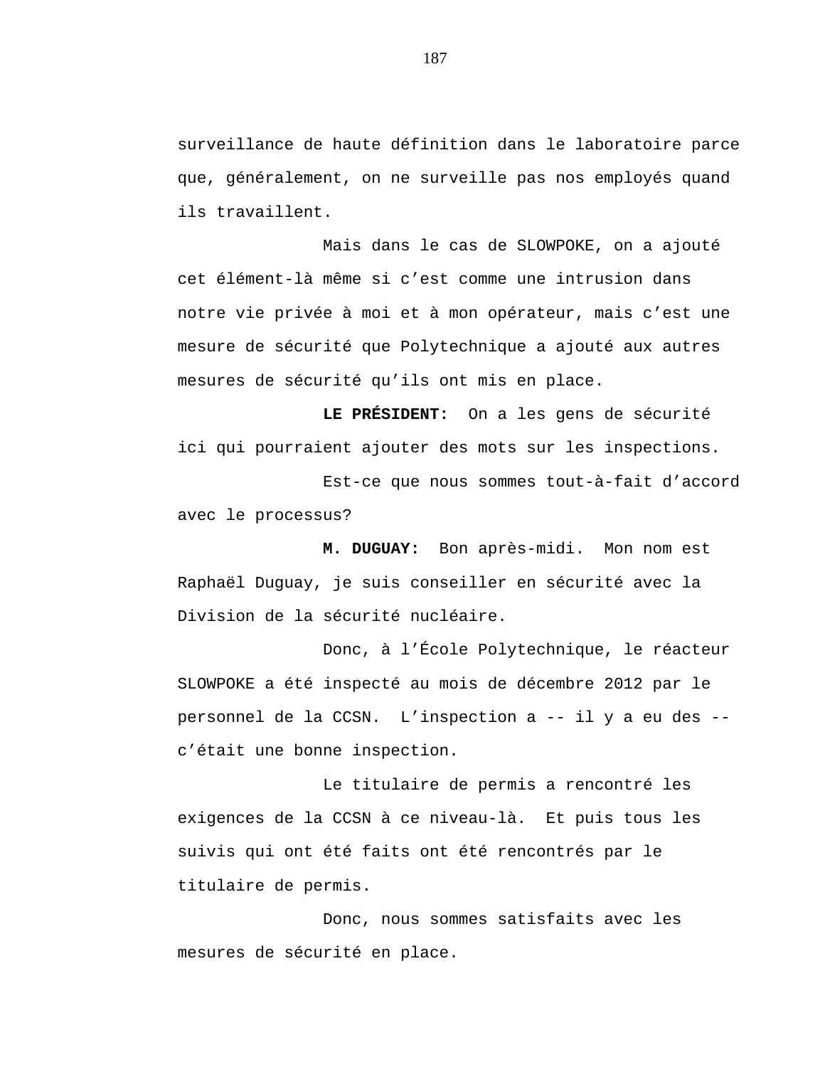surveillance de haute définition dans le laboratoire parce que, généralement, on ne surveille pas nos employés quand ils travaillent.

Mais dans le cas de SLOWPOKE, on a ajouté cet élément-là même si c'est comme une intrusion dans notre vie privée à moi et à mon opérateur, mais c'est une mesure de sécurité que Polytechnique a ajouté aux autres mesures de sécurité qu'ils ont mis en place.

**LE PRÉSIDENT:** On a les gens de sécurité ici qui pourraient ajouter des mots sur les inspections.

Est-ce que nous sommes tout-à-fait d'accord avec le processus?

**M. DUGUAY:** Bon après-midi. Mon nom est Raphaël Duguay, je suis conseiller en sécurité avec la Division de la sécurité nucléaire.

Donc, à l'École Polytechnique, le réacteur SLOWPOKE a été inspecté au mois de décembre 2012 par le personnel de la CCSN. L'inspection a -- il y a eu des -- c'était une bonne inspection.

Le titulaire de permis a rencontré les exigences de la CCSN à ce niveau-là. Et puis tous les suivis qui ont été faits ont été rencontrés par le titulaire de permis.

Donc, nous sommes satisfaits avec les mesures de sécurité en place.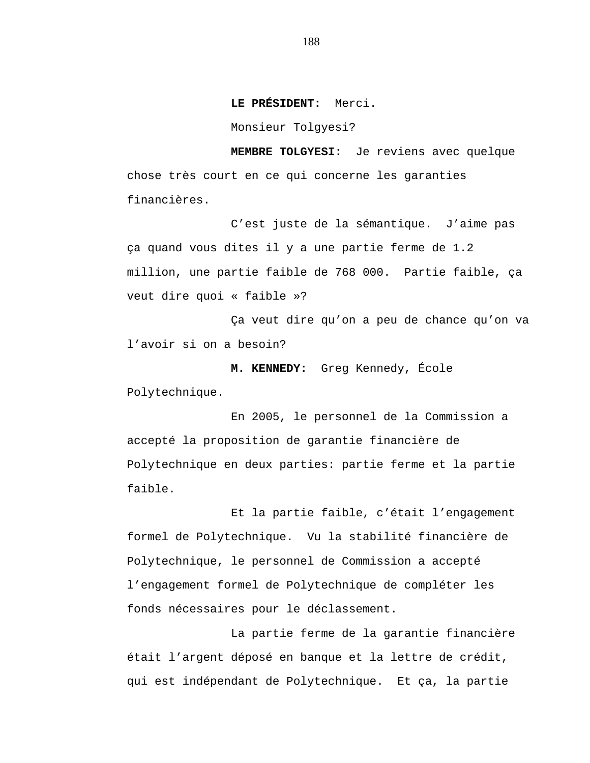**LE PRÉSIDENT:** Merci.

Monsieur Tolgyesi?

**MEMBRE TOLGYESI:** Je reviens avec quelque chose très court en ce qui concerne les garanties financières.

C’est juste de la sémantique. J’aime pas ça quand vous dites il y a une partie ferme de 1.2 million, une partie faible de 768 000. Partie faible, ça veut dire quoi « faible »?

Ça veut dire qu’on a peu de chance qu’on va l’avoir si on a besoin?

**M. KENNEDY:** Greg Kennedy, École Polytechnique.

En 2005, le personnel de la Commission a accepté la proposition de garantie financière de Polytechnique en deux parties: partie ferme et la partie faible.

Et la partie faible, c’était l’engagement formel de Polytechnique. Vu la stabilité financière de Polytechnique, le personnel de Commission a accepté l’engagement formel de Polytechnique de compléter les fonds nécessaires pour le déclassement.

La partie ferme de la garantie financière était l’argent déposé en banque et la lettre de crédit, qui est indépendant de Polytechnique. Et ça, la partie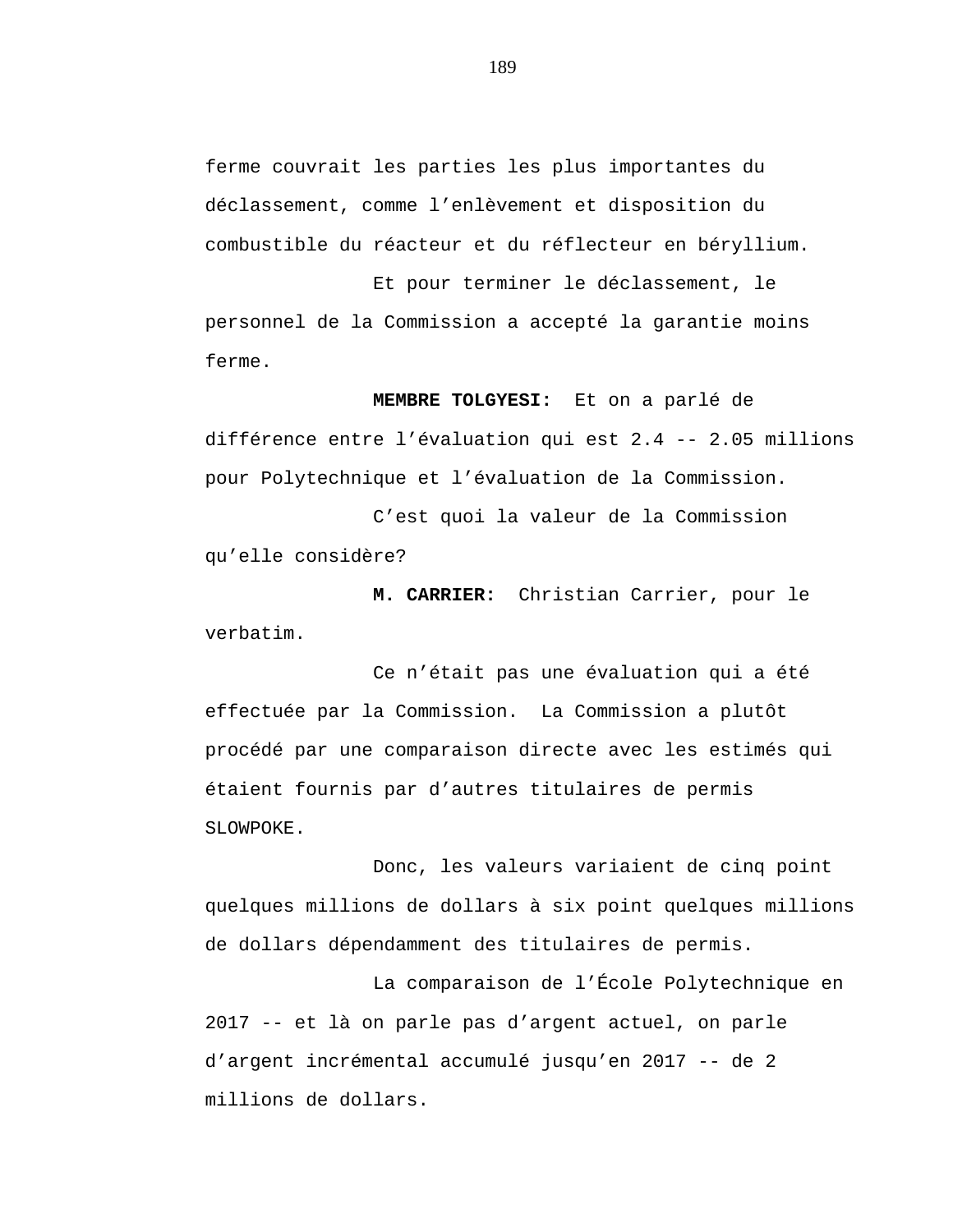ferme couvrait les parties les plus importantes du déclassement, comme l'enlèvement et disposition du combustible du réacteur et du réflecteur en béryllium.

Et pour terminer le déclassement, le personnel de la Commission a accepté la garantie moins ferme.

**MEMBRE TOLGYESI:** Et on a parlé de différence entre l'évaluation qui est 2.4 -- 2.05 millions pour Polytechnique et l'évaluation de la Commission.

C'est quoi la valeur de la Commission qu'elle considère?

**M. CARRIER:** Christian Carrier, pour le verbatim.

Ce n'était pas une évaluation qui a été effectuée par la Commission. La Commission a plutôt procédé par une comparaison directe avec les estimés qui étaient fournis par d'autres titulaires de permis SLOWPOKE.

Donc, les valeurs variaient de cinq point quelques millions de dollars à six point quelques millions de dollars dépendamment des titulaires de permis.

La comparaison de l'École Polytechnique en 2017 -- et là on parle pas d'argent actuel, on parle d'argent incrémental accumulé jusqu'en 2017 -- de 2 millions de dollars.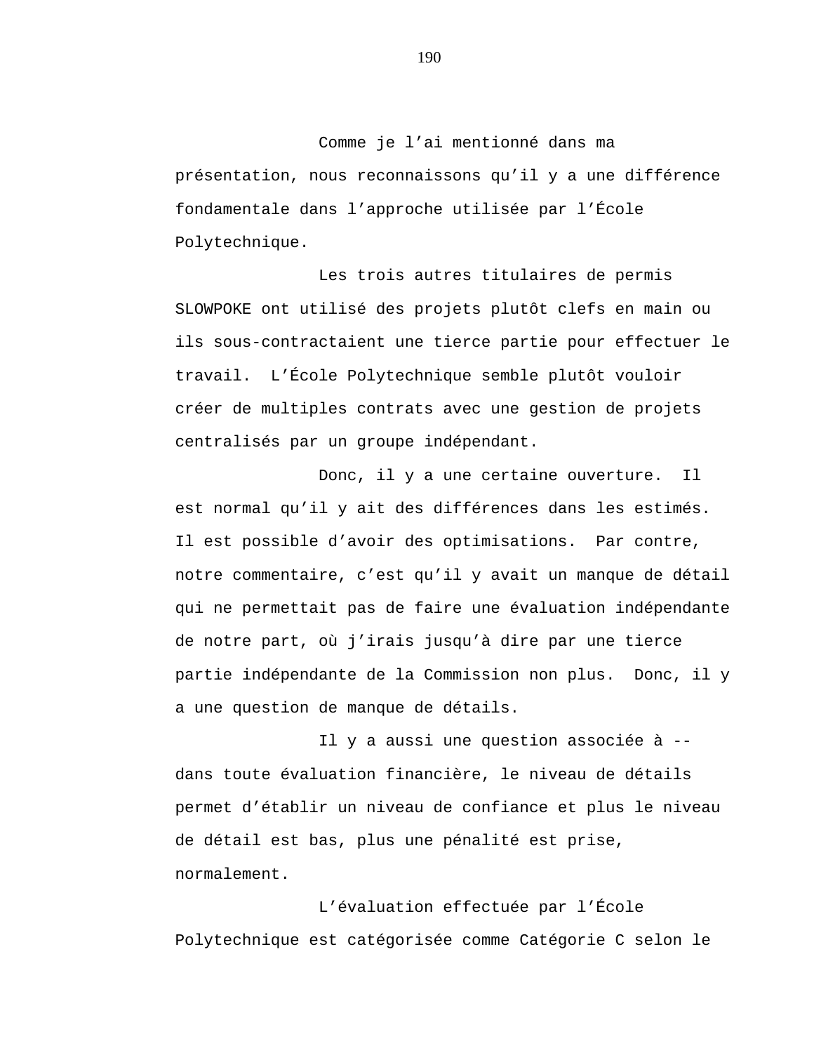Comme je l'ai mentionné dans ma présentation, nous reconnaissons qu'il y a une différence fondamentale dans l'approche utilisée par l'École Polytechnique.

Les trois autres titulaires de permis SLOWPOKE ont utilisé des projets plutôt clefs en main ou ils sous-contractaient une tierce partie pour effectuer le travail. L'École Polytechnique semble plutôt vouloir créer de multiples contrats avec une gestion de projets centralisés par un groupe indépendant.

Donc, il y a une certaine ouverture. Il est normal qu'il y ait des différences dans les estimés. Il est possible d'avoir des optimisations. Par contre, notre commentaire, c'est qu'il y avait un manque de détail qui ne permettait pas de faire une évaluation indépendante de notre part, où j'irais jusqu'à dire par une tierce partie indépendante de la Commission non plus. Donc, il y a une question de manque de détails.

Il y a aussi une question associée à -- dans toute évaluation financière, le niveau de détails permet d'établir un niveau de confiance et plus le niveau de détail est bas, plus une pénalité est prise, normalement.

L'évaluation effectuée par l'École Polytechnique est catégorisée comme Catégorie C selon le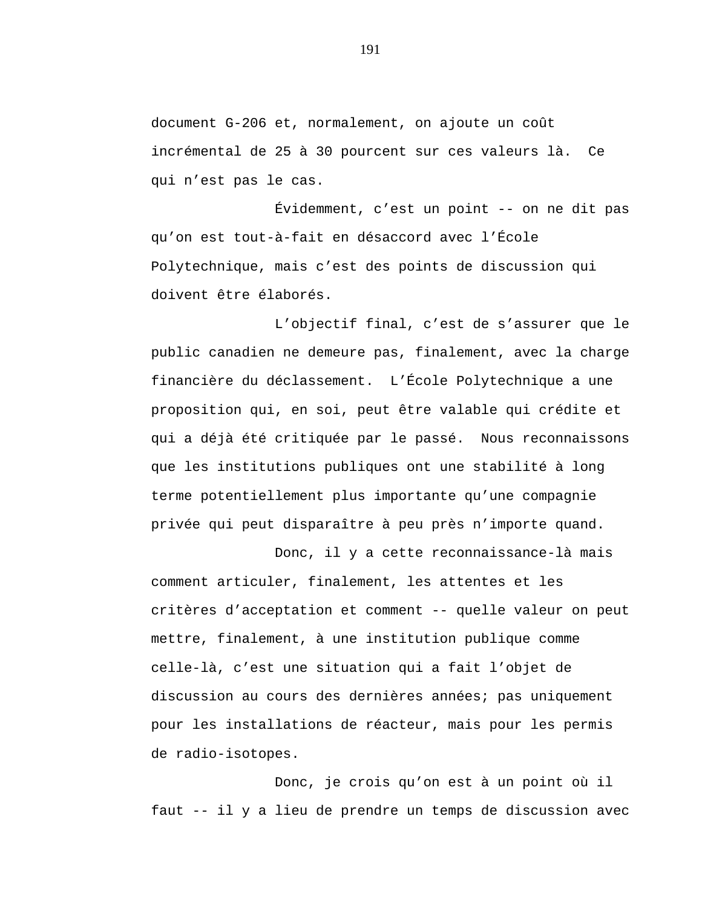document G-206 et, normalement, on ajoute un coût incrémental de 25 à 30 pourcent sur ces valeurs là. Ce qui n’est pas le cas.

Évidemment, c’est un point -- on ne dit pas qu’on est tout-à-fait en désaccord avec l’École Polytechnique, mais c’est des points de discussion qui doivent être élaborés.

L’objectif final, c’est de s’assurer que le public canadien ne demeure pas, finalement, avec la charge financière du déclassement. L’École Polytechnique a une proposition qui, en soi, peut être valable qui crédite et qui a déjà été critiquée par le passé. Nous reconnaissons que les institutions publiques ont une stabilité à long terme potentiellement plus importante qu’une compagnie privée qui peut disparaître à peu près n’importe quand.

Donc, il y a cette reconnaissance-là mais comment articuler, finalement, les attentes et les critères d’acceptation et comment -- quelle valeur on peut mettre, finalement, à une institution publique comme celle-là, c’est une situation qui a fait l’objet de discussion au cours des dernières années; pas uniquement pour les installations de réacteur, mais pour les permis de radio-isotopes.

Donc, je crois qu’on est à un point où il faut -- il y a lieu de prendre un temps de discussion avec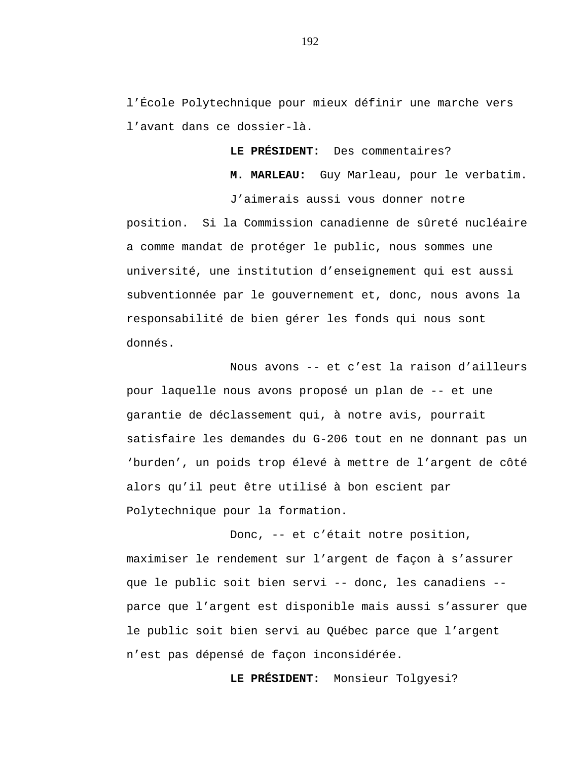l’École Polytechnique pour mieux définir une marche vers l’avant dans ce dossier-là.

**LE PRÉSIDENT:** Des commentaires?

**M. MARLEAU:** Guy Marleau, pour le verbatim.

J’aimerais aussi vous donner notre position. Si la Commission canadienne de sûreté nucléaire a comme mandat de protéger le public, nous sommes une université, une institution d’enseignement qui est aussi subventionnée par le gouvernement et, donc, nous avons la responsabilité de bien gérer les fonds qui nous sont donnés.

Nous avons -- et c’est la raison d’ailleurs pour laquelle nous avons proposé un plan de -- et une garantie de déclassement qui, à notre avis, pourrait satisfaire les demandes du G-206 tout en ne donnant pas un ‘burden’, un poids trop élevé à mettre de l’argent de côté alors qu’il peut être utilisé à bon escient par Polytechnique pour la formation.

Donc, -- et c’était notre position, maximiser le rendement sur l’argent de façon à s’assurer que le public soit bien servi -- donc, les canadiens -- parce que l’argent est disponible mais aussi s’assurer que le public soit bien servi au Québec parce que l’argent n’est pas dépensé de façon inconsidérée.

**LE PRÉSIDENT:** Monsieur Tolgyesi?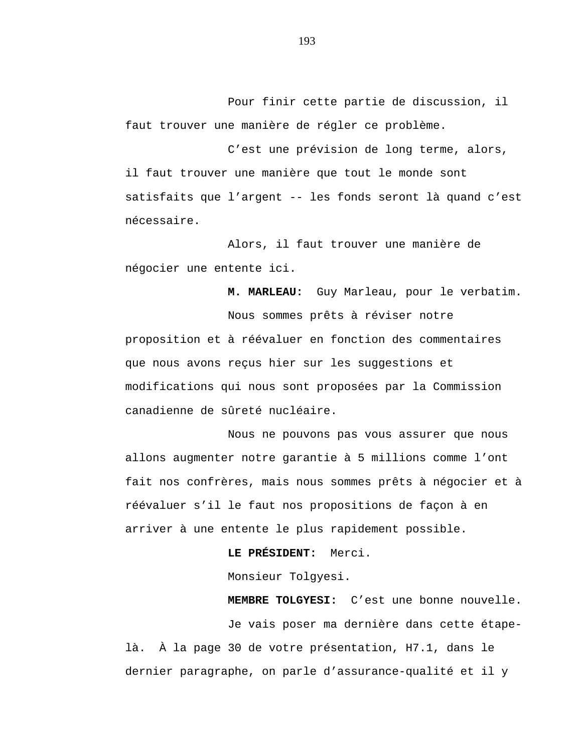Pour finir cette partie de discussion, il faut trouver une manière de régler ce problème.

C'est une prévision de long terme, alors, il faut trouver une manière que tout le monde sont satisfaits que l'argent -- les fonds seront là quand c'est nécessaire.

Alors, il faut trouver une manière de négocier une entente ici.

**M. MARLEAU:** Guy Marleau, pour le verbatim.

Nous sommes prêts à réviser notre proposition et à réévaluer en fonction des commentaires que nous avons reçus hier sur les suggestions et modifications qui nous sont proposées par la Commission canadienne de sûreté nucléaire.

Nous ne pouvons pas vous assurer que nous allons augmenter notre garantie à 5 millions comme l'ont fait nos confrères, mais nous sommes prêts à négocier et à réévaluer s'il le faut nos propositions de façon à en arriver à une entente le plus rapidement possible.

**LE PRÉSIDENT:** Merci.

Monsieur Tolgyesi.

**MEMBRE TOLGYESI:** C'est une bonne nouvelle.

Je vais poser ma dernière dans cette étape-là. À la page 30 de votre présentation, H7.1, dans le dernier paragraphe, on parle d'assurance-qualité et il y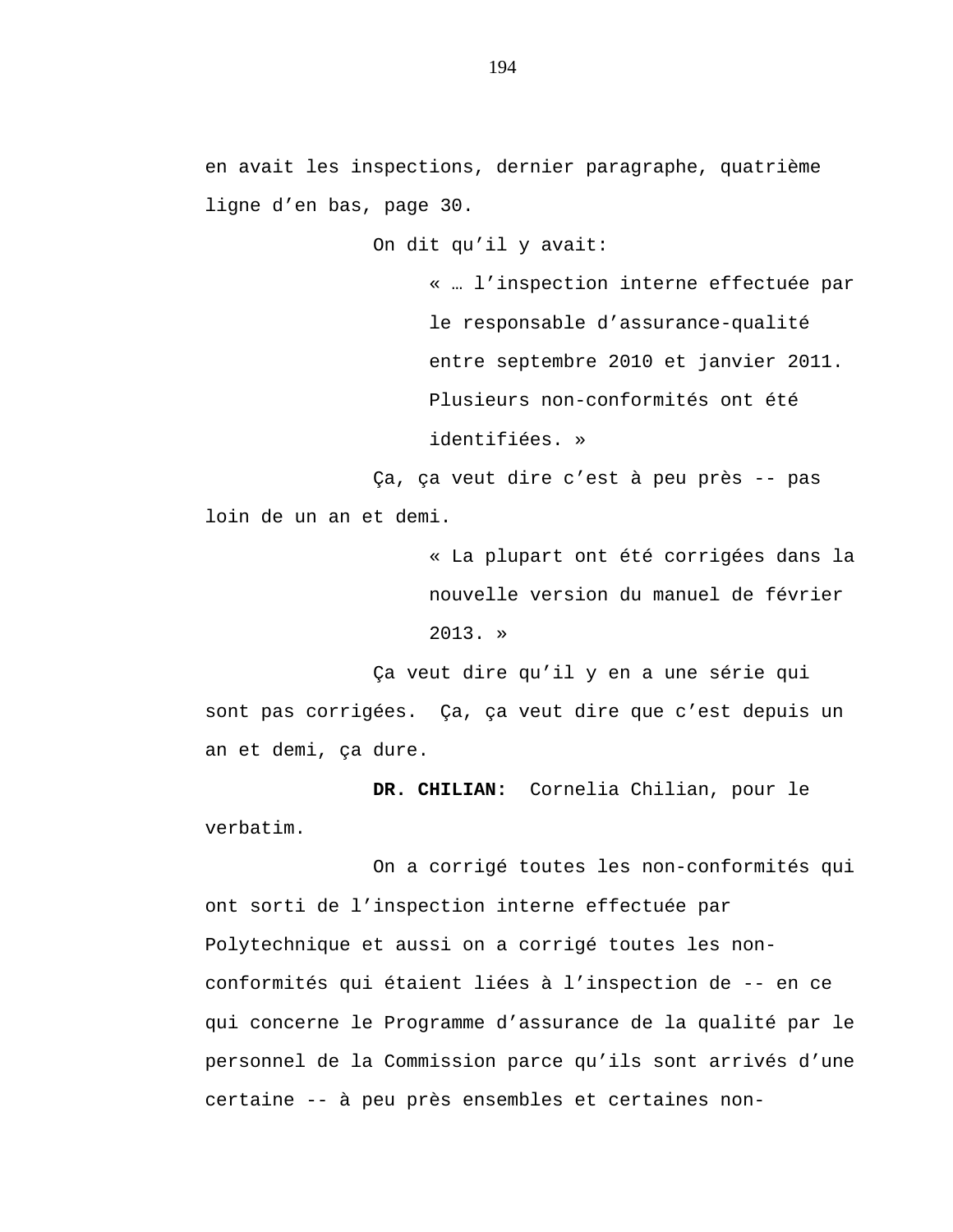en avait les inspections, dernier paragraphe, quatrième ligne d’en bas, page 30.

On dit qu’il y avait:

> « … l’inspection interne effectuée par le responsable d’assurance-qualité entre septembre 2010 et janvier 2011. Plusieurs non-conformités ont été identifiées. »

Ça, ça veut dire c’est à peu près -- pas loin de un an et demi.

> « La plupart ont été corrigées dans la nouvelle version du manuel de février 2013. »

Ça veut dire qu’il y en a une série qui sont pas corrigées. Ça, ça veut dire que c’est depuis un an et demi, ça dure.

**DR. CHILIAN:** Cornelia Chilian, pour le verbatim.

On a corrigé toutes les non-conformités qui ont sorti de l’inspection interne effectuée par Polytechnique et aussi on a corrigé toutes les non-conformités qui étaient liées à l’inspection de -- en ce qui concerne le Programme d’assurance de la qualité par le personnel de la Commission parce qu’ils sont arrivés d’une certaine -- à peu près ensembles et certaines non-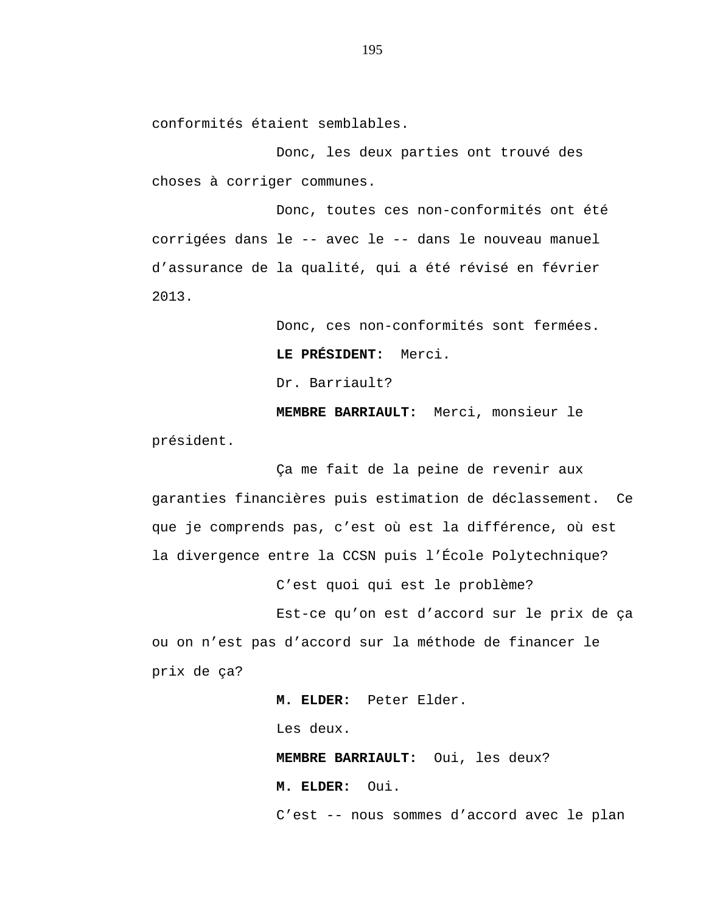conformités étaient semblables.

Donc, les deux parties ont trouvé des choses à corriger communes.

Donc, toutes ces non-conformités ont été corrigées dans le -- avec le -- dans le nouveau manuel d’assurance de la qualité, qui a été révisé en février 2013.

Donc, ces non-conformités sont fermées.

**LE PRÉSIDENT:** Merci.

Dr. Barriault?

**MEMBRE BARRIAULT:** Merci, monsieur le président.

Ça me fait de la peine de revenir aux garanties financières puis estimation de déclassement. Ce que je comprends pas, c’est où est la différence, où est la divergence entre la CCSN puis l’École Polytechnique?

C’est quoi qui est le problème?

Est-ce qu’on est d’accord sur le prix de ça ou on n’est pas d’accord sur la méthode de financer le prix de ça?

**M. ELDER:** Peter Elder.

Les deux.

**MEMBRE BARRIAULT:** Oui, les deux?

**M. ELDER:** Oui.

C’est -- nous sommes d’accord avec le plan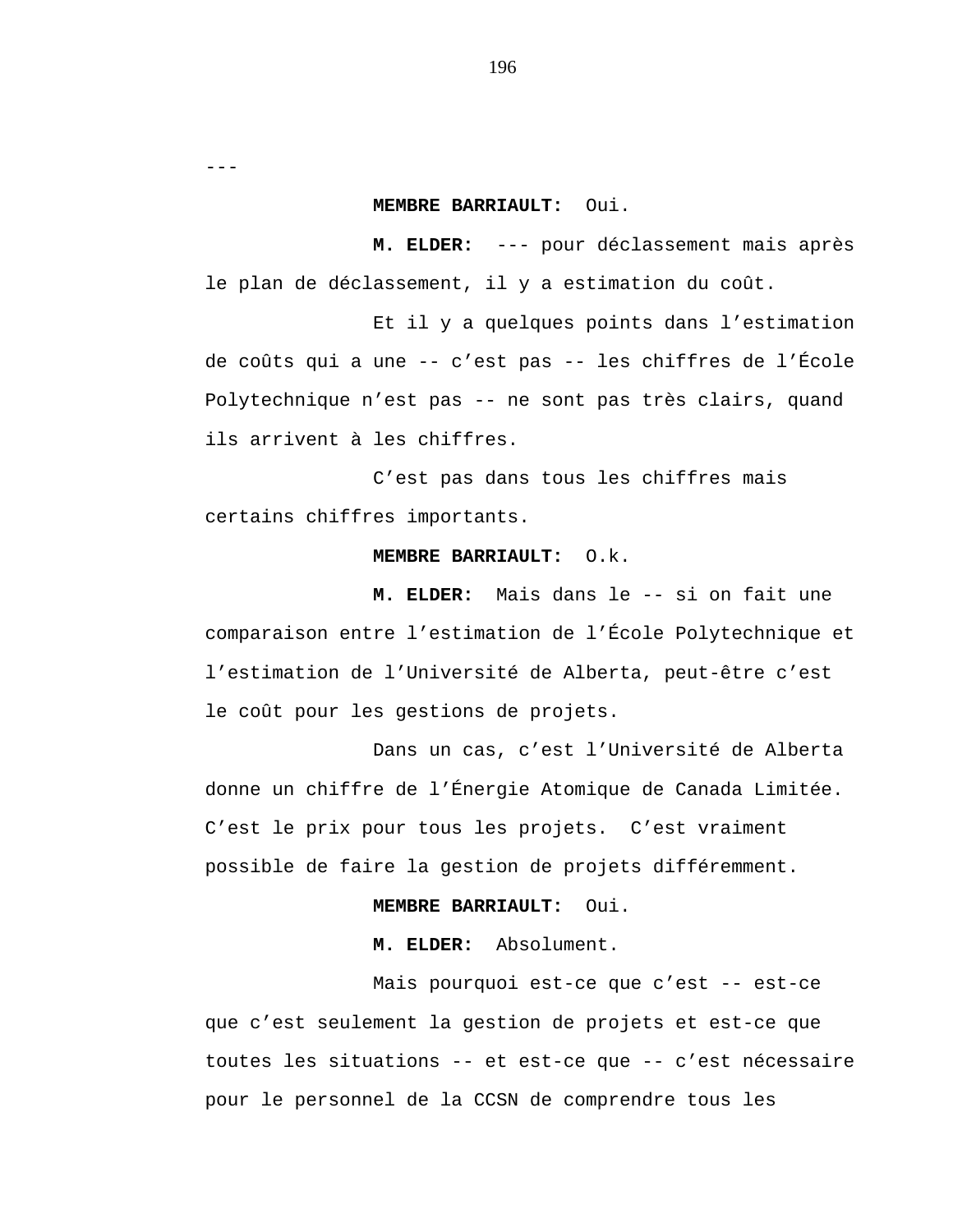---

**MEMBRE BARRIAULT:** Oui.

**M. ELDER:** --- pour déclassement mais après le plan de déclassement, il y a estimation du coût.

Et il y a quelques points dans l'estimation de coûts qui a une -- c'est pas -- les chiffres de l'École Polytechnique n'est pas -- ne sont pas très clairs, quand ils arrivent à les chiffres.

C'est pas dans tous les chiffres mais certains chiffres importants.

**MEMBRE BARRIAULT:** O.k.

**M. ELDER:** Mais dans le -- si on fait une comparaison entre l'estimation de l'École Polytechnique et l'estimation de l'Université de Alberta, peut-être c'est le coût pour les gestions de projets.

Dans un cas, c'est l'Université de Alberta donne un chiffre de l'Énergie Atomique de Canada Limitée. C'est le prix pour tous les projets. C'est vraiment possible de faire la gestion de projets différemment.

**MEMBRE BARRIAULT:** Oui.

**M. ELDER:** Absolument.

Mais pourquoi est-ce que c'est -- est-ce que c'est seulement la gestion de projets et est-ce que toutes les situations -- et est-ce que -- c'est nécessaire pour le personnel de la CCSN de comprendre tous les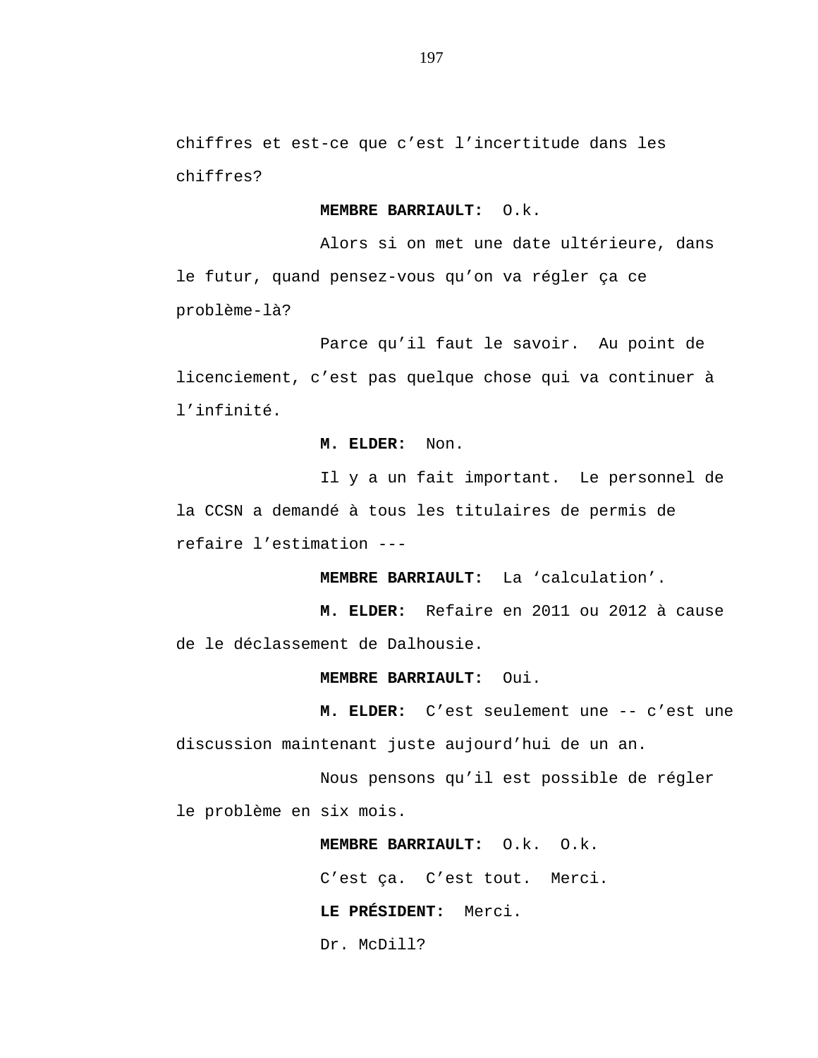chiffres et est-ce que c'est l'incertitude dans les chiffres?

**MEMBRE BARRIAULT:** O.k.

Alors si on met une date ultérieure, dans le futur, quand pensez-vous qu'on va régler ça ce problème-là?

Parce qu'il faut le savoir. Au point de licenciement, c'est pas quelque chose qui va continuer à l'infinité.

**M. ELDER:** Non.

Il y a un fait important. Le personnel de la CCSN a demandé à tous les titulaires de permis de refaire l'estimation ---

**MEMBRE BARRIAULT:** La 'calculation'.

**M. ELDER:** Refaire en 2011 ou 2012 à cause de le déclassement de Dalhousie.

**MEMBRE BARRIAULT:** Oui.

**M. ELDER:** C'est seulement une -- c'est une discussion maintenant juste aujourd'hui de un an.

Nous pensons qu'il est possible de régler le problème en six mois.

**MEMBRE BARRIAULT:** O.k. O.k.

C'est ça. C'est tout. Merci.

**LE PRÉSIDENT:** Merci.

Dr. McDill?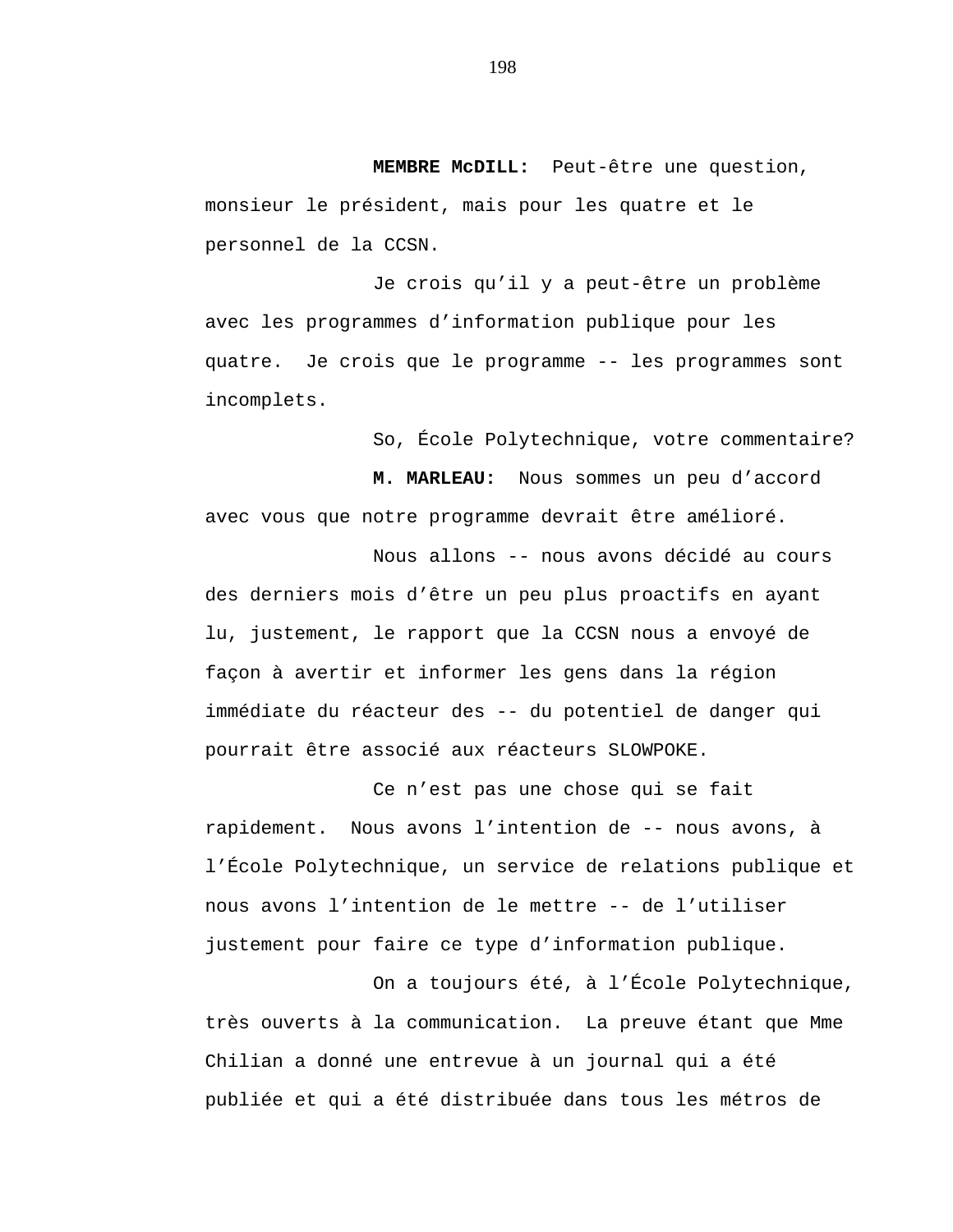**MEMBRE McDILL:** Peut-être une question, monsieur le président, mais pour les quatre et le personnel de la CCSN.

Je crois qu'il y a peut-être un problème avec les programmes d'information publique pour les quatre. Je crois que le programme -- les programmes sont incomplets.

So, École Polytechnique, votre commentaire?

**M. MARLEAU:** Nous sommes un peu d'accord avec vous que notre programme devrait être amélioré.

Nous allons -- nous avons décidé au cours des derniers mois d'être un peu plus proactifs en ayant lu, justement, le rapport que la CCSN nous a envoyé de façon à avertir et informer les gens dans la région immédiate du réacteur des -- du potentiel de danger qui pourrait être associé aux réacteurs SLOWPOKE.

Ce n'est pas une chose qui se fait rapidement. Nous avons l'intention de -- nous avons, à l'École Polytechnique, un service de relations publique et nous avons l'intention de le mettre -- de l'utiliser justement pour faire ce type d'information publique.

On a toujours été, à l'École Polytechnique, très ouverts à la communication. La preuve étant que Mme Chilian a donné une entrevue à un journal qui a été publiée et qui a été distribuée dans tous les métros de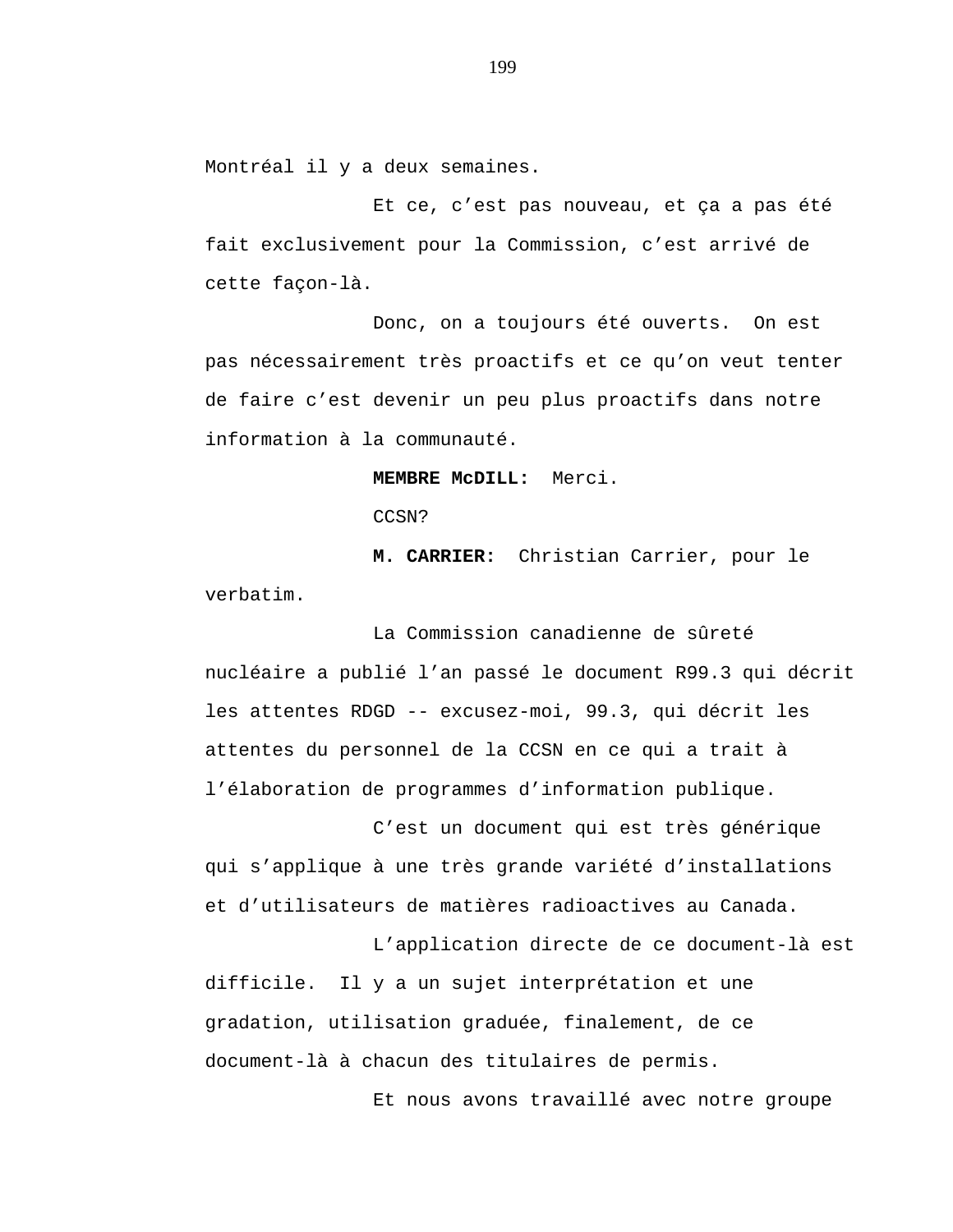Montréal il y a deux semaines.

Et ce, c'est pas nouveau, et ça a pas été fait exclusivement pour la Commission, c'est arrivé de cette façon-là.

Donc, on a toujours été ouverts. On est pas nécessairement très proactifs et ce qu'on veut tenter de faire c'est devenir un peu plus proactifs dans notre information à la communauté.

**MEMBRE McDILL:** Merci.

CCSN?

**M. CARRIER:** Christian Carrier, pour le verbatim.

La Commission canadienne de sûreté nucléaire a publié l'an passé le document R99.3 qui décrit les attentes RDGD -- excusez-moi, 99.3, qui décrit les attentes du personnel de la CCSN en ce qui a trait à l'élaboration de programmes d'information publique.

C'est un document qui est très générique qui s'applique à une très grande variété d'installations et d'utilisateurs de matières radioactives au Canada.

L'application directe de ce document-là est difficile. Il y a un sujet interprétation et une gradation, utilisation graduée, finalement, de ce document-là à chacun des titulaires de permis.

Et nous avons travaillé avec notre groupe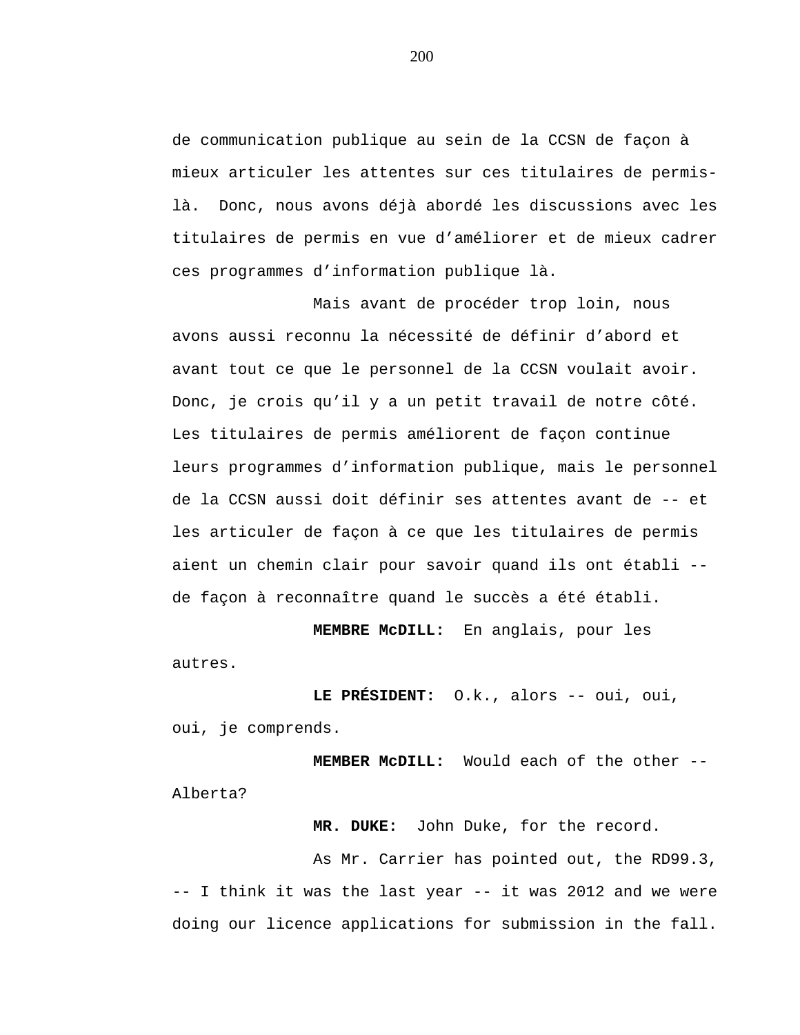de communication publique au sein de la CCSN de façon à mieux articuler les attentes sur ces titulaires de permis-là. Donc, nous avons déjà abordé les discussions avec les titulaires de permis en vue d'améliorer et de mieux cadrer ces programmes d'information publique là.

Mais avant de procéder trop loin, nous avons aussi reconnu la nécessité de définir d'abord et avant tout ce que le personnel de la CCSN voulait avoir. Donc, je crois qu'il y a un petit travail de notre côté. Les titulaires de permis améliorent de façon continue leurs programmes d'information publique, mais le personnel de la CCSN aussi doit définir ses attentes avant de -- et les articuler de façon à ce que les titulaires de permis aient un chemin clair pour savoir quand ils ont établi -- de façon à reconnaître quand le succès a été établi.

**MEMBRE McDILL:** En anglais, pour les autres.

**LE PRÉSIDENT:** O.k., alors -- oui, oui, oui, je comprends.

**MEMBER McDILL:** Would each of the other -- Alberta?

**MR. DUKE:** John Duke, for the record.

As Mr. Carrier has pointed out, the RD99.3, -- I think it was the last year -- it was 2012 and we were doing our licence applications for submission in the fall.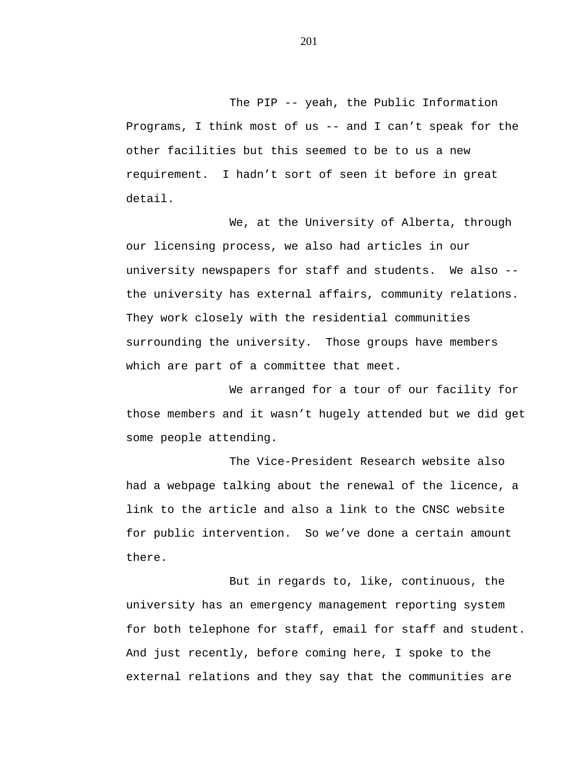The PIP -- yeah, the Public Information Programs, I think most of us -- and I can’t speak for the other facilities but this seemed to be to us a new requirement. I hadn’t sort of seen it before in great detail.

We, at the University of Alberta, through our licensing process, we also had articles in our university newspapers for staff and students. We also -- the university has external affairs, community relations. They work closely with the residential communities surrounding the university. Those groups have members which are part of a committee that meet.

We arranged for a tour of our facility for those members and it wasn’t hugely attended but we did get some people attending.

The Vice-President Research website also had a webpage talking about the renewal of the licence, a link to the article and also a link to the CNSC website for public intervention. So we’ve done a certain amount there.

But in regards to, like, continuous, the university has an emergency management reporting system for both telephone for staff, email for staff and student. And just recently, before coming here, I spoke to the external relations and they say that the communities are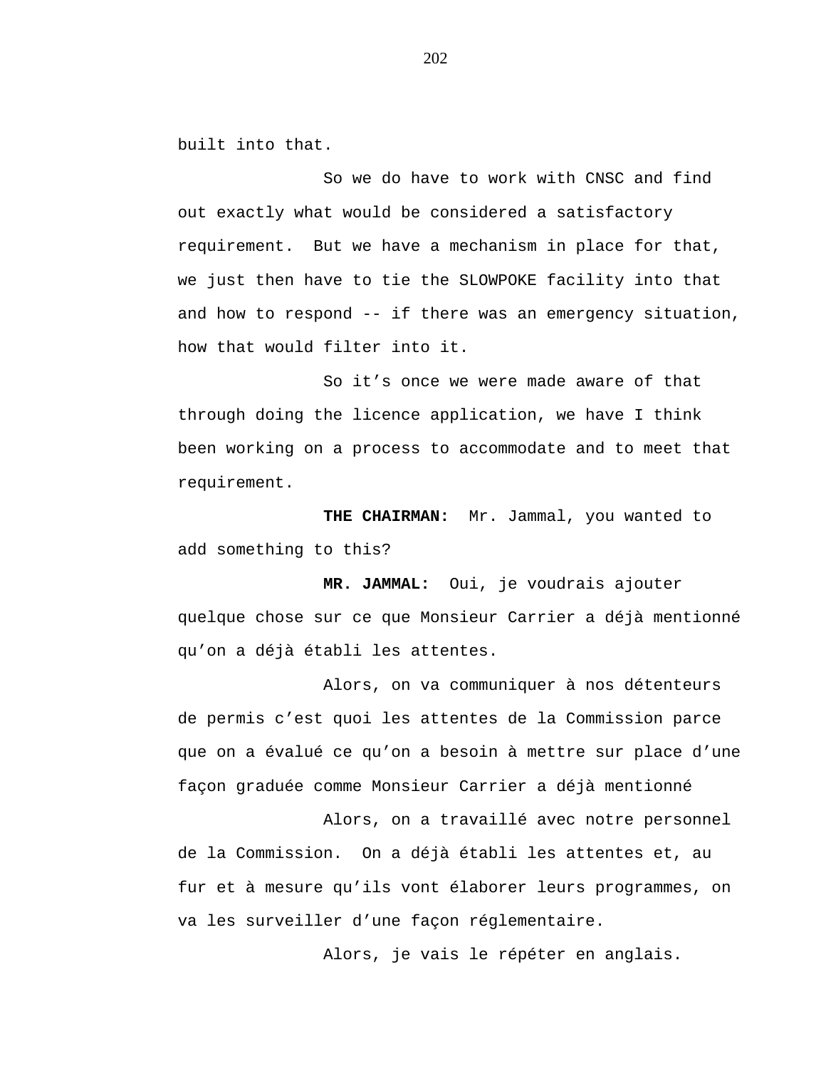built into that.

So we do have to work with CNSC and find out exactly what would be considered a satisfactory requirement. But we have a mechanism in place for that, we just then have to tie the SLOWPOKE facility into that and how to respond -- if there was an emergency situation, how that would filter into it.

So it’s once we were made aware of that through doing the licence application, we have I think been working on a process to accommodate and to meet that requirement.

**THE CHAIRMAN:** Mr. Jammal, you wanted to add something to this?

**MR. JAMMAL:** Oui, je voudrais ajouter quelque chose sur ce que Monsieur Carrier a déjà mentionné qu’on a déjà établi les attentes.

Alors, on va communiquer à nos détenteurs de permis c’est quoi les attentes de la Commission parce que on a évalué ce qu’on a besoin à mettre sur place d’une façon graduée comme Monsieur Carrier a déjà mentionné

Alors, on a travaillé avec notre personnel de la Commission. On a déjà établi les attentes et, au fur et à mesure qu’ils vont élaborer leurs programmes, on va les surveiller d’une façon réglementaire.

Alors, je vais le répéter en anglais.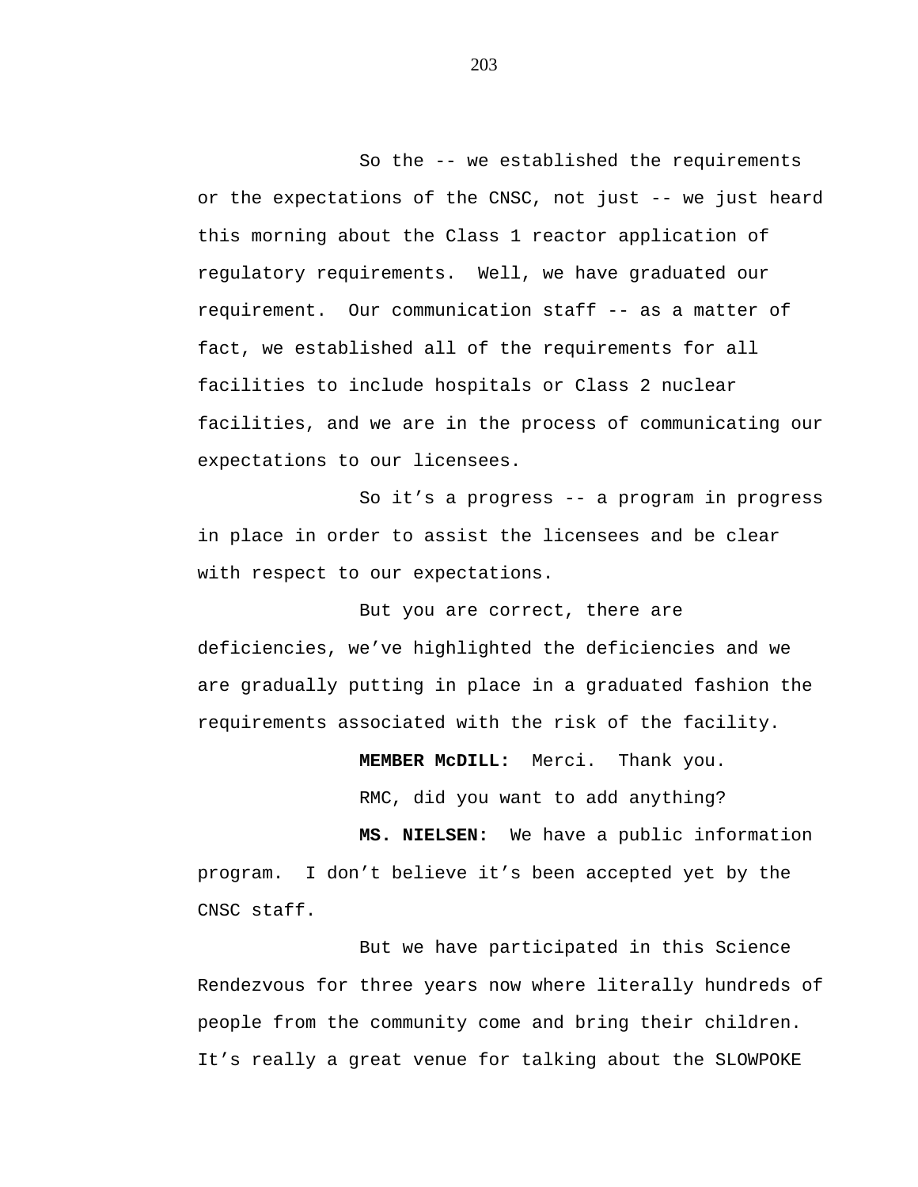So the -- we established the requirements or the expectations of the CNSC, not just -- we just heard this morning about the Class 1 reactor application of regulatory requirements. Well, we have graduated our requirement. Our communication staff -- as a matter of fact, we established all of the requirements for all facilities to include hospitals or Class 2 nuclear facilities, and we are in the process of communicating our expectations to our licensees.

So it's a progress -- a program in progress in place in order to assist the licensees and be clear with respect to our expectations.

But you are correct, there are deficiencies, we've highlighted the deficiencies and we are gradually putting in place in a graduated fashion the requirements associated with the risk of the facility.

**MEMBER McDILL:** Merci. Thank you.

RMC, did you want to add anything?

**MS. NIELSEN:** We have a public information program. I don't believe it's been accepted yet by the CNSC staff.

But we have participated in this Science Rendezvous for three years now where literally hundreds of people from the community come and bring their children. It's really a great venue for talking about the SLOWPOKE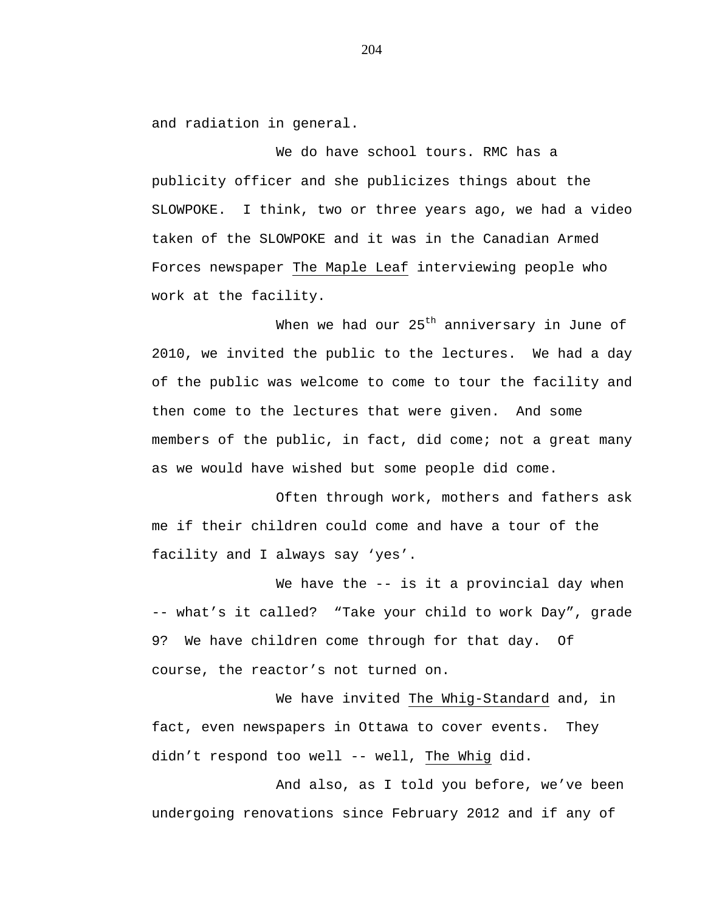and radiation in general.

We do have school tours. RMC has a publicity officer and she publicizes things about the SLOWPOKE. I think, two or three years ago, we had a video taken of the SLOWPOKE and it was in the Canadian Armed Forces newspaper The Maple Leaf interviewing people who work at the facility.

When we had our 25th anniversary in June of 2010, we invited the public to the lectures. We had a day of the public was welcome to come to tour the facility and then come to the lectures that were given. And some members of the public, in fact, did come; not a great many as we would have wished but some people did come.

Often through work, mothers and fathers ask me if their children could come and have a tour of the facility and I always say ‘yes’.

We have the -- is it a provincial day when -- what’s it called? “Take your child to work Day”, grade 9? We have children come through for that day. Of course, the reactor’s not turned on.

We have invited The Whig-Standard and, in fact, even newspapers in Ottawa to cover events. They didn’t respond too well -- well, The Whig did.

And also, as I told you before, we’ve been undergoing renovations since February 2012 and if any of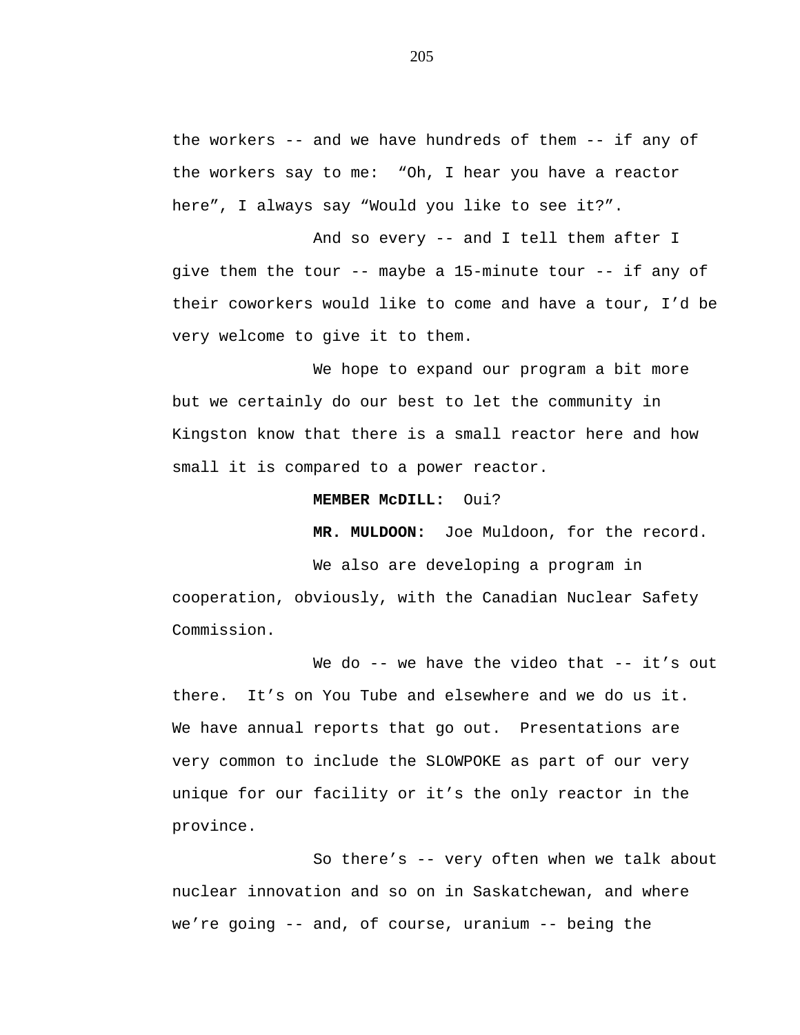the workers -- and we have hundreds of them -- if any of the workers say to me: “Oh, I hear you have a reactor here”, I always say “Would you like to see it?”.

And so every -- and I tell them after I give them the tour -- maybe a 15-minute tour -- if any of their coworkers would like to come and have a tour, I’d be very welcome to give it to them.

We hope to expand our program a bit more but we certainly do our best to let the community in Kingston know that there is a small reactor here and how small it is compared to a power reactor.

**MEMBER McDILL:** Oui?

**MR. MULDOON:** Joe Muldoon, for the record.

We also are developing a program in cooperation, obviously, with the Canadian Nuclear Safety Commission.

We do -- we have the video that -- it’s out there. It’s on You Tube and elsewhere and we do us it. We have annual reports that go out. Presentations are very common to include the SLOWPOKE as part of our very unique for our facility or it’s the only reactor in the province.

So there’s -- very often when we talk about nuclear innovation and so on in Saskatchewan, and where we’re going -- and, of course, uranium -- being the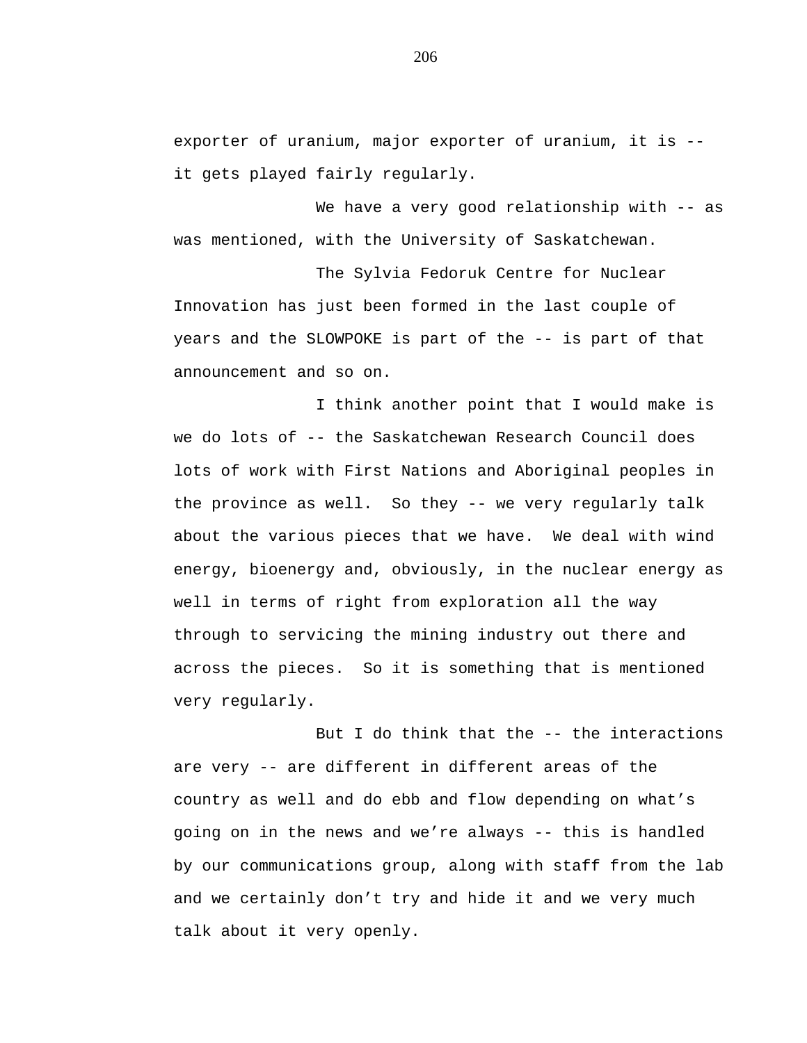exporter of uranium, major exporter of uranium, it is -- it gets played fairly regularly.

We have a very good relationship with -- as was mentioned, with the University of Saskatchewan.

The Sylvia Fedoruk Centre for Nuclear Innovation has just been formed in the last couple of years and the SLOWPOKE is part of the -- is part of that announcement and so on.

I think another point that I would make is we do lots of -- the Saskatchewan Research Council does lots of work with First Nations and Aboriginal peoples in the province as well. So they -- we very regularly talk about the various pieces that we have. We deal with wind energy, bioenergy and, obviously, in the nuclear energy as well in terms of right from exploration all the way through to servicing the mining industry out there and across the pieces. So it is something that is mentioned very regularly.

But I do think that the -- the interactions are very -- are different in different areas of the country as well and do ebb and flow depending on what's going on in the news and we're always -- this is handled by our communications group, along with staff from the lab and we certainly don't try and hide it and we very much talk about it very openly.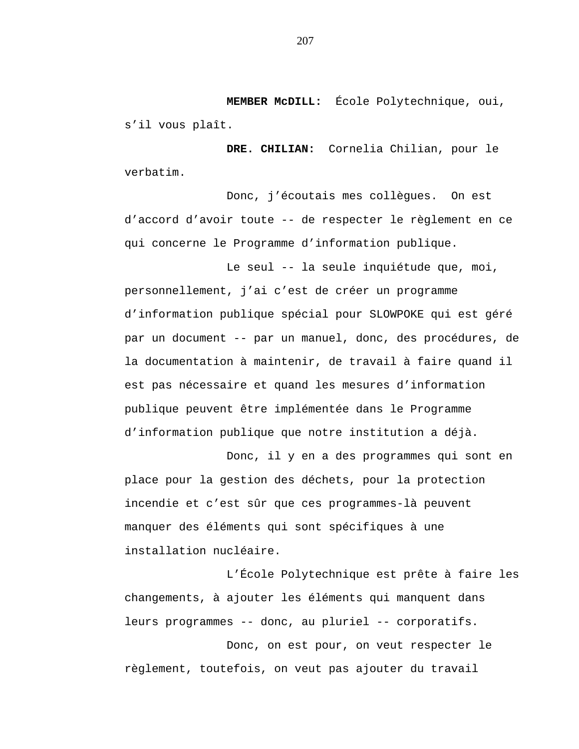**MEMBER McDILL:** École Polytechnique, oui, s'il vous plaît.

**DRE. CHILIAN:** Cornelia Chilian, pour le verbatim.

Donc, j'écoutais mes collègues. On est d'accord d'avoir toute -- de respecter le règlement en ce qui concerne le Programme d'information publique.

Le seul -- la seule inquiétude que, moi, personnellement, j'ai c'est de créer un programme d'information publique spécial pour SLOWPOKE qui est géré par un document -- par un manuel, donc, des procédures, de la documentation à maintenir, de travail à faire quand il est pas nécessaire et quand les mesures d'information publique peuvent être implémentée dans le Programme d'information publique que notre institution a déjà.

Donc, il y en a des programmes qui sont en place pour la gestion des déchets, pour la protection incendie et c'est sûr que ces programmes-là peuvent manquer des éléments qui sont spécifiques à une installation nucléaire.

L'École Polytechnique est prête à faire les changements, à ajouter les éléments qui manquent dans leurs programmes -- donc, au pluriel -- corporatifs.

Donc, on est pour, on veut respecter le règlement, toutefois, on veut pas ajouter du travail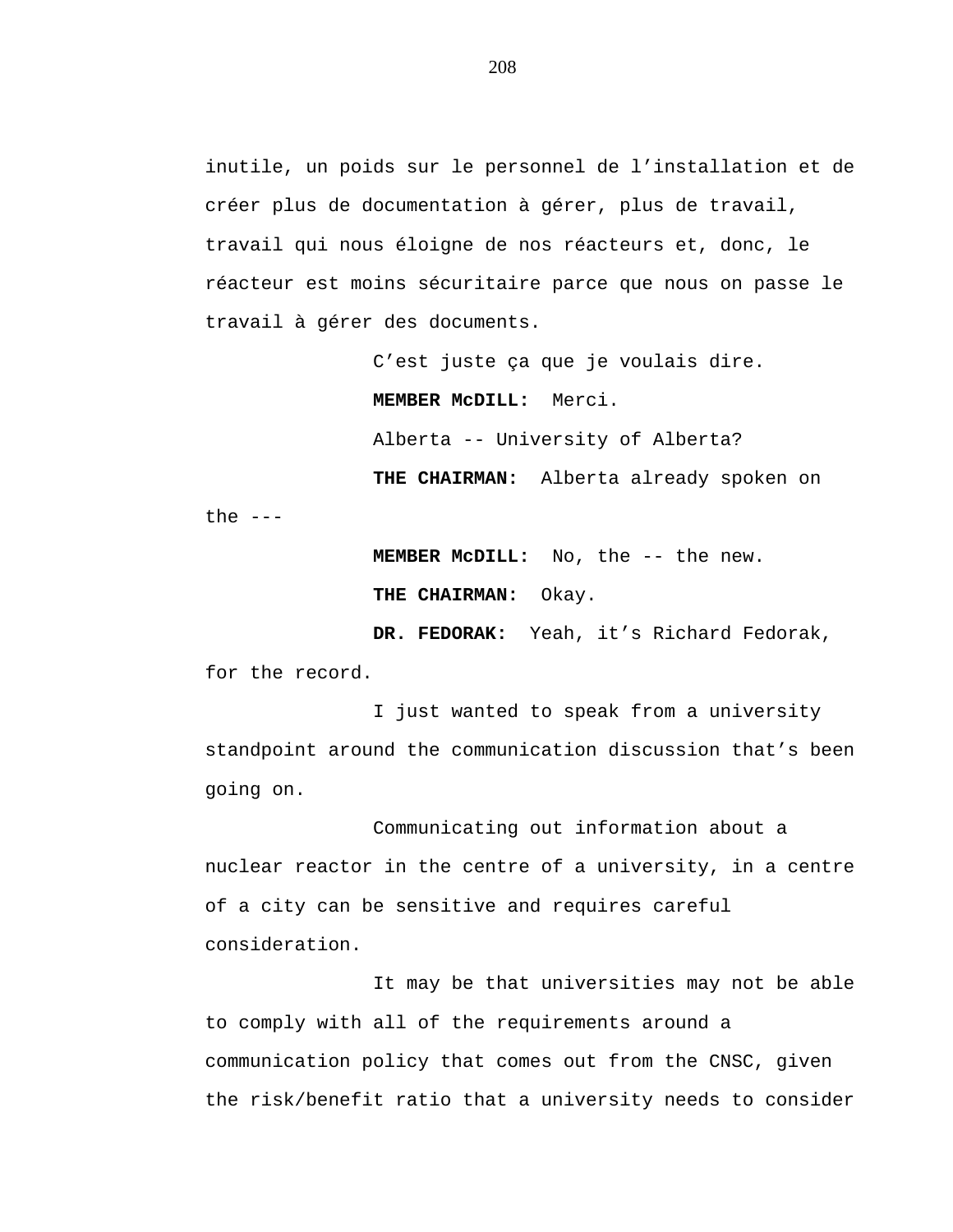inutile, un poids sur le personnel de l'installation et de créer plus de documentation à gérer, plus de travail, travail qui nous éloigne de nos réacteurs et, donc, le réacteur est moins sécuritaire parce que nous on passe le travail à gérer des documents.

C'est juste ça que je voulais dire.

**MEMBER McDILL:** Merci.

Alberta -- University of Alberta?

**THE CHAIRMAN:** Alberta already spoken on the ---

**MEMBER McDILL:** No, the -- the new.

**THE CHAIRMAN:** Okay.

**DR. FEDORAK:** Yeah, it's Richard Fedorak, for the record.

I just wanted to speak from a university standpoint around the communication discussion that's been going on.

Communicating out information about a nuclear reactor in the centre of a university, in a centre of a city can be sensitive and requires careful consideration.

It may be that universities may not be able to comply with all of the requirements around a communication policy that comes out from the CNSC, given the risk/benefit ratio that a university needs to consider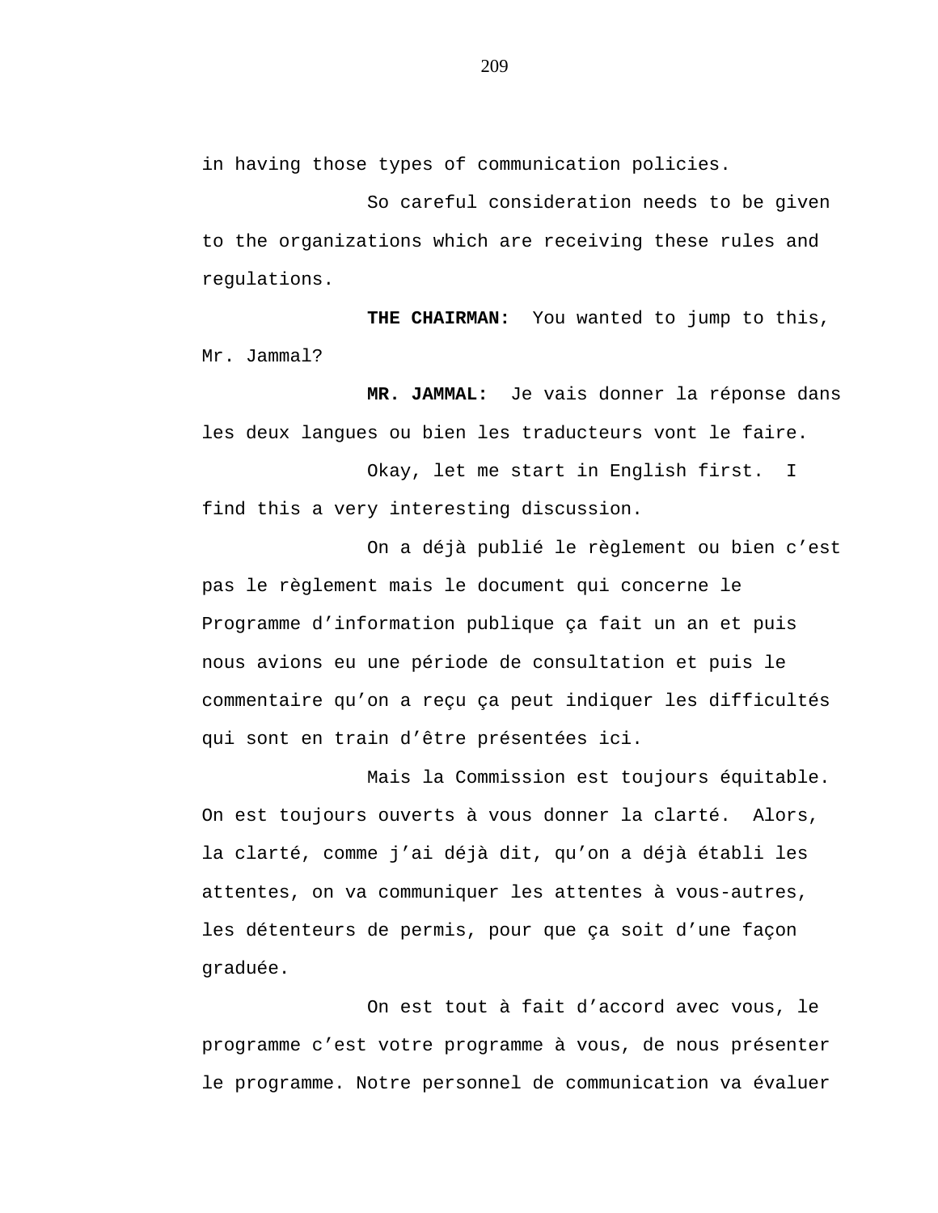in having those types of communication policies.

So careful consideration needs to be given to the organizations which are receiving these rules and regulations.

**THE CHAIRMAN:** You wanted to jump to this, Mr. Jammal?

**MR. JAMMAL:** Je vais donner la réponse dans les deux langues ou bien les traducteurs vont le faire.

Okay, let me start in English first. I find this a very interesting discussion.

On a déjà publié le règlement ou bien c'est pas le règlement mais le document qui concerne le Programme d'information publique ça fait un an et puis nous avions eu une période de consultation et puis le commentaire qu'on a reçu ça peut indiquer les difficultés qui sont en train d'être présentées ici.

Mais la Commission est toujours équitable. On est toujours ouverts à vous donner la clarté. Alors, la clarté, comme j'ai déjà dit, qu'on a déjà établi les attentes, on va communiquer les attentes à vous-autres, les détenteurs de permis, pour que ça soit d'une façon graduée.

On est tout à fait d'accord avec vous, le programme c'est votre programme à vous, de nous présenter le programme. Notre personnel de communication va évaluer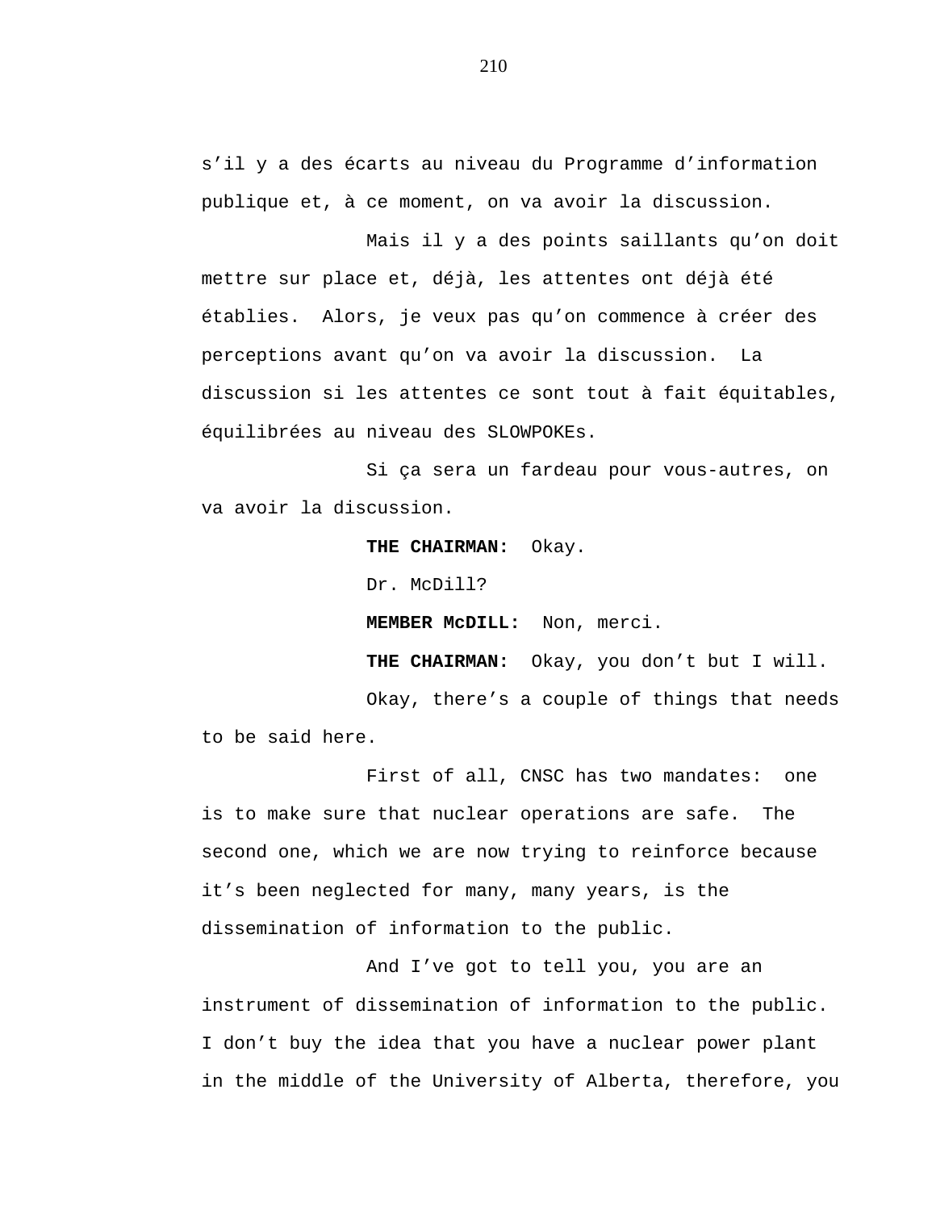s’il y a des écarts au niveau du Programme d’information publique et, à ce moment, on va avoir la discussion.

Mais il y a des points saillants qu’on doit mettre sur place et, déjà, les attentes ont déjà été établies. Alors, je veux pas qu’on commence à créer des perceptions avant qu’on va avoir la discussion. La discussion si les attentes ce sont tout à fait équitables, équilibrées au niveau des SLOWPOKEs.

Si ça sera un fardeau pour vous-autres, on va avoir la discussion.

**THE CHAIRMAN:** Okay.

Dr. McDill?

**MEMBER McDILL:** Non, merci.

**THE CHAIRMAN:** Okay, you don’t but I will.

Okay, there’s a couple of things that needs to be said here.

First of all, CNSC has two mandates: one is to make sure that nuclear operations are safe. The second one, which we are now trying to reinforce because it’s been neglected for many, many years, is the dissemination of information to the public.

And I’ve got to tell you, you are an instrument of dissemination of information to the public. I don’t buy the idea that you have a nuclear power plant in the middle of the University of Alberta, therefore, you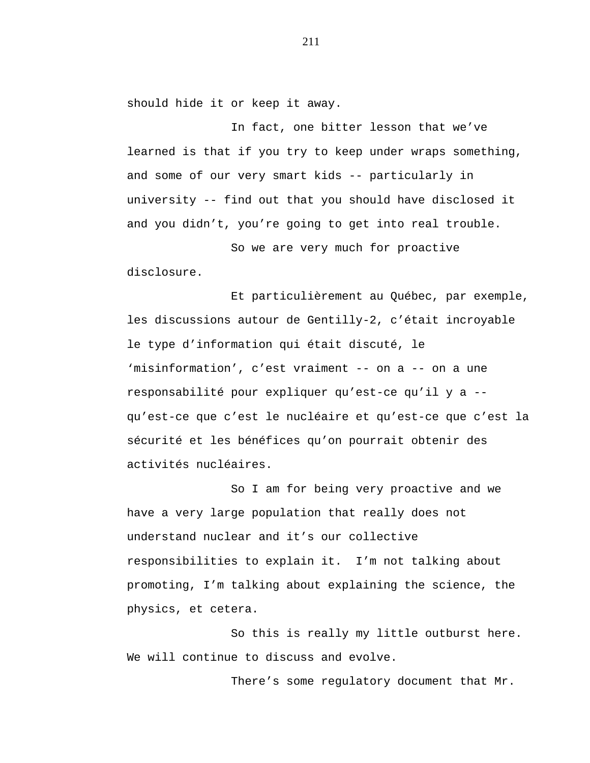should hide it or keep it away.

In fact, one bitter lesson that we've learned is that if you try to keep under wraps something, and some of our very smart kids -- particularly in university -- find out that you should have disclosed it and you didn't, you're going to get into real trouble.

So we are very much for proactive disclosure.

Et particulièrement au Québec, par exemple, les discussions autour de Gentilly-2, c'était incroyable le type d'information qui était discuté, le 'misinformation', c'est vraiment -- on a -- on a une responsabilité pour expliquer qu'est-ce qu'il y a -- qu'est-ce que c'est le nucléaire et qu'est-ce que c'est la sécurité et les bénéfices qu'on pourrait obtenir des activités nucléaires.

So I am for being very proactive and we have a very large population that really does not understand nuclear and it's our collective responsibilities to explain it. I'm not talking about promoting, I'm talking about explaining the science, the physics, et cetera.

So this is really my little outburst here. We will continue to discuss and evolve.

There's some regulatory document that Mr.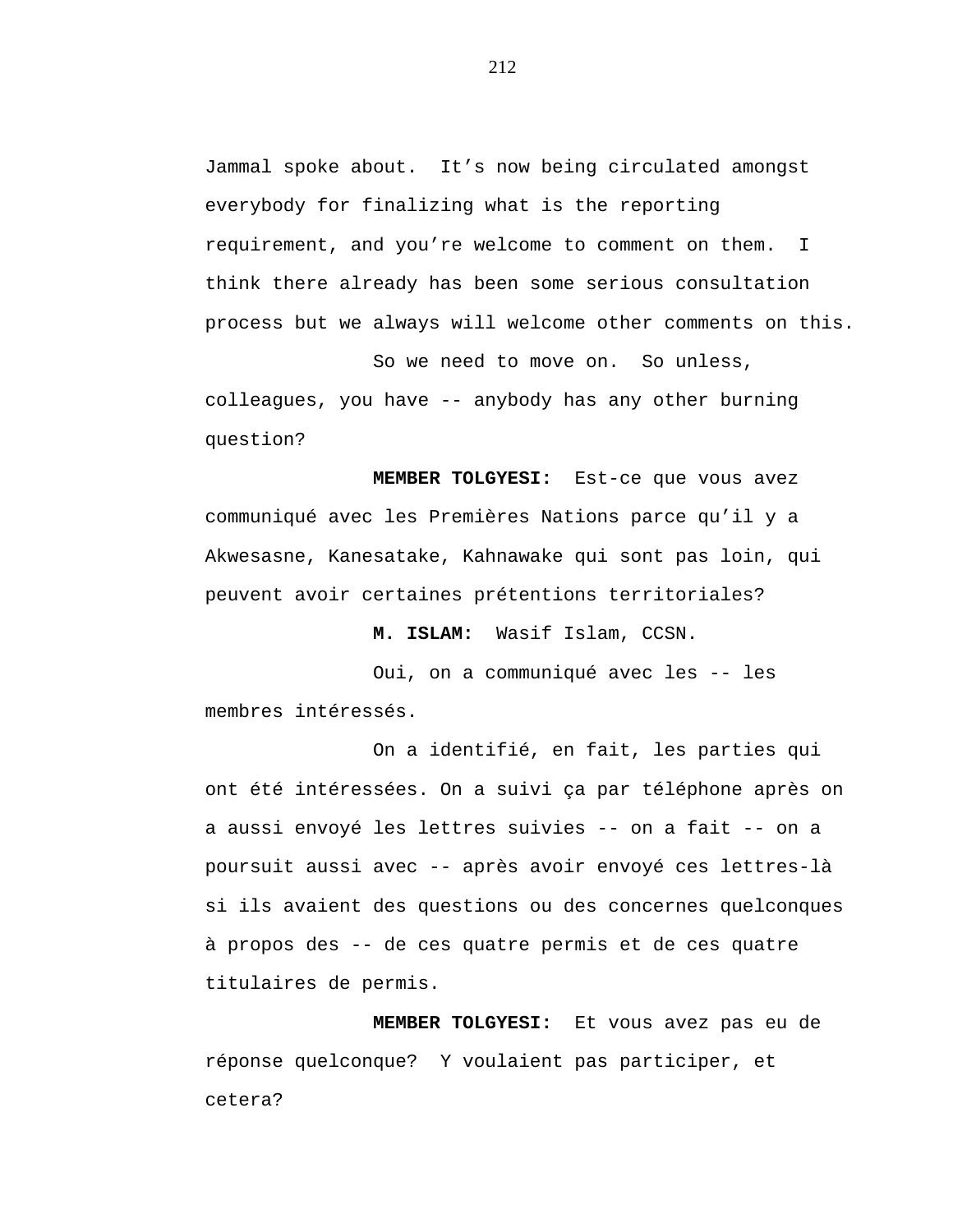Jammal spoke about. It’s now being circulated amongst everybody for finalizing what is the reporting requirement, and you’re welcome to comment on them. I think there already has been some serious consultation process but we always will welcome other comments on this.

So we need to move on. So unless, colleagues, you have -- anybody has any other burning question?

**MEMBER TOLGYESI:** Est-ce que vous avez communiqué avec les Premières Nations parce qu’il y a Akwesasne, Kanesatake, Kahnawake qui sont pas loin, qui peuvent avoir certaines prétentions territoriales?

**M. ISLAM:** Wasif Islam, CCSN.

Oui, on a communiqué avec les -- les membres intéressés.

On a identifié, en fait, les parties qui ont été intéressées. On a suivi ça par téléphone après on a aussi envoyé les lettres suivies -- on a fait -- on a poursuit aussi avec -- après avoir envoyé ces lettres-là si ils avaient des questions ou des concernes quelconques à propos des -- de ces quatre permis et de ces quatre titulaires de permis.

**MEMBER TOLGYESI:** Et vous avez pas eu de réponse quelconque? Y voulaient pas participer, et cetera?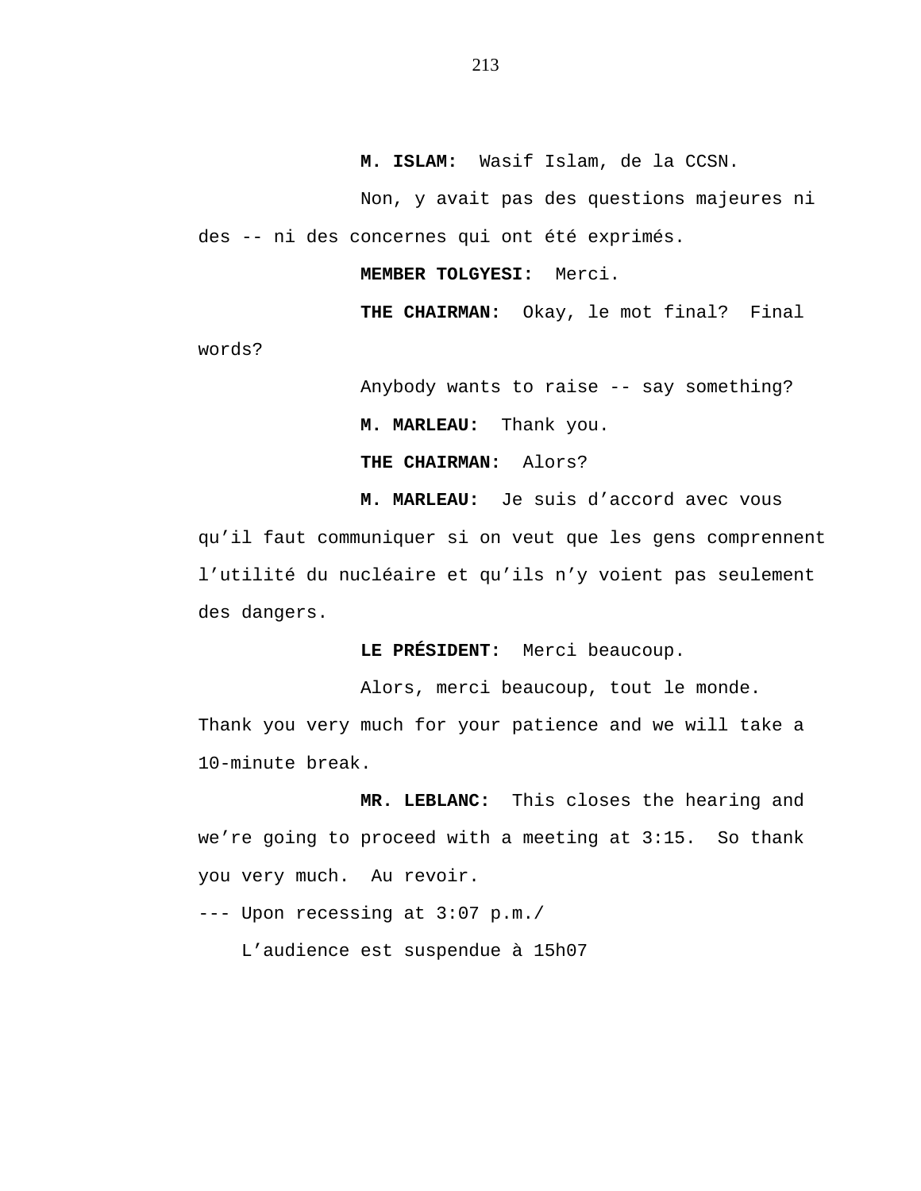**M. ISLAM:** Wasif Islam, de la CCSN.

Non, y avait pas des questions majeures ni des -- ni des concernes qui ont été exprimés.

**MEMBER TOLGYESI:** Merci.

**THE CHAIRMAN:** Okay, le mot final? Final words?

Anybody wants to raise -- say something?

**M. MARLEAU:** Thank you.

**THE CHAIRMAN:** Alors?

**M. MARLEAU:** Je suis d’accord avec vous qu’il faut communiquer si on veut que les gens comprennent l’utilité du nucléaire et qu’ils n’y voient pas seulement des dangers.

**LE PRÉSIDENT:** Merci beaucoup.

Alors, merci beaucoup, tout le monde. Thank you very much for your patience and we will take a 10-minute break.

**MR. LEBLANC:** This closes the hearing and we’re going to proceed with a meeting at 3:15. So thank you very much. Au revoir.

--- Upon recessing at 3:07 p.m./

L’audience est suspendue à 15h07